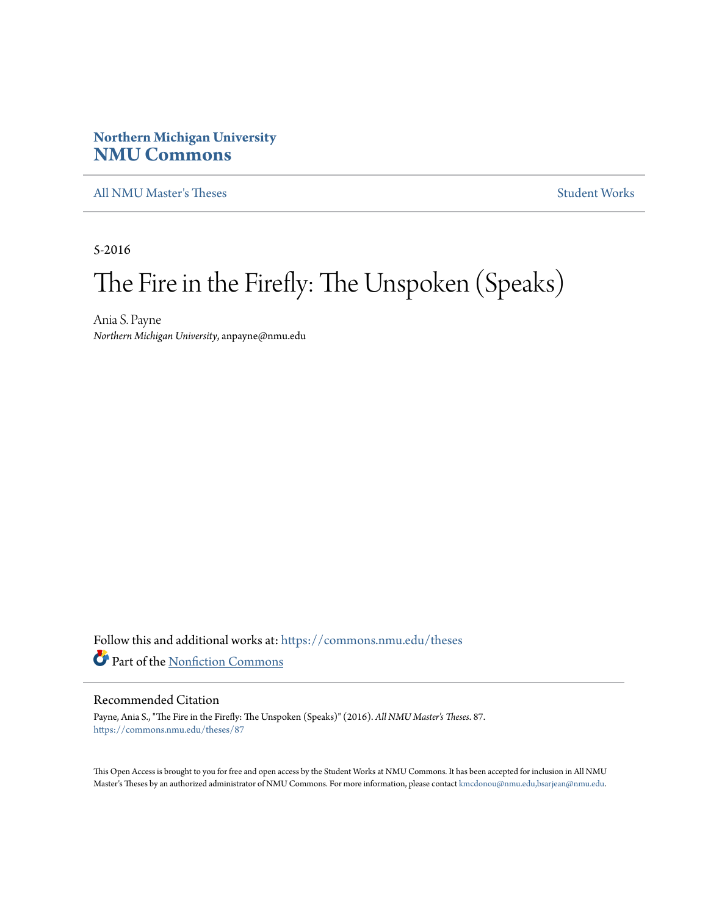Northern Michigan University
# NMU Commons

All NMU Master's Theses | Student Works

5-2016

# The Fire in the Firefly: The Unspoken (Speaks)

Ania S. Payne
*Northern Michigan University*, anpayne@nmu.edu

Follow this and additional works at: https://commons.nmu.edu/theses

Part of the Nonfiction Commons

## Recommended Citation

Payne, Ania S., "The Fire in the Firefly: The Unspoken (Speaks)" (2016). *All NMU Master's Theses*. 87.
https://commons.nmu.edu/theses/87

This Open Access is brought to you for free and open access by the Student Works at NMU Commons. It has been accepted for inclusion in All NMU Master's Theses by an authorized administrator of NMU Commons. For more information, please contact kmcdonou@nmu.edu,bsarjean@nmu.edu.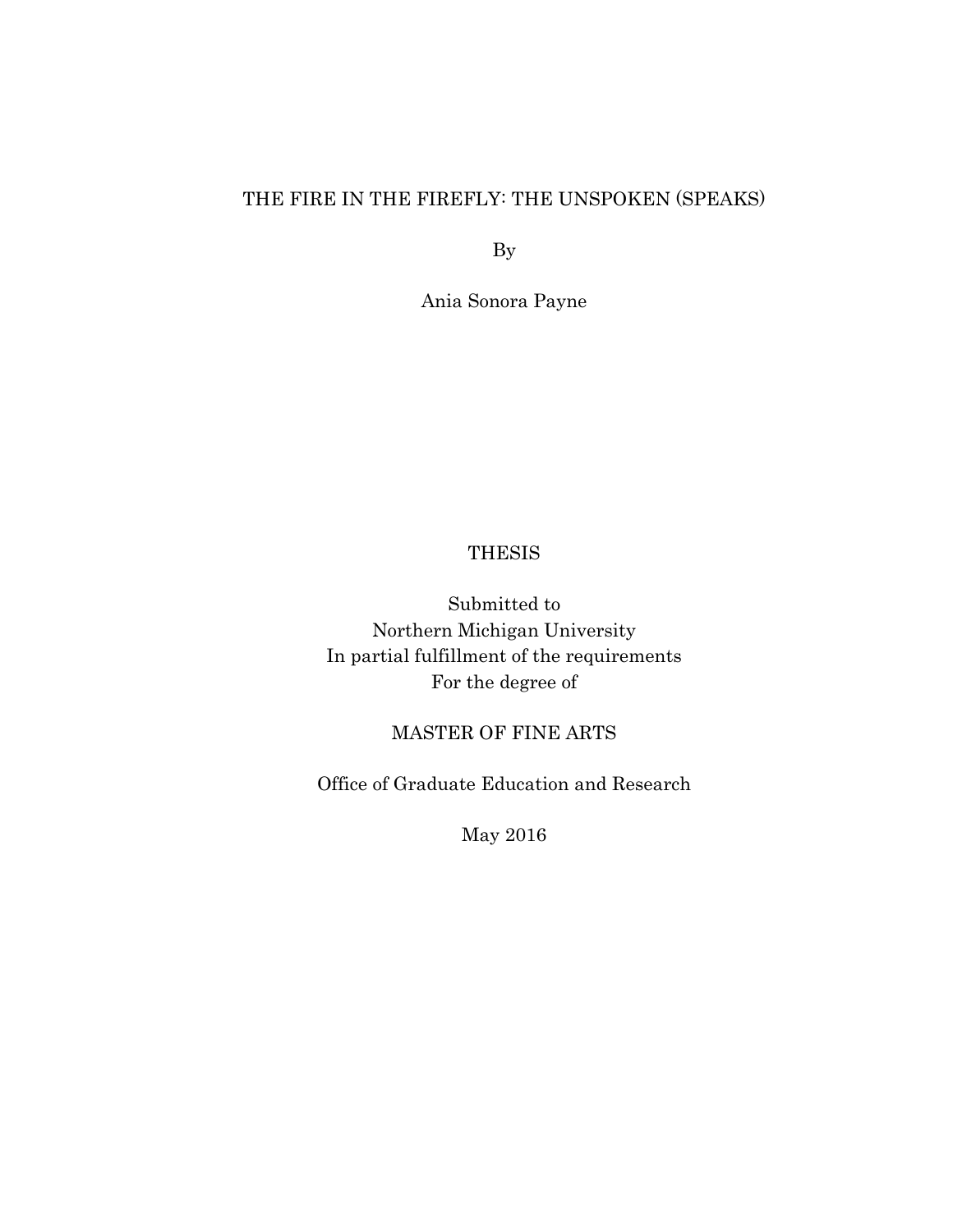THE FIRE IN THE FIREFLY: THE UNSPOKEN (SPEAKS)

By

Ania Sonora Payne

THESIS

Submitted to
Northern Michigan University
In partial fulfillment of the requirements
For the degree of

MASTER OF FINE ARTS

Office of Graduate Education and Research

May 2016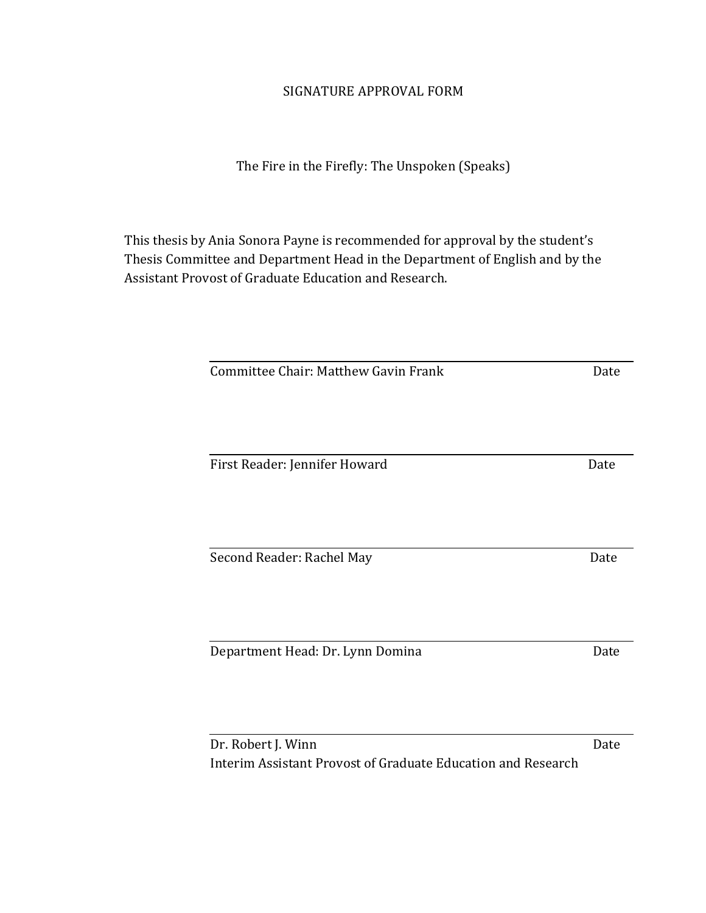SIGNATURE APPROVAL FORM

The Fire in the Firefly: The Unspoken (Speaks)

This thesis by Ania Sonora Payne is recommended for approval by the student's Thesis Committee and Department Head in the Department of English and by the Assistant Provost of Graduate Education and Research.

Committee Chair: Matthew Gavin Frank Date

First Reader: Jennifer Howard Date

Second Reader: Rachel May Date

Department Head: Dr. Lynn Domina Date

Dr. Robert J. Winn Date
Interim Assistant Provost of Graduate Education and Research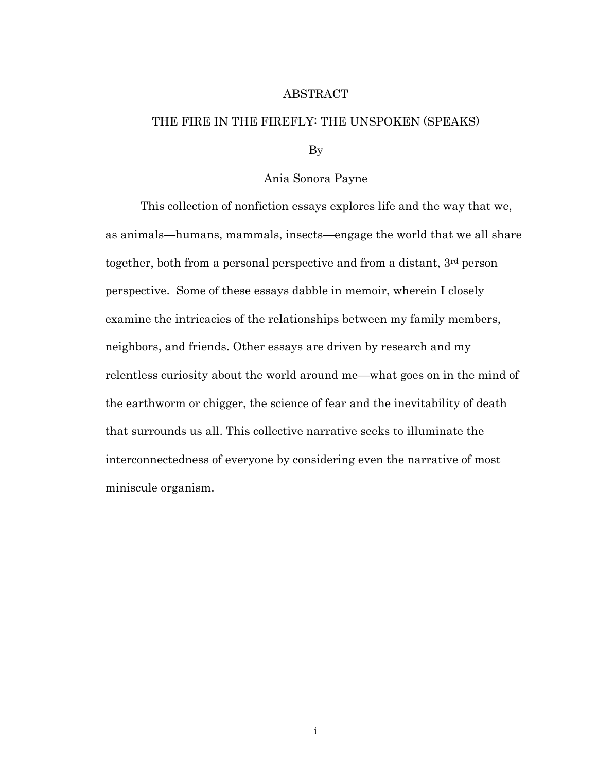# ABSTRACT

## THE FIRE IN THE FIREFLY: THE UNSPOKEN (SPEAKS)

By

Ania Sonora Payne

This collection of nonfiction essays explores life and the way that we, as animals—humans, mammals, insects—engage the world that we all share together, both from a personal perspective and from a distant, 3rd person perspective. Some of these essays dabble in memoir, wherein I closely examine the intricacies of the relationships between my family members, neighbors, and friends. Other essays are driven by research and my relentless curiosity about the world around me—what goes on in the mind of the earthworm or chigger, the science of fear and the inevitability of death that surrounds us all. This collective narrative seeks to illuminate the interconnectedness of everyone by considering even the narrative of most miniscule organism.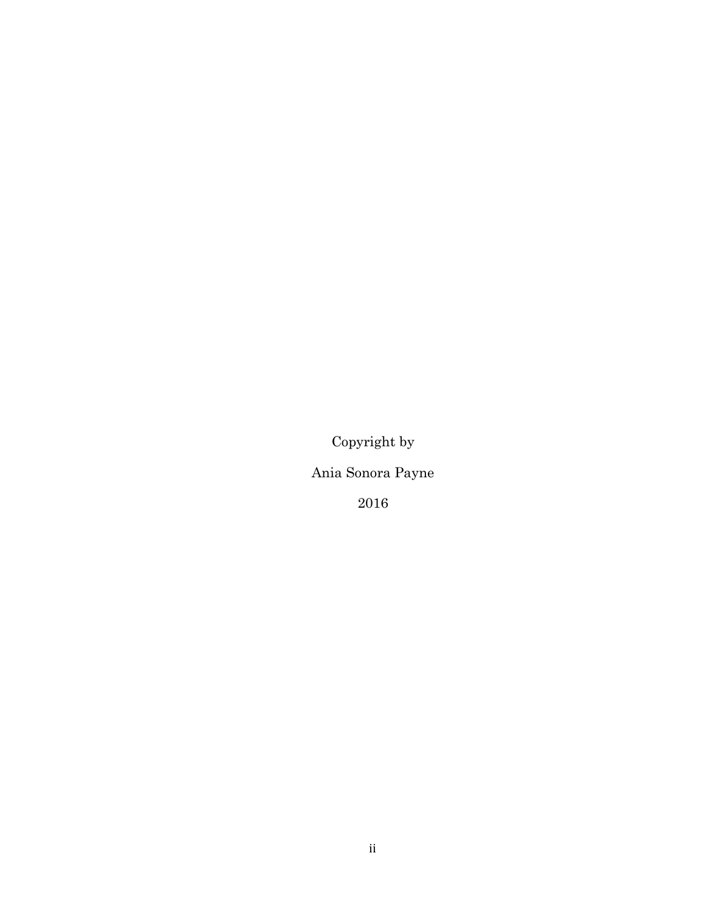Copyright by

Ania Sonora Payne

2016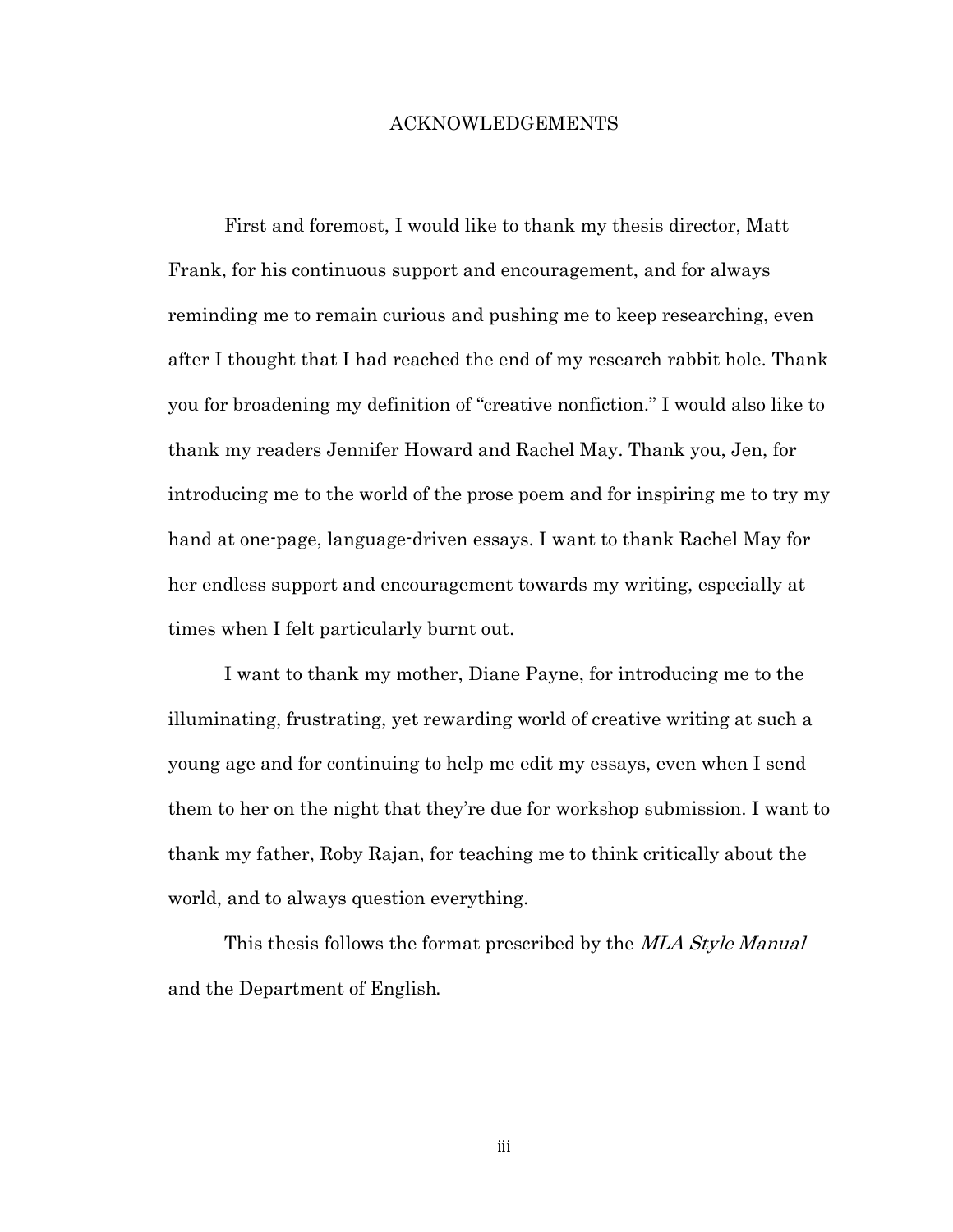# ACKNOWLEDGEMENTS

First and foremost, I would like to thank my thesis director, Matt Frank, for his continuous support and encouragement, and for always reminding me to remain curious and pushing me to keep researching, even after I thought that I had reached the end of my research rabbit hole. Thank you for broadening my definition of "creative nonfiction." I would also like to thank my readers Jennifer Howard and Rachel May. Thank you, Jen, for introducing me to the world of the prose poem and for inspiring me to try my hand at one-page, language-driven essays. I want to thank Rachel May for her endless support and encouragement towards my writing, especially at times when I felt particularly burnt out.

I want to thank my mother, Diane Payne, for introducing me to the illuminating, frustrating, yet rewarding world of creative writing at such a young age and for continuing to help me edit my essays, even when I send them to her on the night that they're due for workshop submission. I want to thank my father, Roby Rajan, for teaching me to think critically about the world, and to always question everything.

This thesis follows the format prescribed by the *MLA Style Manual* and the Department of English.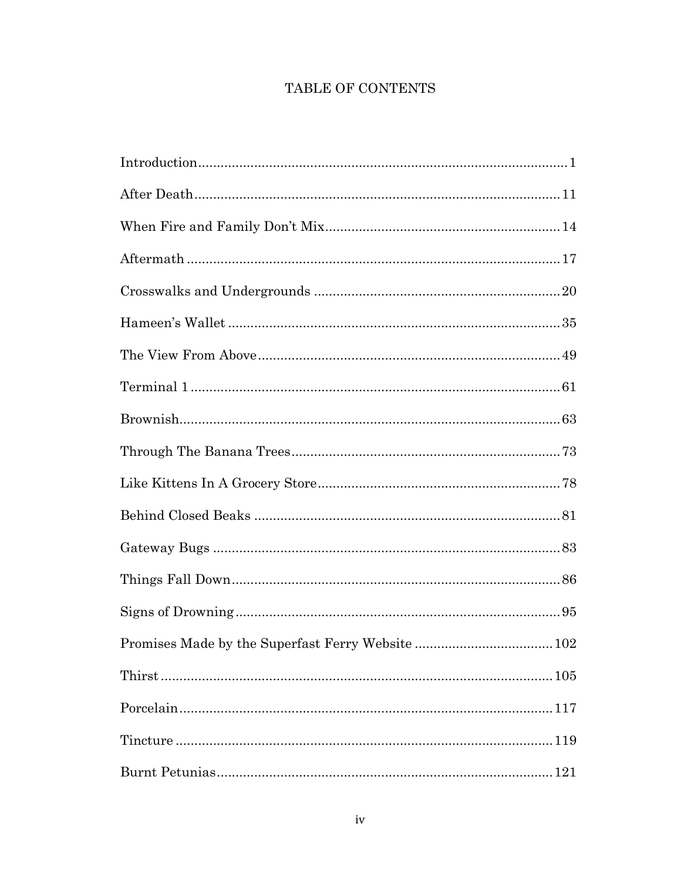# TABLE OF CONTENTS

Introduction .......... 1

After Death .......... 11

When Fire and Family Don't Mix .......... 14

Aftermath .......... 17

Crosswalks and Undergrounds .......... 20

Hameen's Wallet .......... 35

The View From Above .......... 49

Terminal 1 .......... 61

Brownish .......... 63

Through The Banana Trees .......... 73

Like Kittens In A Grocery Store .......... 78

Behind Closed Beaks .......... 81

Gateway Bugs .......... 83

Things Fall Down .......... 86

Signs of Drowning .......... 95

Promises Made by the Superfast Ferry Website .......... 102

Thirst .......... 105

Porcelain .......... 117

Tincture .......... 119

Burnt Petunias .......... 121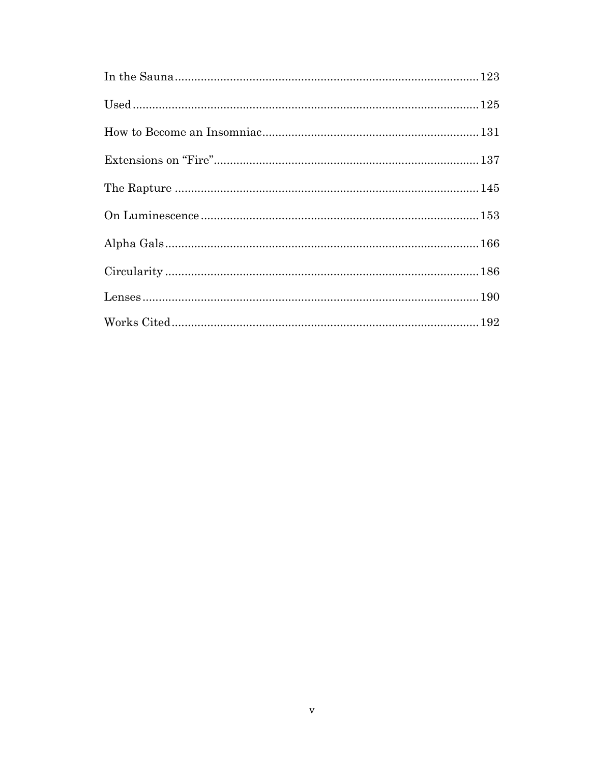In the Sauna ........................................................ 123

Used ........................................................ 125

How to Become an Insomniac ........................................................ 131

Extensions on "Fire" ........................................................ 137

The Rapture ........................................................ 145

On Luminescence ........................................................ 153

Alpha Gals ........................................................ 166

Circularity ........................................................ 186

Lenses ........................................................ 190

Works Cited ........................................................ 192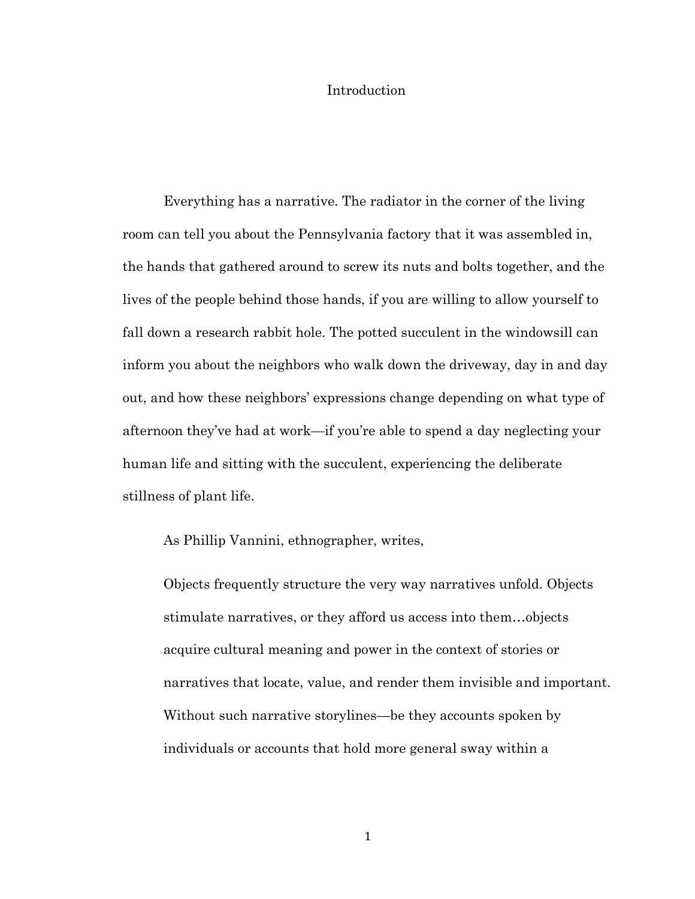# Introduction

Everything has a narrative. The radiator in the corner of the living room can tell you about the Pennsylvania factory that it was assembled in, the hands that gathered around to screw its nuts and bolts together, and the lives of the people behind those hands, if you are willing to allow yourself to fall down a research rabbit hole. The potted succulent in the windowsill can inform you about the neighbors who walk down the driveway, day in and day out, and how these neighbors' expressions change depending on what type of afternoon they've had at work—if you're able to spend a day neglecting your human life and sitting with the succulent, experiencing the deliberate stillness of plant life.

As Phillip Vannini, ethnographer, writes,

> Objects frequently structure the very way narratives unfold. Objects stimulate narratives, or they afford us access into them…objects acquire cultural meaning and power in the context of stories or narratives that locate, value, and render them invisible and important. Without such narrative storylines—be they accounts spoken by individuals or accounts that hold more general sway within a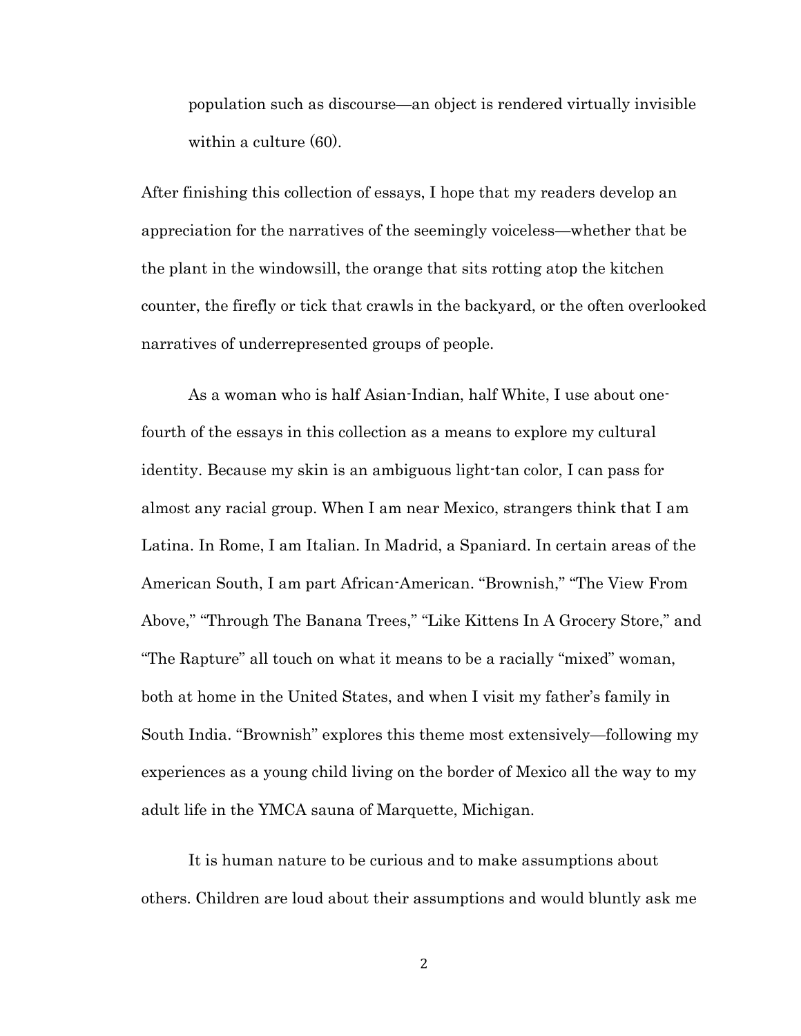population such as discourse—an object is rendered virtually invisible within a culture (60).

After finishing this collection of essays, I hope that my readers develop an appreciation for the narratives of the seemingly voiceless—whether that be the plant in the windowsill, the orange that sits rotting atop the kitchen counter, the firefly or tick that crawls in the backyard, or the often overlooked narratives of underrepresented groups of people.

As a woman who is half Asian-Indian, half White, I use about one-fourth of the essays in this collection as a means to explore my cultural identity. Because my skin is an ambiguous light-tan color, I can pass for almost any racial group. When I am near Mexico, strangers think that I am Latina. In Rome, I am Italian. In Madrid, a Spaniard. In certain areas of the American South, I am part African-American. "Brownish," "The View From Above," "Through The Banana Trees," "Like Kittens In A Grocery Store," and "The Rapture" all touch on what it means to be a racially "mixed" woman, both at home in the United States, and when I visit my father's family in South India. "Brownish" explores this theme most extensively—following my experiences as a young child living on the border of Mexico all the way to my adult life in the YMCA sauna of Marquette, Michigan.

It is human nature to be curious and to make assumptions about others. Children are loud about their assumptions and would bluntly ask me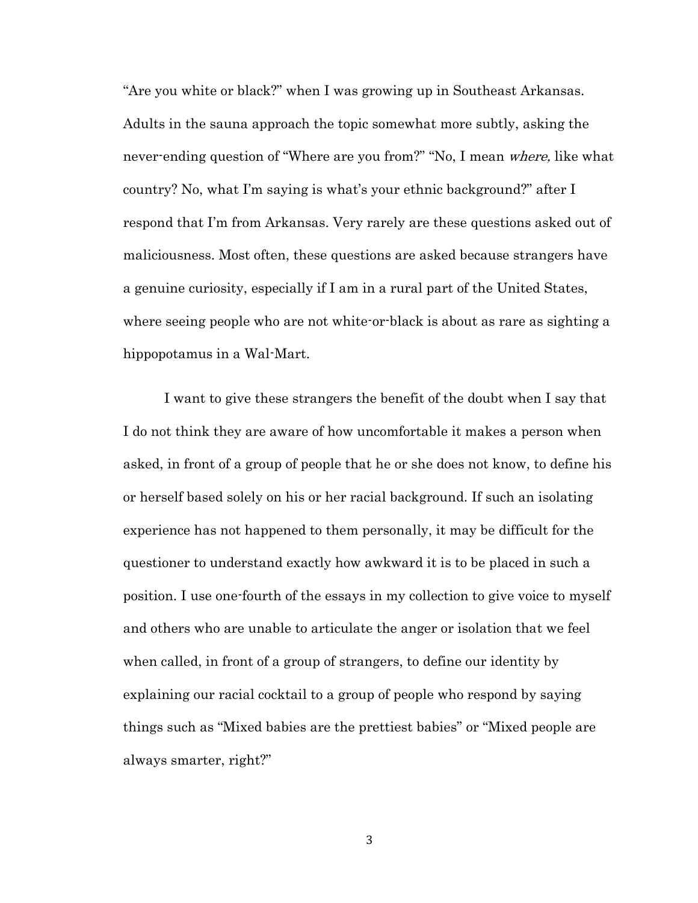"Are you white or black?" when I was growing up in Southeast Arkansas. Adults in the sauna approach the topic somewhat more subtly, asking the never-ending question of "Where are you from?" "No, I mean *where,* like what country? No, what I'm saying is what's your ethnic background?" after I respond that I'm from Arkansas. Very rarely are these questions asked out of maliciousness. Most often, these questions are asked because strangers have a genuine curiosity, especially if I am in a rural part of the United States, where seeing people who are not white-or-black is about as rare as sighting a hippopotamus in a Wal-Mart.

I want to give these strangers the benefit of the doubt when I say that I do not think they are aware of how uncomfortable it makes a person when asked, in front of a group of people that he or she does not know, to define his or herself based solely on his or her racial background. If such an isolating experience has not happened to them personally, it may be difficult for the questioner to understand exactly how awkward it is to be placed in such a position. I use one-fourth of the essays in my collection to give voice to myself and others who are unable to articulate the anger or isolation that we feel when called, in front of a group of strangers, to define our identity by explaining our racial cocktail to a group of people who respond by saying things such as "Mixed babies are the prettiest babies" or "Mixed people are always smarter, right?"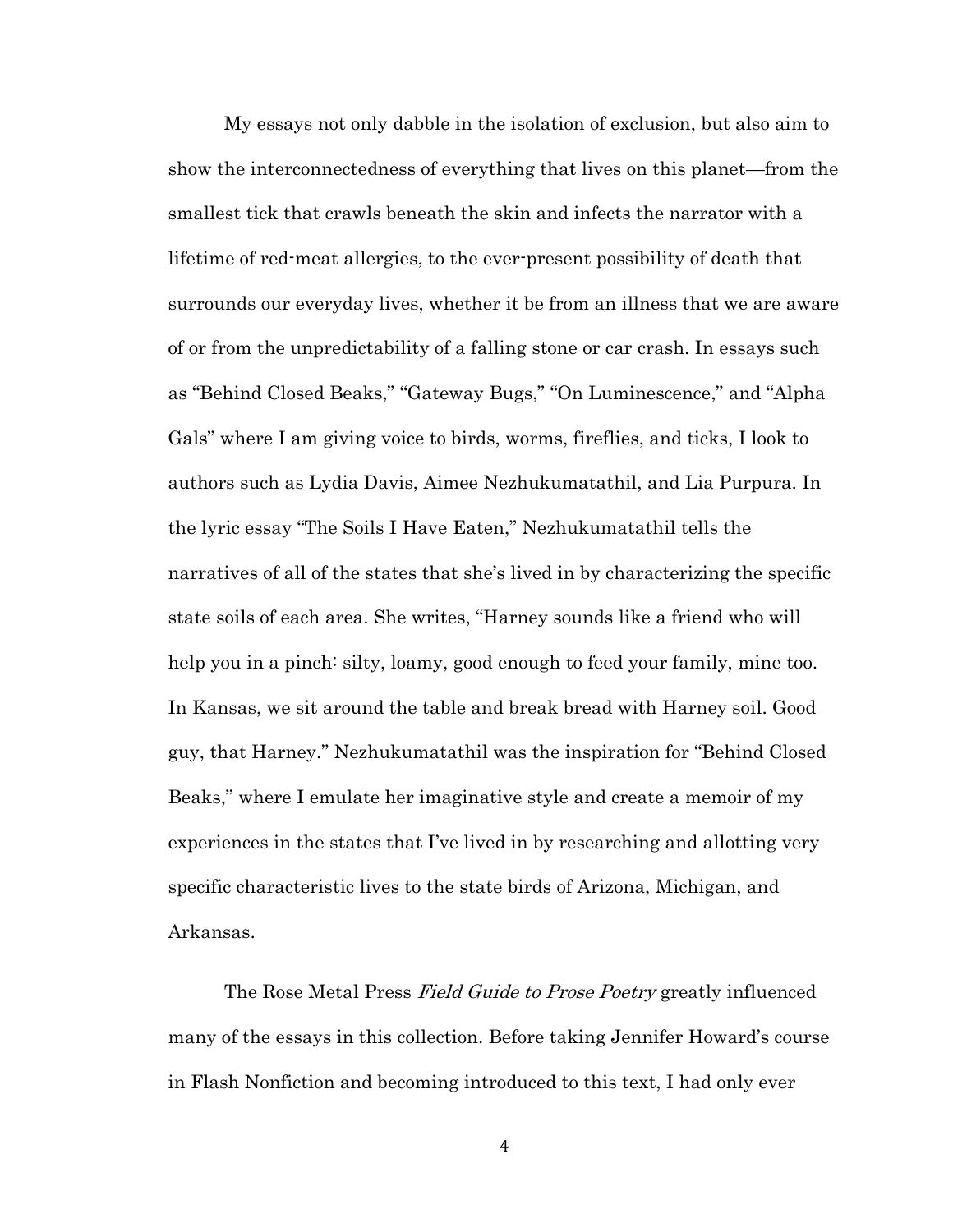My essays not only dabble in the isolation of exclusion, but also aim to show the interconnectedness of everything that lives on this planet—from the smallest tick that crawls beneath the skin and infects the narrator with a lifetime of red-meat allergies, to the ever-present possibility of death that surrounds our everyday lives, whether it be from an illness that we are aware of or from the unpredictability of a falling stone or car crash. In essays such as "Behind Closed Beaks," "Gateway Bugs," "On Luminescence," and "Alpha Gals" where I am giving voice to birds, worms, fireflies, and ticks, I look to authors such as Lydia Davis, Aimee Nezhukumatathil, and Lia Purpura. In the lyric essay "The Soils I Have Eaten," Nezhukumatathil tells the narratives of all of the states that she's lived in by characterizing the specific state soils of each area. She writes, "Harney sounds like a friend who will help you in a pinch: silty, loamy, good enough to feed your family, mine too. In Kansas, we sit around the table and break bread with Harney soil. Good guy, that Harney." Nezhukumatathil was the inspiration for "Behind Closed Beaks," where I emulate her imaginative style and create a memoir of my experiences in the states that I've lived in by researching and allotting very specific characteristic lives to the state birds of Arizona, Michigan, and Arkansas.

The Rose Metal Press *Field Guide to Prose Poetry* greatly influenced many of the essays in this collection. Before taking Jennifer Howard's course in Flash Nonfiction and becoming introduced to this text, I had only ever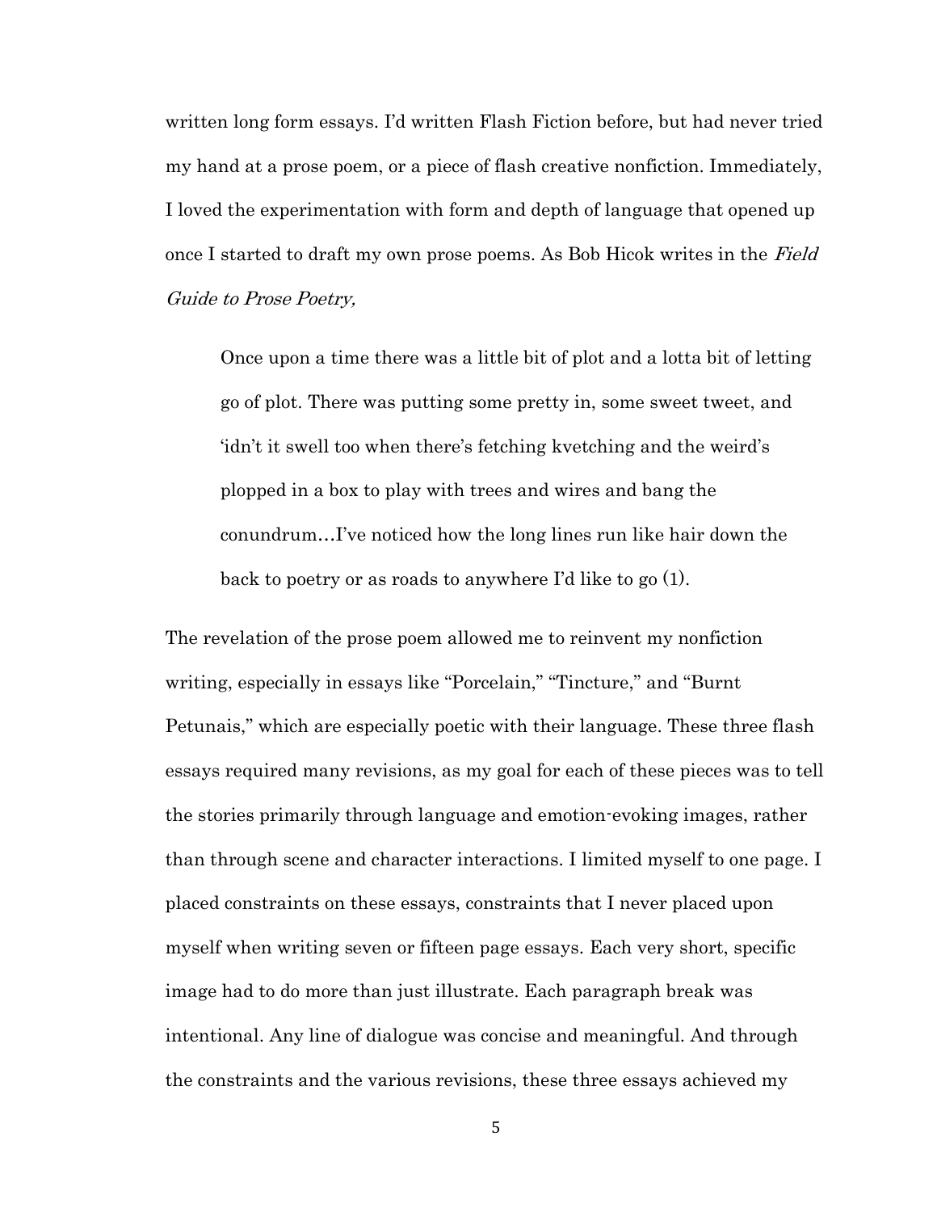written long form essays. I'd written Flash Fiction before, but had never tried my hand at a prose poem, or a piece of flash creative nonfiction. Immediately, I loved the experimentation with form and depth of language that opened up once I started to draft my own prose poems. As Bob Hicok writes in the *Field Guide to Prose Poetry,*

> Once upon a time there was a little bit of plot and a lotta bit of letting go of plot. There was putting some pretty in, some sweet tweet, and 'idn't it swell too when there's fetching kvetching and the weird's plopped in a box to play with trees and wires and bang the conundrum…I've noticed how the long lines run like hair down the back to poetry or as roads to anywhere I'd like to go (1).

The revelation of the prose poem allowed me to reinvent my nonfiction writing, especially in essays like "Porcelain," "Tincture," and "Burnt Petunais," which are especially poetic with their language. These three flash essays required many revisions, as my goal for each of these pieces was to tell the stories primarily through language and emotion-evoking images, rather than through scene and character interactions. I limited myself to one page. I placed constraints on these essays, constraints that I never placed upon myself when writing seven or fifteen page essays. Each very short, specific image had to do more than just illustrate. Each paragraph break was intentional. Any line of dialogue was concise and meaningful. And through the constraints and the various revisions, these three essays achieved my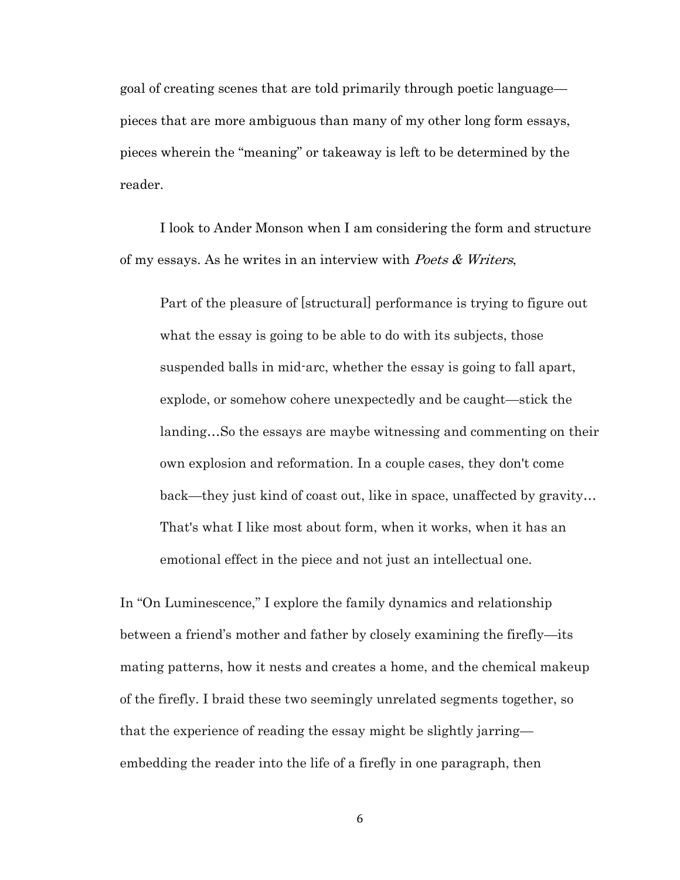goal of creating scenes that are told primarily through poetic language—pieces that are more ambiguous than many of my other long form essays, pieces wherein the "meaning" or takeaway is left to be determined by the reader.

I look to Ander Monson when I am considering the form and structure of my essays. As he writes in an interview with *Poets & Writers*,

> Part of the pleasure of [structural] performance is trying to figure out what the essay is going to be able to do with its subjects, those suspended balls in mid-arc, whether the essay is going to fall apart, explode, or somehow cohere unexpectedly and be caught—stick the landing…So the essays are maybe witnessing and commenting on their own explosion and reformation. In a couple cases, they don't come back—they just kind of coast out, like in space, unaffected by gravity… That's what I like most about form, when it works, when it has an emotional effect in the piece and not just an intellectual one.

In "On Luminescence," I explore the family dynamics and relationship between a friend's mother and father by closely examining the firefly—its mating patterns, how it nests and creates a home, and the chemical makeup of the firefly. I braid these two seemingly unrelated segments together, so that the experience of reading the essay might be slightly jarring—embedding the reader into the life of a firefly in one paragraph, then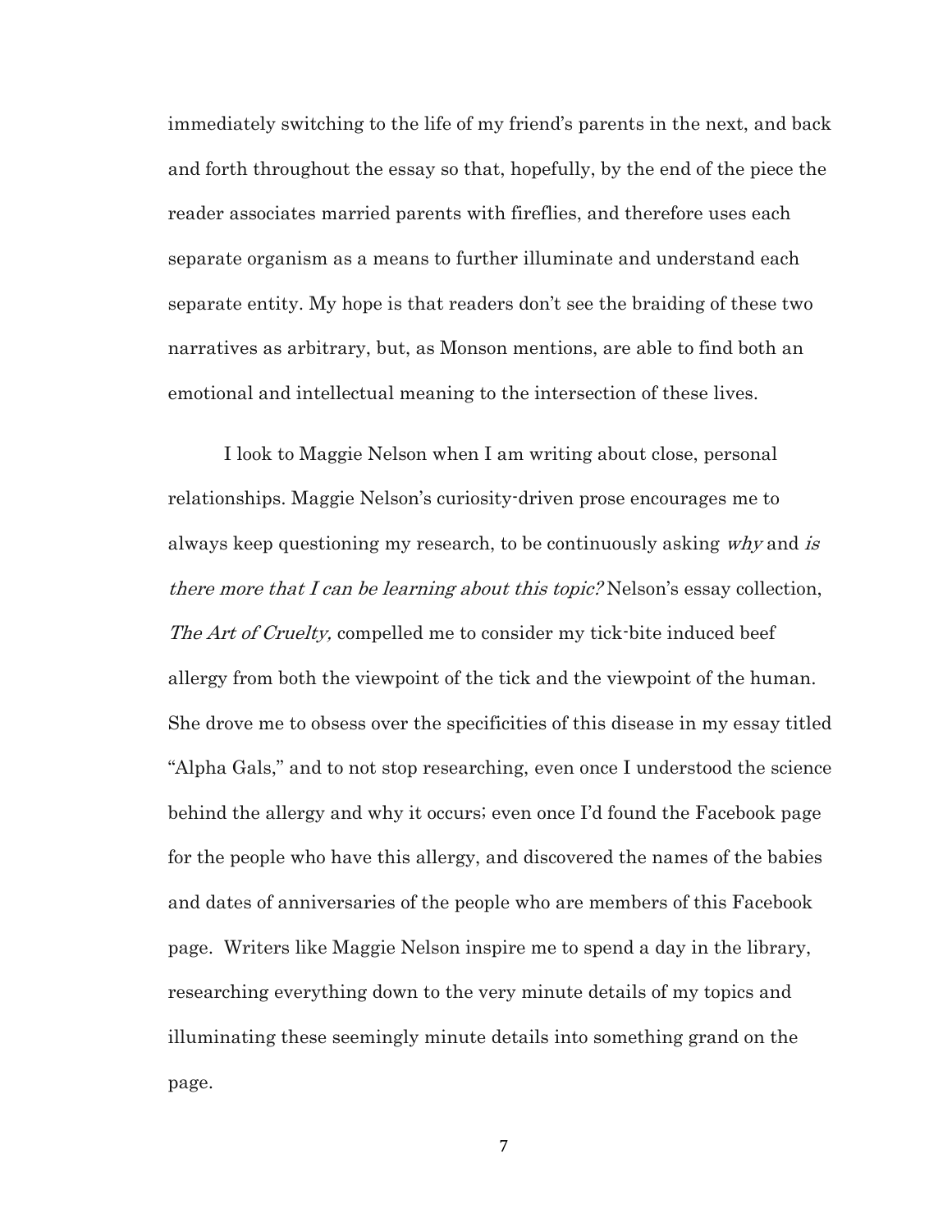immediately switching to the life of my friend's parents in the next, and back and forth throughout the essay so that, hopefully, by the end of the piece the reader associates married parents with fireflies, and therefore uses each separate organism as a means to further illuminate and understand each separate entity. My hope is that readers don't see the braiding of these two narratives as arbitrary, but, as Monson mentions, are able to find both an emotional and intellectual meaning to the intersection of these lives.

I look to Maggie Nelson when I am writing about close, personal relationships. Maggie Nelson's curiosity-driven prose encourages me to always keep questioning my research, to be continuously asking *why* and *is there more that I can be learning about this topic?* Nelson's essay collection, *The Art of Cruelty,* compelled me to consider my tick-bite induced beef allergy from both the viewpoint of the tick and the viewpoint of the human. She drove me to obsess over the specificities of this disease in my essay titled "Alpha Gals," and to not stop researching, even once I understood the science behind the allergy and why it occurs; even once I'd found the Facebook page for the people who have this allergy, and discovered the names of the babies and dates of anniversaries of the people who are members of this Facebook page. Writers like Maggie Nelson inspire me to spend a day in the library, researching everything down to the very minute details of my topics and illuminating these seemingly minute details into something grand on the page.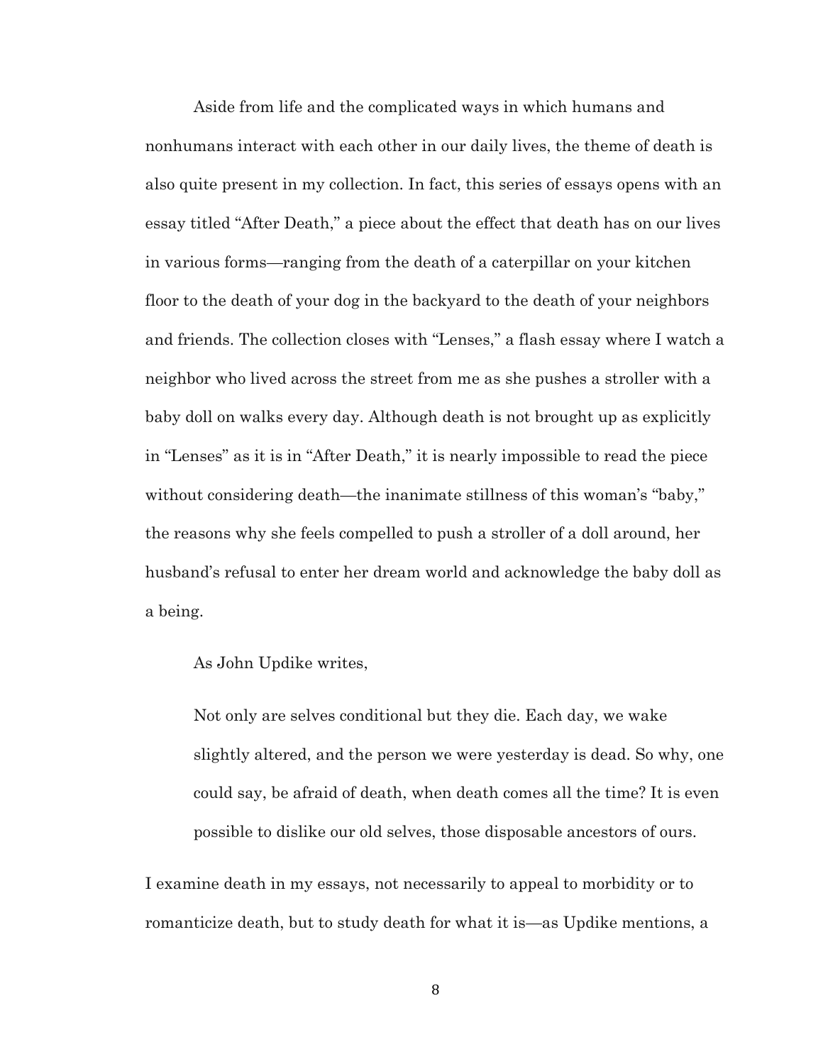Aside from life and the complicated ways in which humans and nonhumans interact with each other in our daily lives, the theme of death is also quite present in my collection. In fact, this series of essays opens with an essay titled "After Death," a piece about the effect that death has on our lives in various forms—ranging from the death of a caterpillar on your kitchen floor to the death of your dog in the backyard to the death of your neighbors and friends. The collection closes with "Lenses," a flash essay where I watch a neighbor who lived across the street from me as she pushes a stroller with a baby doll on walks every day. Although death is not brought up as explicitly in "Lenses" as it is in "After Death," it is nearly impossible to read the piece without considering death—the inanimate stillness of this woman's "baby," the reasons why she feels compelled to push a stroller of a doll around, her husband's refusal to enter her dream world and acknowledge the baby doll as a being.

As John Updike writes,

> Not only are selves conditional but they die. Each day, we wake slightly altered, and the person we were yesterday is dead. So why, one could say, be afraid of death, when death comes all the time? It is even possible to dislike our old selves, those disposable ancestors of ours.

I examine death in my essays, not necessarily to appeal to morbidity or to romanticize death, but to study death for what it is—as Updike mentions, a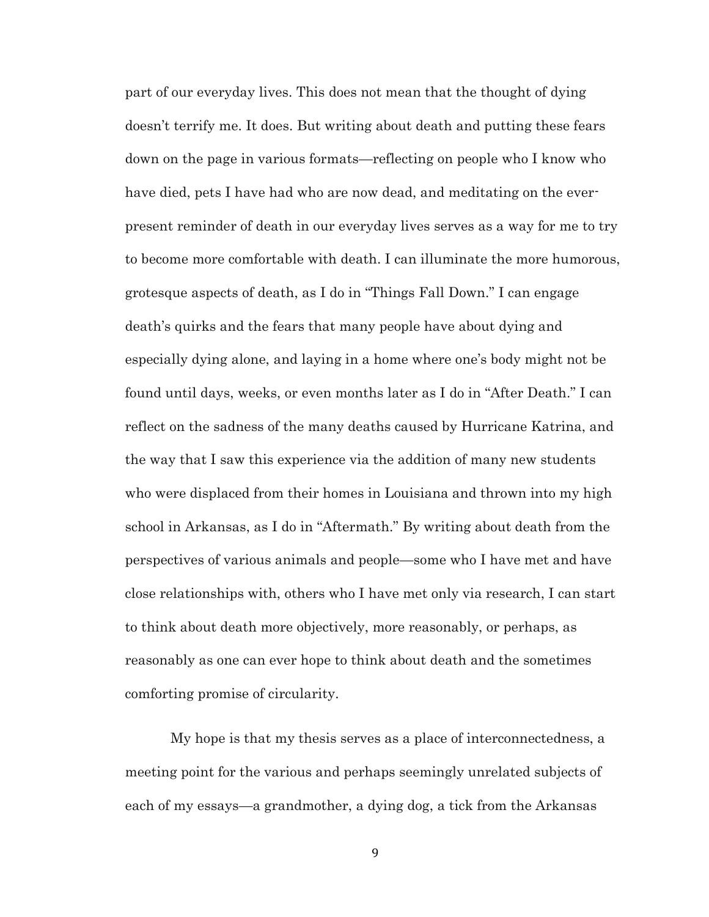part of our everyday lives. This does not mean that the thought of dying doesn't terrify me. It does. But writing about death and putting these fears down on the page in various formats—reflecting on people who I know who have died, pets I have had who are now dead, and meditating on the ever-present reminder of death in our everyday lives serves as a way for me to try to become more comfortable with death. I can illuminate the more humorous, grotesque aspects of death, as I do in "Things Fall Down." I can engage death's quirks and the fears that many people have about dying and especially dying alone, and laying in a home where one's body might not be found until days, weeks, or even months later as I do in "After Death." I can reflect on the sadness of the many deaths caused by Hurricane Katrina, and the way that I saw this experience via the addition of many new students who were displaced from their homes in Louisiana and thrown into my high school in Arkansas, as I do in "Aftermath." By writing about death from the perspectives of various animals and people—some who I have met and have close relationships with, others who I have met only via research, I can start to think about death more objectively, more reasonably, or perhaps, as reasonably as one can ever hope to think about death and the sometimes comforting promise of circularity.

My hope is that my thesis serves as a place of interconnectedness, a meeting point for the various and perhaps seemingly unrelated subjects of each of my essays—a grandmother, a dying dog, a tick from the Arkansas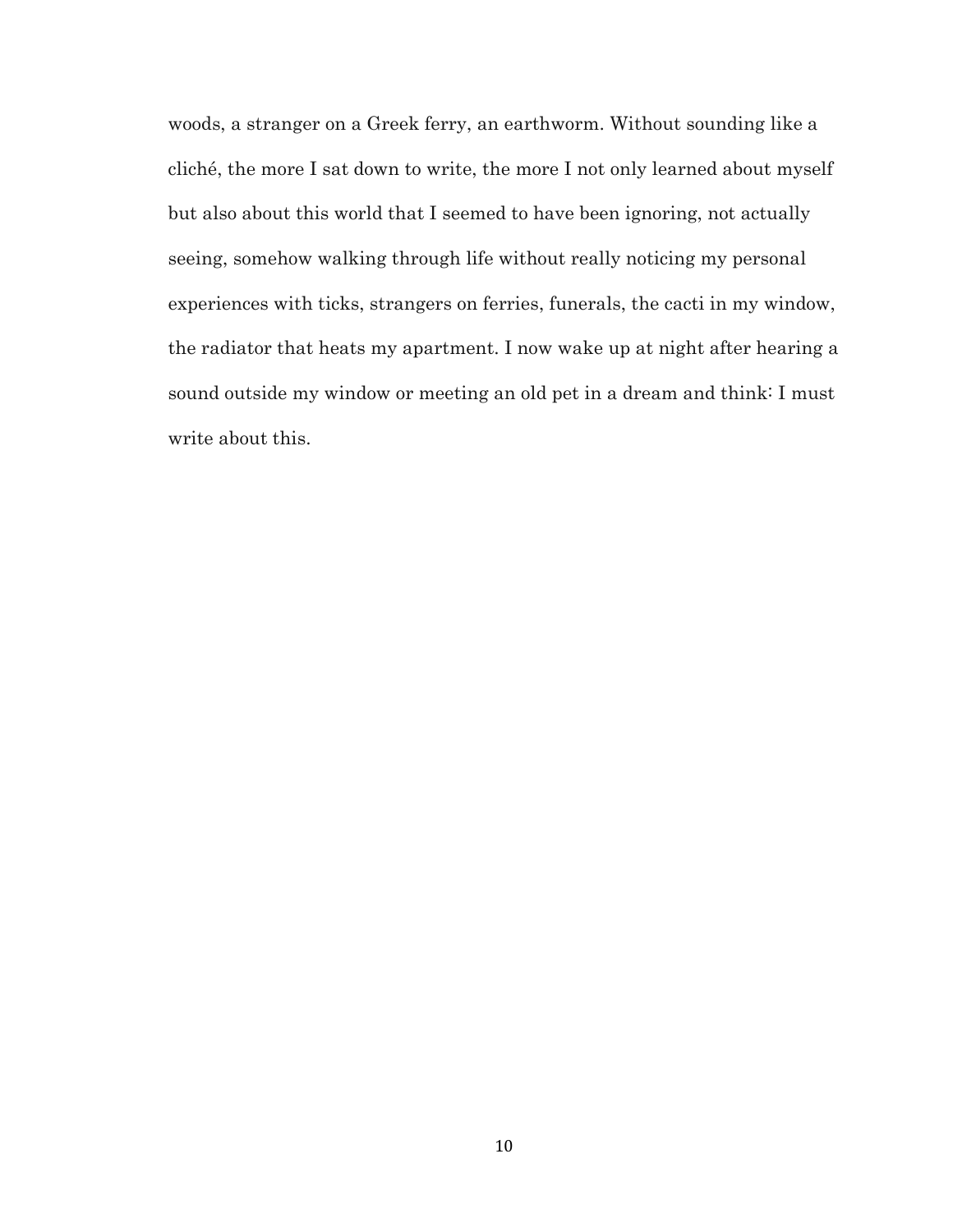woods, a stranger on a Greek ferry, an earthworm. Without sounding like a cliché, the more I sat down to write, the more I not only learned about myself but also about this world that I seemed to have been ignoring, not actually seeing, somehow walking through life without really noticing my personal experiences with ticks, strangers on ferries, funerals, the cacti in my window, the radiator that heats my apartment. I now wake up at night after hearing a sound outside my window or meeting an old pet in a dream and think: I must write about this.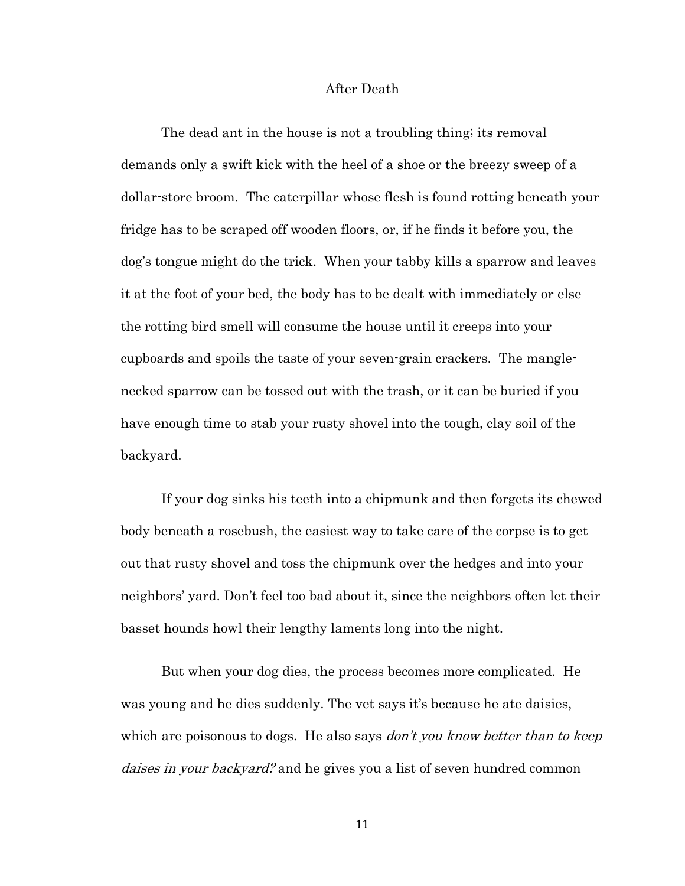# After Death

The dead ant in the house is not a troubling thing; its removal demands only a swift kick with the heel of a shoe or the breezy sweep of a dollar-store broom. The caterpillar whose flesh is found rotting beneath your fridge has to be scraped off wooden floors, or, if he finds it before you, the dog's tongue might do the trick. When your tabby kills a sparrow and leaves it at the foot of your bed, the body has to be dealt with immediately or else the rotting bird smell will consume the house until it creeps into your cupboards and spoils the taste of your seven-grain crackers. The mangle-necked sparrow can be tossed out with the trash, or it can be buried if you have enough time to stab your rusty shovel into the tough, clay soil of the backyard.

If your dog sinks his teeth into a chipmunk and then forgets its chewed body beneath a rosebush, the easiest way to take care of the corpse is to get out that rusty shovel and toss the chipmunk over the hedges and into your neighbors' yard. Don't feel too bad about it, since the neighbors often let their basset hounds howl their lengthy laments long into the night.

But when your dog dies, the process becomes more complicated. He was young and he dies suddenly. The vet says it's because he ate daisies, which are poisonous to dogs. He also says *don't you know better than to keep daises in your backyard?* and he gives you a list of seven hundred common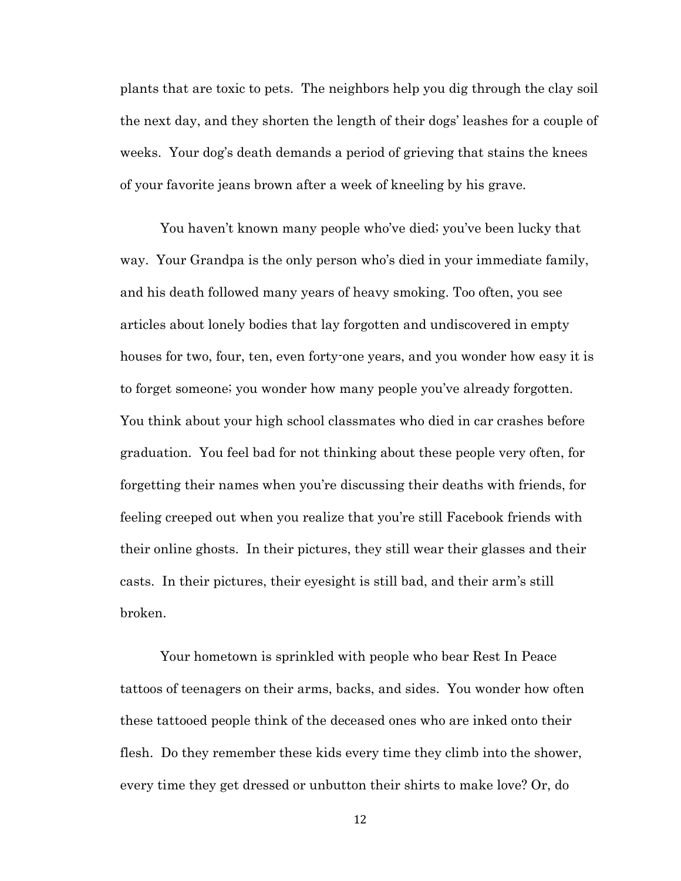plants that are toxic to pets. The neighbors help you dig through the clay soil the next day, and they shorten the length of their dogs' leashes for a couple of weeks. Your dog's death demands a period of grieving that stains the knees of your favorite jeans brown after a week of kneeling by his grave.

You haven't known many people who've died; you've been lucky that way. Your Grandpa is the only person who's died in your immediate family, and his death followed many years of heavy smoking. Too often, you see articles about lonely bodies that lay forgotten and undiscovered in empty houses for two, four, ten, even forty-one years, and you wonder how easy it is to forget someone; you wonder how many people you've already forgotten. You think about your high school classmates who died in car crashes before graduation. You feel bad for not thinking about these people very often, for forgetting their names when you're discussing their deaths with friends, for feeling creeped out when you realize that you're still Facebook friends with their online ghosts. In their pictures, they still wear their glasses and their casts. In their pictures, their eyesight is still bad, and their arm's still broken.

Your hometown is sprinkled with people who bear Rest In Peace tattoos of teenagers on their arms, backs, and sides. You wonder how often these tattooed people think of the deceased ones who are inked onto their flesh. Do they remember these kids every time they climb into the shower, every time they get dressed or unbutton their shirts to make love? Or, do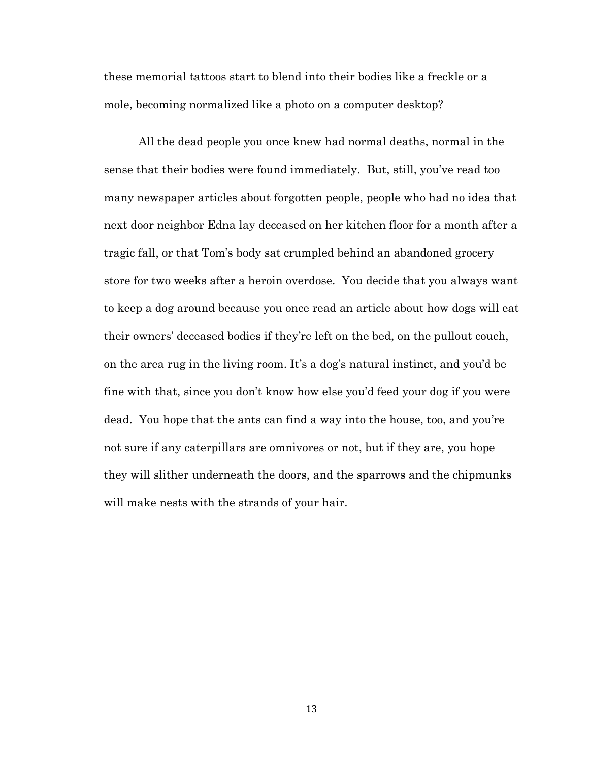these memorial tattoos start to blend into their bodies like a freckle or a mole, becoming normalized like a photo on a computer desktop?

All the dead people you once knew had normal deaths, normal in the sense that their bodies were found immediately. But, still, you've read too many newspaper articles about forgotten people, people who had no idea that next door neighbor Edna lay deceased on her kitchen floor for a month after a tragic fall, or that Tom's body sat crumpled behind an abandoned grocery store for two weeks after a heroin overdose. You decide that you always want to keep a dog around because you once read an article about how dogs will eat their owners' deceased bodies if they're left on the bed, on the pullout couch, on the area rug in the living room. It's a dog's natural instinct, and you'd be fine with that, since you don't know how else you'd feed your dog if you were dead. You hope that the ants can find a way into the house, too, and you're not sure if any caterpillars are omnivores or not, but if they are, you hope they will slither underneath the doors, and the sparrows and the chipmunks will make nests with the strands of your hair.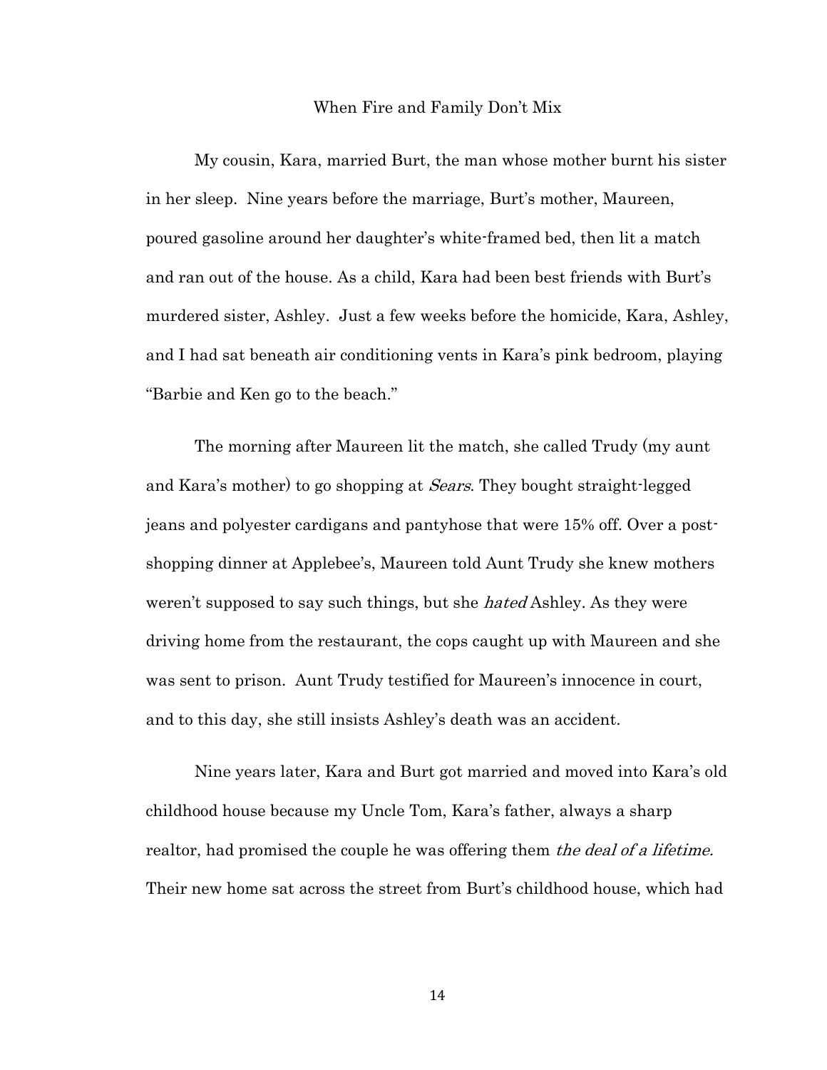## When Fire and Family Don't Mix

My cousin, Kara, married Burt, the man whose mother burnt his sister in her sleep. Nine years before the marriage, Burt's mother, Maureen, poured gasoline around her daughter's white-framed bed, then lit a match and ran out of the house. As a child, Kara had been best friends with Burt's murdered sister, Ashley. Just a few weeks before the homicide, Kara, Ashley, and I had sat beneath air conditioning vents in Kara's pink bedroom, playing "Barbie and Ken go to the beach."

The morning after Maureen lit the match, she called Trudy (my aunt and Kara's mother) to go shopping at *Sears*. They bought straight-legged jeans and polyester cardigans and pantyhose that were 15% off. Over a post-shopping dinner at Applebee's, Maureen told Aunt Trudy she knew mothers weren't supposed to say such things, but she *hated* Ashley. As they were driving home from the restaurant, the cops caught up with Maureen and she was sent to prison. Aunt Trudy testified for Maureen's innocence in court, and to this day, she still insists Ashley's death was an accident.

Nine years later, Kara and Burt got married and moved into Kara's old childhood house because my Uncle Tom, Kara's father, always a sharp realtor, had promised the couple he was offering them *the deal of a lifetime.* Their new home sat across the street from Burt's childhood house, which had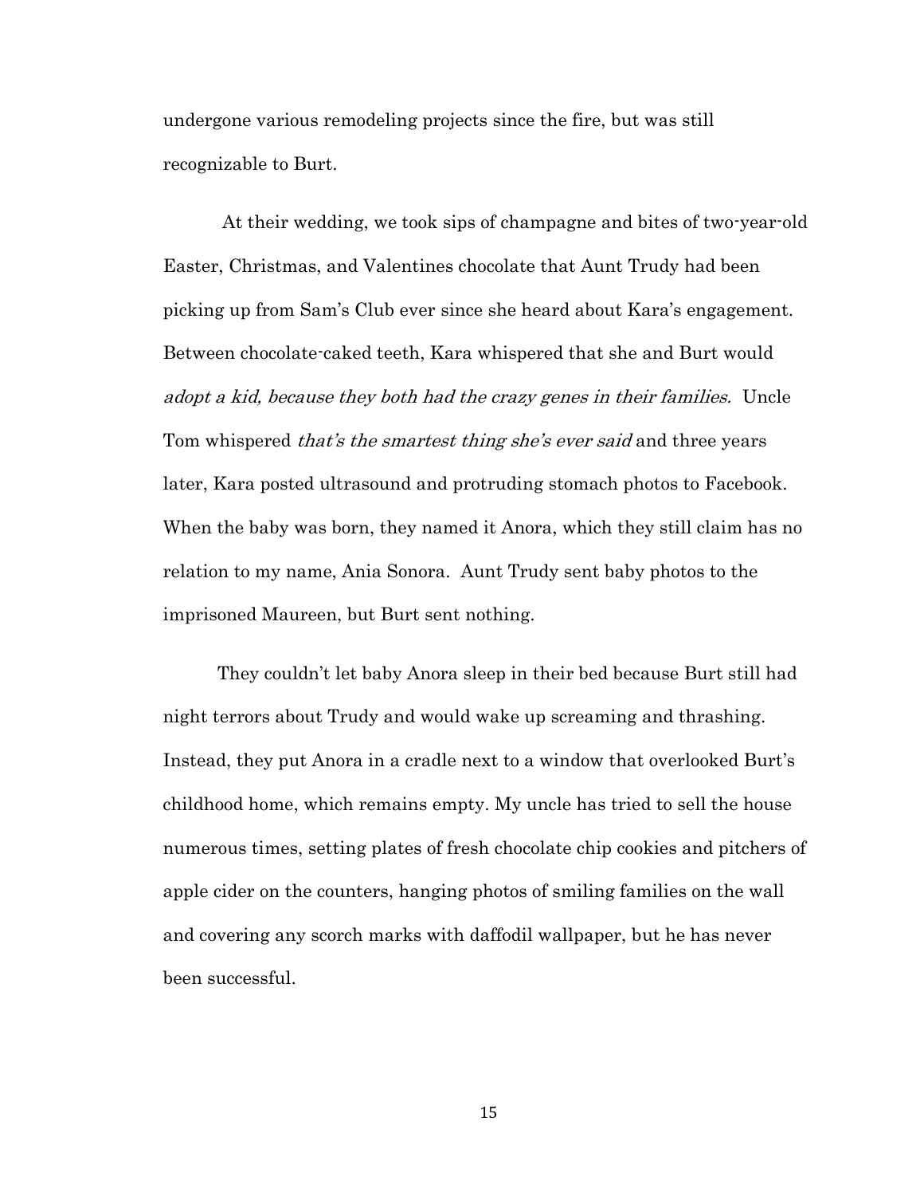undergone various remodeling projects since the fire, but was still recognizable to Burt.

At their wedding, we took sips of champagne and bites of two-year-old Easter, Christmas, and Valentines chocolate that Aunt Trudy had been picking up from Sam's Club ever since she heard about Kara's engagement. Between chocolate-caked teeth, Kara whispered that she and Burt would *adopt a kid, because they both had the crazy genes in their families.* Uncle Tom whispered *that's the smartest thing she's ever said* and three years later, Kara posted ultrasound and protruding stomach photos to Facebook. When the baby was born, they named it Anora, which they still claim has no relation to my name, Ania Sonora. Aunt Trudy sent baby photos to the imprisoned Maureen, but Burt sent nothing.

They couldn't let baby Anora sleep in their bed because Burt still had night terrors about Trudy and would wake up screaming and thrashing. Instead, they put Anora in a cradle next to a window that overlooked Burt's childhood home, which remains empty. My uncle has tried to sell the house numerous times, setting plates of fresh chocolate chip cookies and pitchers of apple cider on the counters, hanging photos of smiling families on the wall and covering any scorch marks with daffodil wallpaper, but he has never been successful.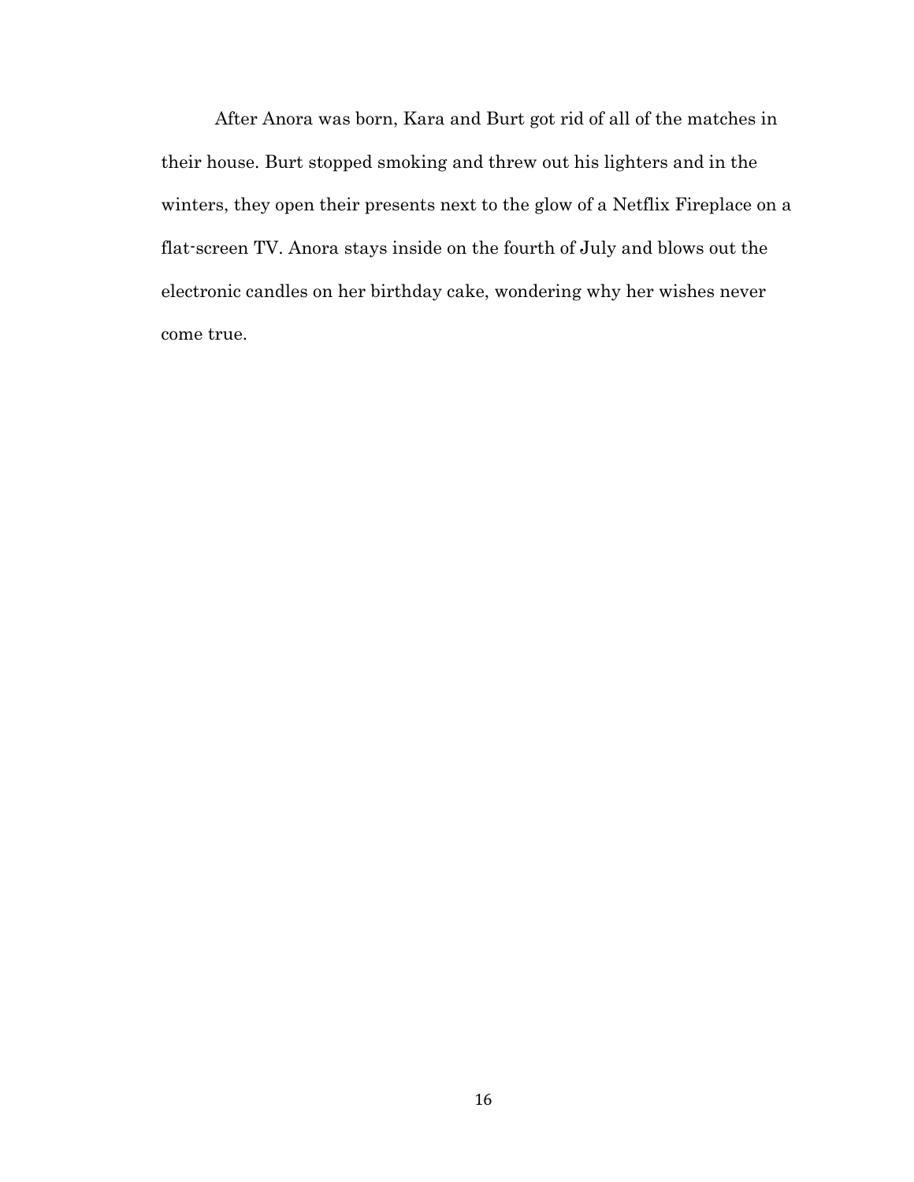After Anora was born, Kara and Burt got rid of all of the matches in their house. Burt stopped smoking and threw out his lighters and in the winters, they open their presents next to the glow of a Netflix Fireplace on a flat-screen TV. Anora stays inside on the fourth of July and blows out the electronic candles on her birthday cake, wondering why her wishes never come true.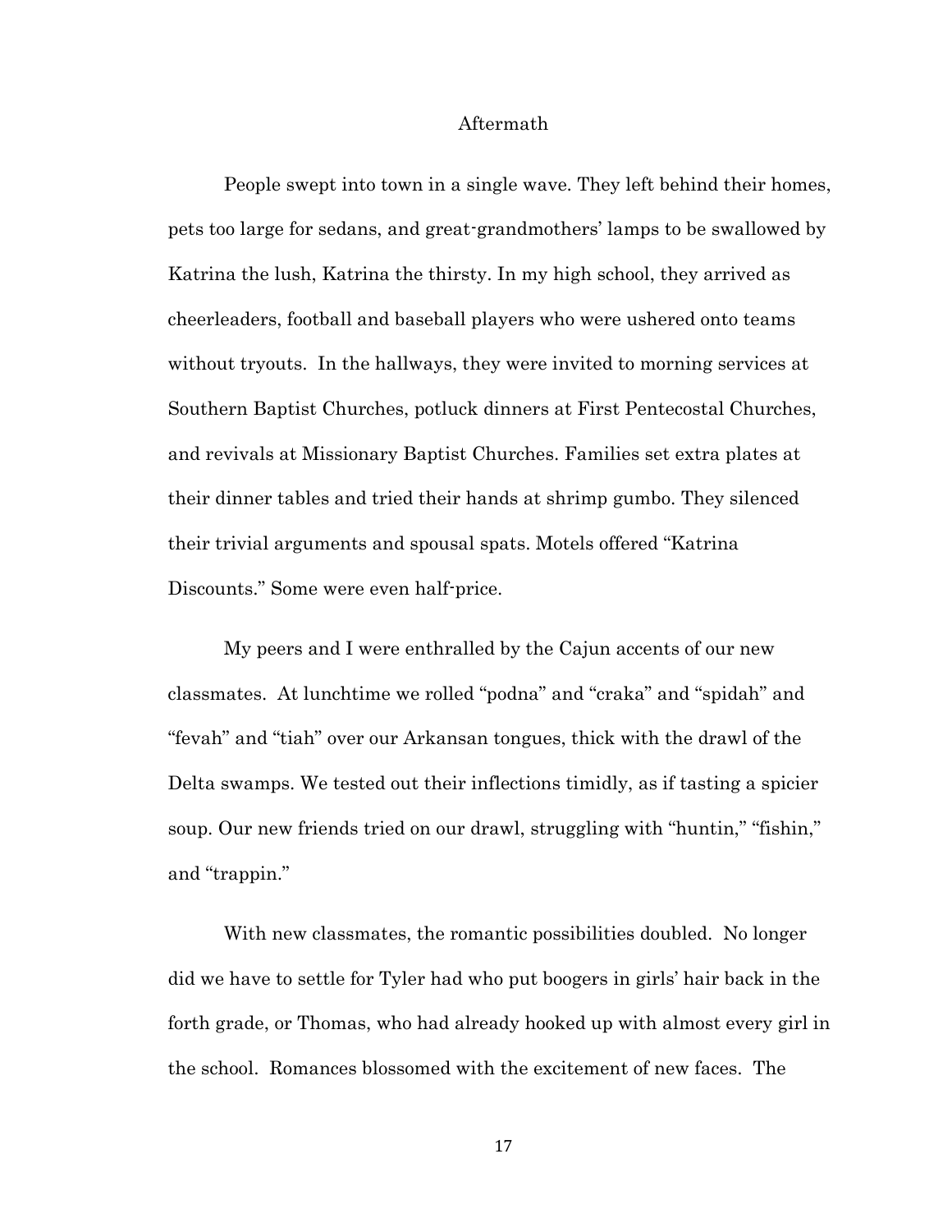# Aftermath

People swept into town in a single wave. They left behind their homes, pets too large for sedans, and great-grandmothers' lamps to be swallowed by Katrina the lush, Katrina the thirsty. In my high school, they arrived as cheerleaders, football and baseball players who were ushered onto teams without tryouts. In the hallways, they were invited to morning services at Southern Baptist Churches, potluck dinners at First Pentecostal Churches, and revivals at Missionary Baptist Churches. Families set extra plates at their dinner tables and tried their hands at shrimp gumbo. They silenced their trivial arguments and spousal spats. Motels offered "Katrina Discounts." Some were even half-price.

My peers and I were enthralled by the Cajun accents of our new classmates. At lunchtime we rolled "podna" and "craka" and "spidah" and "fevah" and "tiah" over our Arkansan tongues, thick with the drawl of the Delta swamps. We tested out their inflections timidly, as if tasting a spicier soup. Our new friends tried on our drawl, struggling with "huntin," "fishin," and "trappin."

With new classmates, the romantic possibilities doubled. No longer did we have to settle for Tyler had who put boogers in girls' hair back in the forth grade, or Thomas, who had already hooked up with almost every girl in the school. Romances blossomed with the excitement of new faces. The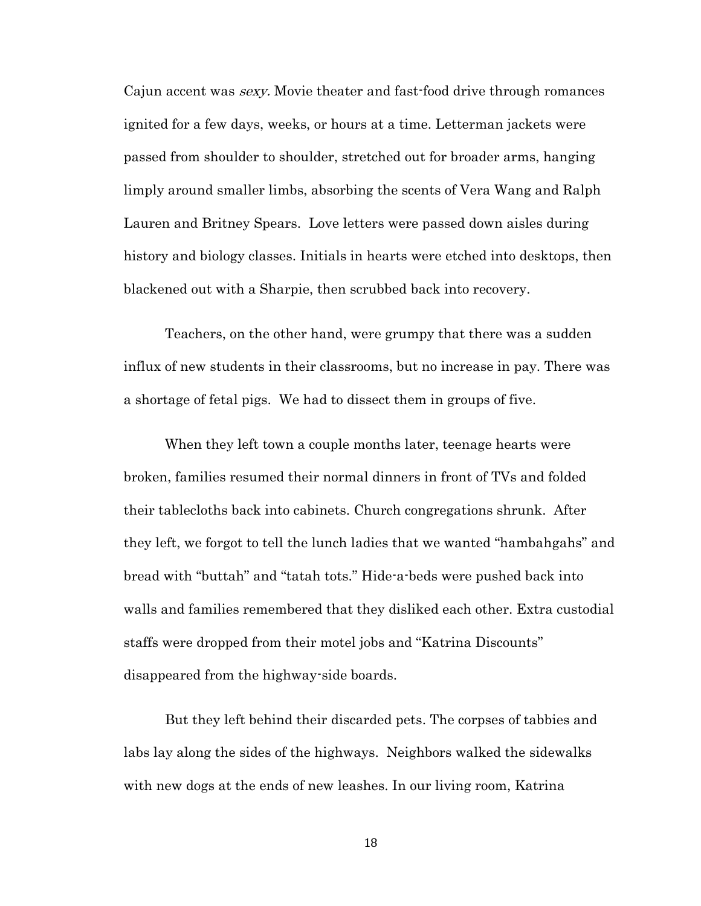Cajun accent was *sexy.* Movie theater and fast-food drive through romances ignited for a few days, weeks, or hours at a time. Letterman jackets were passed from shoulder to shoulder, stretched out for broader arms, hanging limply around smaller limbs, absorbing the scents of Vera Wang and Ralph Lauren and Britney Spears. Love letters were passed down aisles during history and biology classes. Initials in hearts were etched into desktops, then blackened out with a Sharpie, then scrubbed back into recovery.

Teachers, on the other hand, were grumpy that there was a sudden influx of new students in their classrooms, but no increase in pay. There was a shortage of fetal pigs. We had to dissect them in groups of five.

When they left town a couple months later, teenage hearts were broken, families resumed their normal dinners in front of TVs and folded their tablecloths back into cabinets. Church congregations shrunk. After they left, we forgot to tell the lunch ladies that we wanted "hambahgahs" and bread with "buttah" and "tatah tots." Hide-a-beds were pushed back into walls and families remembered that they disliked each other. Extra custodial staffs were dropped from their motel jobs and "Katrina Discounts" disappeared from the highway-side boards.

But they left behind their discarded pets. The corpses of tabbies and labs lay along the sides of the highways. Neighbors walked the sidewalks with new dogs at the ends of new leashes. In our living room, Katrina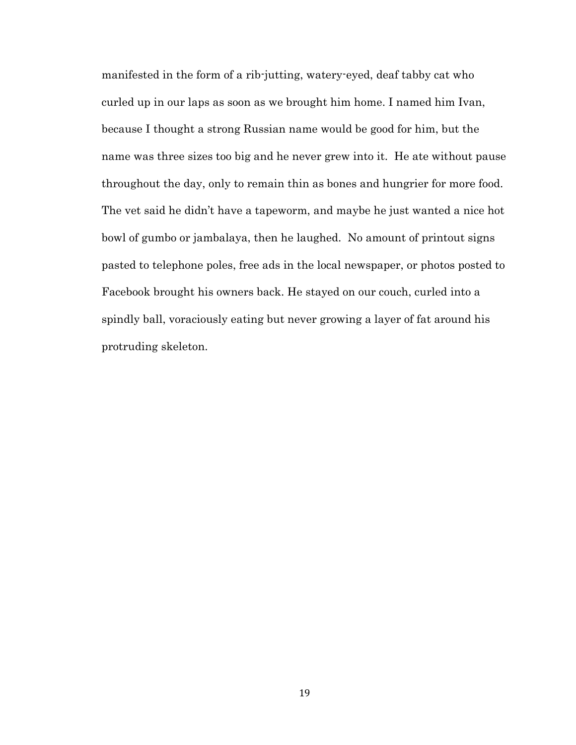manifested in the form of a rib-jutting, watery-eyed, deaf tabby cat who curled up in our laps as soon as we brought him home. I named him Ivan, because I thought a strong Russian name would be good for him, but the name was three sizes too big and he never grew into it. He ate without pause throughout the day, only to remain thin as bones and hungrier for more food. The vet said he didn't have a tapeworm, and maybe he just wanted a nice hot bowl of gumbo or jambalaya, then he laughed. No amount of printout signs pasted to telephone poles, free ads in the local newspaper, or photos posted to Facebook brought his owners back. He stayed on our couch, curled into a spindly ball, voraciously eating but never growing a layer of fat around his protruding skeleton.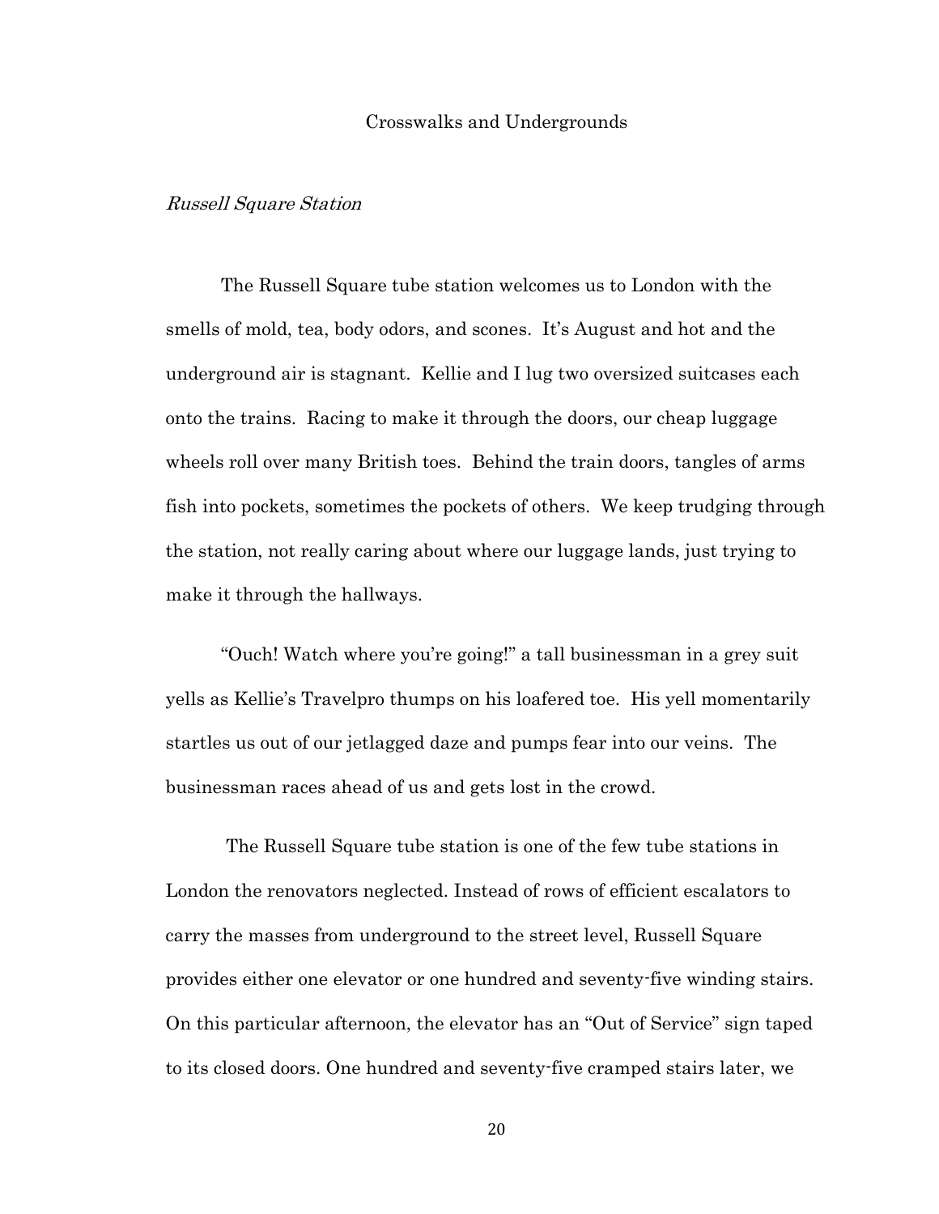# Crosswalks and Undergrounds

## *Russell Square Station*

The Russell Square tube station welcomes us to London with the smells of mold, tea, body odors, and scones. It's August and hot and the underground air is stagnant. Kellie and I lug two oversized suitcases each onto the trains. Racing to make it through the doors, our cheap luggage wheels roll over many British toes. Behind the train doors, tangles of arms fish into pockets, sometimes the pockets of others. We keep trudging through the station, not really caring about where our luggage lands, just trying to make it through the hallways.

"Ouch! Watch where you're going!" a tall businessman in a grey suit yells as Kellie's Travelpro thumps on his loafered toe. His yell momentarily startles us out of our jetlagged daze and pumps fear into our veins. The businessman races ahead of us and gets lost in the crowd.

The Russell Square tube station is one of the few tube stations in London the renovators neglected. Instead of rows of efficient escalators to carry the masses from underground to the street level, Russell Square provides either one elevator or one hundred and seventy-five winding stairs. On this particular afternoon, the elevator has an "Out of Service" sign taped to its closed doors. One hundred and seventy-five cramped stairs later, we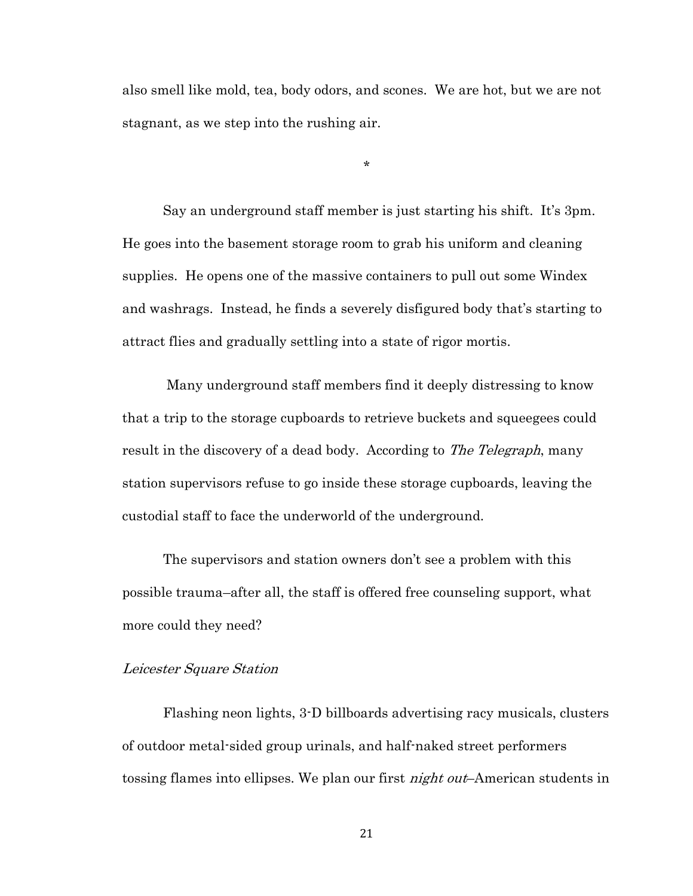also smell like mold, tea, body odors, and scones. We are hot, but we are not stagnant, as we step into the rushing air.

*

Say an underground staff member is just starting his shift. It's 3pm. He goes into the basement storage room to grab his uniform and cleaning supplies. He opens one of the massive containers to pull out some Windex and washrags. Instead, he finds a severely disfigured body that's starting to attract flies and gradually settling into a state of rigor mortis.

Many underground staff members find it deeply distressing to know that a trip to the storage cupboards to retrieve buckets and squeegees could result in the discovery of a dead body. According to *The Telegraph*, many station supervisors refuse to go inside these storage cupboards, leaving the custodial staff to face the underworld of the underground.

The supervisors and station owners don't see a problem with this possible trauma–after all, the staff is offered free counseling support, what more could they need?

*Leicester Square Station*

Flashing neon lights, 3-D billboards advertising racy musicals, clusters of outdoor metal-sided group urinals, and half-naked street performers tossing flames into ellipses. We plan our first *night out*–American students in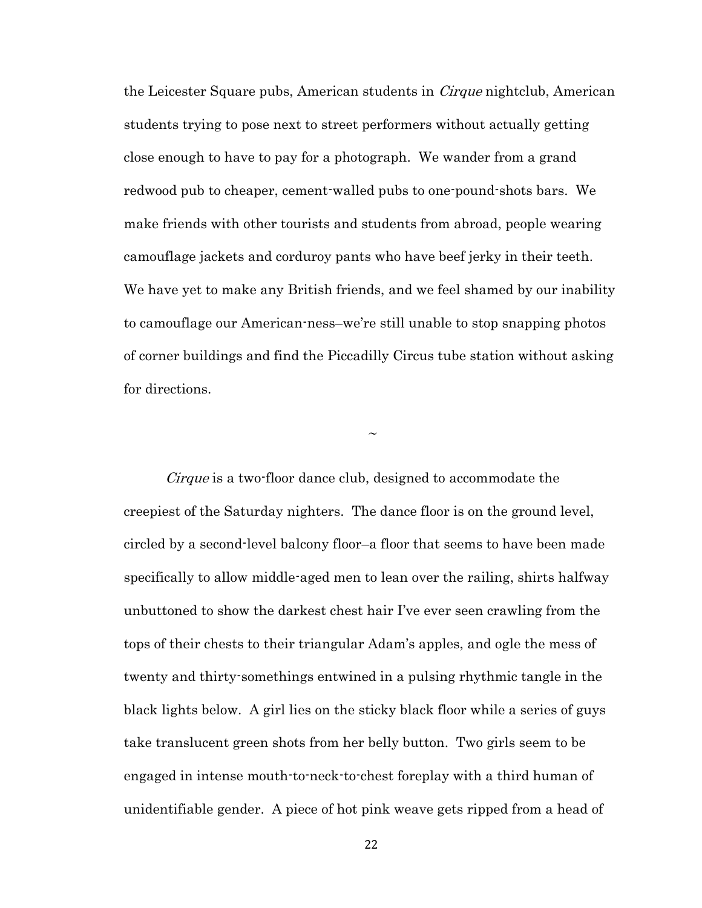the Leicester Square pubs, American students in *Cirque* nightclub, American students trying to pose next to street performers without actually getting close enough to have to pay for a photograph. We wander from a grand redwood pub to cheaper, cement-walled pubs to one-pound-shots bars. We make friends with other tourists and students from abroad, people wearing camouflage jackets and corduroy pants who have beef jerky in their teeth. We have yet to make any British friends, and we feel shamed by our inability to camouflage our American-ness–we're still unable to stop snapping photos of corner buildings and find the Piccadilly Circus tube station without asking for directions.

~

*Cirque* is a two-floor dance club, designed to accommodate the creepiest of the Saturday nighters. The dance floor is on the ground level, circled by a second-level balcony floor–a floor that seems to have been made specifically to allow middle-aged men to lean over the railing, shirts halfway unbuttoned to show the darkest chest hair I've ever seen crawling from the tops of their chests to their triangular Adam's apples, and ogle the mess of twenty and thirty-somethings entwined in a pulsing rhythmic tangle in the black lights below. A girl lies on the sticky black floor while a series of guys take translucent green shots from her belly button. Two girls seem to be engaged in intense mouth-to-neck-to-chest foreplay with a third human of unidentifiable gender. A piece of hot pink weave gets ripped from a head of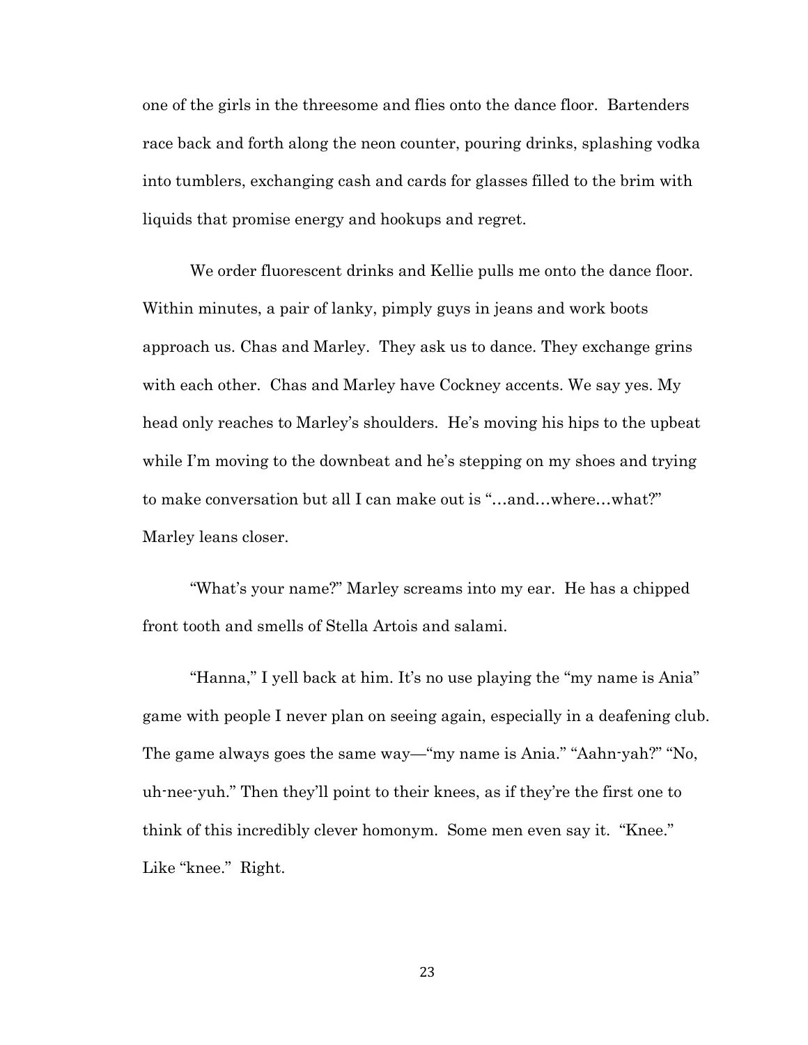one of the girls in the threesome and flies onto the dance floor. Bartenders race back and forth along the neon counter, pouring drinks, splashing vodka into tumblers, exchanging cash and cards for glasses filled to the brim with liquids that promise energy and hookups and regret.

We order fluorescent drinks and Kellie pulls me onto the dance floor. Within minutes, a pair of lanky, pimply guys in jeans and work boots approach us. Chas and Marley. They ask us to dance. They exchange grins with each other. Chas and Marley have Cockney accents. We say yes. My head only reaches to Marley's shoulders. He's moving his hips to the upbeat while I'm moving to the downbeat and he's stepping on my shoes and trying to make conversation but all I can make out is "…and…where…what?" Marley leans closer.

"What's your name?" Marley screams into my ear. He has a chipped front tooth and smells of Stella Artois and salami.

"Hanna," I yell back at him. It's no use playing the "my name is Ania" game with people I never plan on seeing again, especially in a deafening club. The game always goes the same way—"my name is Ania." "Aahn-yah?" "No, uh-nee-yuh." Then they'll point to their knees, as if they're the first one to think of this incredibly clever homonym. Some men even say it. "Knee." Like "knee." Right.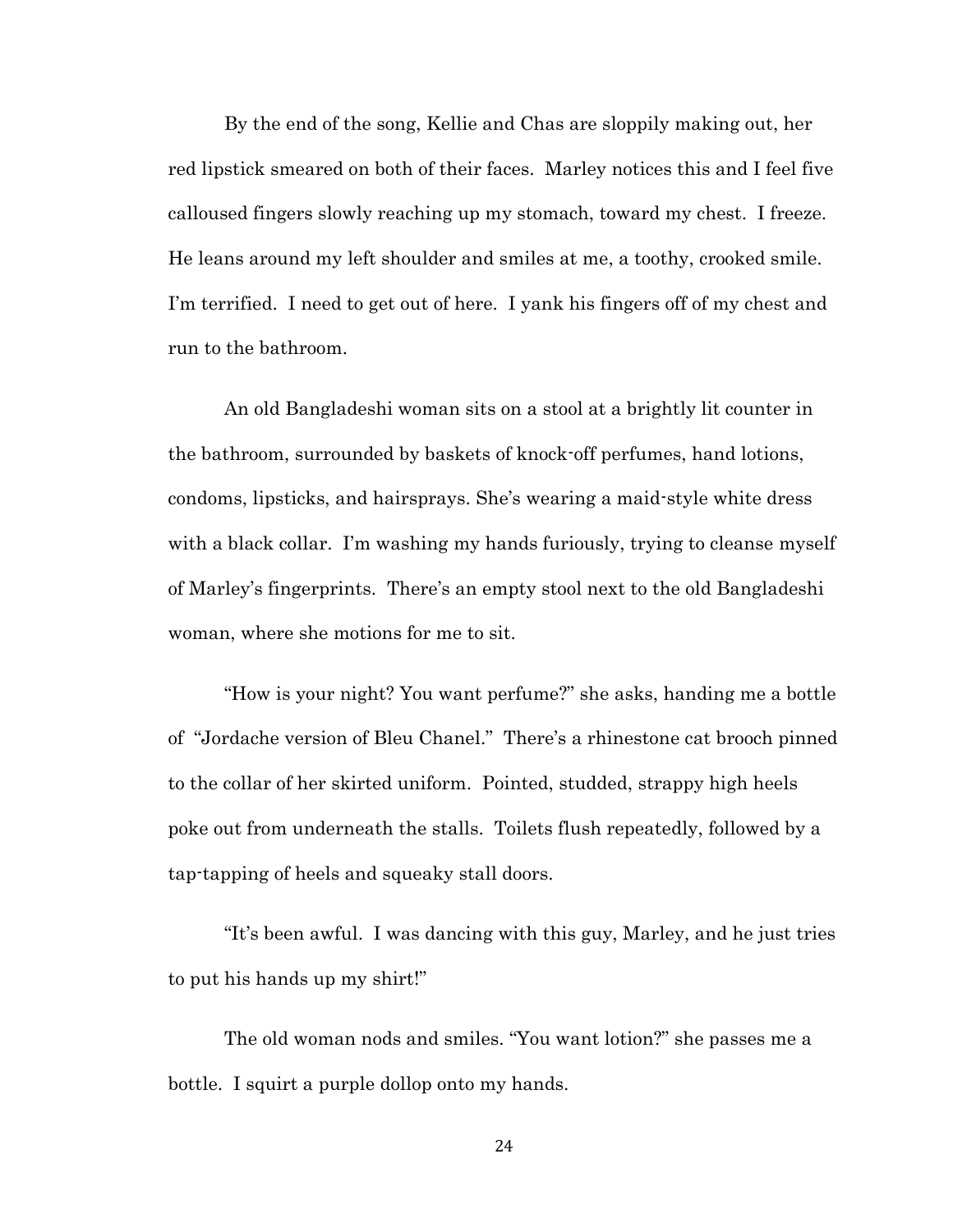By the end of the song, Kellie and Chas are sloppily making out, her red lipstick smeared on both of their faces. Marley notices this and I feel five calloused fingers slowly reaching up my stomach, toward my chest. I freeze. He leans around my left shoulder and smiles at me, a toothy, crooked smile. I'm terrified. I need to get out of here. I yank his fingers off of my chest and run to the bathroom.

An old Bangladeshi woman sits on a stool at a brightly lit counter in the bathroom, surrounded by baskets of knock-off perfumes, hand lotions, condoms, lipsticks, and hairsprays. She's wearing a maid-style white dress with a black collar. I'm washing my hands furiously, trying to cleanse myself of Marley's fingerprints. There's an empty stool next to the old Bangladeshi woman, where she motions for me to sit.

"How is your night? You want perfume?" she asks, handing me a bottle of "Jordache version of Bleu Chanel." There's a rhinestone cat brooch pinned to the collar of her skirted uniform. Pointed, studded, strappy high heels poke out from underneath the stalls. Toilets flush repeatedly, followed by a tap-tapping of heels and squeaky stall doors.

"It's been awful. I was dancing with this guy, Marley, and he just tries to put his hands up my shirt!"

The old woman nods and smiles. "You want lotion?" she passes me a bottle. I squirt a purple dollop onto my hands.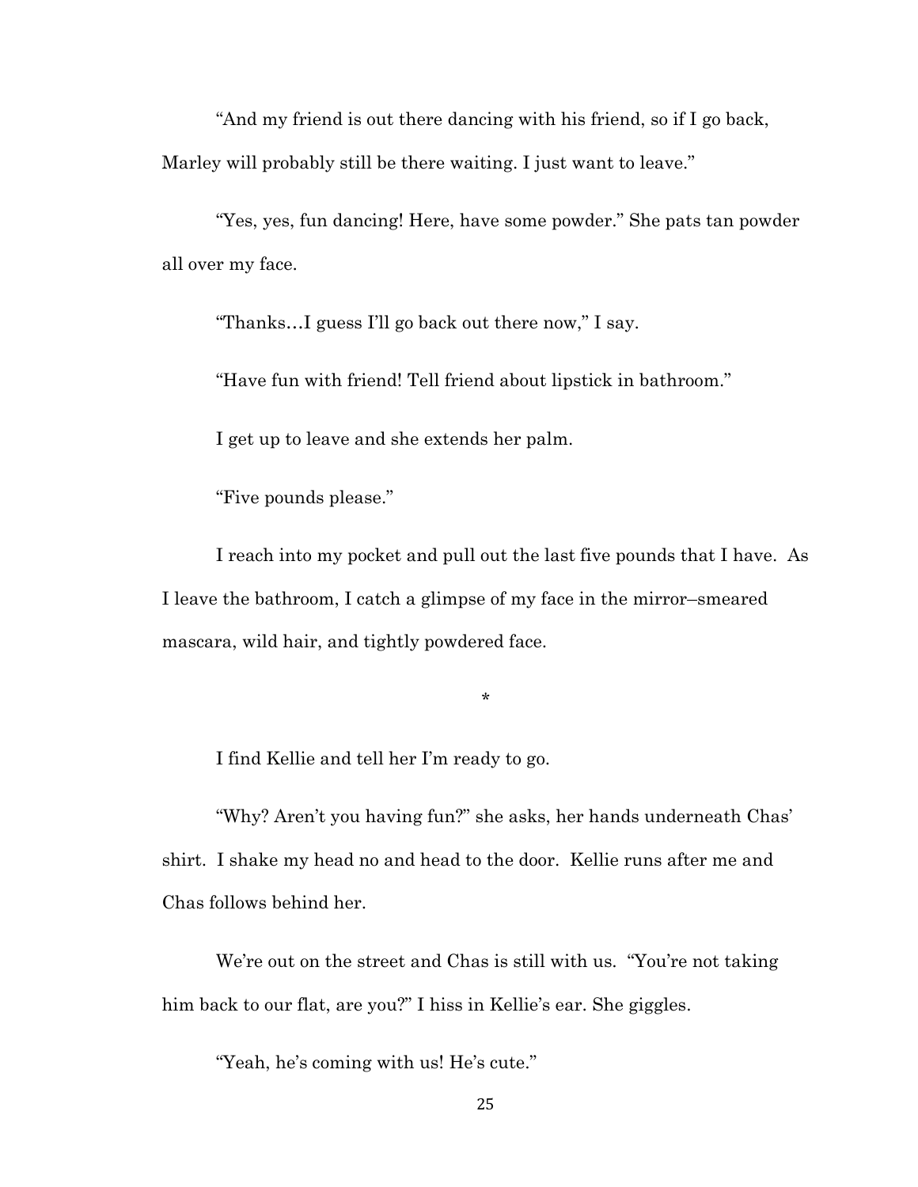"And my friend is out there dancing with his friend, so if I go back, Marley will probably still be there waiting. I just want to leave."

"Yes, yes, fun dancing! Here, have some powder." She pats tan powder all over my face.

"Thanks…I guess I'll go back out there now," I say.

"Have fun with friend! Tell friend about lipstick in bathroom."

I get up to leave and she extends her palm.

"Five pounds please."

I reach into my pocket and pull out the last five pounds that I have. As I leave the bathroom, I catch a glimpse of my face in the mirror–smeared mascara, wild hair, and tightly powdered face.

*

I find Kellie and tell her I'm ready to go.

"Why? Aren't you having fun?" she asks, her hands underneath Chas' shirt. I shake my head no and head to the door. Kellie runs after me and Chas follows behind her.

We're out on the street and Chas is still with us. "You're not taking him back to our flat, are you?" I hiss in Kellie's ear. She giggles.

"Yeah, he's coming with us! He's cute."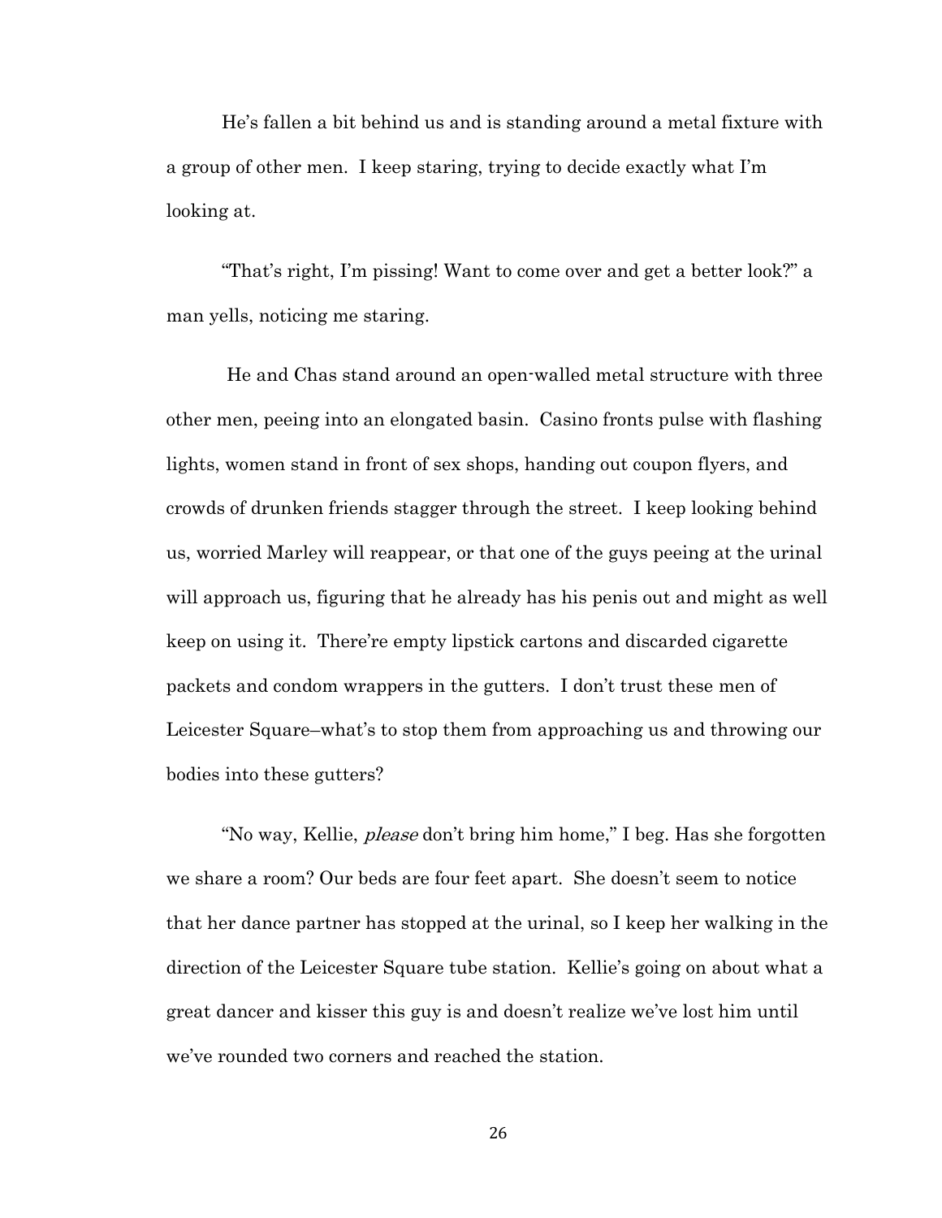He's fallen a bit behind us and is standing around a metal fixture with a group of other men. I keep staring, trying to decide exactly what I'm looking at.

"That's right, I'm pissing! Want to come over and get a better look?" a man yells, noticing me staring.

He and Chas stand around an open-walled metal structure with three other men, peeing into an elongated basin. Casino fronts pulse with flashing lights, women stand in front of sex shops, handing out coupon flyers, and crowds of drunken friends stagger through the street. I keep looking behind us, worried Marley will reappear, or that one of the guys peeing at the urinal will approach us, figuring that he already has his penis out and might as well keep on using it. There're empty lipstick cartons and discarded cigarette packets and condom wrappers in the gutters. I don't trust these men of Leicester Square–what's to stop them from approaching us and throwing our bodies into these gutters?

"No way, Kellie, *please* don't bring him home," I beg. Has she forgotten we share a room? Our beds are four feet apart. She doesn't seem to notice that her dance partner has stopped at the urinal, so I keep her walking in the direction of the Leicester Square tube station. Kellie's going on about what a great dancer and kisser this guy is and doesn't realize we've lost him until we've rounded two corners and reached the station.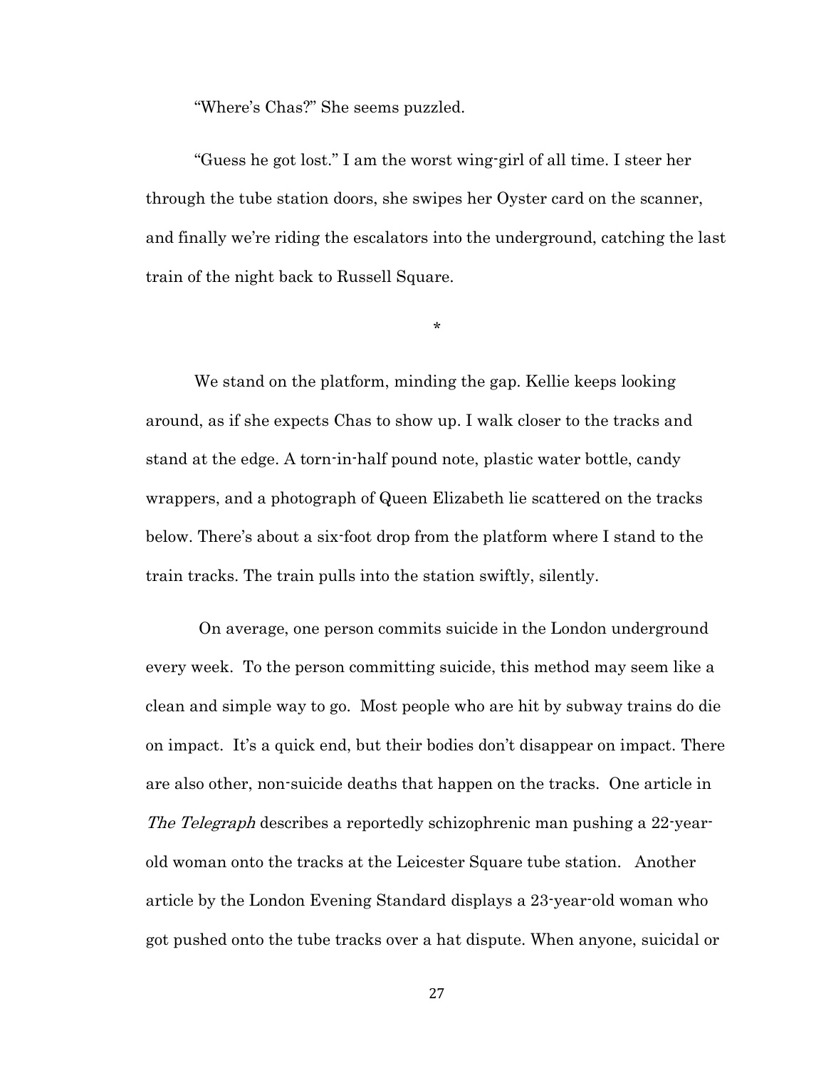“Where’s Chas?” She seems puzzled.

“Guess he got lost.” I am the worst wing-girl of all time. I steer her through the tube station doors, she swipes her Oyster card on the scanner, and finally we’re riding the escalators into the underground, catching the last train of the night back to Russell Square.

*

We stand on the platform, minding the gap. Kellie keeps looking around, as if she expects Chas to show up. I walk closer to the tracks and stand at the edge. A torn-in-half pound note, plastic water bottle, candy wrappers, and a photograph of Queen Elizabeth lie scattered on the tracks below. There’s about a six-foot drop from the platform where I stand to the train tracks. The train pulls into the station swiftly, silently.

On average, one person commits suicide in the London underground every week. To the person committing suicide, this method may seem like a clean and simple way to go. Most people who are hit by subway trains do die on impact. It’s a quick end, but their bodies don’t disappear on impact. There are also other, non-suicide deaths that happen on the tracks. One article in *The Telegraph* describes a reportedly schizophrenic man pushing a 22-year-old woman onto the tracks at the Leicester Square tube station. Another article by the London Evening Standard displays a 23-year-old woman who got pushed onto the tube tracks over a hat dispute. When anyone, suicidal or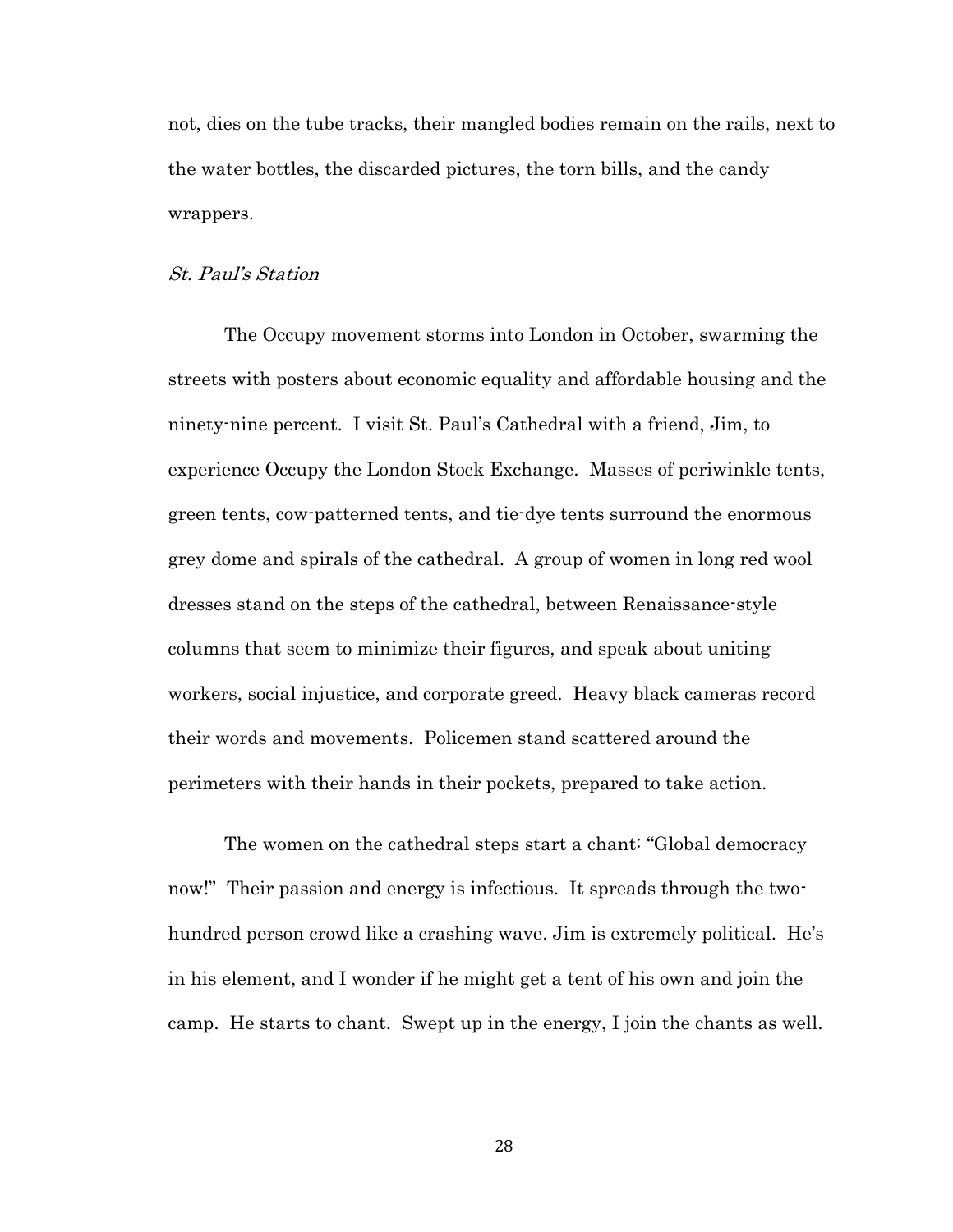not, dies on the tube tracks, their mangled bodies remain on the rails, next to the water bottles, the discarded pictures, the torn bills, and the candy wrappers.

*St. Paul's Station*

The Occupy movement storms into London in October, swarming the streets with posters about economic equality and affordable housing and the ninety-nine percent. I visit St. Paul's Cathedral with a friend, Jim, to experience Occupy the London Stock Exchange. Masses of periwinkle tents, green tents, cow-patterned tents, and tie-dye tents surround the enormous grey dome and spirals of the cathedral. A group of women in long red wool dresses stand on the steps of the cathedral, between Renaissance-style columns that seem to minimize their figures, and speak about uniting workers, social injustice, and corporate greed. Heavy black cameras record their words and movements. Policemen stand scattered around the perimeters with their hands in their pockets, prepared to take action.

The women on the cathedral steps start a chant: "Global democracy now!" Their passion and energy is infectious. It spreads through the two-hundred person crowd like a crashing wave. Jim is extremely political. He's in his element, and I wonder if he might get a tent of his own and join the camp. He starts to chant. Swept up in the energy, I join the chants as well.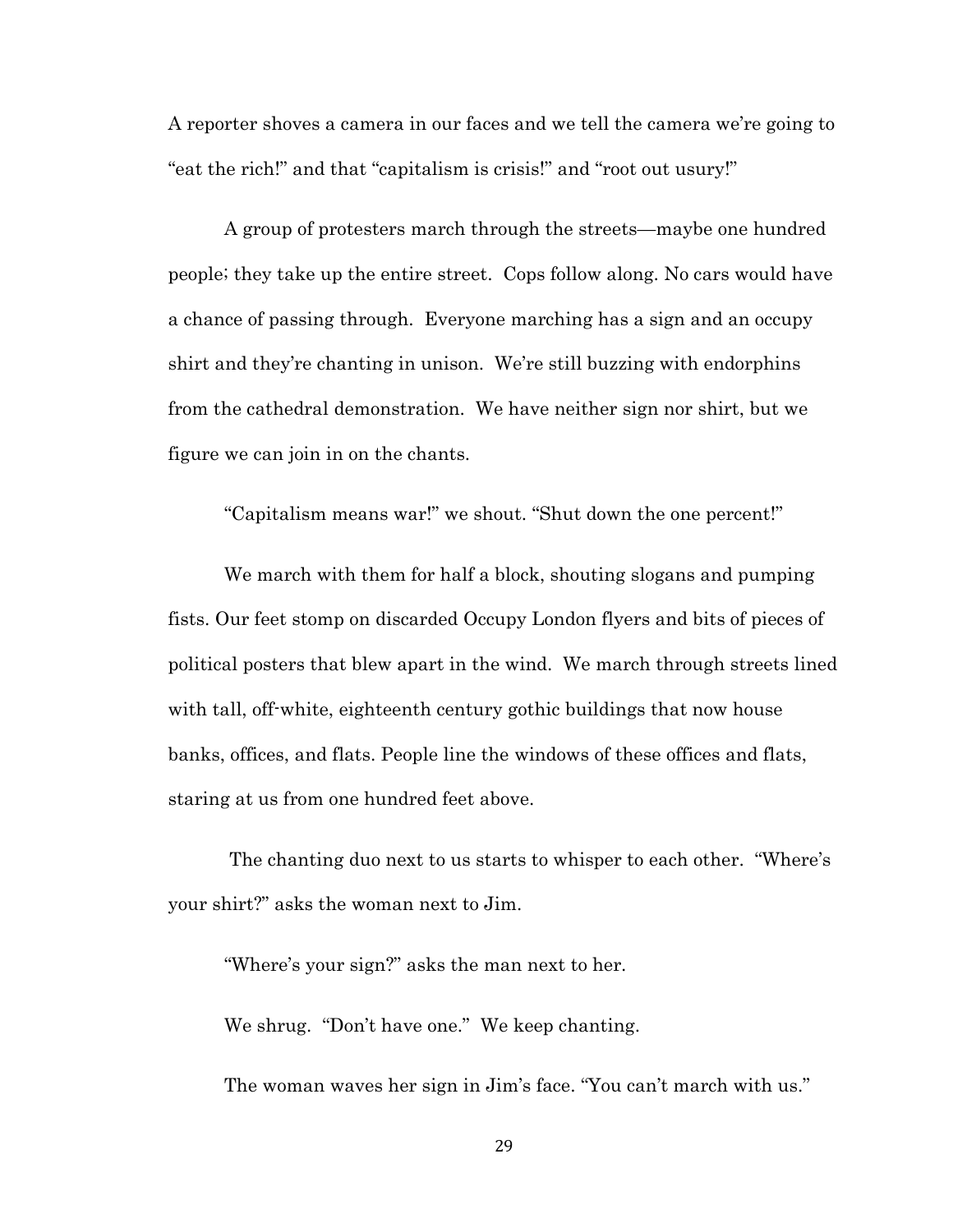A reporter shoves a camera in our faces and we tell the camera we're going to "eat the rich!" and that "capitalism is crisis!" and "root out usury!"

A group of protesters march through the streets—maybe one hundred people; they take up the entire street. Cops follow along. No cars would have a chance of passing through. Everyone marching has a sign and an occupy shirt and they're chanting in unison. We're still buzzing with endorphins from the cathedral demonstration. We have neither sign nor shirt, but we figure we can join in on the chants.

"Capitalism means war!" we shout. "Shut down the one percent!"

We march with them for half a block, shouting slogans and pumping fists. Our feet stomp on discarded Occupy London flyers and bits of pieces of political posters that blew apart in the wind. We march through streets lined with tall, off-white, eighteenth century gothic buildings that now house banks, offices, and flats. People line the windows of these offices and flats, staring at us from one hundred feet above.

The chanting duo next to us starts to whisper to each other. "Where's your shirt?" asks the woman next to Jim.

"Where's your sign?" asks the man next to her.

We shrug. "Don't have one." We keep chanting.

The woman waves her sign in Jim's face. "You can't march with us."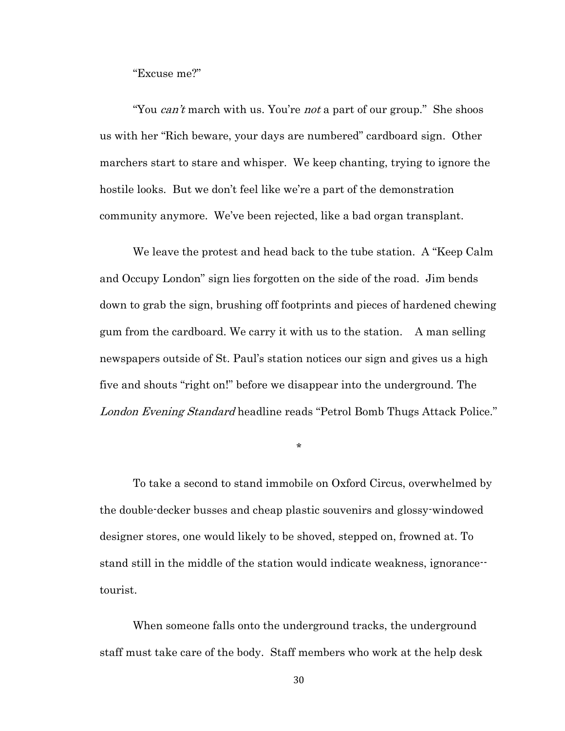"Excuse me?"

"You *can't* march with us. You're *not* a part of our group." She shoos us with her "Rich beware, your days are numbered" cardboard sign. Other marchers start to stare and whisper. We keep chanting, trying to ignore the hostile looks. But we don't feel like we're a part of the demonstration community anymore. We've been rejected, like a bad organ transplant.

We leave the protest and head back to the tube station. A "Keep Calm and Occupy London" sign lies forgotten on the side of the road. Jim bends down to grab the sign, brushing off footprints and pieces of hardened chewing gum from the cardboard. We carry it with us to the station. A man selling newspapers outside of St. Paul's station notices our sign and gives us a high five and shouts "right on!" before we disappear into the underground. The *London Evening Standard* headline reads "Petrol Bomb Thugs Attack Police."

*

To take a second to stand immobile on Oxford Circus, overwhelmed by the double-decker busses and cheap plastic souvenirs and glossy-windowed designer stores, one would likely to be shoved, stepped on, frowned at. To stand still in the middle of the station would indicate weakness, ignorance--tourist.

When someone falls onto the underground tracks, the underground staff must take care of the body. Staff members who work at the help desk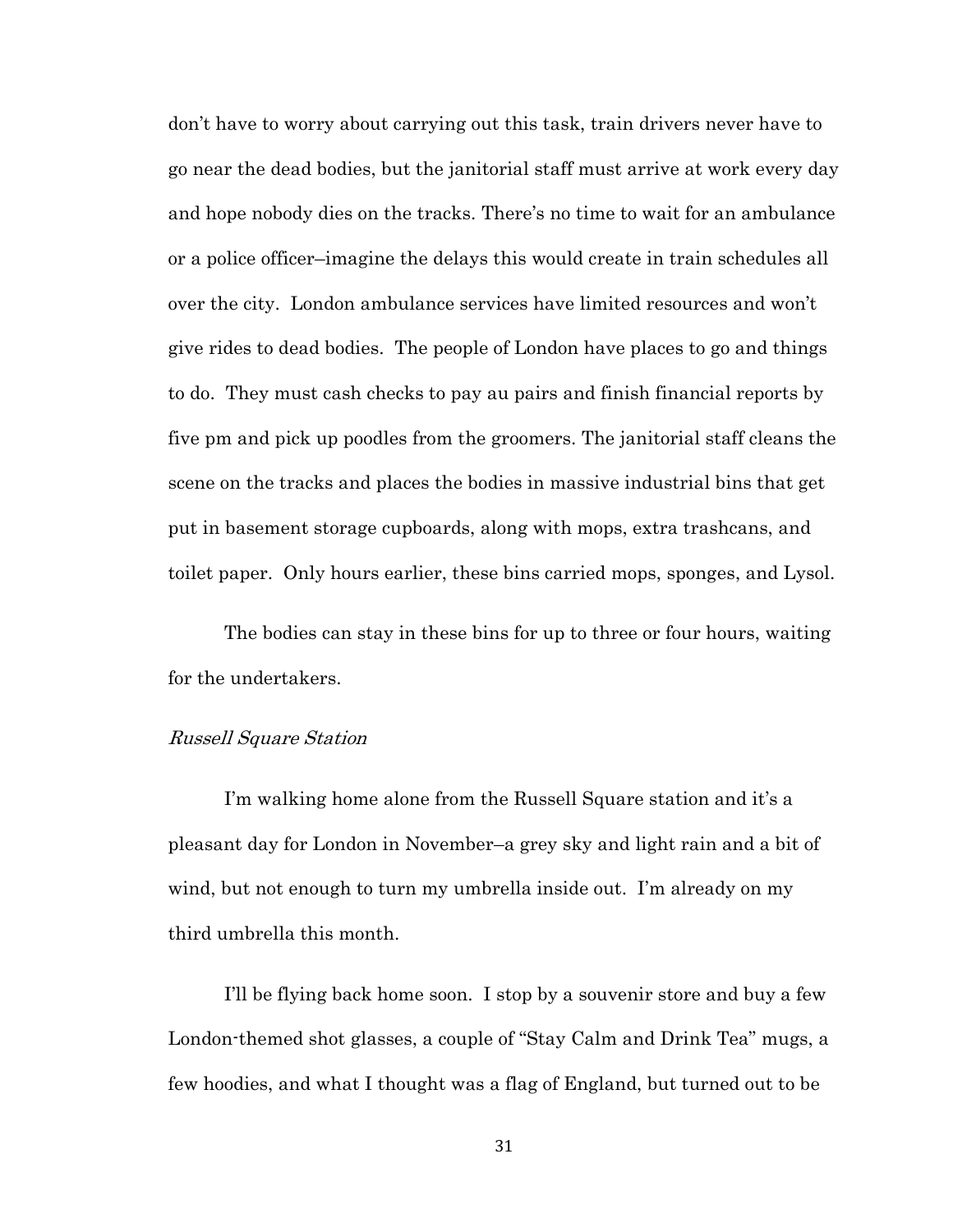don't have to worry about carrying out this task, train drivers never have to go near the dead bodies, but the janitorial staff must arrive at work every day and hope nobody dies on the tracks. There's no time to wait for an ambulance or a police officer–imagine the delays this would create in train schedules all over the city. London ambulance services have limited resources and won't give rides to dead bodies. The people of London have places to go and things to do. They must cash checks to pay au pairs and finish financial reports by five pm and pick up poodles from the groomers. The janitorial staff cleans the scene on the tracks and places the bodies in massive industrial bins that get put in basement storage cupboards, along with mops, extra trashcans, and toilet paper. Only hours earlier, these bins carried mops, sponges, and Lysol.

The bodies can stay in these bins for up to three or four hours, waiting for the undertakers.

*Russell Square Station*

I'm walking home alone from the Russell Square station and it's a pleasant day for London in November–a grey sky and light rain and a bit of wind, but not enough to turn my umbrella inside out. I'm already on my third umbrella this month.

I'll be flying back home soon. I stop by a souvenir store and buy a few London-themed shot glasses, a couple of "Stay Calm and Drink Tea" mugs, a few hoodies, and what I thought was a flag of England, but turned out to be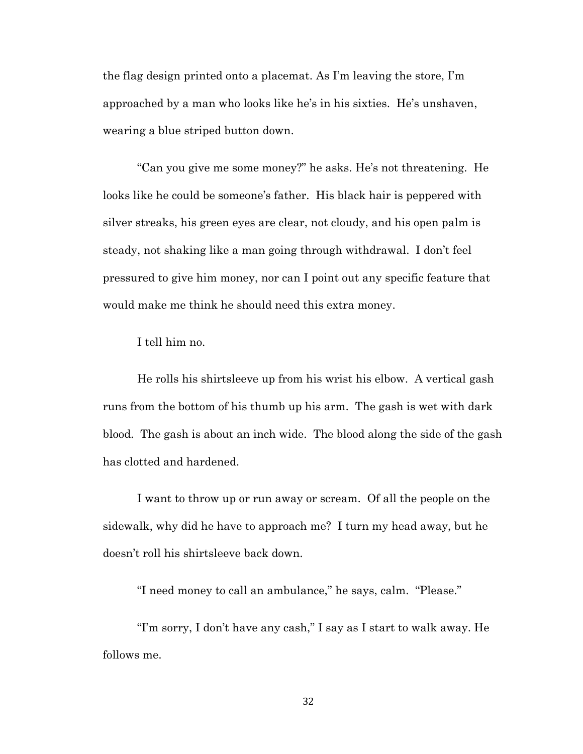the flag design printed onto a placemat. As I'm leaving the store, I'm approached by a man who looks like he's in his sixties.  He's unshaven, wearing a blue striped button down.

"Can you give me some money?" he asks. He's not threatening.  He looks like he could be someone's father.  His black hair is peppered with silver streaks, his green eyes are clear, not cloudy, and his open palm is steady, not shaking like a man going through withdrawal.  I don't feel pressured to give him money, nor can I point out any specific feature that would make me think he should need this extra money.

I tell him no.

He rolls his shirtsleeve up from his wrist his elbow.  A vertical gash runs from the bottom of his thumb up his arm.  The gash is wet with dark blood.  The gash is about an inch wide.  The blood along the side of the gash has clotted and hardened.

I want to throw up or run away or scream.  Of all the people on the sidewalk, why did he have to approach me?  I turn my head away, but he doesn't roll his shirtsleeve back down.

"I need money to call an ambulance," he says, calm.  "Please."

"I'm sorry, I don't have any cash," I say as I start to walk away. He follows me.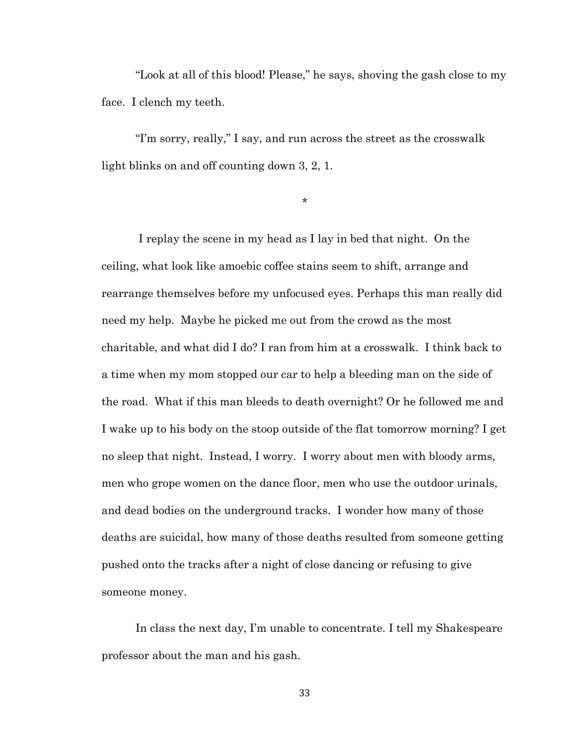"Look at all of this blood! Please," he says, shoving the gash close to my face. I clench my teeth.

"I'm sorry, really," I say, and run across the street as the crosswalk light blinks on and off counting down 3, 2, 1.

*

I replay the scene in my head as I lay in bed that night. On the ceiling, what look like amoebic coffee stains seem to shift, arrange and rearrange themselves before my unfocused eyes. Perhaps this man really did need my help. Maybe he picked me out from the crowd as the most charitable, and what did I do? I ran from him at a crosswalk. I think back to a time when my mom stopped our car to help a bleeding man on the side of the road. What if this man bleeds to death overnight? Or he followed me and I wake up to his body on the stoop outside of the flat tomorrow morning? I get no sleep that night. Instead, I worry. I worry about men with bloody arms, men who grope women on the dance floor, men who use the outdoor urinals, and dead bodies on the underground tracks. I wonder how many of those deaths are suicidal, how many of those deaths resulted from someone getting pushed onto the tracks after a night of close dancing or refusing to give someone money.

In class the next day, I'm unable to concentrate. I tell my Shakespeare professor about the man and his gash.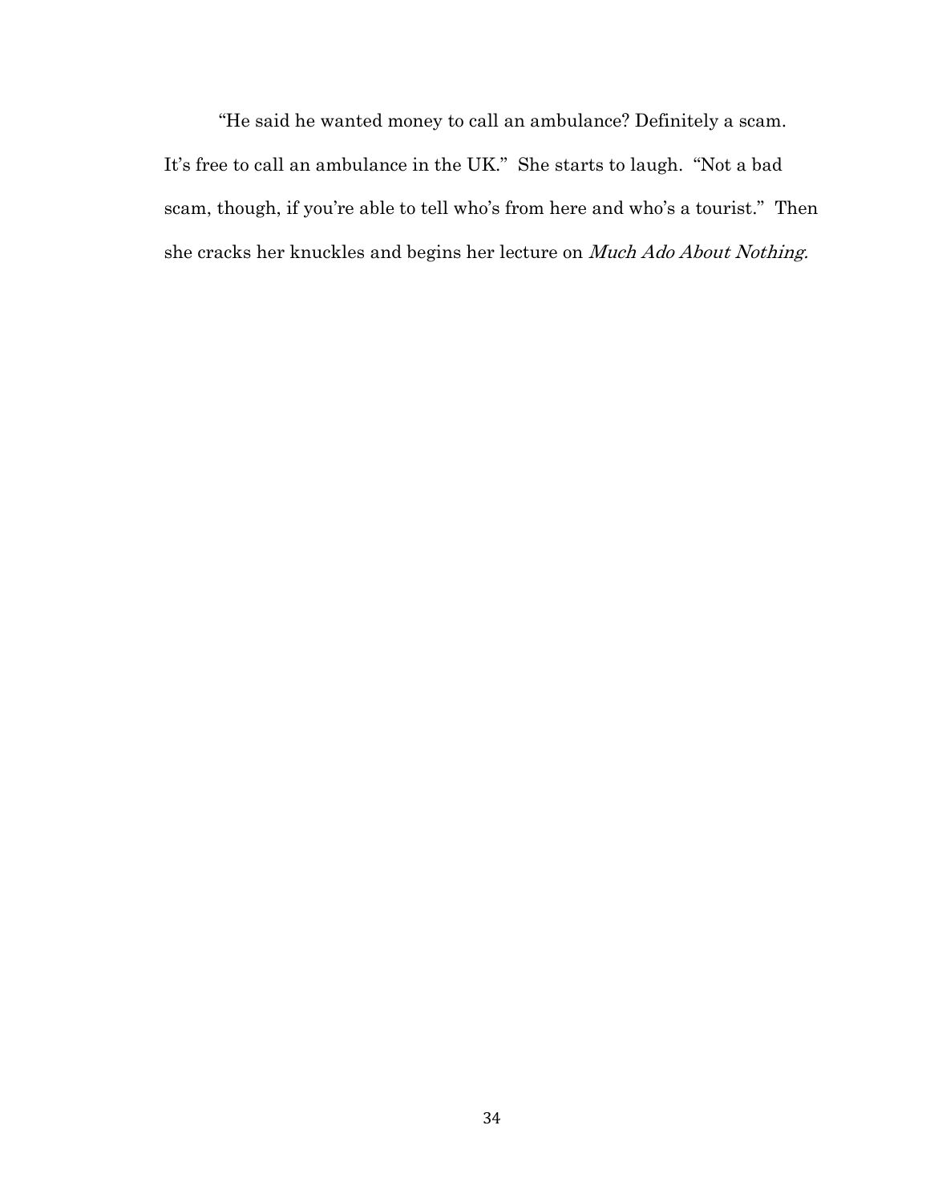"He said he wanted money to call an ambulance? Definitely a scam. It's free to call an ambulance in the UK." She starts to laugh. "Not a bad scam, though, if you're able to tell who's from here and who's a tourist." Then she cracks her knuckles and begins her lecture on *Much Ado About Nothing*.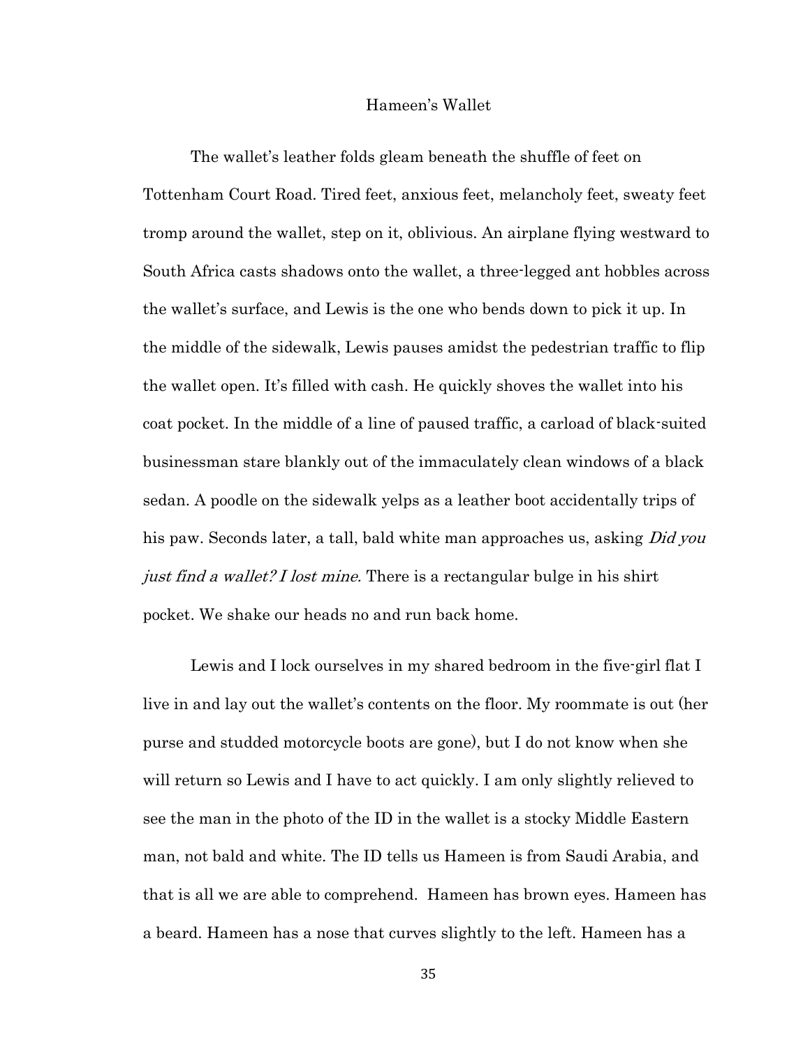# Hameen's Wallet

The wallet's leather folds gleam beneath the shuffle of feet on Tottenham Court Road. Tired feet, anxious feet, melancholy feet, sweaty feet tromp around the wallet, step on it, oblivious. An airplane flying westward to South Africa casts shadows onto the wallet, a three-legged ant hobbles across the wallet's surface, and Lewis is the one who bends down to pick it up. In the middle of the sidewalk, Lewis pauses amidst the pedestrian traffic to flip the wallet open. It's filled with cash. He quickly shoves the wallet into his coat pocket. In the middle of a line of paused traffic, a carload of black-suited businessman stare blankly out of the immaculately clean windows of a black sedan. A poodle on the sidewalk yelps as a leather boot accidentally trips of his paw. Seconds later, a tall, bald white man approaches us, asking *Did you just find a wallet? I lost mine.* There is a rectangular bulge in his shirt pocket. We shake our heads no and run back home.

Lewis and I lock ourselves in my shared bedroom in the five-girl flat I live in and lay out the wallet's contents on the floor. My roommate is out (her purse and studded motorcycle boots are gone), but I do not know when she will return so Lewis and I have to act quickly. I am only slightly relieved to see the man in the photo of the ID in the wallet is a stocky Middle Eastern man, not bald and white. The ID tells us Hameen is from Saudi Arabia, and that is all we are able to comprehend. Hameen has brown eyes. Hameen has a beard. Hameen has a nose that curves slightly to the left. Hameen has a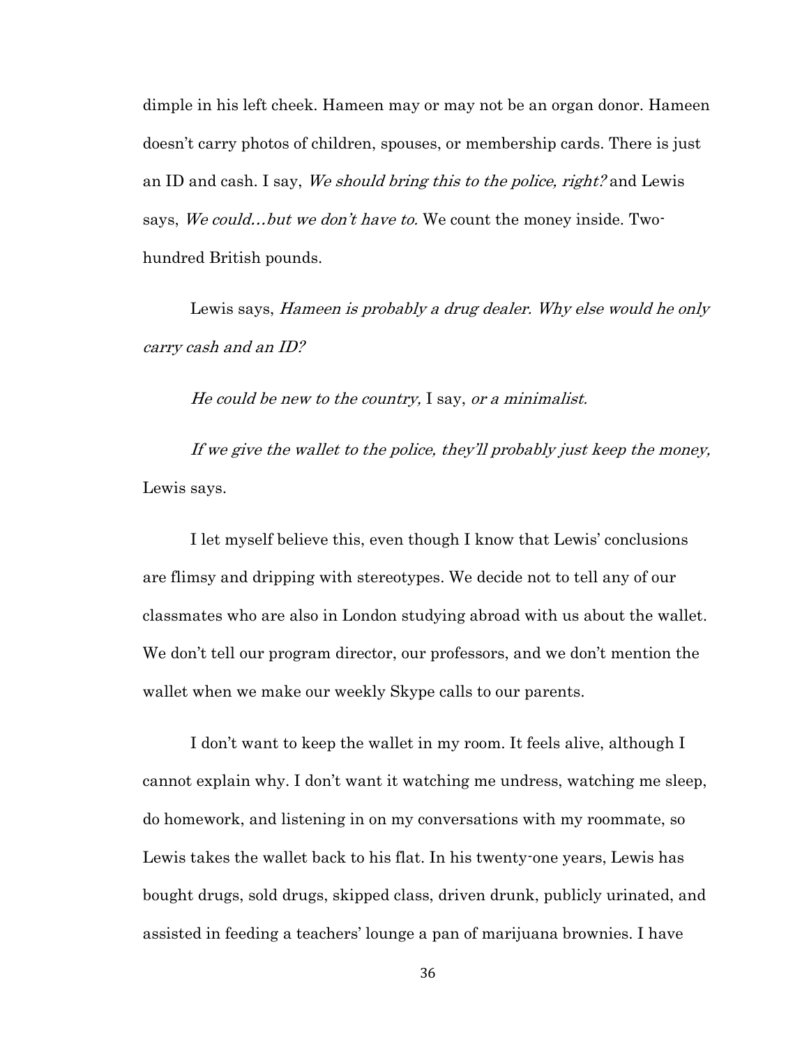dimple in his left cheek. Hameen may or may not be an organ donor. Hameen doesn't carry photos of children, spouses, or membership cards. There is just an ID and cash. I say, *We should bring this to the police, right?* and Lewis says, *We could…but we don't have to.* We count the money inside. Two-hundred British pounds.

Lewis says, *Hameen is probably a drug dealer. Why else would he only carry cash and an ID?*

*He could be new to the country,* I say, *or a minimalist.*

*If we give the wallet to the police, they'll probably just keep the money,* Lewis says.

I let myself believe this, even though I know that Lewis' conclusions are flimsy and dripping with stereotypes. We decide not to tell any of our classmates who are also in London studying abroad with us about the wallet. We don't tell our program director, our professors, and we don't mention the wallet when we make our weekly Skype calls to our parents.

I don't want to keep the wallet in my room. It feels alive, although I cannot explain why. I don't want it watching me undress, watching me sleep, do homework, and listening in on my conversations with my roommate, so Lewis takes the wallet back to his flat. In his twenty-one years, Lewis has bought drugs, sold drugs, skipped class, driven drunk, publicly urinated, and assisted in feeding a teachers' lounge a pan of marijuana brownies. I have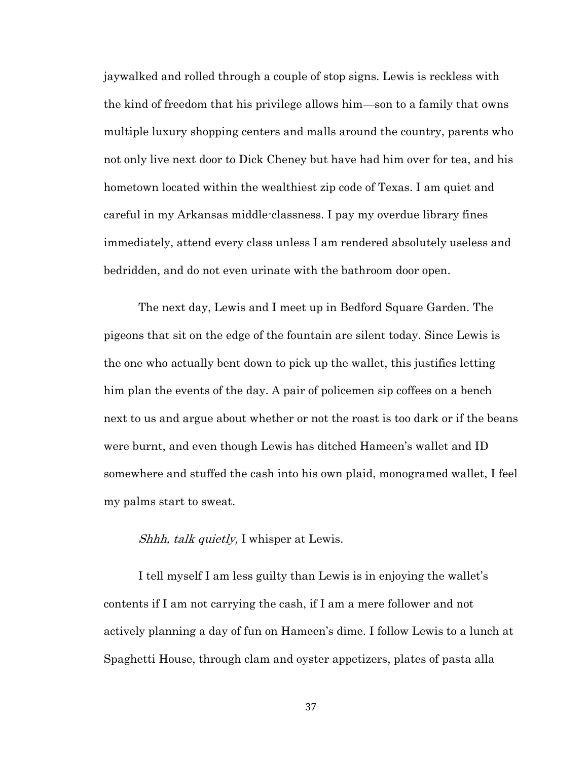jaywalked and rolled through a couple of stop signs. Lewis is reckless with the kind of freedom that his privilege allows him—son to a family that owns multiple luxury shopping centers and malls around the country, parents who not only live next door to Dick Cheney but have had him over for tea, and his hometown located within the wealthiest zip code of Texas. I am quiet and careful in my Arkansas middle-classness. I pay my overdue library fines immediately, attend every class unless I am rendered absolutely useless and bedridden, and do not even urinate with the bathroom door open.

The next day, Lewis and I meet up in Bedford Square Garden. The pigeons that sit on the edge of the fountain are silent today. Since Lewis is the one who actually bent down to pick up the wallet, this justifies letting him plan the events of the day. A pair of policemen sip coffees on a bench next to us and argue about whether or not the roast is too dark or if the beans were burnt, and even though Lewis has ditched Hameen's wallet and ID somewhere and stuffed the cash into his own plaid, monogramed wallet, I feel my palms start to sweat.

*Shhh, talk quietly,* I whisper at Lewis.

I tell myself I am less guilty than Lewis is in enjoying the wallet's contents if I am not carrying the cash, if I am a mere follower and not actively planning a day of fun on Hameen's dime. I follow Lewis to a lunch at Spaghetti House, through clam and oyster appetizers, plates of pasta alla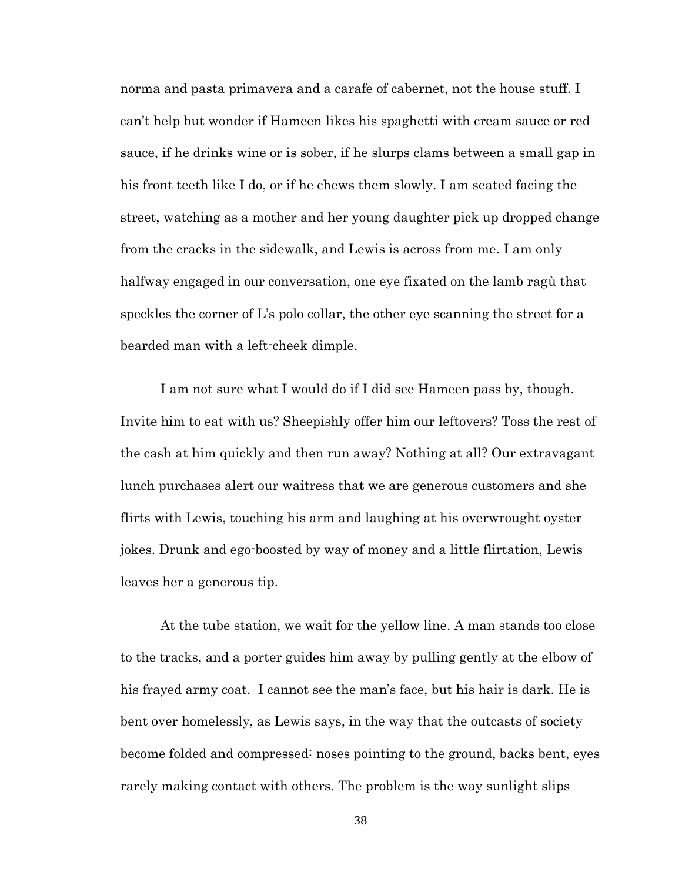norma and pasta primavera and a carafe of cabernet, not the house stuff. I can't help but wonder if Hameen likes his spaghetti with cream sauce or red sauce, if he drinks wine or is sober, if he slurps clams between a small gap in his front teeth like I do, or if he chews them slowly. I am seated facing the street, watching as a mother and her young daughter pick up dropped change from the cracks in the sidewalk, and Lewis is across from me. I am only halfway engaged in our conversation, one eye fixated on the lamb ragù that speckles the corner of L's polo collar, the other eye scanning the street for a bearded man with a left-cheek dimple.

I am not sure what I would do if I did see Hameen pass by, though. Invite him to eat with us? Sheepishly offer him our leftovers? Toss the rest of the cash at him quickly and then run away? Nothing at all? Our extravagant lunch purchases alert our waitress that we are generous customers and she flirts with Lewis, touching his arm and laughing at his overwrought oyster jokes. Drunk and ego-boosted by way of money and a little flirtation, Lewis leaves her a generous tip.

At the tube station, we wait for the yellow line. A man stands too close to the tracks, and a porter guides him away by pulling gently at the elbow of his frayed army coat. I cannot see the man's face, but his hair is dark. He is bent over homelessly, as Lewis says, in the way that the outcasts of society become folded and compressed: noses pointing to the ground, backs bent, eyes rarely making contact with others. The problem is the way sunlight slips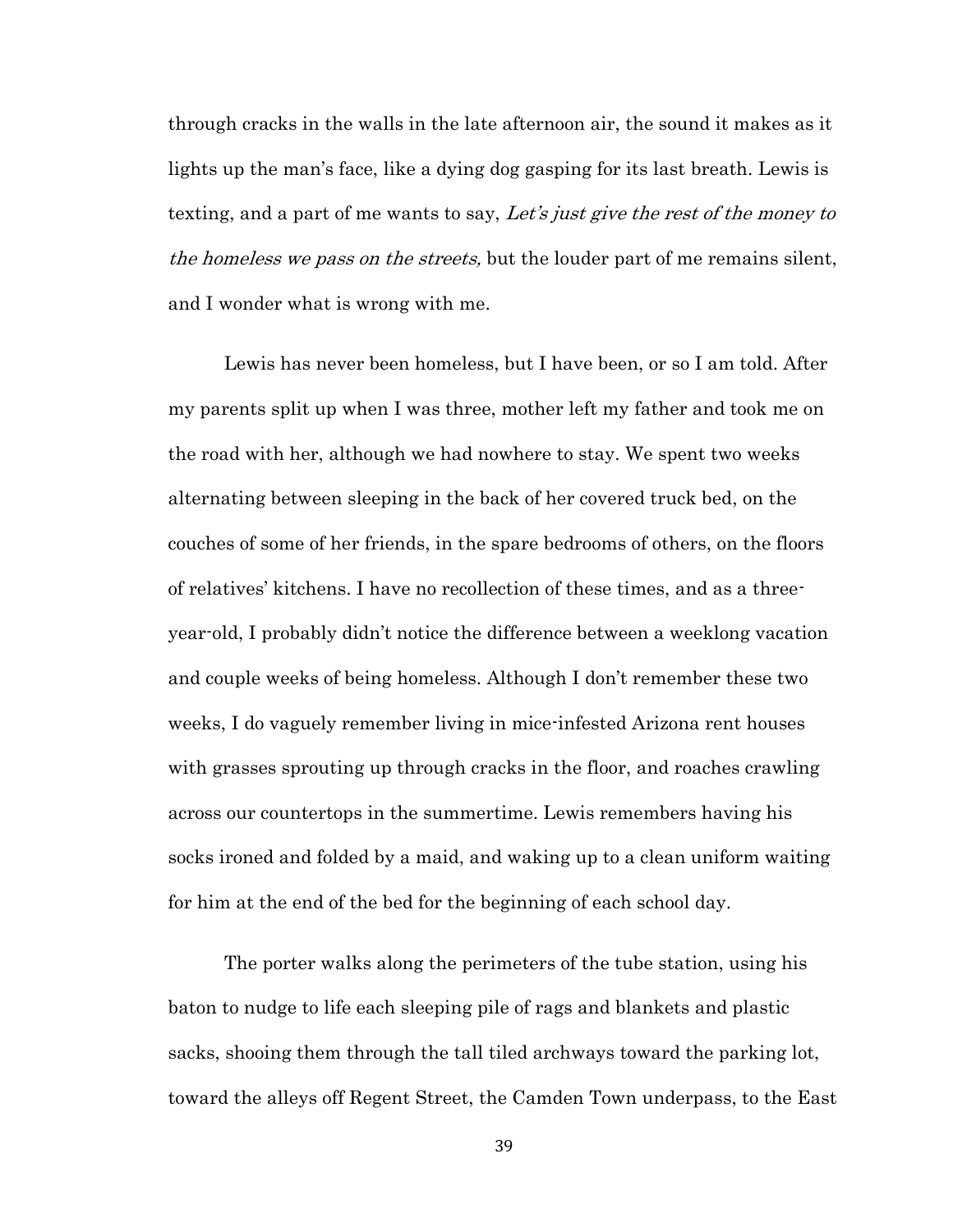through cracks in the walls in the late afternoon air, the sound it makes as it lights up the man's face, like a dying dog gasping for its last breath. Lewis is texting, and a part of me wants to say, *Let's just give the rest of the money to the homeless we pass on the streets,* but the louder part of me remains silent, and I wonder what is wrong with me.

Lewis has never been homeless, but I have been, or so I am told. After my parents split up when I was three, mother left my father and took me on the road with her, although we had nowhere to stay. We spent two weeks alternating between sleeping in the back of her covered truck bed, on the couches of some of her friends, in the spare bedrooms of others, on the floors of relatives' kitchens. I have no recollection of these times, and as a three-year-old, I probably didn't notice the difference between a weeklong vacation and couple weeks of being homeless. Although I don't remember these two weeks, I do vaguely remember living in mice-infested Arizona rent houses with grasses sprouting up through cracks in the floor, and roaches crawling across our countertops in the summertime. Lewis remembers having his socks ironed and folded by a maid, and waking up to a clean uniform waiting for him at the end of the bed for the beginning of each school day.

The porter walks along the perimeters of the tube station, using his baton to nudge to life each sleeping pile of rags and blankets and plastic sacks, shooing them through the tall tiled archways toward the parking lot, toward the alleys off Regent Street, the Camden Town underpass, to the East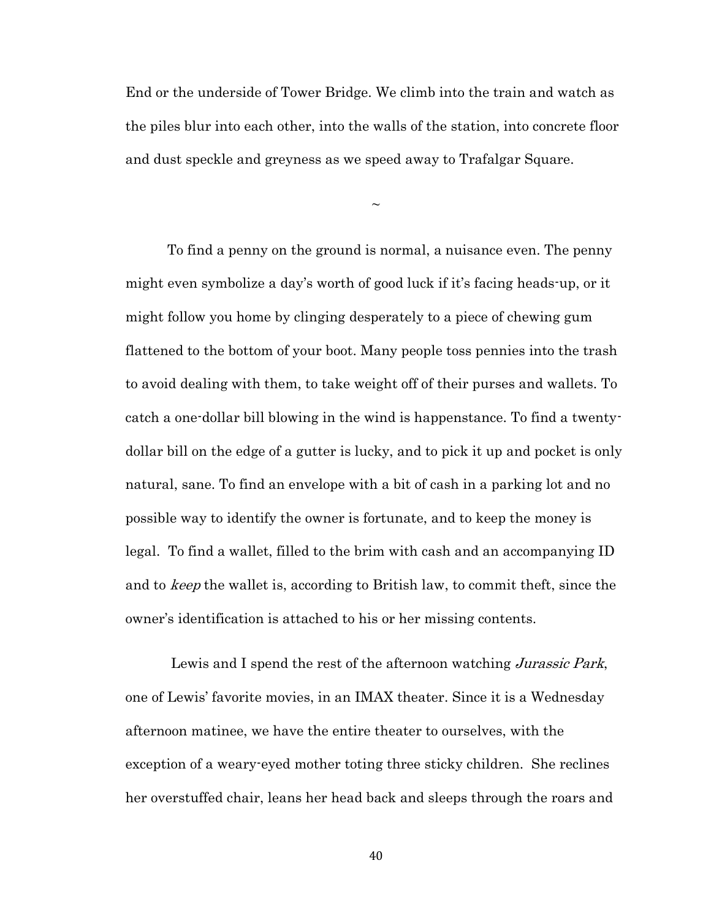End or the underside of Tower Bridge. We climb into the train and watch as the piles blur into each other, into the walls of the station, into concrete floor and dust speckle and greyness as we speed away to Trafalgar Square.

~

To find a penny on the ground is normal, a nuisance even. The penny might even symbolize a day's worth of good luck if it's facing heads-up, or it might follow you home by clinging desperately to a piece of chewing gum flattened to the bottom of your boot. Many people toss pennies into the trash to avoid dealing with them, to take weight off of their purses and wallets. To catch a one-dollar bill blowing in the wind is happenstance. To find a twenty-dollar bill on the edge of a gutter is lucky, and to pick it up and pocket is only natural, sane. To find an envelope with a bit of cash in a parking lot and no possible way to identify the owner is fortunate, and to keep the money is legal. To find a wallet, filled to the brim with cash and an accompanying ID and to *keep* the wallet is, according to British law, to commit theft, since the owner's identification is attached to his or her missing contents.

Lewis and I spend the rest of the afternoon watching *Jurassic Park*, one of Lewis' favorite movies, in an IMAX theater. Since it is a Wednesday afternoon matinee, we have the entire theater to ourselves, with the exception of a weary-eyed mother toting three sticky children. She reclines her overstuffed chair, leans her head back and sleeps through the roars and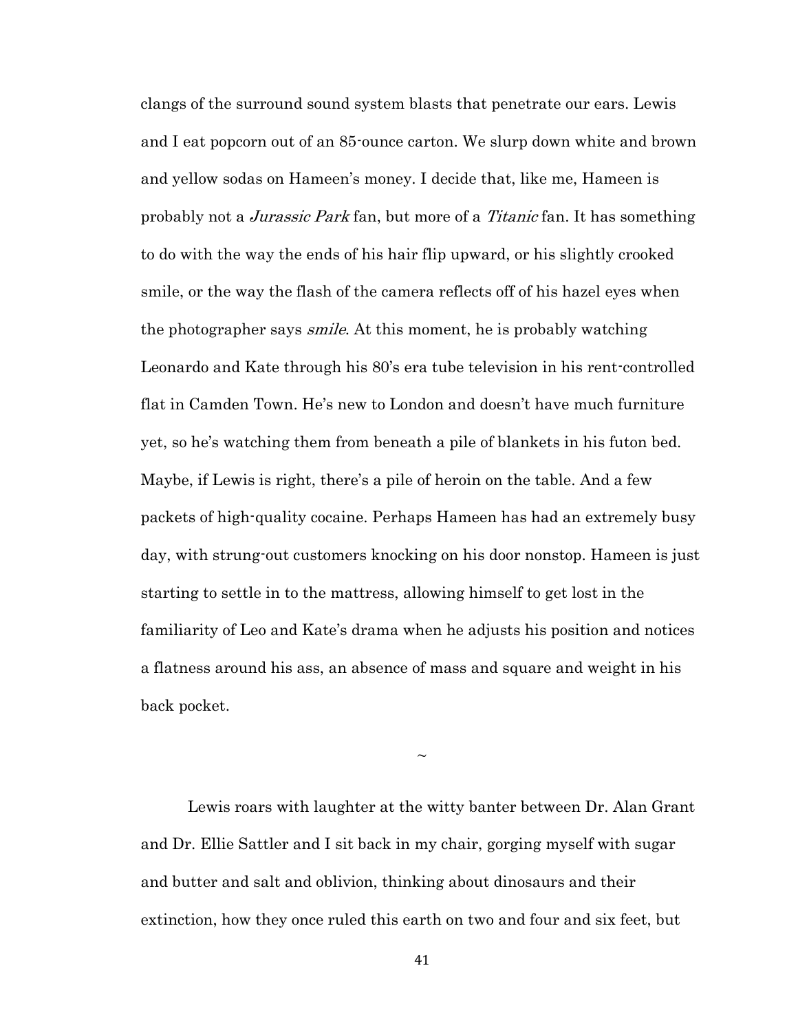clangs of the surround sound system blasts that penetrate our ears. Lewis and I eat popcorn out of an 85-ounce carton. We slurp down white and brown and yellow sodas on Hameen's money. I decide that, like me, Hameen is probably not a *Jurassic Park* fan, but more of a *Titanic* fan. It has something to do with the way the ends of his hair flip upward, or his slightly crooked smile, or the way the flash of the camera reflects off of his hazel eyes when the photographer says *smile*. At this moment, he is probably watching Leonardo and Kate through his 80's era tube television in his rent-controlled flat in Camden Town. He's new to London and doesn't have much furniture yet, so he's watching them from beneath a pile of blankets in his futon bed. Maybe, if Lewis is right, there's a pile of heroin on the table. And a few packets of high-quality cocaine. Perhaps Hameen has had an extremely busy day, with strung-out customers knocking on his door nonstop. Hameen is just starting to settle in to the mattress, allowing himself to get lost in the familiarity of Leo and Kate's drama when he adjusts his position and notices a flatness around his ass, an absence of mass and square and weight in his back pocket.

~

Lewis roars with laughter at the witty banter between Dr. Alan Grant and Dr. Ellie Sattler and I sit back in my chair, gorging myself with sugar and butter and salt and oblivion, thinking about dinosaurs and their extinction, how they once ruled this earth on two and four and six feet, but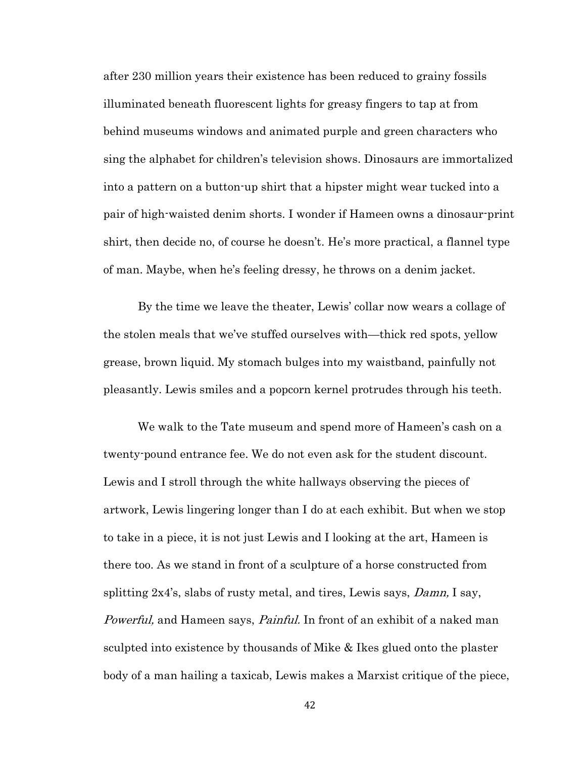after 230 million years their existence has been reduced to grainy fossils illuminated beneath fluorescent lights for greasy fingers to tap at from behind museums windows and animated purple and green characters who sing the alphabet for children's television shows. Dinosaurs are immortalized into a pattern on a button-up shirt that a hipster might wear tucked into a pair of high-waisted denim shorts. I wonder if Hameen owns a dinosaur-print shirt, then decide no, of course he doesn't. He's more practical, a flannel type of man. Maybe, when he's feeling dressy, he throws on a denim jacket.

By the time we leave the theater, Lewis' collar now wears a collage of the stolen meals that we've stuffed ourselves with—thick red spots, yellow grease, brown liquid. My stomach bulges into my waistband, painfully not pleasantly. Lewis smiles and a popcorn kernel protrudes through his teeth.

We walk to the Tate museum and spend more of Hameen's cash on a twenty-pound entrance fee. We do not even ask for the student discount. Lewis and I stroll through the white hallways observing the pieces of artwork, Lewis lingering longer than I do at each exhibit. But when we stop to take in a piece, it is not just Lewis and I looking at the art, Hameen is there too. As we stand in front of a sculpture of a horse constructed from splitting 2x4's, slabs of rusty metal, and tires, Lewis says, *Damn,* I say, *Powerful,* and Hameen says, *Painful.* In front of an exhibit of a naked man sculpted into existence by thousands of Mike & Ikes glued onto the plaster body of a man hailing a taxicab, Lewis makes a Marxist critique of the piece,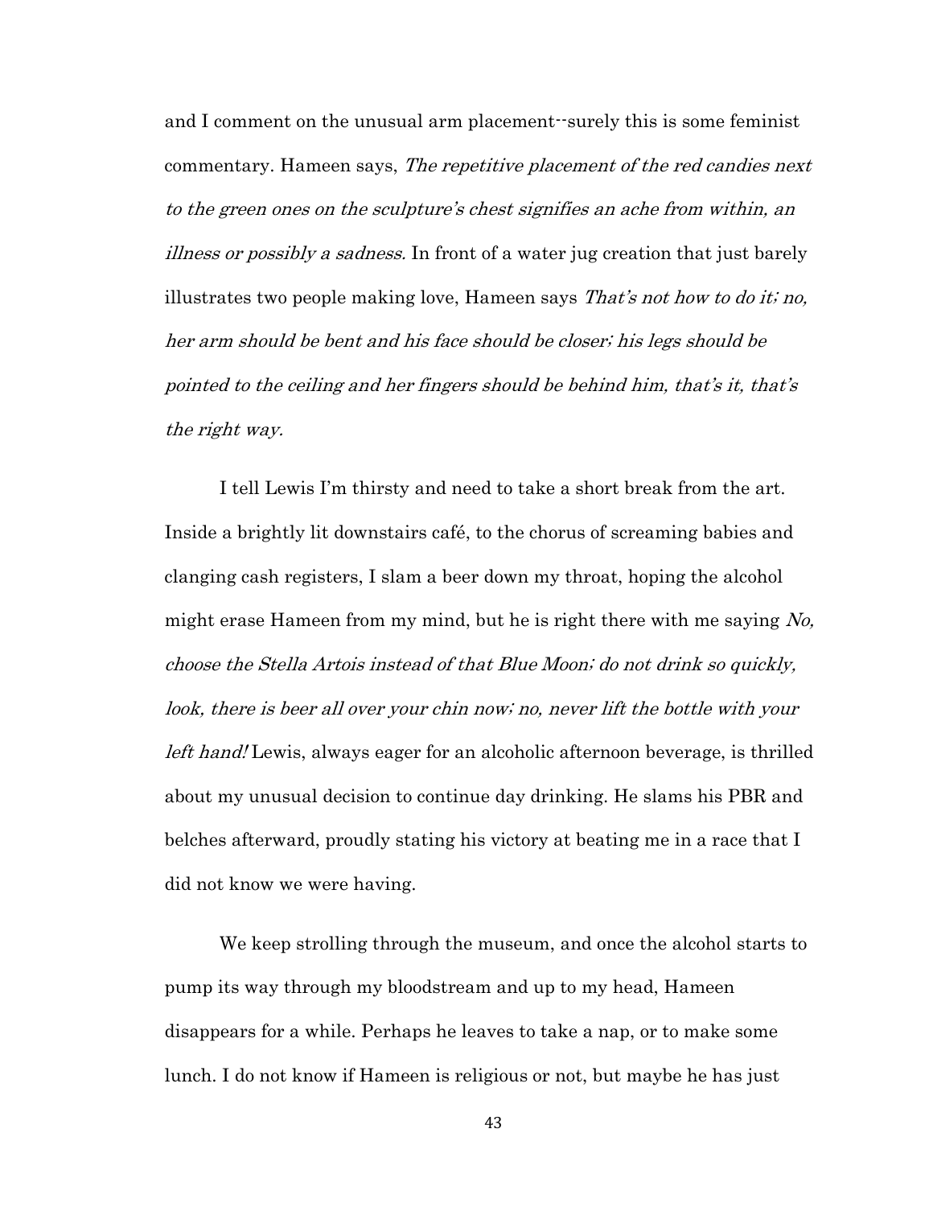and I comment on the unusual arm placement--surely this is some feminist commentary. Hameen says, *The repetitive placement of the red candies next to the green ones on the sculpture's chest signifies an ache from within, an illness or possibly a sadness.* In front of a water jug creation that just barely illustrates two people making love, Hameen says *That's not how to do it; no, her arm should be bent and his face should be closer; his legs should be pointed to the ceiling and her fingers should be behind him, that's it, that's the right way.*

I tell Lewis I'm thirsty and need to take a short break from the art. Inside a brightly lit downstairs café, to the chorus of screaming babies and clanging cash registers, I slam a beer down my throat, hoping the alcohol might erase Hameen from my mind, but he is right there with me saying *No, choose the Stella Artois instead of that Blue Moon; do not drink so quickly, look, there is beer all over your chin now; no, never lift the bottle with your left hand!* Lewis, always eager for an alcoholic afternoon beverage, is thrilled about my unusual decision to continue day drinking. He slams his PBR and belches afterward, proudly stating his victory at beating me in a race that I did not know we were having.

We keep strolling through the museum, and once the alcohol starts to pump its way through my bloodstream and up to my head, Hameen disappears for a while. Perhaps he leaves to take a nap, or to make some lunch. I do not know if Hameen is religious or not, but maybe he has just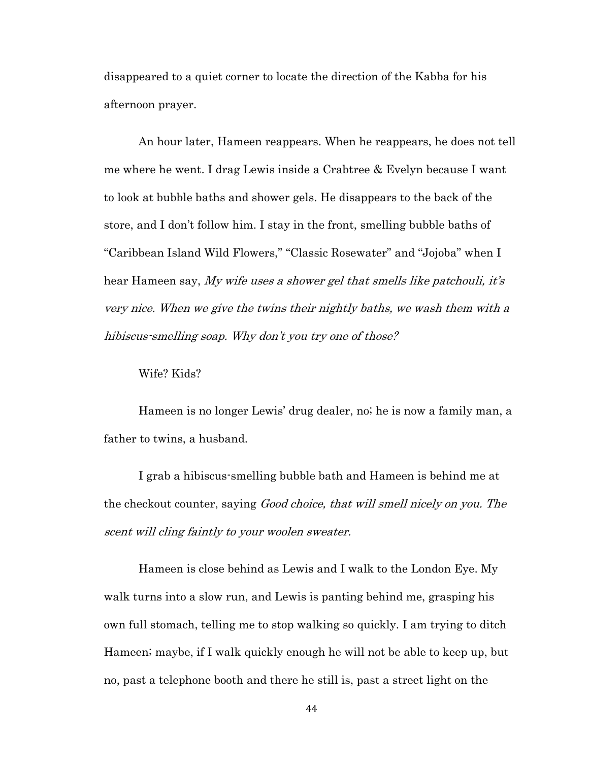disappeared to a quiet corner to locate the direction of the Kabba for his afternoon prayer.

An hour later, Hameen reappears. When he reappears, he does not tell me where he went. I drag Lewis inside a Crabtree & Evelyn because I want to look at bubble baths and shower gels. He disappears to the back of the store, and I don't follow him. I stay in the front, smelling bubble baths of "Caribbean Island Wild Flowers," "Classic Rosewater" and "Jojoba" when I hear Hameen say, *My wife uses a shower gel that smells like patchouli, it's very nice. When we give the twins their nightly baths, we wash them with a hibiscus-smelling soap. Why don't you try one of those?*

Wife? Kids?

Hameen is no longer Lewis' drug dealer, no; he is now a family man, a father to twins, a husband.

I grab a hibiscus-smelling bubble bath and Hameen is behind me at the checkout counter, saying *Good choice, that will smell nicely on you. The scent will cling faintly to your woolen sweater.*

Hameen is close behind as Lewis and I walk to the London Eye. My walk turns into a slow run, and Lewis is panting behind me, grasping his own full stomach, telling me to stop walking so quickly. I am trying to ditch Hameen; maybe, if I walk quickly enough he will not be able to keep up, but no, past a telephone booth and there he still is, past a street light on the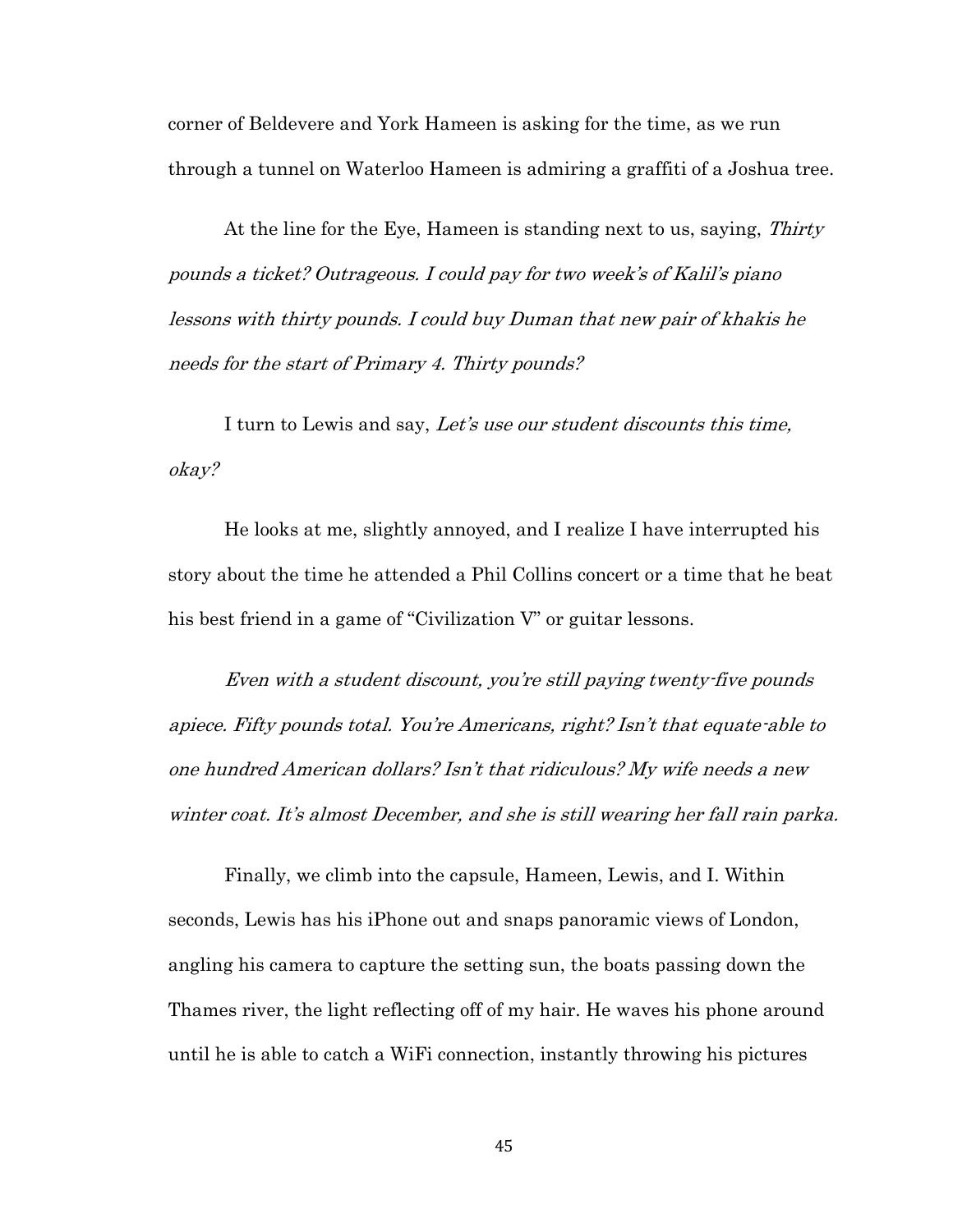corner of Beldevere and York Hameen is asking for the time, as we run through a tunnel on Waterloo Hameen is admiring a graffiti of a Joshua tree.

At the line for the Eye, Hameen is standing next to us, saying, *Thirty pounds a ticket? Outrageous. I could pay for two week's of Kalil's piano lessons with thirty pounds. I could buy Duman that new pair of khakis he needs for the start of Primary 4. Thirty pounds?*

I turn to Lewis and say, *Let's use our student discounts this time, okay?*

He looks at me, slightly annoyed, and I realize I have interrupted his story about the time he attended a Phil Collins concert or a time that he beat his best friend in a game of "Civilization V" or guitar lessons.

*Even with a student discount, you're still paying twenty-five pounds apiece. Fifty pounds total. You're Americans, right? Isn't that equate-able to one hundred American dollars? Isn't that ridiculous? My wife needs a new winter coat. It's almost December, and she is still wearing her fall rain parka.*

Finally, we climb into the capsule, Hameen, Lewis, and I. Within seconds, Lewis has his iPhone out and snaps panoramic views of London, angling his camera to capture the setting sun, the boats passing down the Thames river, the light reflecting off of my hair. He waves his phone around until he is able to catch a WiFi connection, instantly throwing his pictures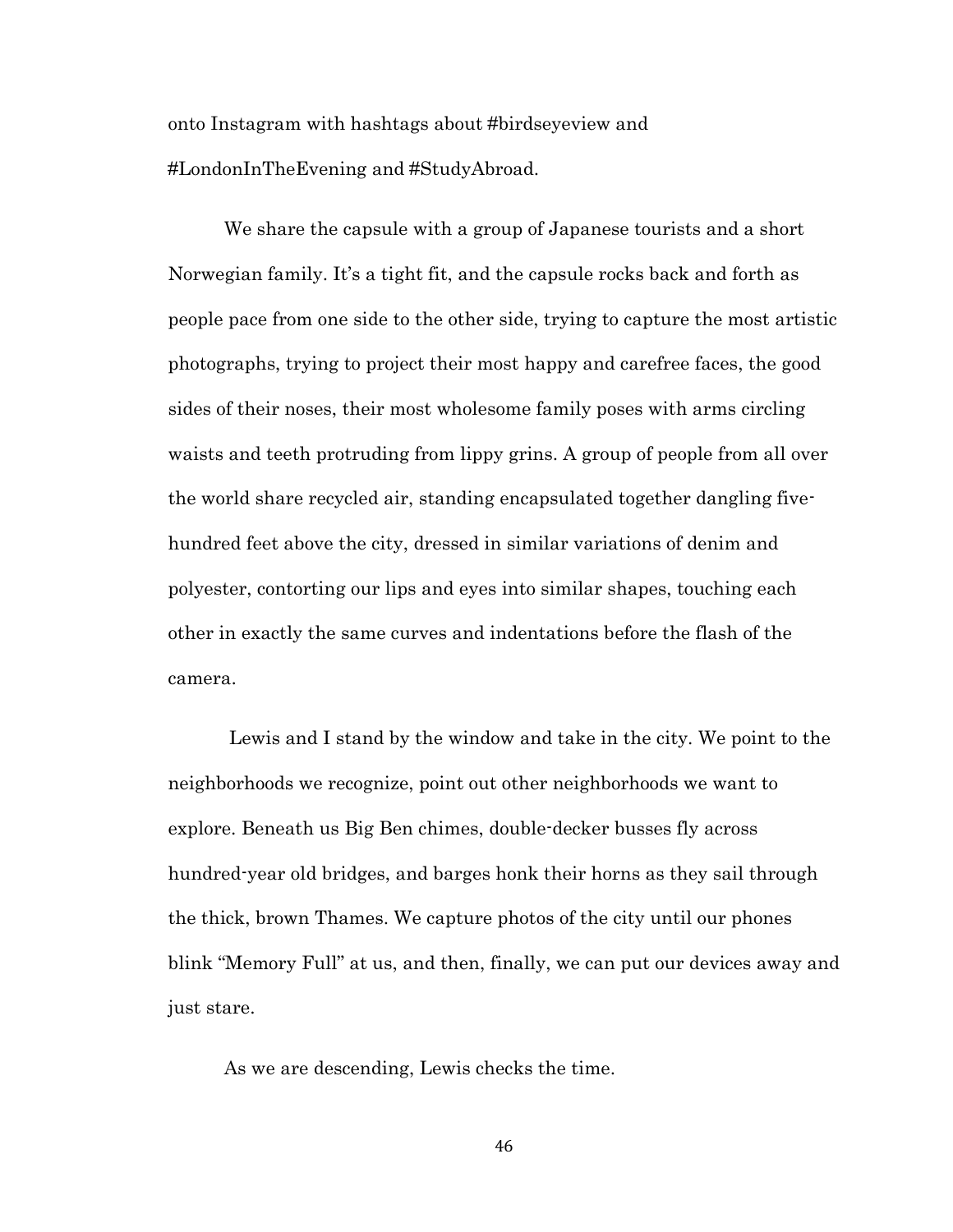onto Instagram with hashtags about #birdseyeview and #LondonInTheEvening and #StudyAbroad.

We share the capsule with a group of Japanese tourists and a short Norwegian family. It's a tight fit, and the capsule rocks back and forth as people pace from one side to the other side, trying to capture the most artistic photographs, trying to project their most happy and carefree faces, the good sides of their noses, their most wholesome family poses with arms circling waists and teeth protruding from lippy grins. A group of people from all over the world share recycled air, standing encapsulated together dangling five-hundred feet above the city, dressed in similar variations of denim and polyester, contorting our lips and eyes into similar shapes, touching each other in exactly the same curves and indentations before the flash of the camera.

Lewis and I stand by the window and take in the city. We point to the neighborhoods we recognize, point out other neighborhoods we want to explore. Beneath us Big Ben chimes, double-decker busses fly across hundred-year old bridges, and barges honk their horns as they sail through the thick, brown Thames. We capture photos of the city until our phones blink "Memory Full" at us, and then, finally, we can put our devices away and just stare.

As we are descending, Lewis checks the time.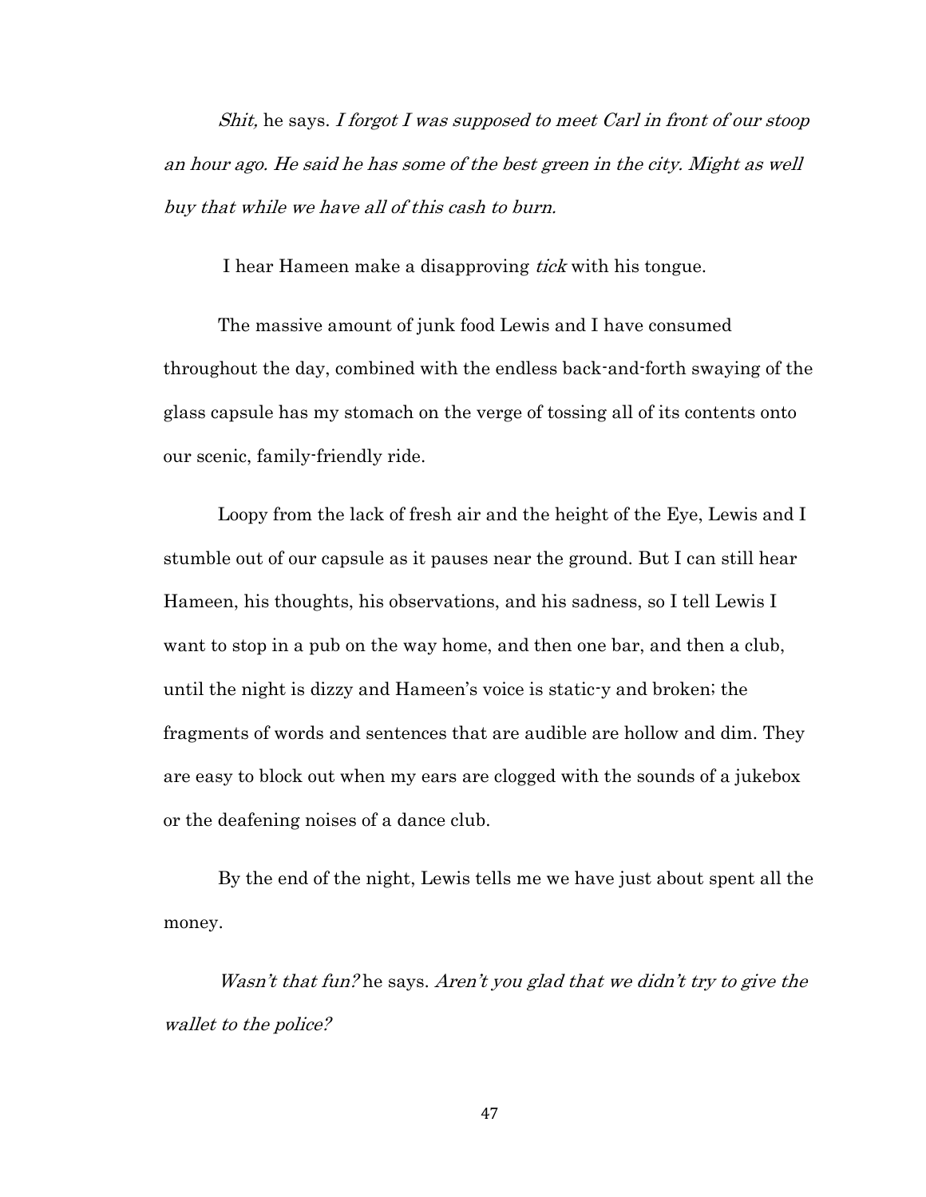*Shit,* he says. *I forgot I was supposed to meet Carl in front of our stoop an hour ago. He said he has some of the best green in the city. Might as well buy that while we have all of this cash to burn.*

I hear Hameen make a disapproving *tick* with his tongue.

The massive amount of junk food Lewis and I have consumed throughout the day, combined with the endless back-and-forth swaying of the glass capsule has my stomach on the verge of tossing all of its contents onto our scenic, family-friendly ride.

Loopy from the lack of fresh air and the height of the Eye, Lewis and I stumble out of our capsule as it pauses near the ground. But I can still hear Hameen, his thoughts, his observations, and his sadness, so I tell Lewis I want to stop in a pub on the way home, and then one bar, and then a club, until the night is dizzy and Hameen's voice is static-y and broken; the fragments of words and sentences that are audible are hollow and dim. They are easy to block out when my ears are clogged with the sounds of a jukebox or the deafening noises of a dance club.

By the end of the night, Lewis tells me we have just about spent all the money.

*Wasn't that fun?* he says. *Aren't you glad that we didn't try to give the wallet to the police?*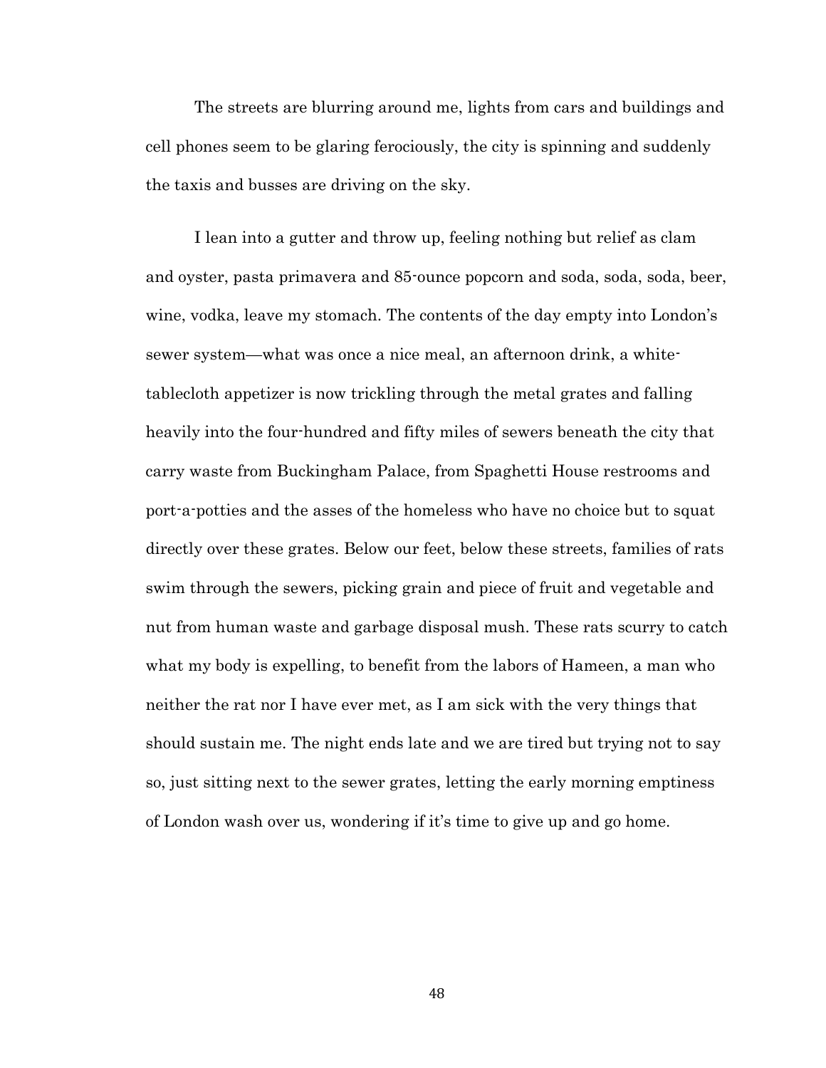The streets are blurring around me, lights from cars and buildings and cell phones seem to be glaring ferociously, the city is spinning and suddenly the taxis and busses are driving on the sky.

I lean into a gutter and throw up, feeling nothing but relief as clam and oyster, pasta primavera and 85-ounce popcorn and soda, soda, soda, beer, wine, vodka, leave my stomach. The contents of the day empty into London's sewer system—what was once a nice meal, an afternoon drink, a white-tablecloth appetizer is now trickling through the metal grates and falling heavily into the four-hundred and fifty miles of sewers beneath the city that carry waste from Buckingham Palace, from Spaghetti House restrooms and port-a-potties and the asses of the homeless who have no choice but to squat directly over these grates. Below our feet, below these streets, families of rats swim through the sewers, picking grain and piece of fruit and vegetable and nut from human waste and garbage disposal mush. These rats scurry to catch what my body is expelling, to benefit from the labors of Hameen, a man who neither the rat nor I have ever met, as I am sick with the very things that should sustain me. The night ends late and we are tired but trying not to say so, just sitting next to the sewer grates, letting the early morning emptiness of London wash over us, wondering if it's time to give up and go home.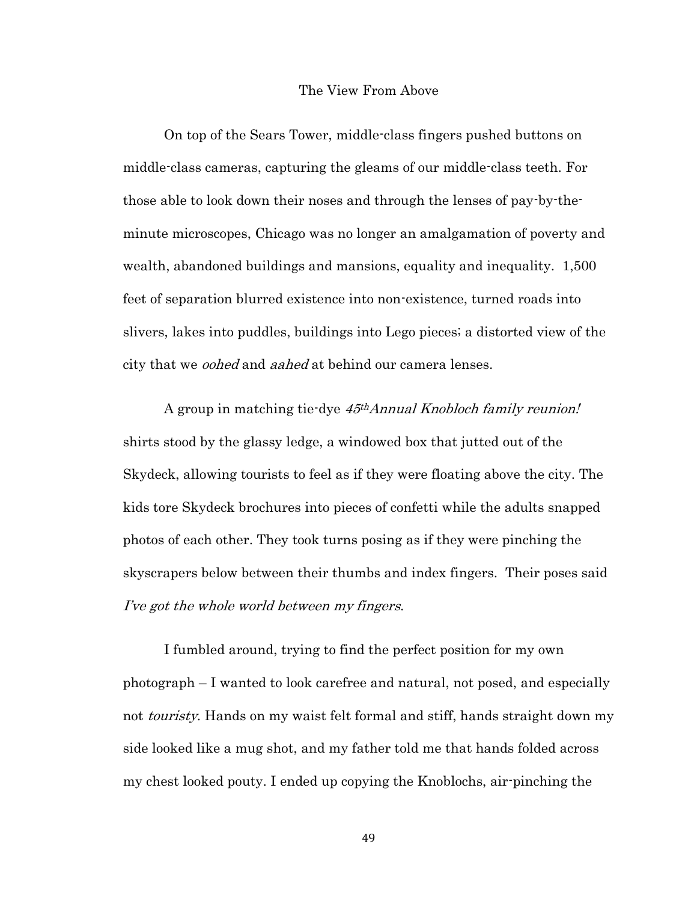# The View From Above

On top of the Sears Tower, middle-class fingers pushed buttons on middle-class cameras, capturing the gleams of our middle-class teeth. For those able to look down their noses and through the lenses of pay-by-the-minute microscopes, Chicago was no longer an amalgamation of poverty and wealth, abandoned buildings and mansions, equality and inequality. 1,500 feet of separation blurred existence into non-existence, turned roads into slivers, lakes into puddles, buildings into Lego pieces; a distorted view of the city that we *oohed* and *aahed* at behind our camera lenses.

A group in matching tie-dye *45th Annual Knobloch family reunion!* shirts stood by the glassy ledge, a windowed box that jutted out of the Skydeck, allowing tourists to feel as if they were floating above the city. The kids tore Skydeck brochures into pieces of confetti while the adults snapped photos of each other. They took turns posing as if they were pinching the skyscrapers below between their thumbs and index fingers. Their poses said *I've got the whole world between my fingers*.

I fumbled around, trying to find the perfect position for my own photograph – I wanted to look carefree and natural, not posed, and especially not *touristy*. Hands on my waist felt formal and stiff, hands straight down my side looked like a mug shot, and my father told me that hands folded across my chest looked pouty. I ended up copying the Knoblochs, air-pinching the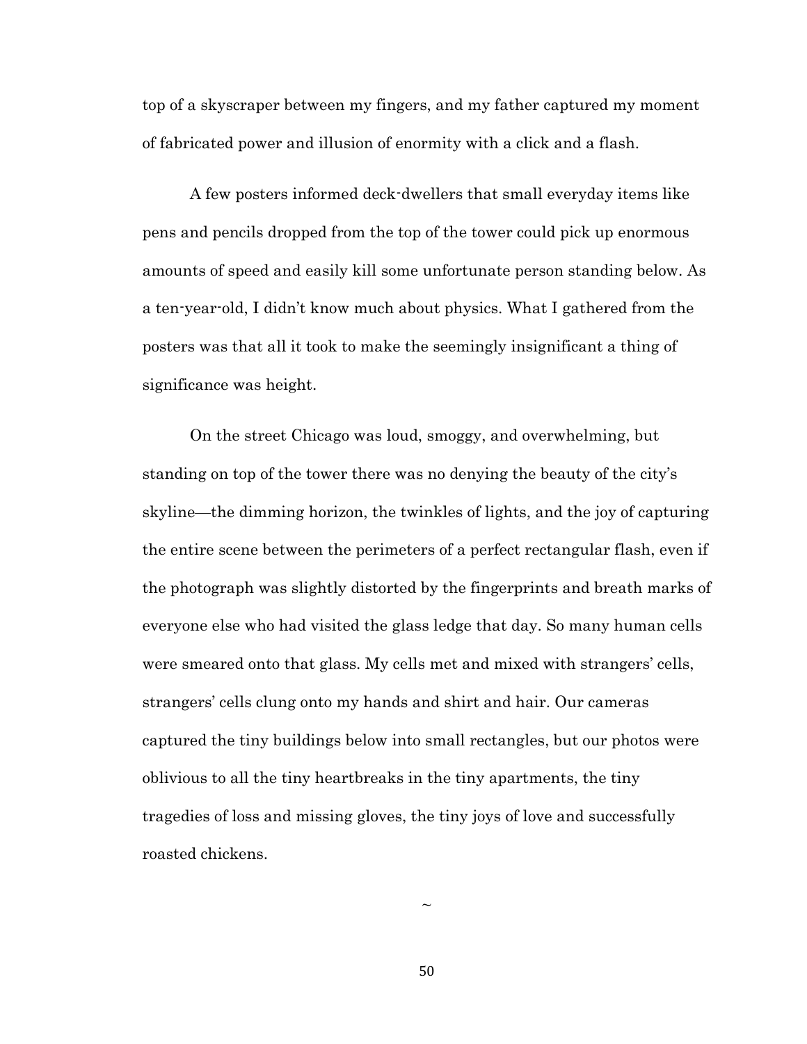top of a skyscraper between my fingers, and my father captured my moment of fabricated power and illusion of enormity with a click and a flash.

A few posters informed deck-dwellers that small everyday items like pens and pencils dropped from the top of the tower could pick up enormous amounts of speed and easily kill some unfortunate person standing below. As a ten-year-old, I didn't know much about physics. What I gathered from the posters was that all it took to make the seemingly insignificant a thing of significance was height.

On the street Chicago was loud, smoggy, and overwhelming, but standing on top of the tower there was no denying the beauty of the city's skyline—the dimming horizon, the twinkles of lights, and the joy of capturing the entire scene between the perimeters of a perfect rectangular flash, even if the photograph was slightly distorted by the fingerprints and breath marks of everyone else who had visited the glass ledge that day. So many human cells were smeared onto that glass. My cells met and mixed with strangers' cells, strangers' cells clung onto my hands and shirt and hair. Our cameras captured the tiny buildings below into small rectangles, but our photos were oblivious to all the tiny heartbreaks in the tiny apartments, the tiny tragedies of loss and missing gloves, the tiny joys of love and successfully roasted chickens.

~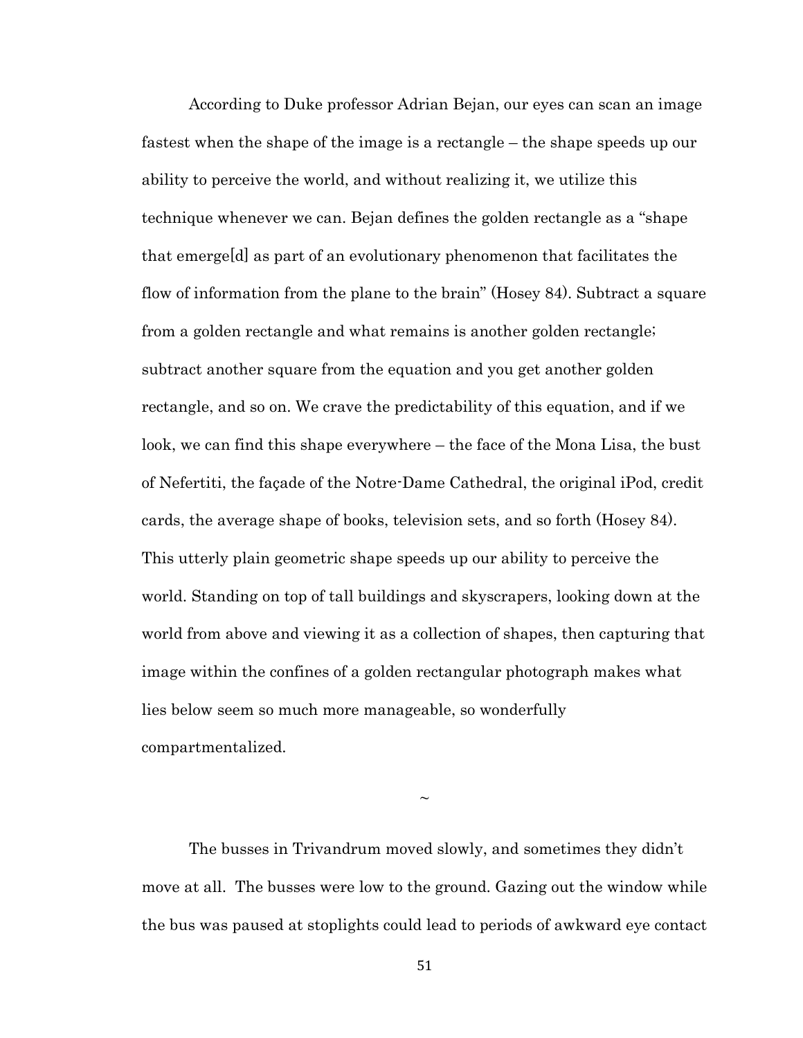According to Duke professor Adrian Bejan, our eyes can scan an image fastest when the shape of the image is a rectangle – the shape speeds up our ability to perceive the world, and without realizing it, we utilize this technique whenever we can. Bejan defines the golden rectangle as a "shape that emerge[d] as part of an evolutionary phenomenon that facilitates the flow of information from the plane to the brain" (Hosey 84). Subtract a square from a golden rectangle and what remains is another golden rectangle; subtract another square from the equation and you get another golden rectangle, and so on. We crave the predictability of this equation, and if we look, we can find this shape everywhere – the face of the Mona Lisa, the bust of Nefertiti, the façade of the Notre-Dame Cathedral, the original iPod, credit cards, the average shape of books, television sets, and so forth (Hosey 84). This utterly plain geometric shape speeds up our ability to perceive the world. Standing on top of tall buildings and skyscrapers, looking down at the world from above and viewing it as a collection of shapes, then capturing that image within the confines of a golden rectangular photograph makes what lies below seem so much more manageable, so wonderfully compartmentalized.

~

The busses in Trivandrum moved slowly, and sometimes they didn't move at all. The busses were low to the ground. Gazing out the window while the bus was paused at stoplights could lead to periods of awkward eye contact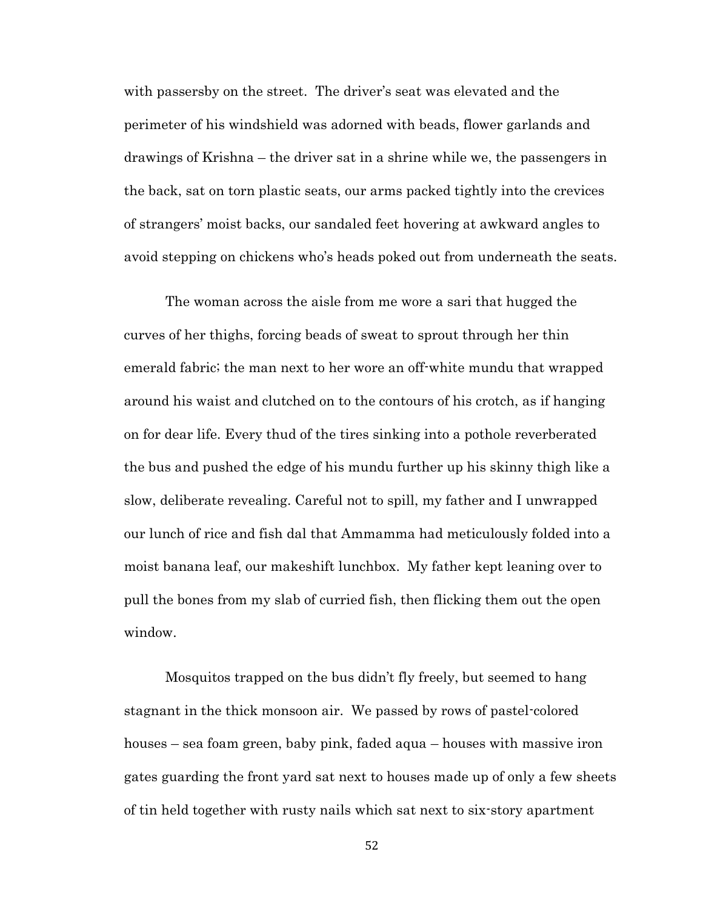with passersby on the street. The driver's seat was elevated and the perimeter of his windshield was adorned with beads, flower garlands and drawings of Krishna – the driver sat in a shrine while we, the passengers in the back, sat on torn plastic seats, our arms packed tightly into the crevices of strangers' moist backs, our sandaled feet hovering at awkward angles to avoid stepping on chickens who's heads poked out from underneath the seats.

The woman across the aisle from me wore a sari that hugged the curves of her thighs, forcing beads of sweat to sprout through her thin emerald fabric; the man next to her wore an off-white mundu that wrapped around his waist and clutched on to the contours of his crotch, as if hanging on for dear life. Every thud of the tires sinking into a pothole reverberated the bus and pushed the edge of his mundu further up his skinny thigh like a slow, deliberate revealing. Careful not to spill, my father and I unwrapped our lunch of rice and fish dal that Ammamma had meticulously folded into a moist banana leaf, our makeshift lunchbox. My father kept leaning over to pull the bones from my slab of curried fish, then flicking them out the open window.

Mosquitos trapped on the bus didn't fly freely, but seemed to hang stagnant in the thick monsoon air. We passed by rows of pastel-colored houses – sea foam green, baby pink, faded aqua – houses with massive iron gates guarding the front yard sat next to houses made up of only a few sheets of tin held together with rusty nails which sat next to six-story apartment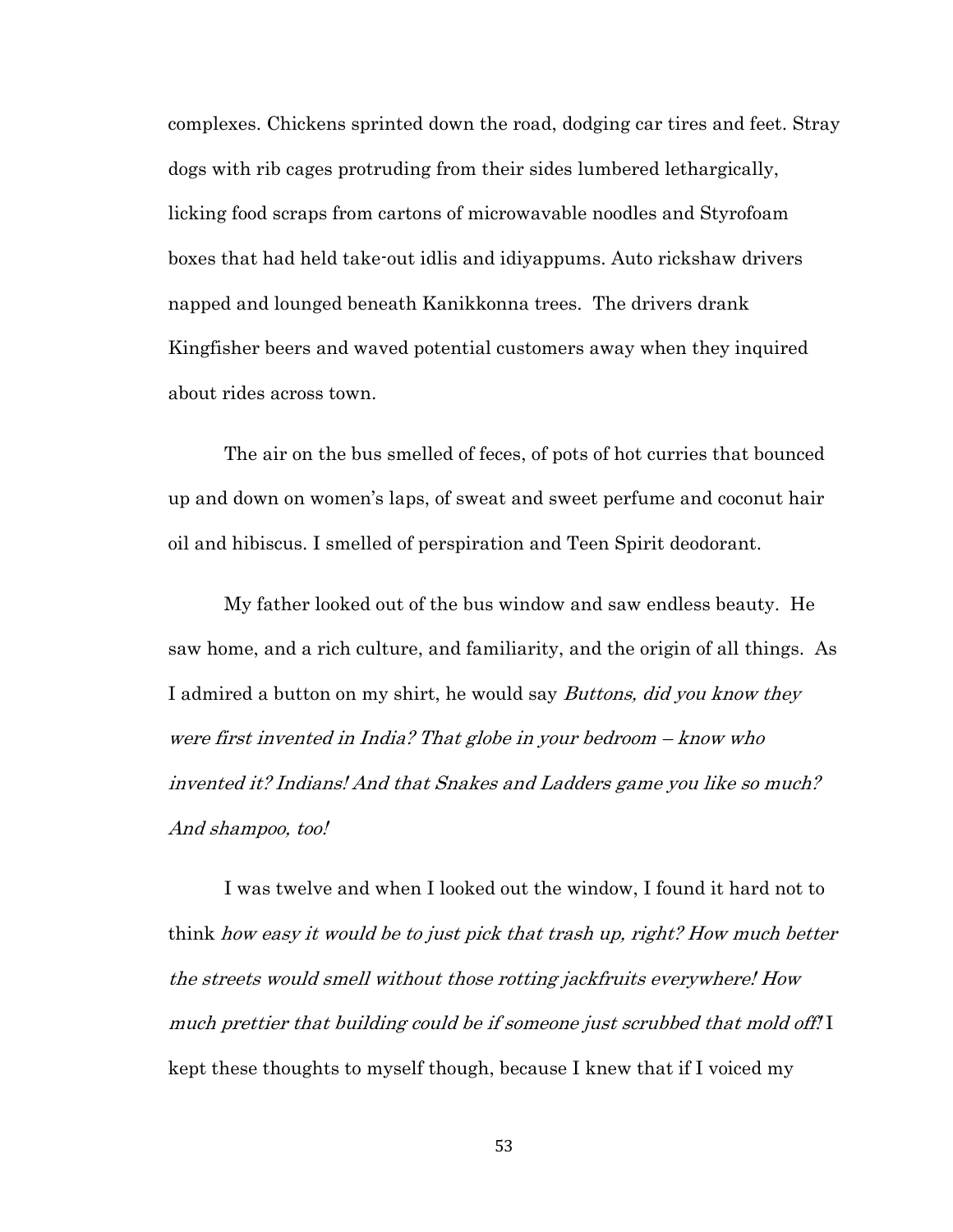complexes. Chickens sprinted down the road, dodging car tires and feet. Stray dogs with rib cages protruding from their sides lumbered lethargically, licking food scraps from cartons of microwavable noodles and Styrofoam boxes that had held take-out idlis and idiyappums. Auto rickshaw drivers napped and lounged beneath Kanikkonna trees. The drivers drank Kingfisher beers and waved potential customers away when they inquired about rides across town.

The air on the bus smelled of feces, of pots of hot curries that bounced up and down on women's laps, of sweat and sweet perfume and coconut hair oil and hibiscus. I smelled of perspiration and Teen Spirit deodorant.

My father looked out of the bus window and saw endless beauty. He saw home, and a rich culture, and familiarity, and the origin of all things. As I admired a button on my shirt, he would say *Buttons, did you know they were first invented in India? That globe in your bedroom – know who invented it? Indians! And that Snakes and Ladders game you like so much? And shampoo, too!*

I was twelve and when I looked out the window, I found it hard not to think *how easy it would be to just pick that trash up, right? How much better the streets would smell without those rotting jackfruits everywhere! How much prettier that building could be if someone just scrubbed that mold off!* I kept these thoughts to myself though, because I knew that if I voiced my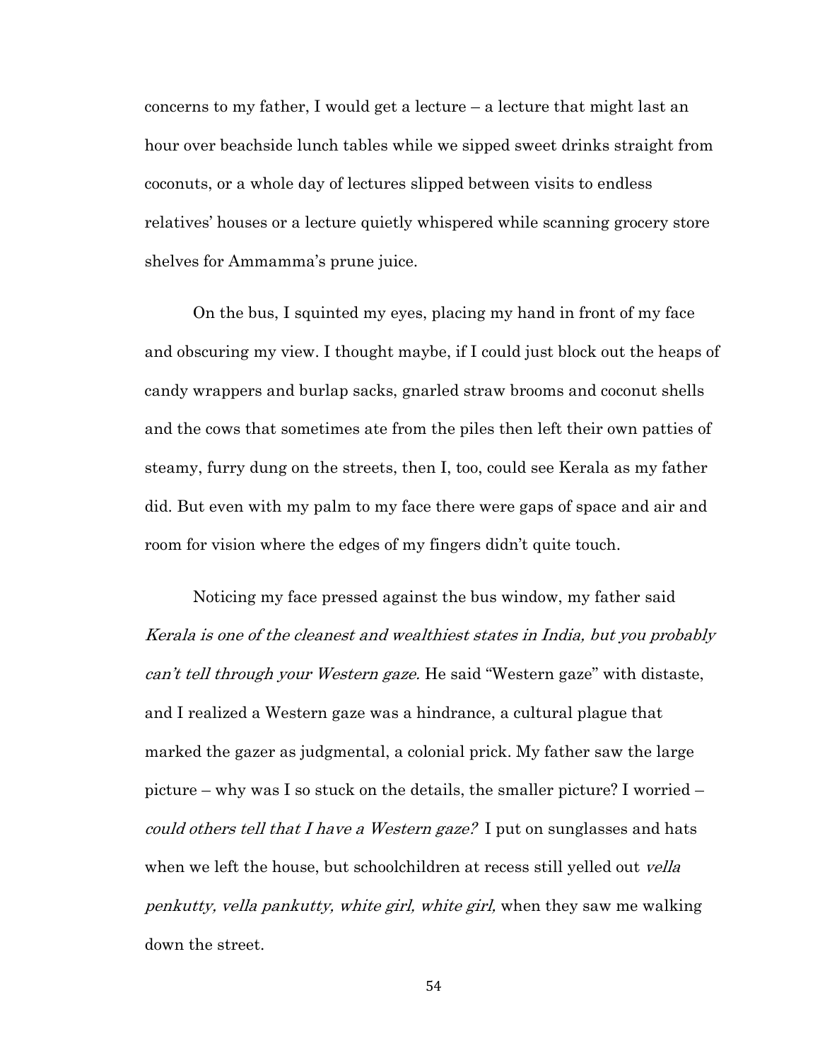concerns to my father, I would get a lecture – a lecture that might last an hour over beachside lunch tables while we sipped sweet drinks straight from coconuts, or a whole day of lectures slipped between visits to endless relatives' houses or a lecture quietly whispered while scanning grocery store shelves for Ammamma's prune juice.

On the bus, I squinted my eyes, placing my hand in front of my face and obscuring my view. I thought maybe, if I could just block out the heaps of candy wrappers and burlap sacks, gnarled straw brooms and coconut shells and the cows that sometimes ate from the piles then left their own patties of steamy, furry dung on the streets, then I, too, could see Kerala as my father did. But even with my palm to my face there were gaps of space and air and room for vision where the edges of my fingers didn't quite touch.

Noticing my face pressed against the bus window, my father said *Kerala is one of the cleanest and wealthiest states in India, but you probably can't tell through your Western gaze.* He said "Western gaze" with distaste, and I realized a Western gaze was a hindrance, a cultural plague that marked the gazer as judgmental, a colonial prick. My father saw the large picture – why was I so stuck on the details, the smaller picture? I worried – *could others tell that I have a Western gaze?* I put on sunglasses and hats when we left the house, but schoolchildren at recess still yelled out *vella penkutty, vella pankutty, white girl, white girl,* when they saw me walking down the street.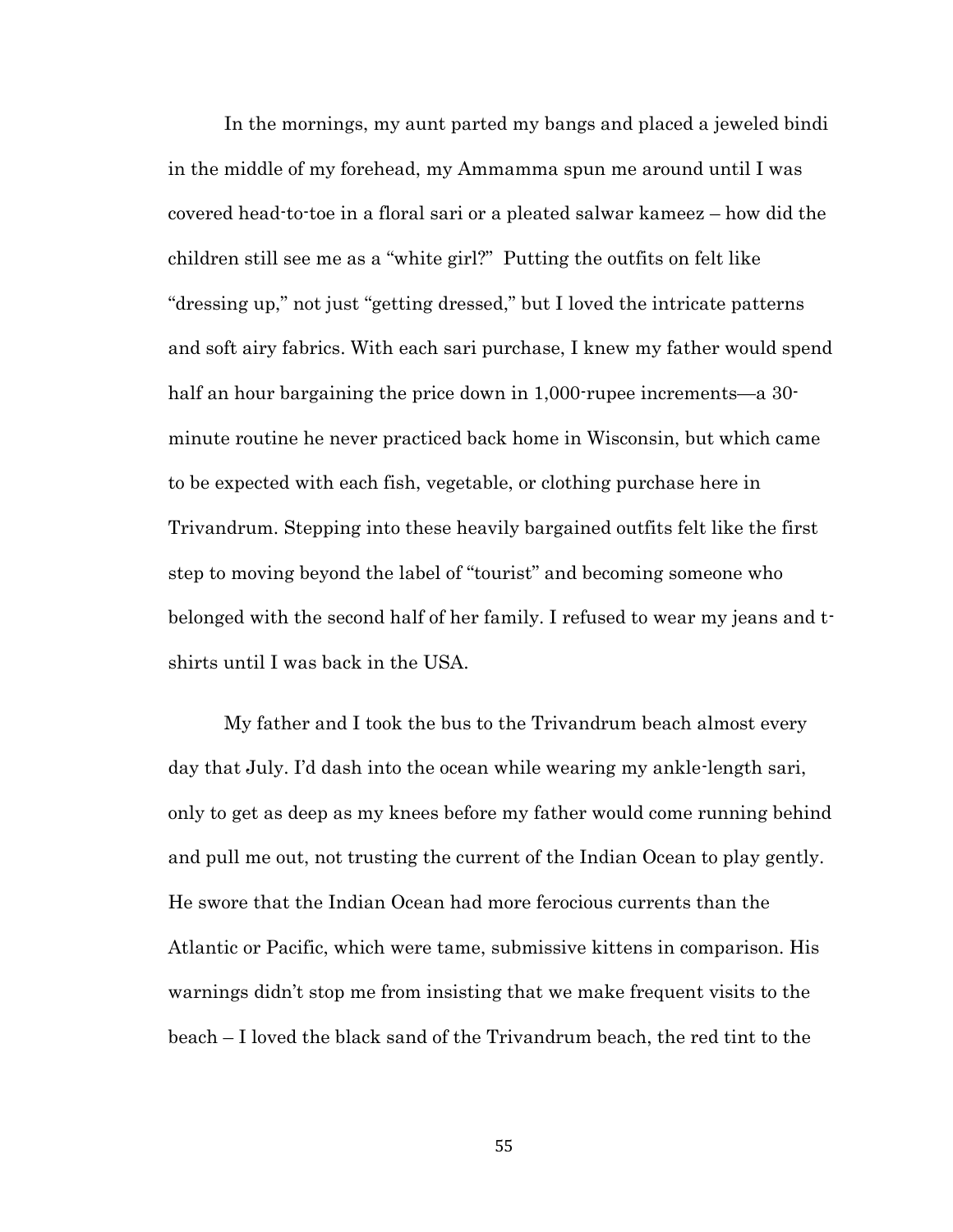In the mornings, my aunt parted my bangs and placed a jeweled bindi in the middle of my forehead, my Ammamma spun me around until I was covered head-to-toe in a floral sari or a pleated salwar kameez – how did the children still see me as a "white girl?"  Putting the outfits on felt like "dressing up," not just "getting dressed," but I loved the intricate patterns and soft airy fabrics. With each sari purchase, I knew my father would spend half an hour bargaining the price down in 1,000-rupee increments—a 30-minute routine he never practiced back home in Wisconsin, but which came to be expected with each fish, vegetable, or clothing purchase here in Trivandrum. Stepping into these heavily bargained outfits felt like the first step to moving beyond the label of "tourist" and becoming someone who belonged with the second half of her family. I refused to wear my jeans and t-shirts until I was back in the USA.

My father and I took the bus to the Trivandrum beach almost every day that July. I'd dash into the ocean while wearing my ankle-length sari, only to get as deep as my knees before my father would come running behind and pull me out, not trusting the current of the Indian Ocean to play gently. He swore that the Indian Ocean had more ferocious currents than the Atlantic or Pacific, which were tame, submissive kittens in comparison. His warnings didn't stop me from insisting that we make frequent visits to the beach – I loved the black sand of the Trivandrum beach, the red tint to the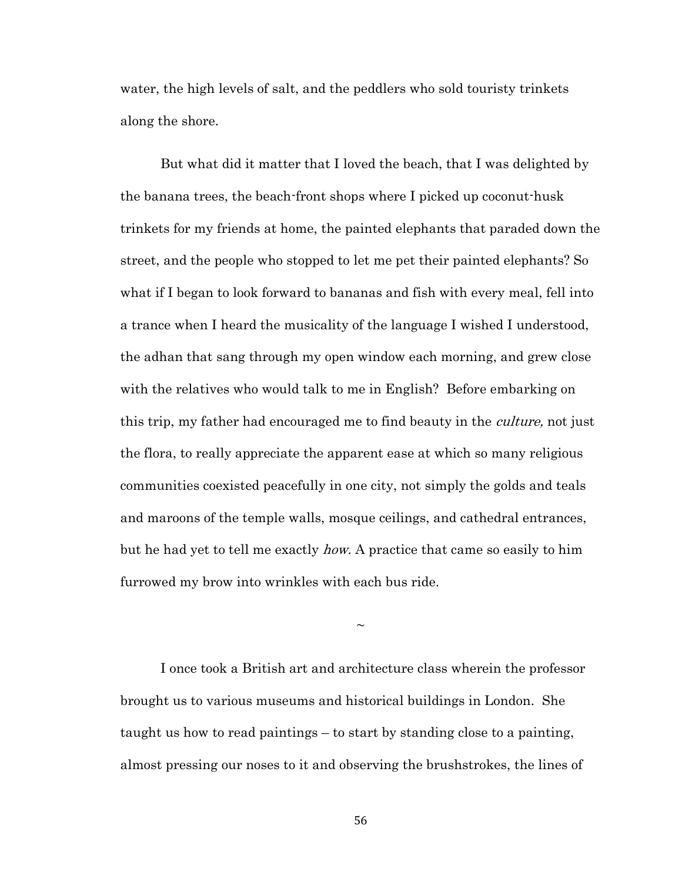water, the high levels of salt, and the peddlers who sold touristy trinkets along the shore.

But what did it matter that I loved the beach, that I was delighted by the banana trees, the beach-front shops where I picked up coconut-husk trinkets for my friends at home, the painted elephants that paraded down the street, and the people who stopped to let me pet their painted elephants? So what if I began to look forward to bananas and fish with every meal, fell into a trance when I heard the musicality of the language I wished I understood, the adhan that sang through my open window each morning, and grew close with the relatives who would talk to me in English? Before embarking on this trip, my father had encouraged me to find beauty in the *culture,* not just the flora, to really appreciate the apparent ease at which so many religious communities coexisted peacefully in one city, not simply the golds and teals and maroons of the temple walls, mosque ceilings, and cathedral entrances, but he had yet to tell me exactly *how*. A practice that came so easily to him furrowed my brow into wrinkles with each bus ride.

~

I once took a British art and architecture class wherein the professor brought us to various museums and historical buildings in London. She taught us how to read paintings – to start by standing close to a painting, almost pressing our noses to it and observing the brushstrokes, the lines of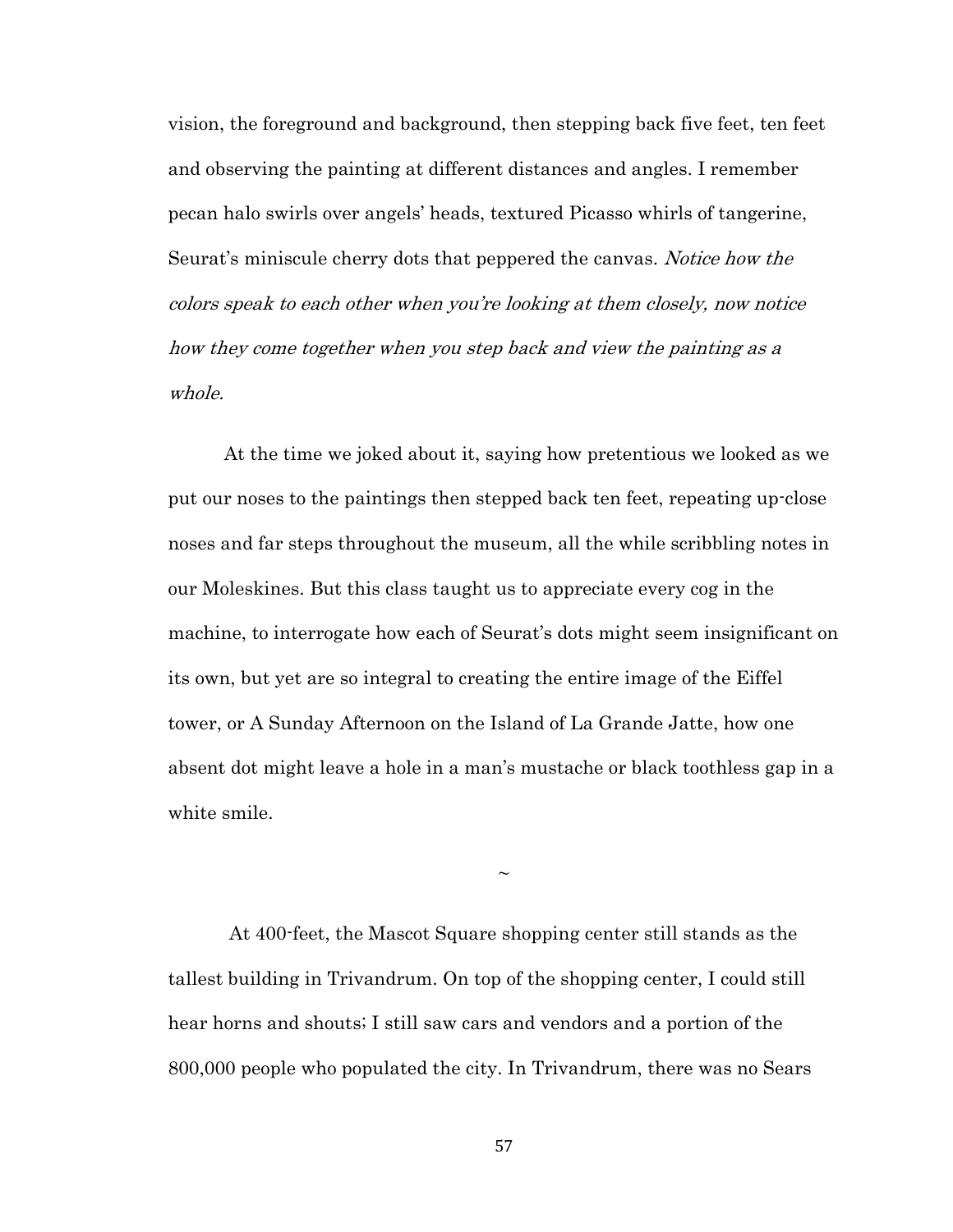vision, the foreground and background, then stepping back five feet, ten feet and observing the painting at different distances and angles. I remember pecan halo swirls over angels' heads, textured Picasso whirls of tangerine, Seurat's miniscule cherry dots that peppered the canvas. *Notice how the colors speak to each other when you're looking at them closely, now notice how they come together when you step back and view the painting as a whole.*

At the time we joked about it, saying how pretentious we looked as we put our noses to the paintings then stepped back ten feet, repeating up-close noses and far steps throughout the museum, all the while scribbling notes in our Moleskines. But this class taught us to appreciate every cog in the machine, to interrogate how each of Seurat's dots might seem insignificant on its own, but yet are so integral to creating the entire image of the Eiffel tower, or A Sunday Afternoon on the Island of La Grande Jatte, how one absent dot might leave a hole in a man's mustache or black toothless gap in a white smile.

~

At 400-feet, the Mascot Square shopping center still stands as the tallest building in Trivandrum. On top of the shopping center, I could still hear horns and shouts; I still saw cars and vendors and a portion of the 800,000 people who populated the city. In Trivandrum, there was no Sears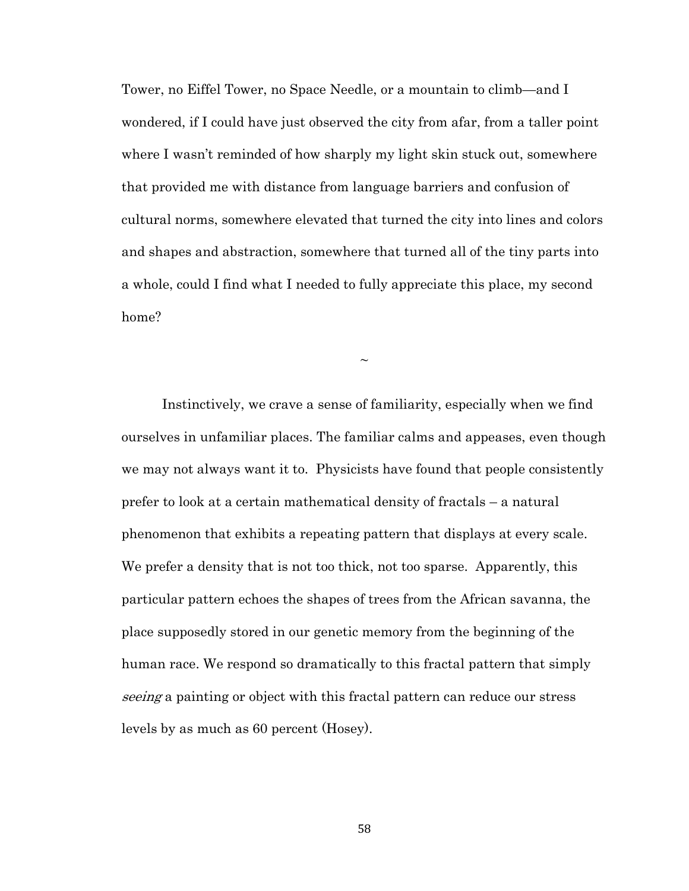Tower, no Eiffel Tower, no Space Needle, or a mountain to climb—and I wondered, if I could have just observed the city from afar, from a taller point where I wasn't reminded of how sharply my light skin stuck out, somewhere that provided me with distance from language barriers and confusion of cultural norms, somewhere elevated that turned the city into lines and colors and shapes and abstraction, somewhere that turned all of the tiny parts into a whole, could I find what I needed to fully appreciate this place, my second home?

~

Instinctively, we crave a sense of familiarity, especially when we find ourselves in unfamiliar places. The familiar calms and appeases, even though we may not always want it to. Physicists have found that people consistently prefer to look at a certain mathematical density of fractals – a natural phenomenon that exhibits a repeating pattern that displays at every scale. We prefer a density that is not too thick, not too sparse. Apparently, this particular pattern echoes the shapes of trees from the African savanna, the place supposedly stored in our genetic memory from the beginning of the human race. We respond so dramatically to this fractal pattern that simply *seeing* a painting or object with this fractal pattern can reduce our stress levels by as much as 60 percent (Hosey).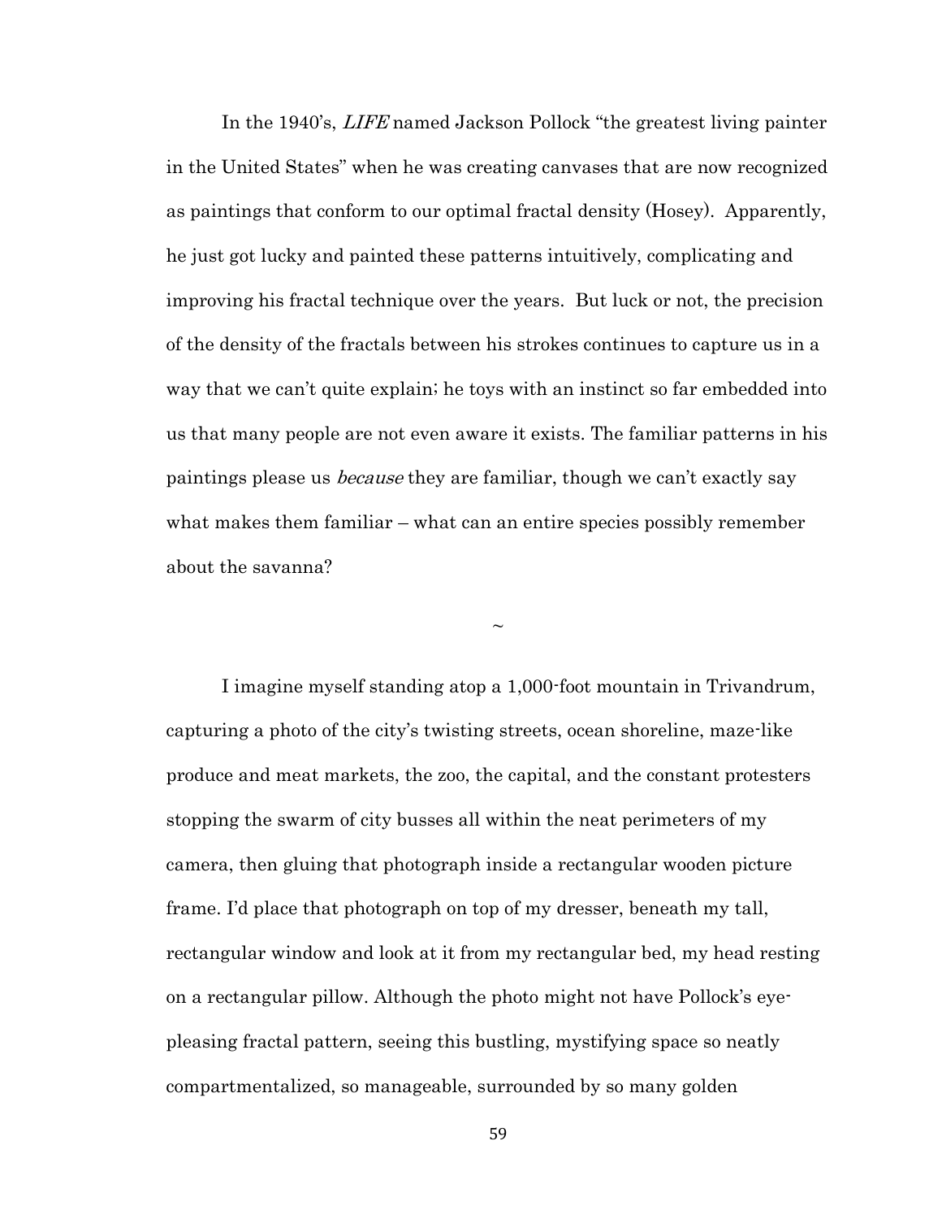In the 1940's, *LIFE* named Jackson Pollock "the greatest living painter in the United States" when he was creating canvases that are now recognized as paintings that conform to our optimal fractal density (Hosey). Apparently, he just got lucky and painted these patterns intuitively, complicating and improving his fractal technique over the years. But luck or not, the precision of the density of the fractals between his strokes continues to capture us in a way that we can't quite explain; he toys with an instinct so far embedded into us that many people are not even aware it exists. The familiar patterns in his paintings please us *because* they are familiar, though we can't exactly say what makes them familiar – what can an entire species possibly remember about the savanna?

~

I imagine myself standing atop a 1,000-foot mountain in Trivandrum, capturing a photo of the city's twisting streets, ocean shoreline, maze-like produce and meat markets, the zoo, the capital, and the constant protesters stopping the swarm of city busses all within the neat perimeters of my camera, then gluing that photograph inside a rectangular wooden picture frame. I'd place that photograph on top of my dresser, beneath my tall, rectangular window and look at it from my rectangular bed, my head resting on a rectangular pillow. Although the photo might not have Pollock's eye-pleasing fractal pattern, seeing this bustling, mystifying space so neatly compartmentalized, so manageable, surrounded by so many golden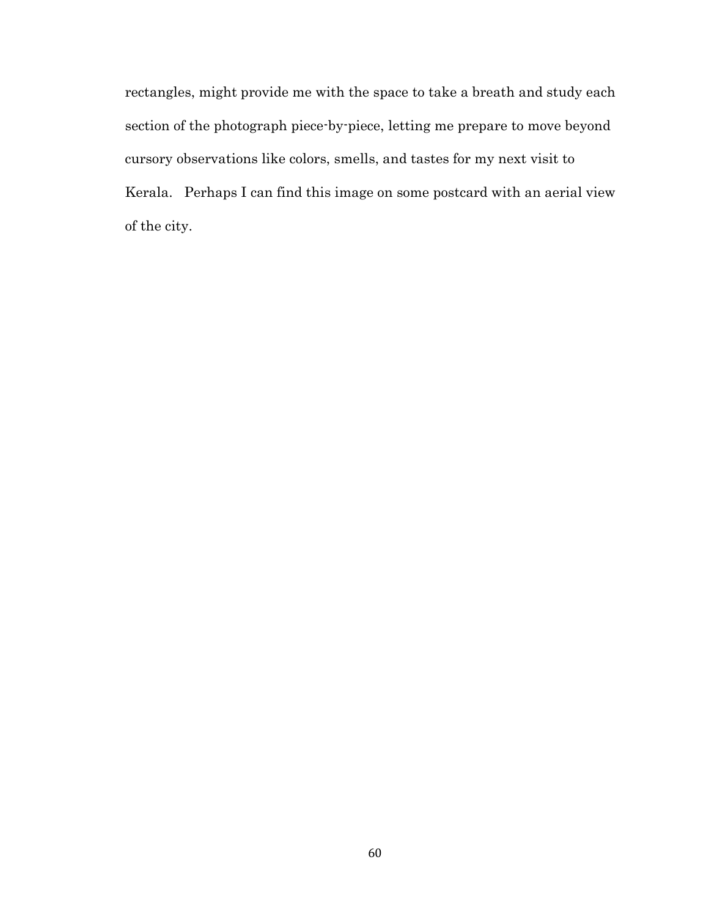rectangles, might provide me with the space to take a breath and study each section of the photograph piece-by-piece, letting me prepare to move beyond cursory observations like colors, smells, and tastes for my next visit to Kerala. Perhaps I can find this image on some postcard with an aerial view of the city.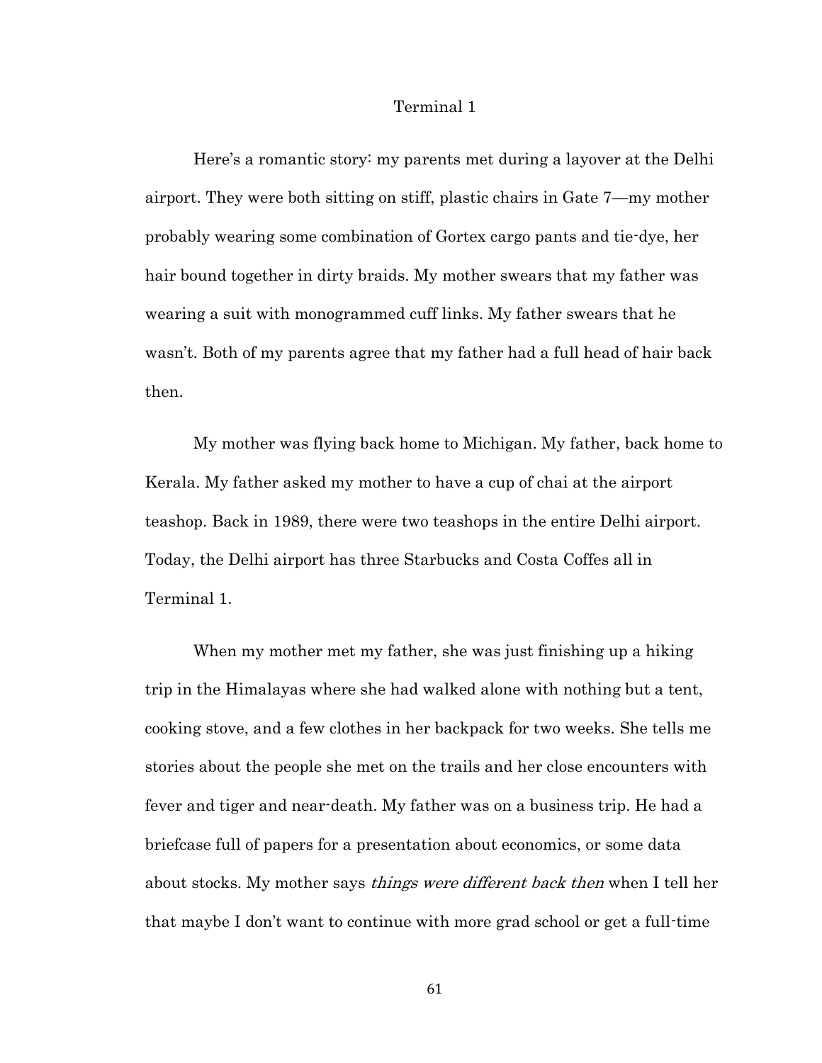# Terminal 1

Here's a romantic story: my parents met during a layover at the Delhi airport. They were both sitting on stiff, plastic chairs in Gate 7—my mother probably wearing some combination of Gortex cargo pants and tie-dye, her hair bound together in dirty braids. My mother swears that my father was wearing a suit with monogrammed cuff links. My father swears that he wasn't. Both of my parents agree that my father had a full head of hair back then.

My mother was flying back home to Michigan. My father, back home to Kerala. My father asked my mother to have a cup of chai at the airport teashop. Back in 1989, there were two teashops in the entire Delhi airport. Today, the Delhi airport has three Starbucks and Costa Coffes all in Terminal 1.

When my mother met my father, she was just finishing up a hiking trip in the Himalayas where she had walked alone with nothing but a tent, cooking stove, and a few clothes in her backpack for two weeks. She tells me stories about the people she met on the trails and her close encounters with fever and tiger and near-death. My father was on a business trip. He had a briefcase full of papers for a presentation about economics, or some data about stocks. My mother says *things were different back then* when I tell her that maybe I don't want to continue with more grad school or get a full-time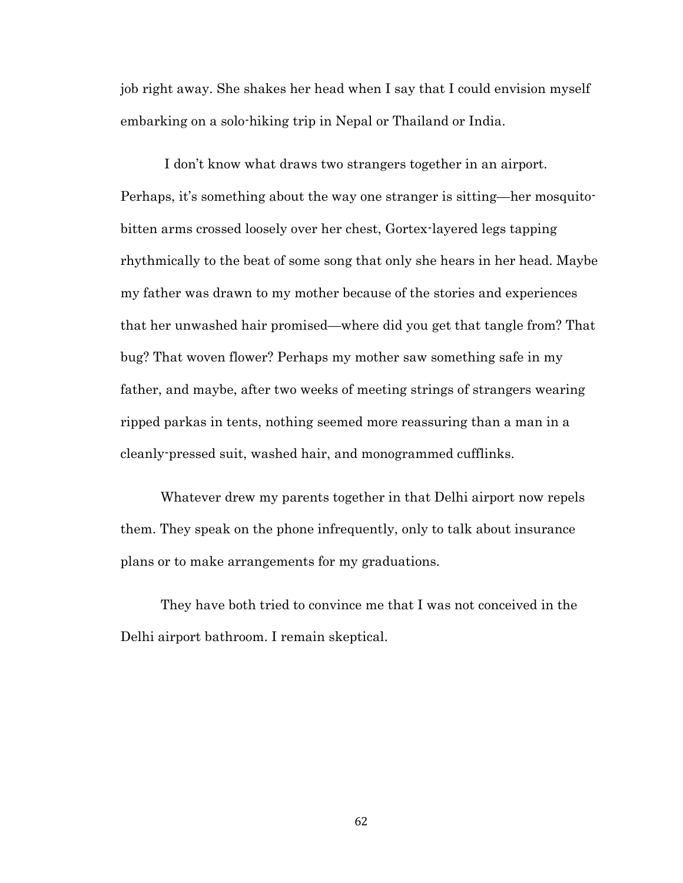job right away. She shakes her head when I say that I could envision myself embarking on a solo-hiking trip in Nepal or Thailand or India.

I don't know what draws two strangers together in an airport. Perhaps, it's something about the way one stranger is sitting—her mosquito-bitten arms crossed loosely over her chest, Gortex-layered legs tapping rhythmically to the beat of some song that only she hears in her head. Maybe my father was drawn to my mother because of the stories and experiences that her unwashed hair promised—where did you get that tangle from? That bug? That woven flower? Perhaps my mother saw something safe in my father, and maybe, after two weeks of meeting strings of strangers wearing ripped parkas in tents, nothing seemed more reassuring than a man in a cleanly-pressed suit, washed hair, and monogrammed cufflinks.

Whatever drew my parents together in that Delhi airport now repels them. They speak on the phone infrequently, only to talk about insurance plans or to make arrangements for my graduations.

They have both tried to convince me that I was not conceived in the Delhi airport bathroom. I remain skeptical.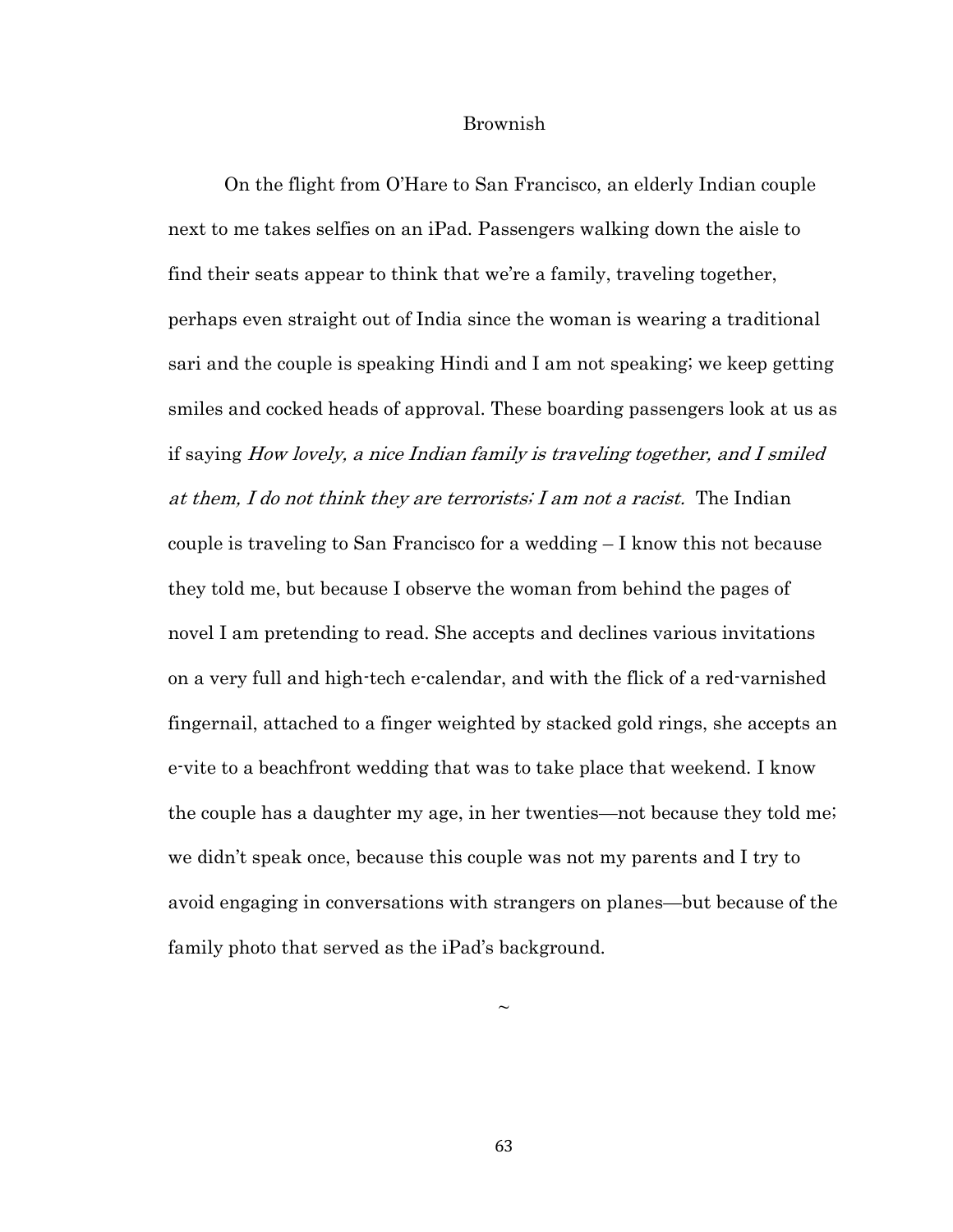# Brownish

On the flight from O'Hare to San Francisco, an elderly Indian couple next to me takes selfies on an iPad. Passengers walking down the aisle to find their seats appear to think that we're a family, traveling together, perhaps even straight out of India since the woman is wearing a traditional sari and the couple is speaking Hindi and I am not speaking; we keep getting smiles and cocked heads of approval. These boarding passengers look at us as if saying *How lovely, a nice Indian family is traveling together, and I smiled at them, I do not think they are terrorists; I am not a racist.* The Indian couple is traveling to San Francisco for a wedding – I know this not because they told me, but because I observe the woman from behind the pages of novel I am pretending to read. She accepts and declines various invitations on a very full and high-tech e-calendar, and with the flick of a red-varnished fingernail, attached to a finger weighted by stacked gold rings, she accepts an e-vite to a beachfront wedding that was to take place that weekend. I know the couple has a daughter my age, in her twenties—not because they told me; we didn't speak once, because this couple was not my parents and I try to avoid engaging in conversations with strangers on planes—but because of the family photo that served as the iPad's background.

~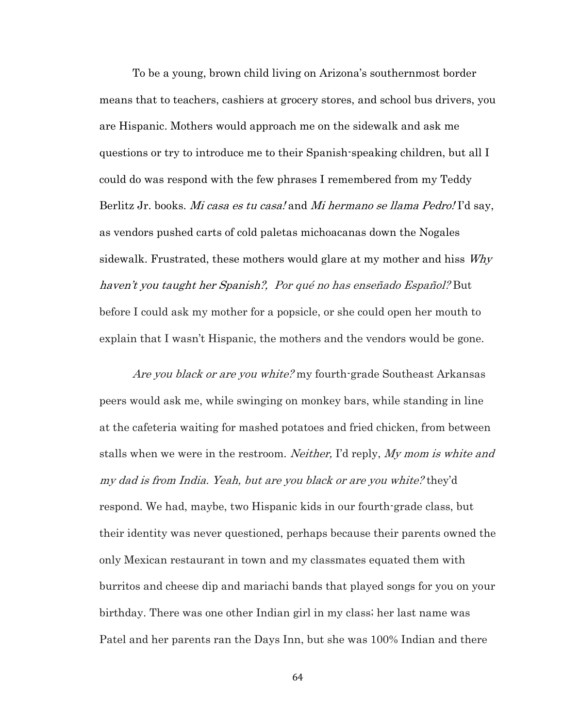To be a young, brown child living on Arizona's southernmost border means that to teachers, cashiers at grocery stores, and school bus drivers, you are Hispanic. Mothers would approach me on the sidewalk and ask me questions or try to introduce me to their Spanish-speaking children, but all I could do was respond with the few phrases I remembered from my Teddy Berlitz Jr. books. *Mi casa es tu casa!* and *Mi hermano se llama Pedro!* I'd say, as vendors pushed carts of cold paletas michoacanas down the Nogales sidewalk. Frustrated, these mothers would glare at my mother and hiss *Why haven't you taught her Spanish?, Por qué no has enseñado Español?* But before I could ask my mother for a popsicle, or she could open her mouth to explain that I wasn't Hispanic, the mothers and the vendors would be gone.

*Are you black or are you white?* my fourth-grade Southeast Arkansas peers would ask me, while swinging on monkey bars, while standing in line at the cafeteria waiting for mashed potatoes and fried chicken, from between stalls when we were in the restroom. *Neither,* I'd reply, *My mom is white and my dad is from India. Yeah, but are you black or are you white?* they'd respond. We had, maybe, two Hispanic kids in our fourth-grade class, but their identity was never questioned, perhaps because their parents owned the only Mexican restaurant in town and my classmates equated them with burritos and cheese dip and mariachi bands that played songs for you on your birthday. There was one other Indian girl in my class; her last name was Patel and her parents ran the Days Inn, but she was 100% Indian and there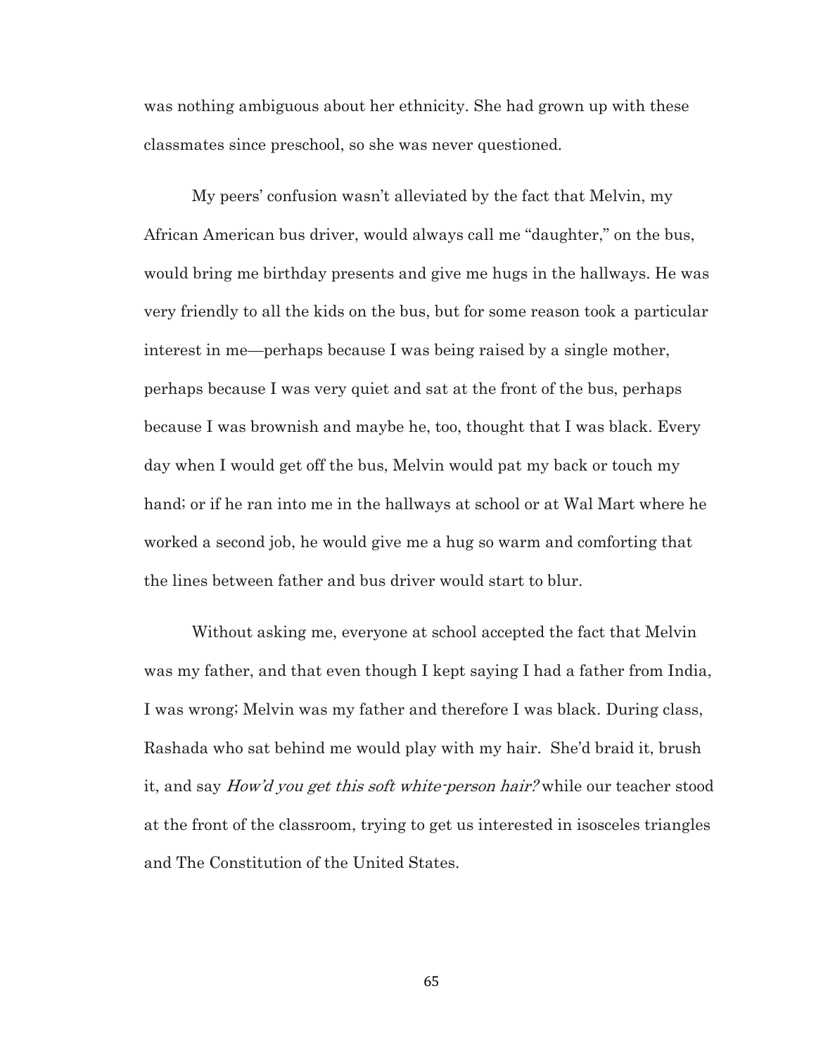was nothing ambiguous about her ethnicity. She had grown up with these classmates since preschool, so she was never questioned.

My peers' confusion wasn't alleviated by the fact that Melvin, my African American bus driver, would always call me "daughter," on the bus, would bring me birthday presents and give me hugs in the hallways. He was very friendly to all the kids on the bus, but for some reason took a particular interest in me—perhaps because I was being raised by a single mother, perhaps because I was very quiet and sat at the front of the bus, perhaps because I was brownish and maybe he, too, thought that I was black. Every day when I would get off the bus, Melvin would pat my back or touch my hand; or if he ran into me in the hallways at school or at Wal Mart where he worked a second job, he would give me a hug so warm and comforting that the lines between father and bus driver would start to blur.

Without asking me, everyone at school accepted the fact that Melvin was my father, and that even though I kept saying I had a father from India, I was wrong; Melvin was my father and therefore I was black. During class, Rashada who sat behind me would play with my hair. She'd braid it, brush it, and say *How'd you get this soft white-person hair?* while our teacher stood at the front of the classroom, trying to get us interested in isosceles triangles and The Constitution of the United States.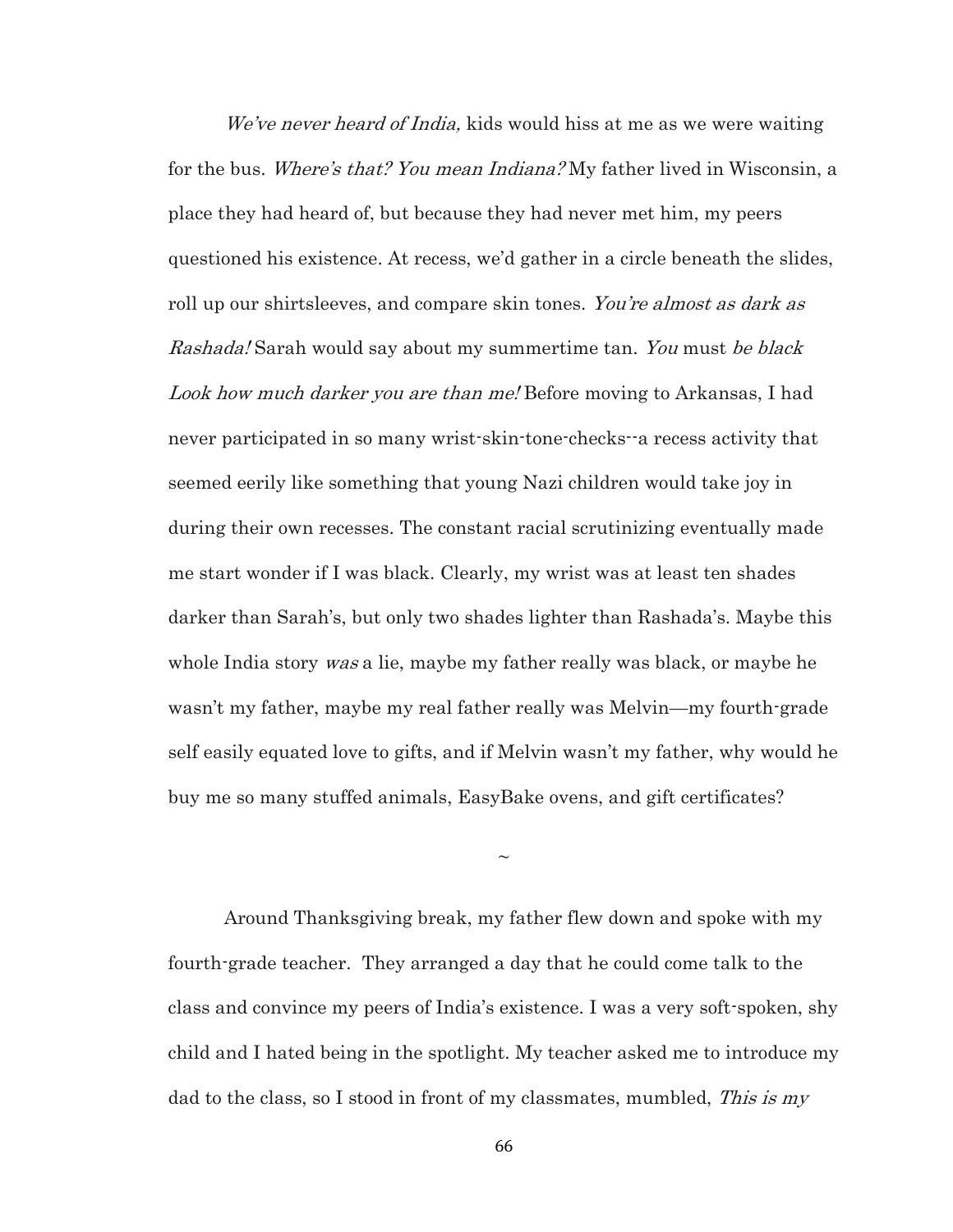*We've never heard of India,* kids would hiss at me as we were waiting for the bus. *Where's that? You mean Indiana?* My father lived in Wisconsin, a place they had heard of, but because they had never met him, my peers questioned his existence. At recess, we'd gather in a circle beneath the slides, roll up our shirtsleeves, and compare skin tones. *You're almost as dark as Rashada!* Sarah would say about my summertime tan. *You* must *be black Look how much darker you are than me!* Before moving to Arkansas, I had never participated in so many wrist-skin-tone-checks--a recess activity that seemed eerily like something that young Nazi children would take joy in during their own recesses. The constant racial scrutinizing eventually made me start wonder if I was black. Clearly, my wrist was at least ten shades darker than Sarah's, but only two shades lighter than Rashada's. Maybe this whole India story *was* a lie, maybe my father really was black, or maybe he wasn't my father, maybe my real father really was Melvin—my fourth-grade self easily equated love to gifts, and if Melvin wasn't my father, why would he buy me so many stuffed animals, EasyBake ovens, and gift certificates?

~

Around Thanksgiving break, my father flew down and spoke with my fourth-grade teacher. They arranged a day that he could come talk to the class and convince my peers of India's existence. I was a very soft-spoken, shy child and I hated being in the spotlight. My teacher asked me to introduce my dad to the class, so I stood in front of my classmates, mumbled, *This is my*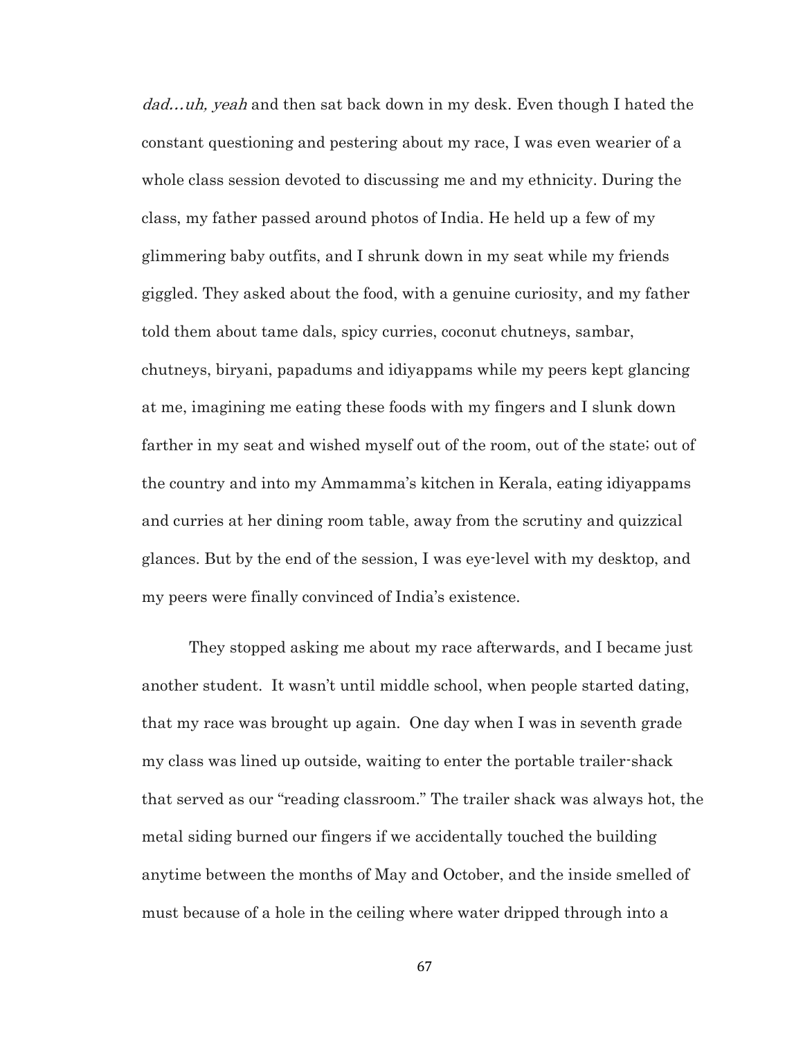*dad…uh, yeah* and then sat back down in my desk. Even though I hated the constant questioning and pestering about my race, I was even wearier of a whole class session devoted to discussing me and my ethnicity. During the class, my father passed around photos of India. He held up a few of my glimmering baby outfits, and I shrunk down in my seat while my friends giggled. They asked about the food, with a genuine curiosity, and my father told them about tame dals, spicy curries, coconut chutneys, sambar, chutneys, biryani, papadums and idiyappams while my peers kept glancing at me, imagining me eating these foods with my fingers and I slunk down farther in my seat and wished myself out of the room, out of the state; out of the country and into my Ammamma's kitchen in Kerala, eating idiyappams and curries at her dining room table, away from the scrutiny and quizzical glances. But by the end of the session, I was eye-level with my desktop, and my peers were finally convinced of India's existence.

They stopped asking me about my race afterwards, and I became just another student. It wasn't until middle school, when people started dating, that my race was brought up again. One day when I was in seventh grade my class was lined up outside, waiting to enter the portable trailer-shack that served as our "reading classroom." The trailer shack was always hot, the metal siding burned our fingers if we accidentally touched the building anytime between the months of May and October, and the inside smelled of must because of a hole in the ceiling where water dripped through into a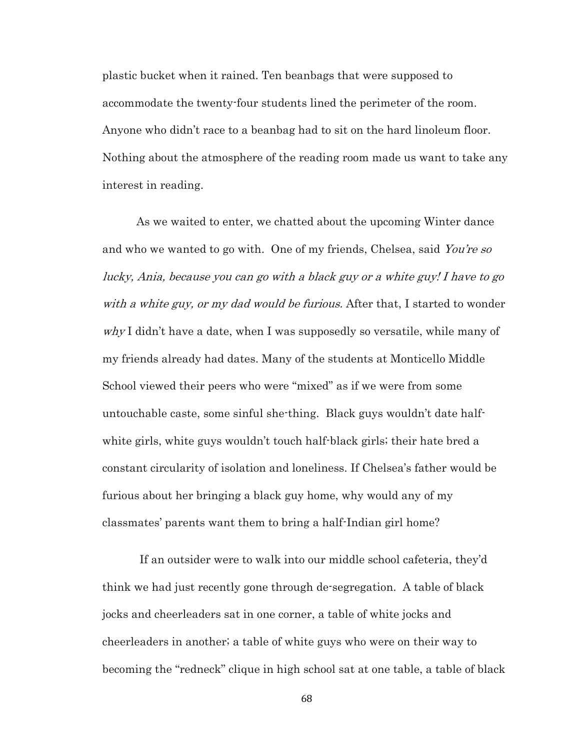plastic bucket when it rained. Ten beanbags that were supposed to accommodate the twenty-four students lined the perimeter of the room. Anyone who didn't race to a beanbag had to sit on the hard linoleum floor. Nothing about the atmosphere of the reading room made us want to take any interest in reading.

As we waited to enter, we chatted about the upcoming Winter dance and who we wanted to go with. One of my friends, Chelsea, said *You're so lucky, Ania, because you can go with a black guy or a white guy! I have to go with a white guy, or my dad would be furious.* After that, I started to wonder *why* I didn't have a date, when I was supposedly so versatile, while many of my friends already had dates. Many of the students at Monticello Middle School viewed their peers who were "mixed" as if we were from some untouchable caste, some sinful she-thing. Black guys wouldn't date half-white girls, white guys wouldn't touch half-black girls; their hate bred a constant circularity of isolation and loneliness. If Chelsea's father would be furious about her bringing a black guy home, why would any of my classmates' parents want them to bring a half-Indian girl home?

If an outsider were to walk into our middle school cafeteria, they'd think we had just recently gone through de-segregation. A table of black jocks and cheerleaders sat in one corner, a table of white jocks and cheerleaders in another; a table of white guys who were on their way to becoming the "redneck" clique in high school sat at one table, a table of black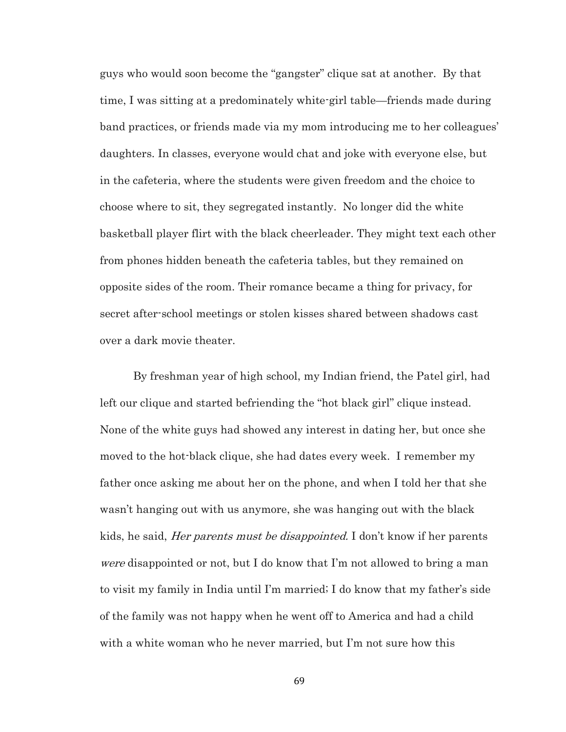guys who would soon become the "gangster" clique sat at another. By that time, I was sitting at a predominately white-girl table—friends made during band practices, or friends made via my mom introducing me to her colleagues' daughters. In classes, everyone would chat and joke with everyone else, but in the cafeteria, where the students were given freedom and the choice to choose where to sit, they segregated instantly. No longer did the white basketball player flirt with the black cheerleader. They might text each other from phones hidden beneath the cafeteria tables, but they remained on opposite sides of the room. Their romance became a thing for privacy, for secret after-school meetings or stolen kisses shared between shadows cast over a dark movie theater.

By freshman year of high school, my Indian friend, the Patel girl, had left our clique and started befriending the "hot black girl" clique instead. None of the white guys had showed any interest in dating her, but once she moved to the hot-black clique, she had dates every week. I remember my father once asking me about her on the phone, and when I told her that she wasn't hanging out with us anymore, she was hanging out with the black kids, he said, *Her parents must be disappointed.* I don't know if her parents *were* disappointed or not, but I do know that I'm not allowed to bring a man to visit my family in India until I'm married; I do know that my father's side of the family was not happy when he went off to America and had a child with a white woman who he never married, but I'm not sure how this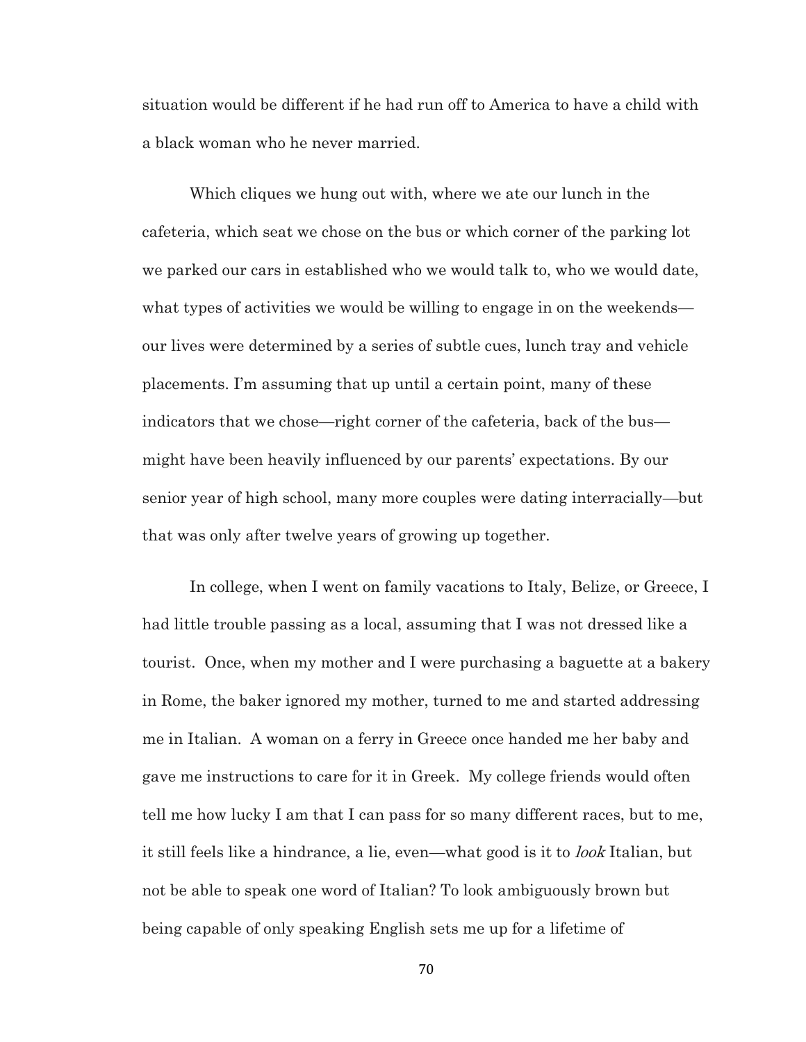situation would be different if he had run off to America to have a child with a black woman who he never married.

Which cliques we hung out with, where we ate our lunch in the cafeteria, which seat we chose on the bus or which corner of the parking lot we parked our cars in established who we would talk to, who we would date, what types of activities we would be willing to engage in on the weekends—our lives were determined by a series of subtle cues, lunch tray and vehicle placements. I'm assuming that up until a certain point, many of these indicators that we chose—right corner of the cafeteria, back of the bus—might have been heavily influenced by our parents' expectations. By our senior year of high school, many more couples were dating interracially—but that was only after twelve years of growing up together.

In college, when I went on family vacations to Italy, Belize, or Greece, I had little trouble passing as a local, assuming that I was not dressed like a tourist. Once, when my mother and I were purchasing a baguette at a bakery in Rome, the baker ignored my mother, turned to me and started addressing me in Italian. A woman on a ferry in Greece once handed me her baby and gave me instructions to care for it in Greek. My college friends would often tell me how lucky I am that I can pass for so many different races, but to me, it still feels like a hindrance, a lie, even—what good is it to *look* Italian, but not be able to speak one word of Italian? To look ambiguously brown but being capable of only speaking English sets me up for a lifetime of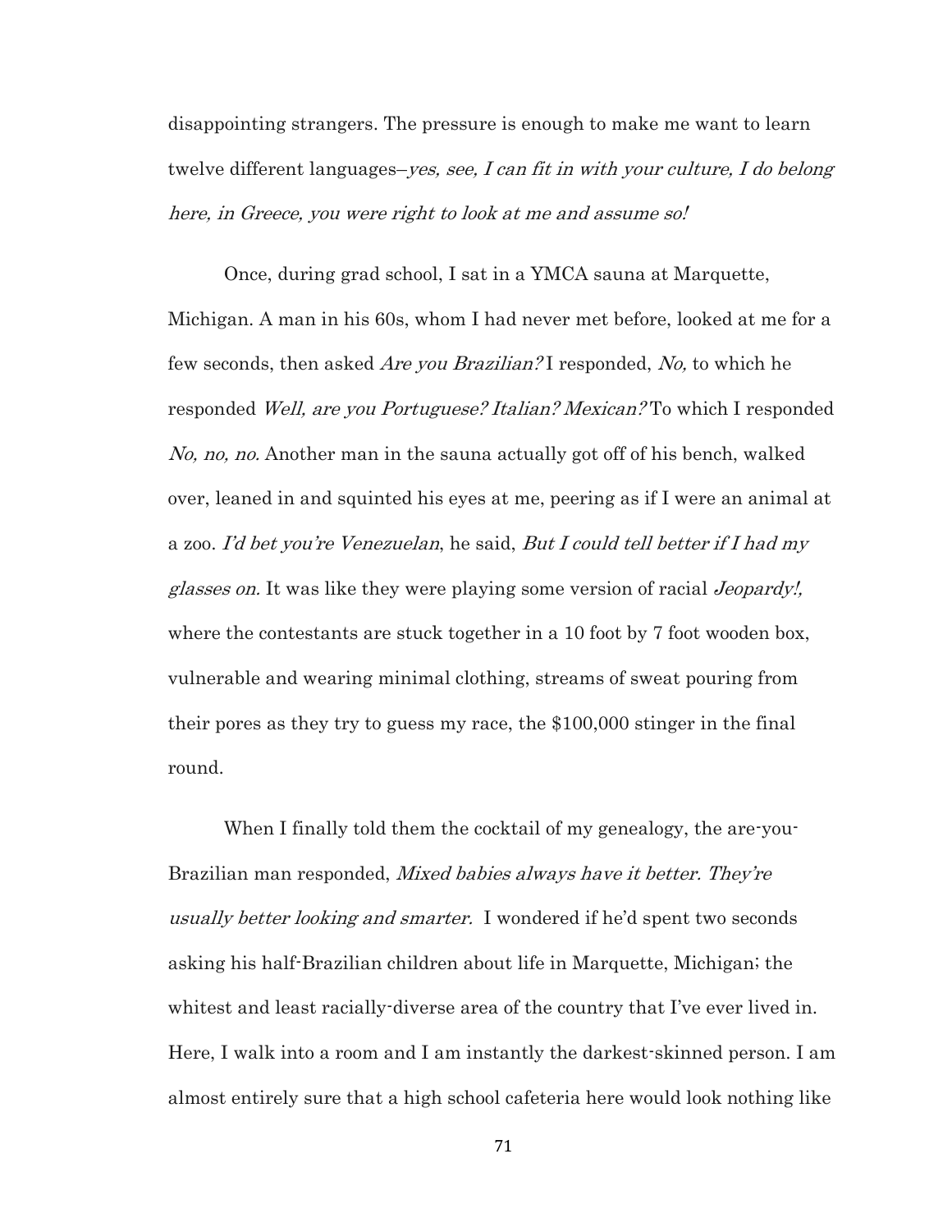disappointing strangers. The pressure is enough to make me want to learn twelve different languages–*yes, see, I can fit in with your culture, I do belong here, in Greece, you were right to look at me and assume so!*

Once, during grad school, I sat in a YMCA sauna at Marquette, Michigan. A man in his 60s, whom I had never met before, looked at me for a few seconds, then asked *Are you Brazilian?* I responded, *No,* to which he responded *Well, are you Portuguese? Italian? Mexican?* To which I responded *No, no, no.* Another man in the sauna actually got off of his bench, walked over, leaned in and squinted his eyes at me, peering as if I were an animal at a zoo. *I'd bet you're Venezuelan*, he said, *But I could tell better if I had my glasses on.* It was like they were playing some version of racial *Jeopardy!,* where the contestants are stuck together in a 10 foot by 7 foot wooden box, vulnerable and wearing minimal clothing, streams of sweat pouring from their pores as they try to guess my race, the $100,000 stinger in the final round.

When I finally told them the cocktail of my genealogy, the are-you-Brazilian man responded, *Mixed babies always have it better. They're usually better looking and smarter.* I wondered if he'd spent two seconds asking his half-Brazilian children about life in Marquette, Michigan; the whitest and least racially-diverse area of the country that I've ever lived in. Here, I walk into a room and I am instantly the darkest-skinned person. I am almost entirely sure that a high school cafeteria here would look nothing like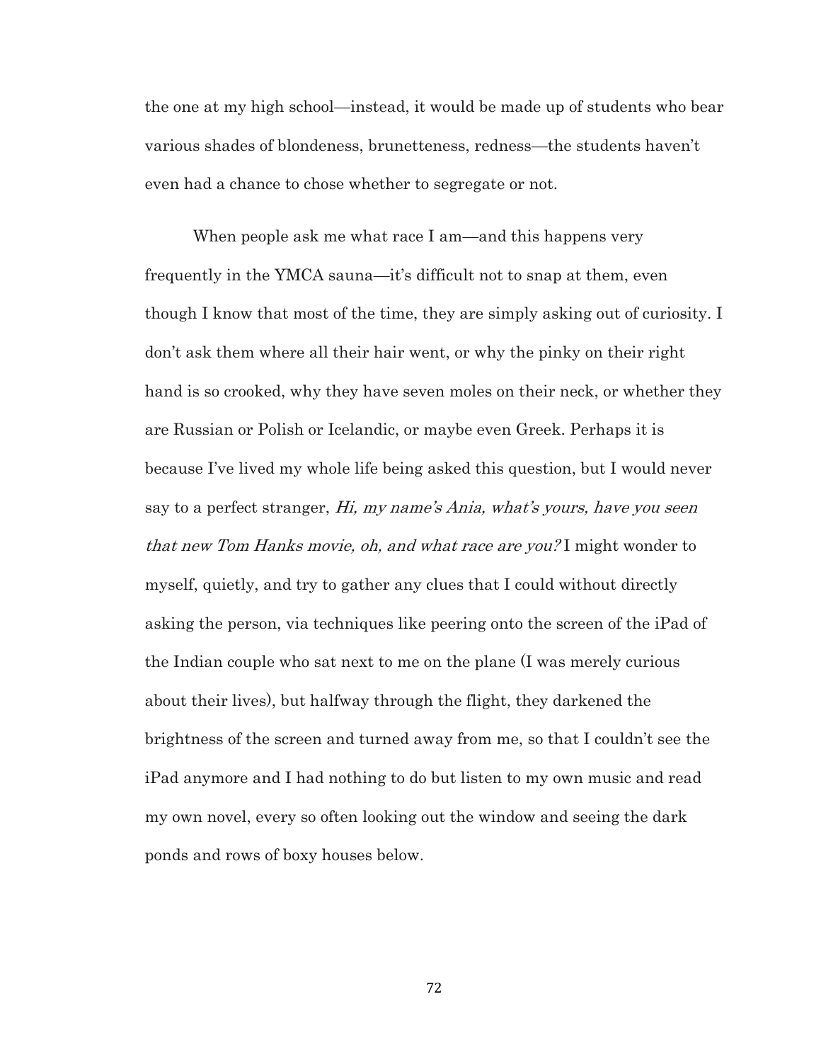the one at my high school—instead, it would be made up of students who bear various shades of blondeness, brunetteness, redness—the students haven't even had a chance to chose whether to segregate or not.

When people ask me what race I am—and this happens very frequently in the YMCA sauna—it's difficult not to snap at them, even though I know that most of the time, they are simply asking out of curiosity. I don't ask them where all their hair went, or why the pinky on their right hand is so crooked, why they have seven moles on their neck, or whether they are Russian or Polish or Icelandic, or maybe even Greek. Perhaps it is because I've lived my whole life being asked this question, but I would never say to a perfect stranger, *Hi, my name's Ania, what's yours, have you seen that new Tom Hanks movie, oh, and what race are you?* I might wonder to myself, quietly, and try to gather any clues that I could without directly asking the person, via techniques like peering onto the screen of the iPad of the Indian couple who sat next to me on the plane (I was merely curious about their lives), but halfway through the flight, they darkened the brightness of the screen and turned away from me, so that I couldn't see the iPad anymore and I had nothing to do but listen to my own music and read my own novel, every so often looking out the window and seeing the dark ponds and rows of boxy houses below.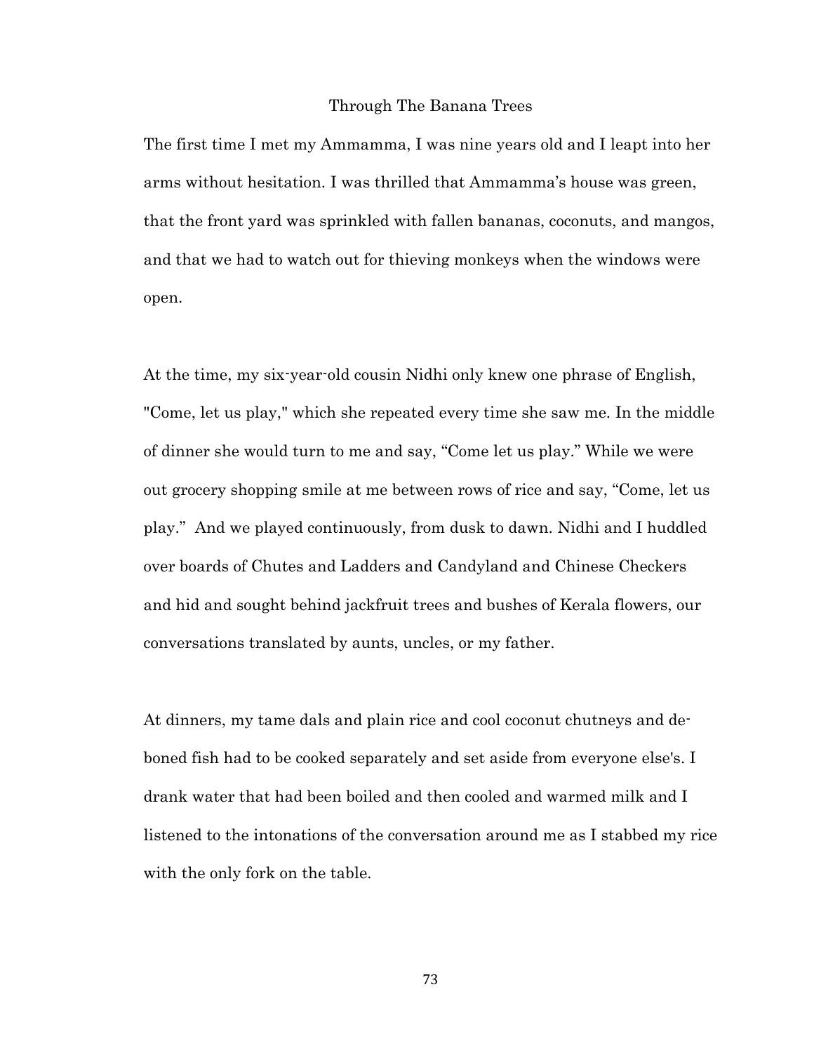# Through The Banana Trees

The first time I met my Ammamma, I was nine years old and I leapt into her arms without hesitation. I was thrilled that Ammamma's house was green, that the front yard was sprinkled with fallen bananas, coconuts, and mangos, and that we had to watch out for thieving monkeys when the windows were open.

At the time, my six-year-old cousin Nidhi only knew one phrase of English, "Come, let us play," which she repeated every time she saw me. In the middle of dinner she would turn to me and say, "Come let us play." While we were out grocery shopping smile at me between rows of rice and say, "Come, let us play." And we played continuously, from dusk to dawn. Nidhi and I huddled over boards of Chutes and Ladders and Candyland and Chinese Checkers and hid and sought behind jackfruit trees and bushes of Kerala flowers, our conversations translated by aunts, uncles, or my father.

At dinners, my tame dals and plain rice and cool coconut chutneys and de-boned fish had to be cooked separately and set aside from everyone else's. I drank water that had been boiled and then cooled and warmed milk and I listened to the intonations of the conversation around me as I stabbed my rice with the only fork on the table.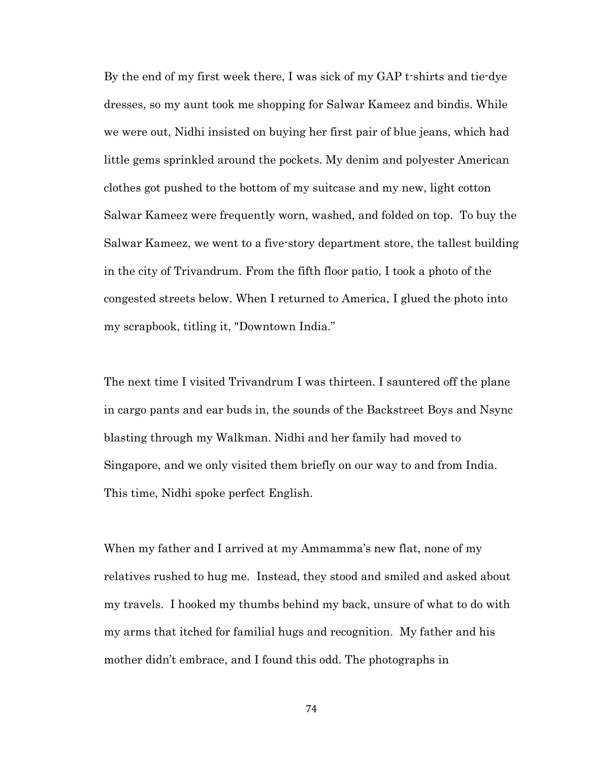By the end of my first week there, I was sick of my GAP t-shirts and tie-dye dresses, so my aunt took me shopping for Salwar Kameez and bindis. While we were out, Nidhi insisted on buying her first pair of blue jeans, which had little gems sprinkled around the pockets. My denim and polyester American clothes got pushed to the bottom of my suitcase and my new, light cotton Salwar Kameez were frequently worn, washed, and folded on top. To buy the Salwar Kameez, we went to a five-story department store, the tallest building in the city of Trivandrum. From the fifth floor patio, I took a photo of the congested streets below. When I returned to America, I glued the photo into my scrapbook, titling it, "Downtown India."

The next time I visited Trivandrum I was thirteen. I sauntered off the plane in cargo pants and ear buds in, the sounds of the Backstreet Boys and Nsync blasting through my Walkman. Nidhi and her family had moved to Singapore, and we only visited them briefly on our way to and from India. This time, Nidhi spoke perfect English.

When my father and I arrived at my Ammamma's new flat, none of my relatives rushed to hug me. Instead, they stood and smiled and asked about my travels. I hooked my thumbs behind my back, unsure of what to do with my arms that itched for familial hugs and recognition. My father and his mother didn't embrace, and I found this odd. The photographs in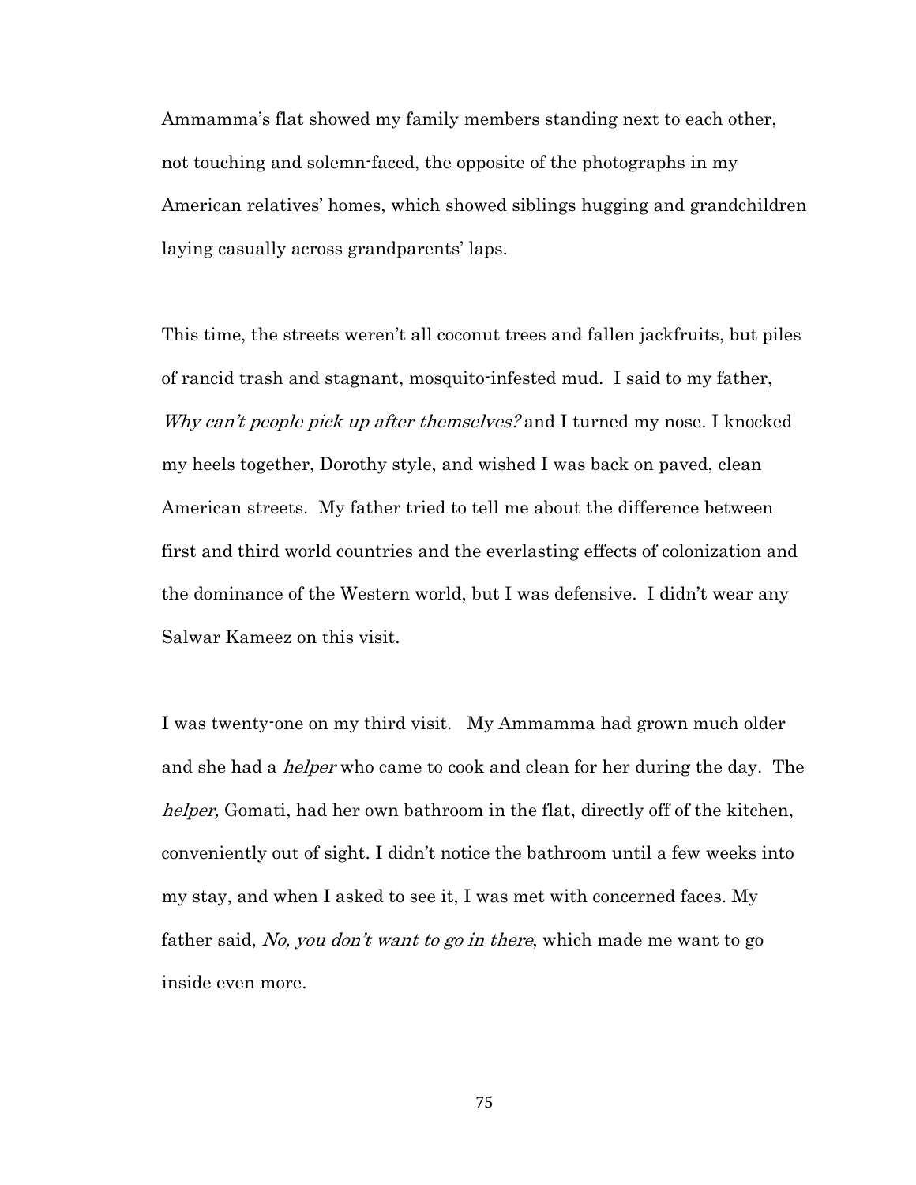Ammamma's flat showed my family members standing next to each other, not touching and solemn-faced, the opposite of the photographs in my American relatives' homes, which showed siblings hugging and grandchildren laying casually across grandparents' laps.

This time, the streets weren't all coconut trees and fallen jackfruits, but piles of rancid trash and stagnant, mosquito-infested mud. I said to my father, *Why can't people pick up after themselves?* and I turned my nose. I knocked my heels together, Dorothy style, and wished I was back on paved, clean American streets. My father tried to tell me about the difference between first and third world countries and the everlasting effects of colonization and the dominance of the Western world, but I was defensive. I didn't wear any Salwar Kameez on this visit.

I was twenty-one on my third visit. My Ammamma had grown much older and she had a *helper* who came to cook and clean for her during the day. The *helper,* Gomati, had her own bathroom in the flat, directly off of the kitchen, conveniently out of sight. I didn't notice the bathroom until a few weeks into my stay, and when I asked to see it, I was met with concerned faces. My father said, *No, you don't want to go in there*, which made me want to go inside even more.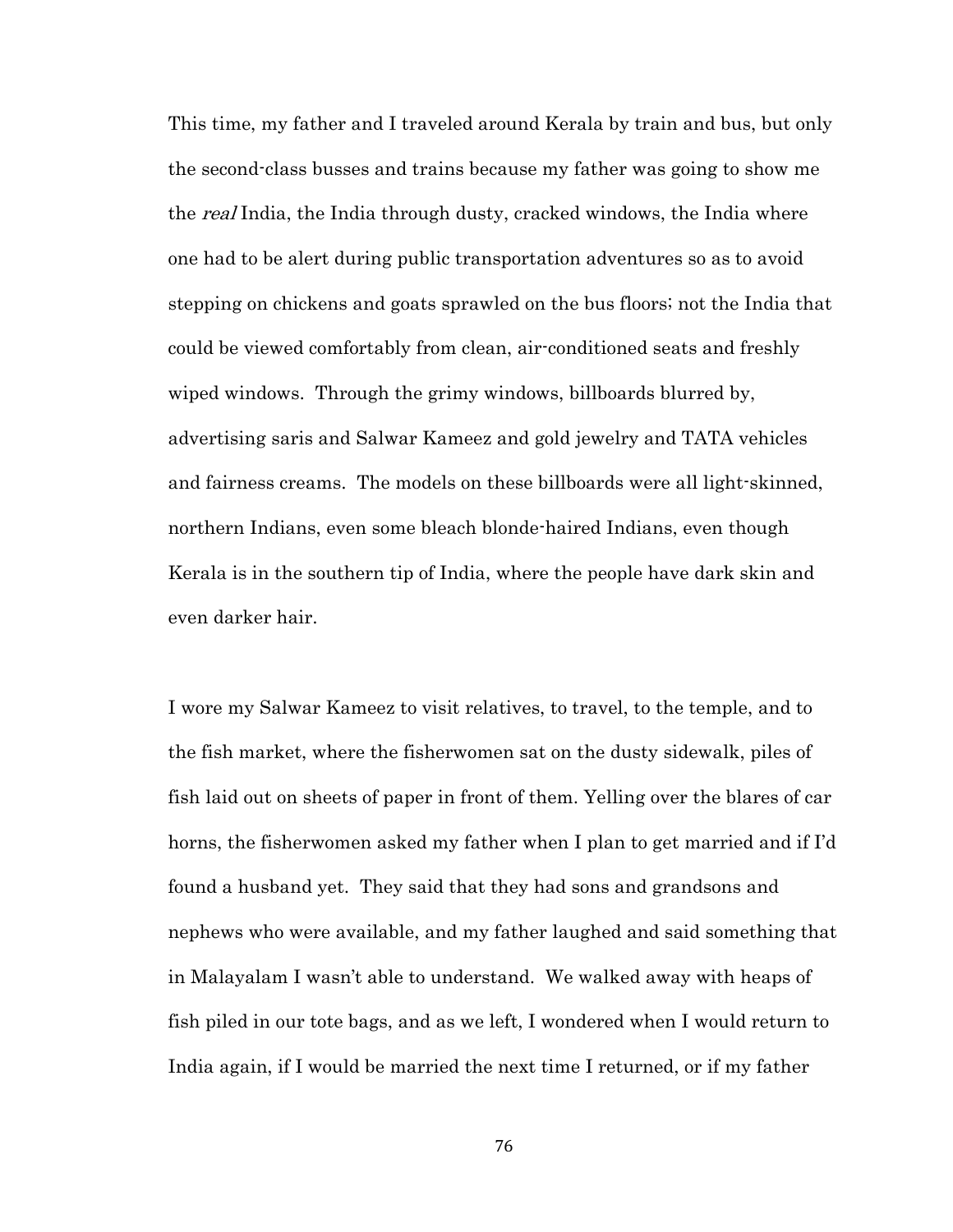This time, my father and I traveled around Kerala by train and bus, but only the second-class busses and trains because my father was going to show me the *real* India, the India through dusty, cracked windows, the India where one had to be alert during public transportation adventures so as to avoid stepping on chickens and goats sprawled on the bus floors; not the India that could be viewed comfortably from clean, air-conditioned seats and freshly wiped windows.  Through the grimy windows, billboards blurred by, advertising saris and Salwar Kameez and gold jewelry and TATA vehicles and fairness creams.  The models on these billboards were all light-skinned, northern Indians, even some bleach blonde-haired Indians, even though Kerala is in the southern tip of India, where the people have dark skin and even darker hair.

I wore my Salwar Kameez to visit relatives, to travel, to the temple, and to the fish market, where the fisherwomen sat on the dusty sidewalk, piles of fish laid out on sheets of paper in front of them. Yelling over the blares of car horns, the fisherwomen asked my father when I plan to get married and if I'd found a husband yet.  They said that they had sons and grandsons and nephews who were available, and my father laughed and said something that in Malayalam I wasn't able to understand.  We walked away with heaps of fish piled in our tote bags, and as we left, I wondered when I would return to India again, if I would be married the next time I returned, or if my father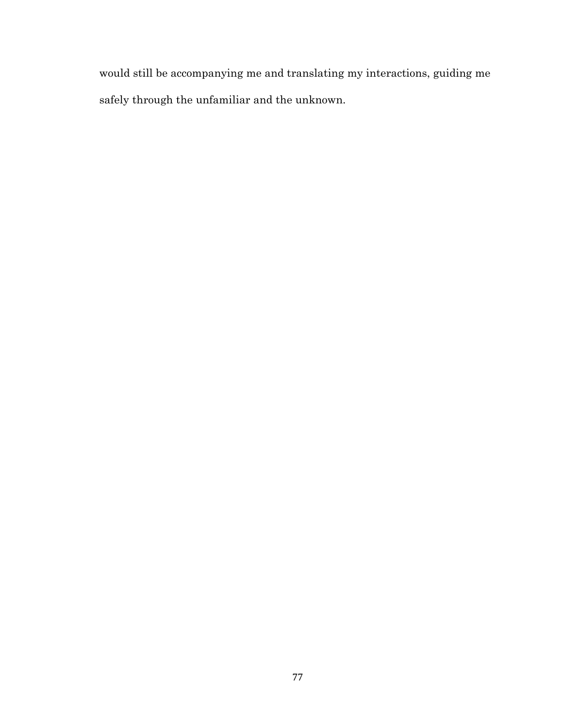would still be accompanying me and translating my interactions, guiding me safely through the unfamiliar and the unknown.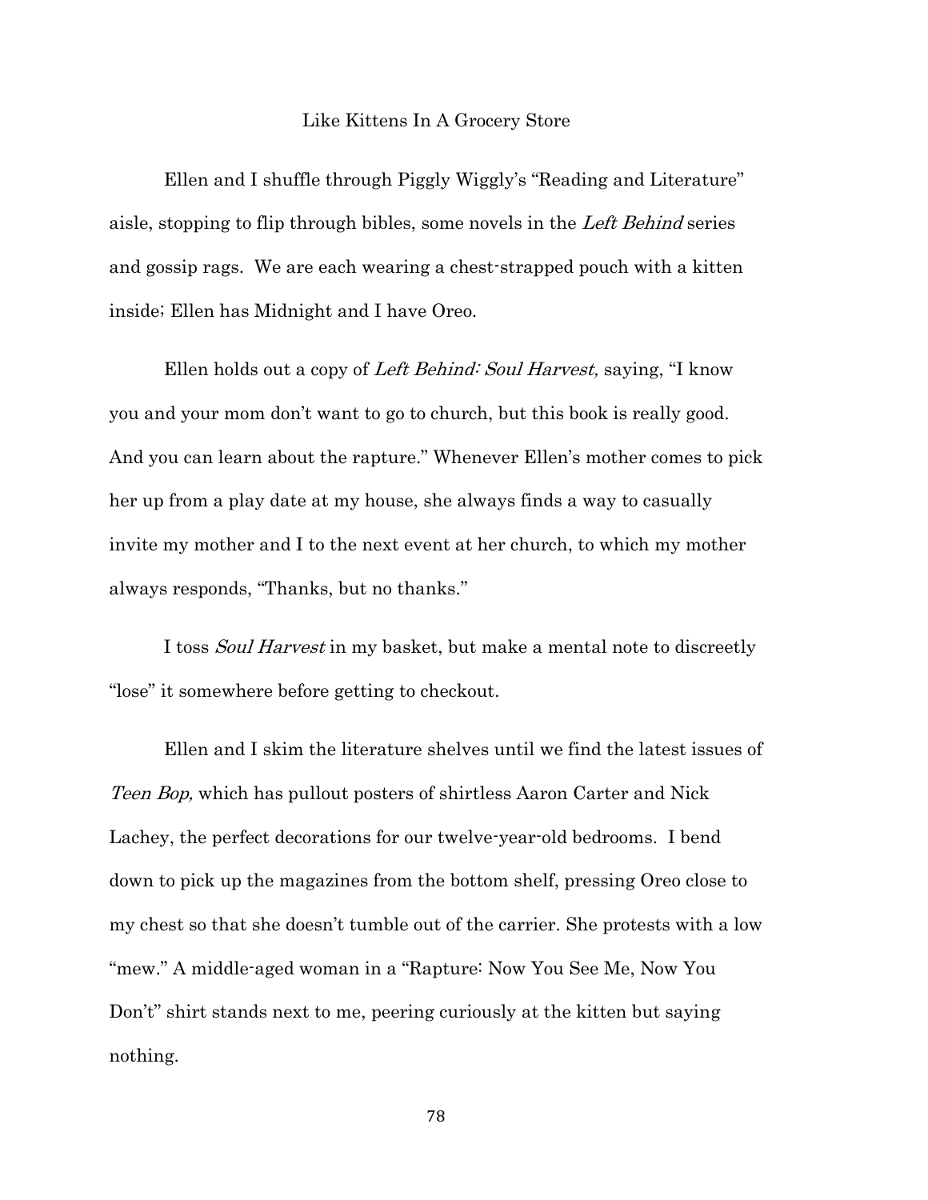# Like Kittens In A Grocery Store

Ellen and I shuffle through Piggly Wiggly's "Reading and Literature" aisle, stopping to flip through bibles, some novels in the *Left Behind* series and gossip rags. We are each wearing a chest-strapped pouch with a kitten inside; Ellen has Midnight and I have Oreo.

Ellen holds out a copy of *Left Behind: Soul Harvest,* saying, "I know you and your mom don't want to go to church, but this book is really good. And you can learn about the rapture." Whenever Ellen's mother comes to pick her up from a play date at my house, she always finds a way to casually invite my mother and I to the next event at her church, to which my mother always responds, "Thanks, but no thanks."

I toss *Soul Harvest* in my basket, but make a mental note to discreetly "lose" it somewhere before getting to checkout.

Ellen and I skim the literature shelves until we find the latest issues of *Teen Bop,* which has pullout posters of shirtless Aaron Carter and Nick Lachey, the perfect decorations for our twelve-year-old bedrooms. I bend down to pick up the magazines from the bottom shelf, pressing Oreo close to my chest so that she doesn't tumble out of the carrier. She protests with a low "mew." A middle-aged woman in a "Rapture: Now You See Me, Now You Don't" shirt stands next to me, peering curiously at the kitten but saying nothing.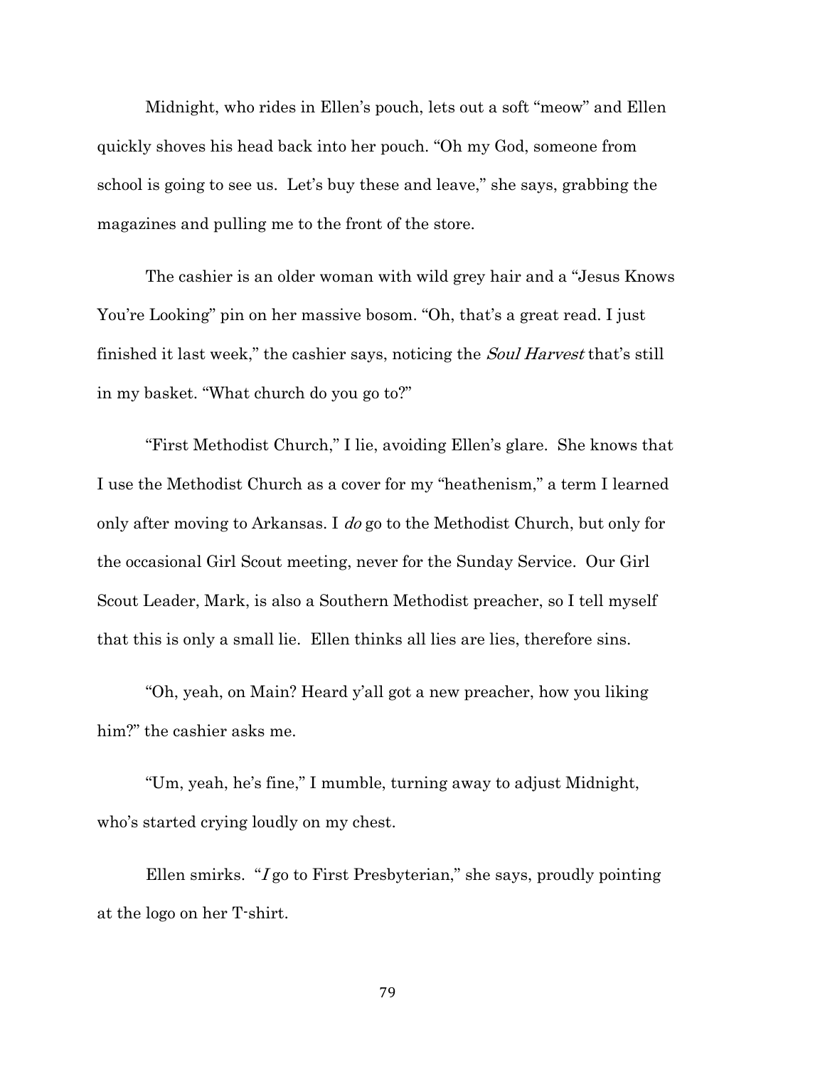Midnight, who rides in Ellen's pouch, lets out a soft "meow" and Ellen quickly shoves his head back into her pouch. "Oh my God, someone from school is going to see us. Let's buy these and leave," she says, grabbing the magazines and pulling me to the front of the store.

The cashier is an older woman with wild grey hair and a "Jesus Knows You're Looking" pin on her massive bosom. "Oh, that's a great read. I just finished it last week," the cashier says, noticing the *Soul Harvest* that's still in my basket. "What church do you go to?"

"First Methodist Church," I lie, avoiding Ellen's glare. She knows that I use the Methodist Church as a cover for my "heathenism," a term I learned only after moving to Arkansas. I *do* go to the Methodist Church, but only for the occasional Girl Scout meeting, never for the Sunday Service. Our Girl Scout Leader, Mark, is also a Southern Methodist preacher, so I tell myself that this is only a small lie. Ellen thinks all lies are lies, therefore sins.

"Oh, yeah, on Main? Heard y'all got a new preacher, how you liking him?" the cashier asks me.

"Um, yeah, he's fine," I mumble, turning away to adjust Midnight, who's started crying loudly on my chest.

Ellen smirks. "*I* go to First Presbyterian," she says, proudly pointing at the logo on her T-shirt.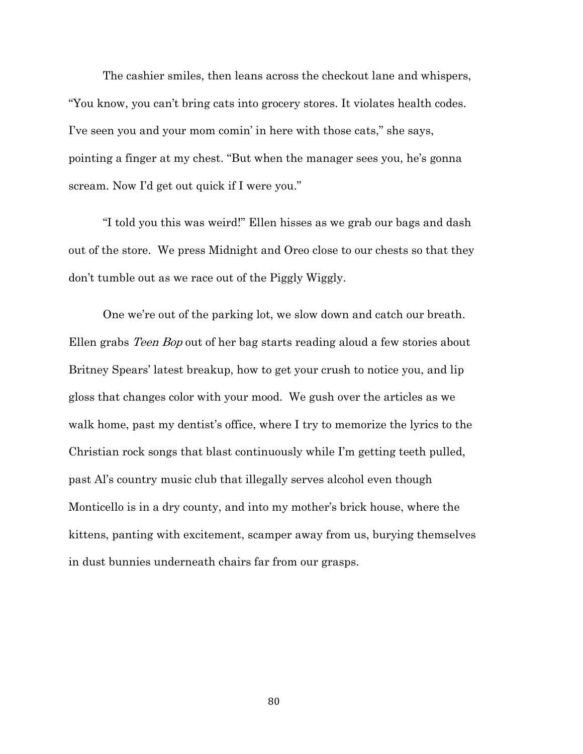The cashier smiles, then leans across the checkout lane and whispers, "You know, you can't bring cats into grocery stores. It violates health codes. I've seen you and your mom comin' in here with those cats," she says, pointing a finger at my chest. "But when the manager sees you, he's gonna scream. Now I'd get out quick if I were you."

"I told you this was weird!" Ellen hisses as we grab our bags and dash out of the store. We press Midnight and Oreo close to our chests so that they don't tumble out as we race out of the Piggly Wiggly.

One we're out of the parking lot, we slow down and catch our breath. Ellen grabs *Teen Bop* out of her bag starts reading aloud a few stories about Britney Spears' latest breakup, how to get your crush to notice you, and lip gloss that changes color with your mood. We gush over the articles as we walk home, past my dentist's office, where I try to memorize the lyrics to the Christian rock songs that blast continuously while I'm getting teeth pulled, past Al's country music club that illegally serves alcohol even though Monticello is in a dry county, and into my mother's brick house, where the kittens, panting with excitement, scamper away from us, burying themselves in dust bunnies underneath chairs far from our grasps.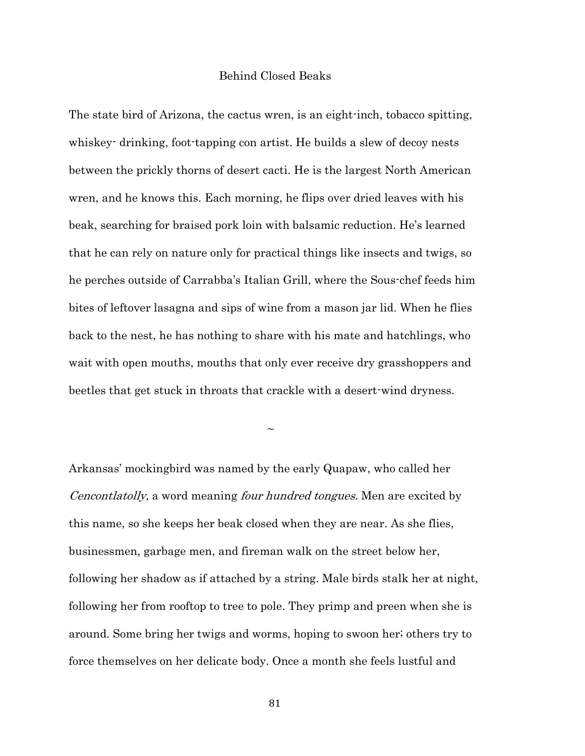# Behind Closed Beaks

The state bird of Arizona, the cactus wren, is an eight-inch, tobacco spitting, whiskey- drinking, foot-tapping con artist. He builds a slew of decoy nests between the prickly thorns of desert cacti. He is the largest North American wren, and he knows this. Each morning, he flips over dried leaves with his beak, searching for braised pork loin with balsamic reduction. He's learned that he can rely on nature only for practical things like insects and twigs, so he perches outside of Carrabba's Italian Grill, where the Sous-chef feeds him bites of leftover lasagna and sips of wine from a mason jar lid. When he flies back to the nest, he has nothing to share with his mate and hatchlings, who wait with open mouths, mouths that only ever receive dry grasshoppers and beetles that get stuck in throats that crackle with a desert-wind dryness.

~

Arkansas' mockingbird was named by the early Quapaw, who called her *Cencontlatolly,* a word meaning *four hundred tongues.* Men are excited by this name, so she keeps her beak closed when they are near. As she flies, businessmen, garbage men, and fireman walk on the street below her, following her shadow as if attached by a string. Male birds stalk her at night, following her from rooftop to tree to pole. They primp and preen when she is around. Some bring her twigs and worms, hoping to swoon her; others try to force themselves on her delicate body. Once a month she feels lustful and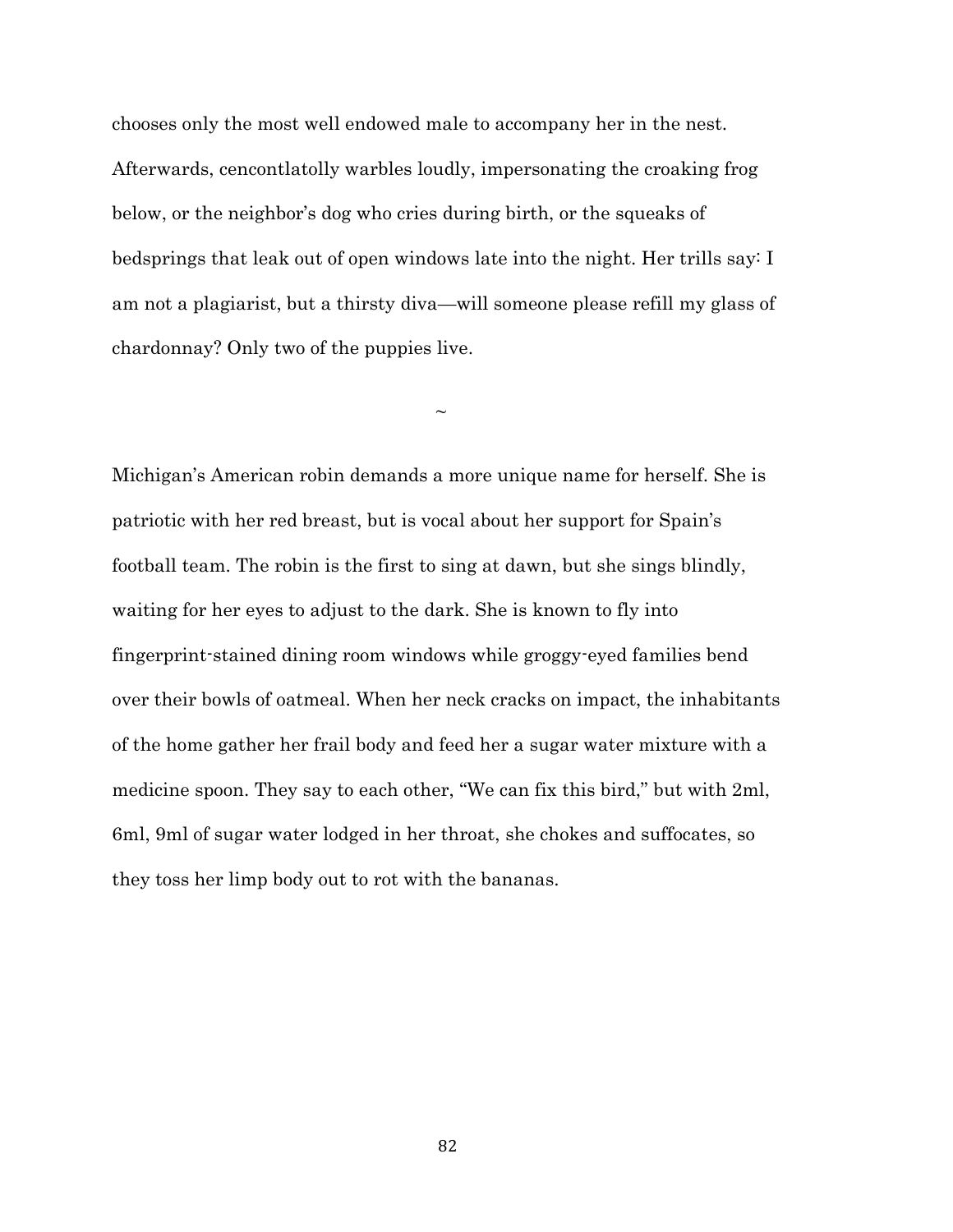chooses only the most well endowed male to accompany her in the nest. Afterwards, cencontlatolly warbles loudly, impersonating the croaking frog below, or the neighbor's dog who cries during birth, or the squeaks of bedsprings that leak out of open windows late into the night. Her trills say: I am not a plagiarist, but a thirsty diva—will someone please refill my glass of chardonnay? Only two of the puppies live.

~

Michigan's American robin demands a more unique name for herself. She is patriotic with her red breast, but is vocal about her support for Spain's football team. The robin is the first to sing at dawn, but she sings blindly, waiting for her eyes to adjust to the dark. She is known to fly into fingerprint-stained dining room windows while groggy-eyed families bend over their bowls of oatmeal. When her neck cracks on impact, the inhabitants of the home gather her frail body and feed her a sugar water mixture with a medicine spoon. They say to each other, "We can fix this bird," but with 2ml, 6ml, 9ml of sugar water lodged in her throat, she chokes and suffocates, so they toss her limp body out to rot with the bananas.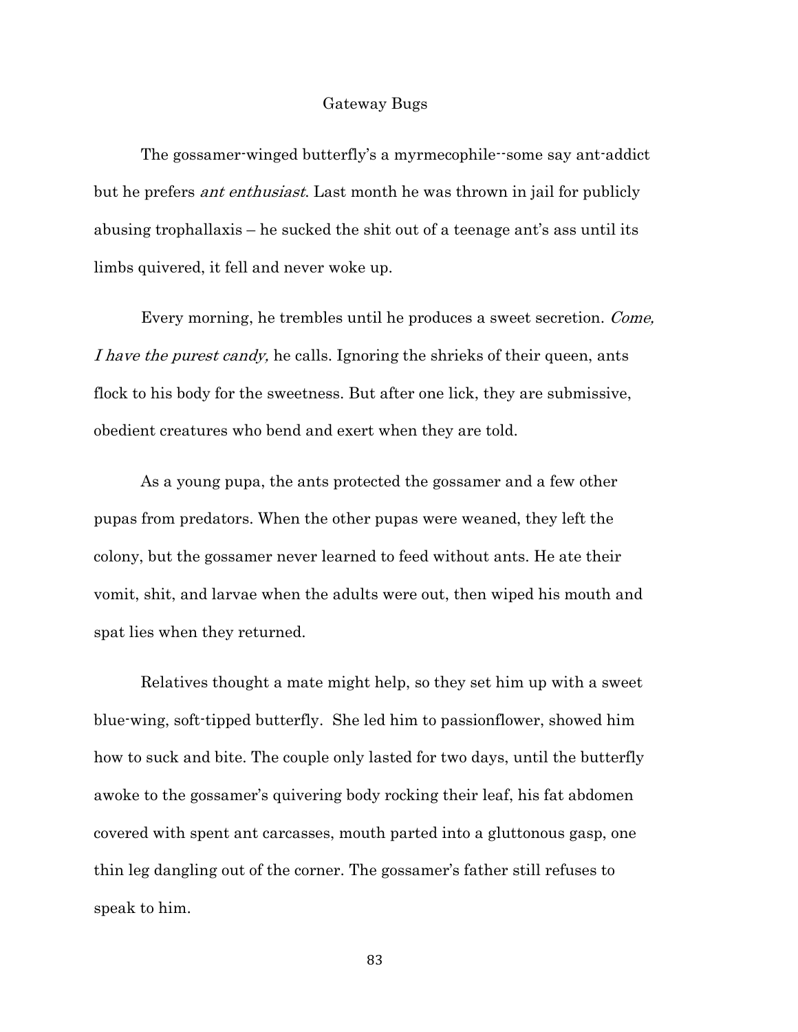# Gateway Bugs

The gossamer-winged butterfly's a myrmecophile--some say ant-addict but he prefers *ant enthusiast*. Last month he was thrown in jail for publicly abusing trophallaxis – he sucked the shit out of a teenage ant's ass until its limbs quivered, it fell and never woke up.

Every morning, he trembles until he produces a sweet secretion. *Come, I have the purest candy,* he calls. Ignoring the shrieks of their queen, ants flock to his body for the sweetness. But after one lick, they are submissive, obedient creatures who bend and exert when they are told.

As a young pupa, the ants protected the gossamer and a few other pupas from predators. When the other pupas were weaned, they left the colony, but the gossamer never learned to feed without ants. He ate their vomit, shit, and larvae when the adults were out, then wiped his mouth and spat lies when they returned.

Relatives thought a mate might help, so they set him up with a sweet blue-wing, soft-tipped butterfly. She led him to passionflower, showed him how to suck and bite. The couple only lasted for two days, until the butterfly awoke to the gossamer's quivering body rocking their leaf, his fat abdomen covered with spent ant carcasses, mouth parted into a gluttonous gasp, one thin leg dangling out of the corner. The gossamer's father still refuses to speak to him.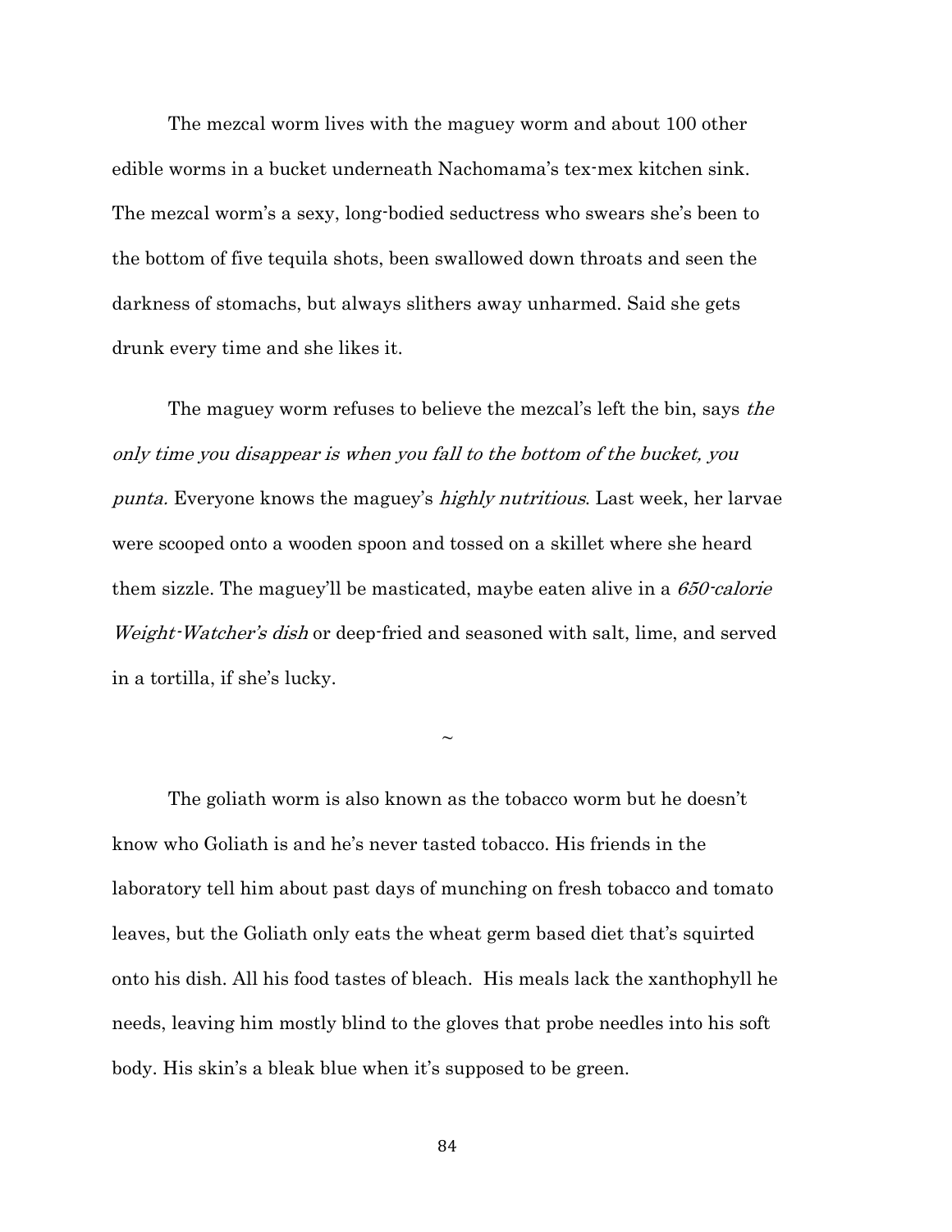The mezcal worm lives with the maguey worm and about 100 other edible worms in a bucket underneath Nachomama's tex-mex kitchen sink. The mezcal worm's a sexy, long-bodied seductress who swears she's been to the bottom of five tequila shots, been swallowed down throats and seen the darkness of stomachs, but always slithers away unharmed. Said she gets drunk every time and she likes it.

The maguey worm refuses to believe the mezcal's left the bin, says *the only time you disappear is when you fall to the bottom of the bucket, you punta.* Everyone knows the maguey's *highly nutritious*. Last week, her larvae were scooped onto a wooden spoon and tossed on a skillet where she heard them sizzle. The maguey'll be masticated, maybe eaten alive in a *650-calorie Weight-Watcher's dish* or deep-fried and seasoned with salt, lime, and served in a tortilla, if she's lucky.

~

The goliath worm is also known as the tobacco worm but he doesn't know who Goliath is and he's never tasted tobacco. His friends in the laboratory tell him about past days of munching on fresh tobacco and tomato leaves, but the Goliath only eats the wheat germ based diet that's squirted onto his dish. All his food tastes of bleach. His meals lack the xanthophyll he needs, leaving him mostly blind to the gloves that probe needles into his soft body. His skin's a bleak blue when it's supposed to be green.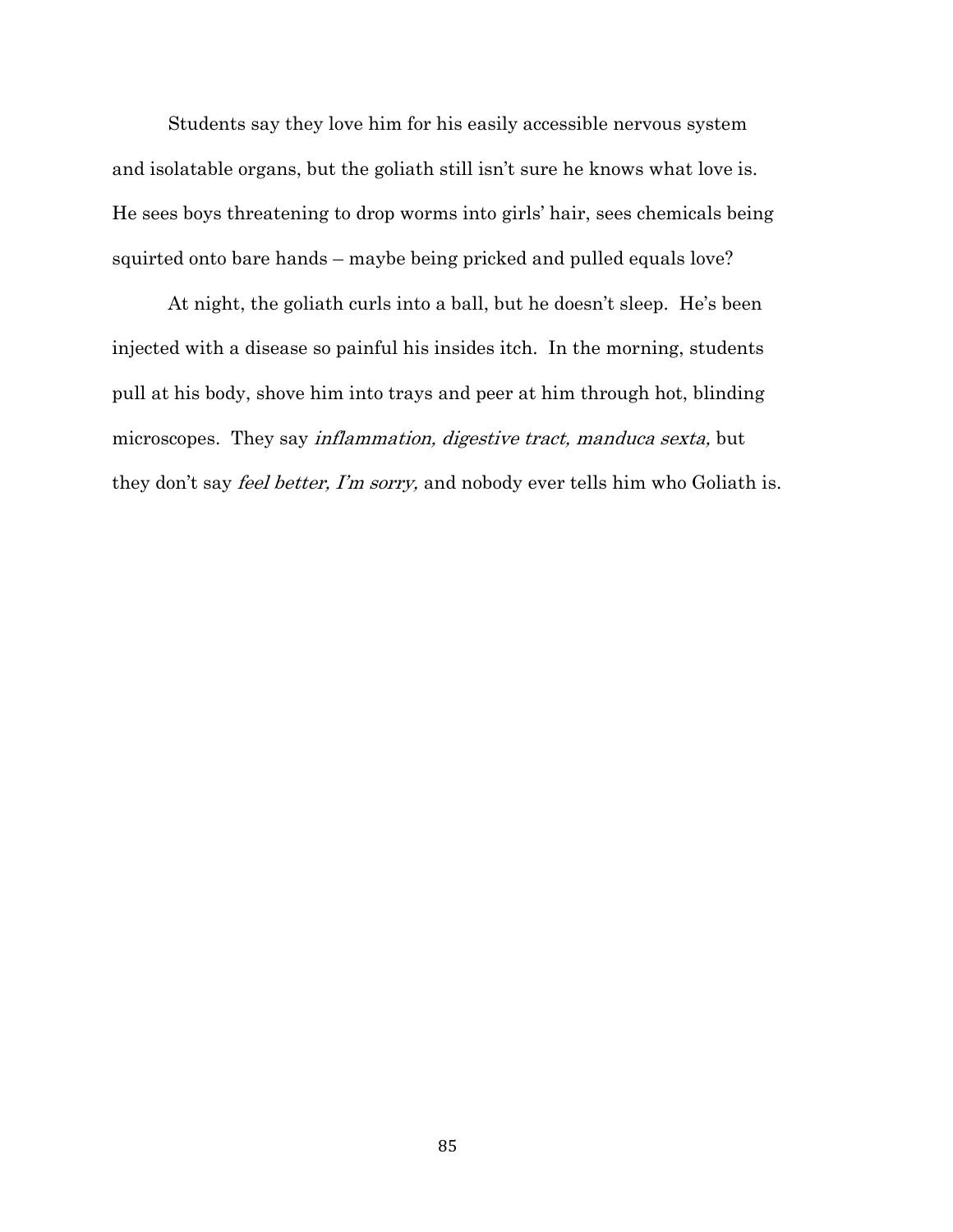Students say they love him for his easily accessible nervous system and isolatable organs, but the goliath still isn't sure he knows what love is. He sees boys threatening to drop worms into girls' hair, sees chemicals being squirted onto bare hands – maybe being pricked and pulled equals love?

At night, the goliath curls into a ball, but he doesn't sleep. He's been injected with a disease so painful his insides itch. In the morning, students pull at his body, shove him into trays and peer at him through hot, blinding microscopes. They say *inflammation, digestive tract, manduca sexta,* but they don't say *feel better, I'm sorry,* and nobody ever tells him who Goliath is.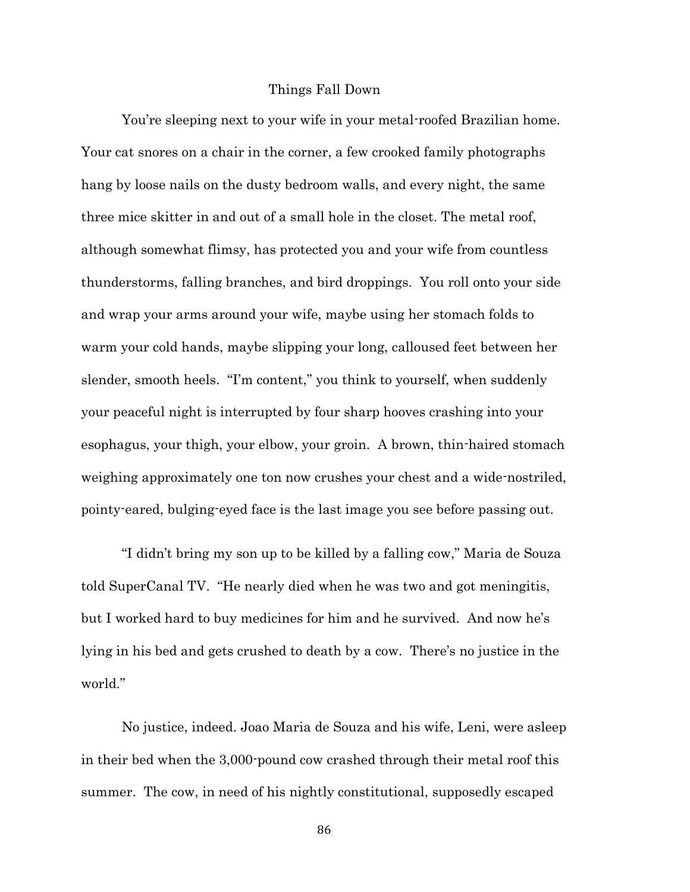## Things Fall Down

You're sleeping next to your wife in your metal-roofed Brazilian home. Your cat snores on a chair in the corner, a few crooked family photographs hang by loose nails on the dusty bedroom walls, and every night, the same three mice skitter in and out of a small hole in the closet. The metal roof, although somewhat flimsy, has protected you and your wife from countless thunderstorms, falling branches, and bird droppings. You roll onto your side and wrap your arms around your wife, maybe using her stomach folds to warm your cold hands, maybe slipping your long, calloused feet between her slender, smooth heels. "I'm content," you think to yourself, when suddenly your peaceful night is interrupted by four sharp hooves crashing into your esophagus, your thigh, your elbow, your groin. A brown, thin-haired stomach weighing approximately one ton now crushes your chest and a wide-nostriled, pointy-eared, bulging-eyed face is the last image you see before passing out.

"I didn't bring my son up to be killed by a falling cow," Maria de Souza told SuperCanal TV. "He nearly died when he was two and got meningitis, but I worked hard to buy medicines for him and he survived. And now he's lying in his bed and gets crushed to death by a cow. There's no justice in the world."

No justice, indeed. Joao Maria de Souza and his wife, Leni, were asleep in their bed when the 3,000-pound cow crashed through their metal roof this summer. The cow, in need of his nightly constitutional, supposedly escaped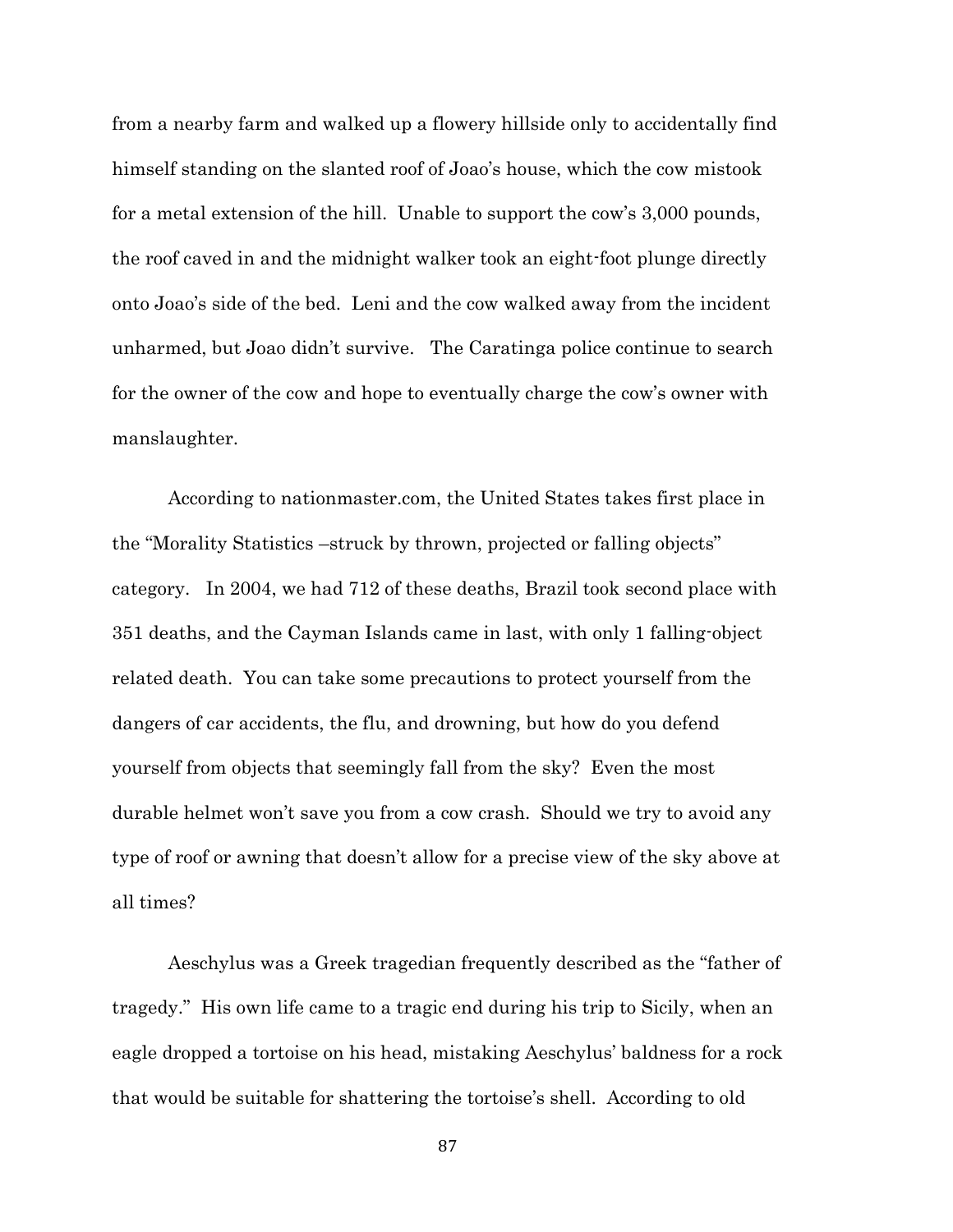from a nearby farm and walked up a flowery hillside only to accidentally find himself standing on the slanted roof of Joao's house, which the cow mistook for a metal extension of the hill. Unable to support the cow's 3,000 pounds, the roof caved in and the midnight walker took an eight-foot plunge directly onto Joao's side of the bed. Leni and the cow walked away from the incident unharmed, but Joao didn't survive. The Caratinga police continue to search for the owner of the cow and hope to eventually charge the cow's owner with manslaughter.

According to nationmaster.com, the United States takes first place in the "Morality Statistics –struck by thrown, projected or falling objects" category. In 2004, we had 712 of these deaths, Brazil took second place with 351 deaths, and the Cayman Islands came in last, with only 1 falling-object related death. You can take some precautions to protect yourself from the dangers of car accidents, the flu, and drowning, but how do you defend yourself from objects that seemingly fall from the sky? Even the most durable helmet won't save you from a cow crash. Should we try to avoid any type of roof or awning that doesn't allow for a precise view of the sky above at all times?

Aeschylus was a Greek tragedian frequently described as the "father of tragedy." His own life came to a tragic end during his trip to Sicily, when an eagle dropped a tortoise on his head, mistaking Aeschylus' baldness for a rock that would be suitable for shattering the tortoise's shell. According to old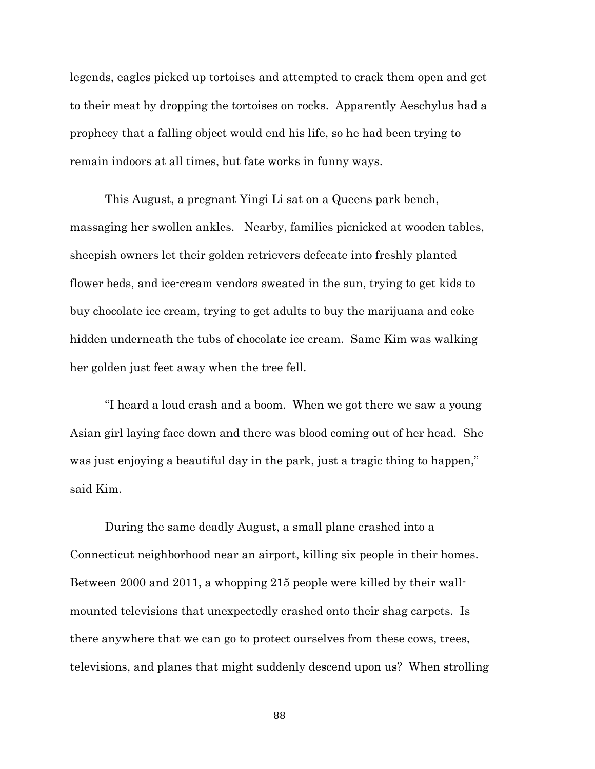legends, eagles picked up tortoises and attempted to crack them open and get to their meat by dropping the tortoises on rocks. Apparently Aeschylus had a prophecy that a falling object would end his life, so he had been trying to remain indoors at all times, but fate works in funny ways.

This August, a pregnant Yingi Li sat on a Queens park bench, massaging her swollen ankles. Nearby, families picnicked at wooden tables, sheepish owners let their golden retrievers defecate into freshly planted flower beds, and ice-cream vendors sweated in the sun, trying to get kids to buy chocolate ice cream, trying to get adults to buy the marijuana and coke hidden underneath the tubs of chocolate ice cream. Same Kim was walking her golden just feet away when the tree fell.

"I heard a loud crash and a boom. When we got there we saw a young Asian girl laying face down and there was blood coming out of her head. She was just enjoying a beautiful day in the park, just a tragic thing to happen," said Kim.

During the same deadly August, a small plane crashed into a Connecticut neighborhood near an airport, killing six people in their homes. Between 2000 and 2011, a whopping 215 people were killed by their wall-mounted televisions that unexpectedly crashed onto their shag carpets. Is there anywhere that we can go to protect ourselves from these cows, trees, televisions, and planes that might suddenly descend upon us? When strolling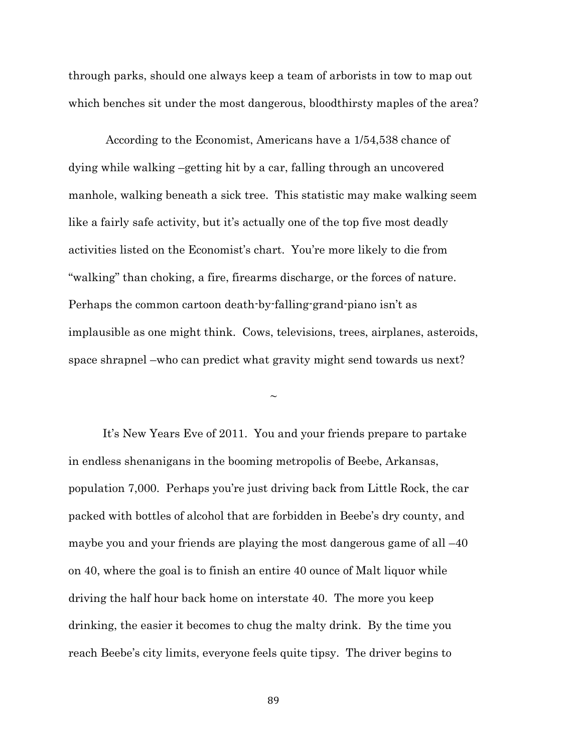through parks, should one always keep a team of arborists in tow to map out which benches sit under the most dangerous, bloodthirsty maples of the area?

According to the Economist, Americans have a 1/54,538 chance of dying while walking –getting hit by a car, falling through an uncovered manhole, walking beneath a sick tree. This statistic may make walking seem like a fairly safe activity, but it's actually one of the top five most deadly activities listed on the Economist's chart. You're more likely to die from "walking" than choking, a fire, firearms discharge, or the forces of nature. Perhaps the common cartoon death-by-falling-grand-piano isn't as implausible as one might think. Cows, televisions, trees, airplanes, asteroids, space shrapnel –who can predict what gravity might send towards us next?

~

It's New Years Eve of 2011. You and your friends prepare to partake in endless shenanigans in the booming metropolis of Beebe, Arkansas, population 7,000. Perhaps you're just driving back from Little Rock, the car packed with bottles of alcohol that are forbidden in Beebe's dry county, and maybe you and your friends are playing the most dangerous game of all –40 on 40, where the goal is to finish an entire 40 ounce of Malt liquor while driving the half hour back home on interstate 40. The more you keep drinking, the easier it becomes to chug the malty drink. By the time you reach Beebe's city limits, everyone feels quite tipsy. The driver begins to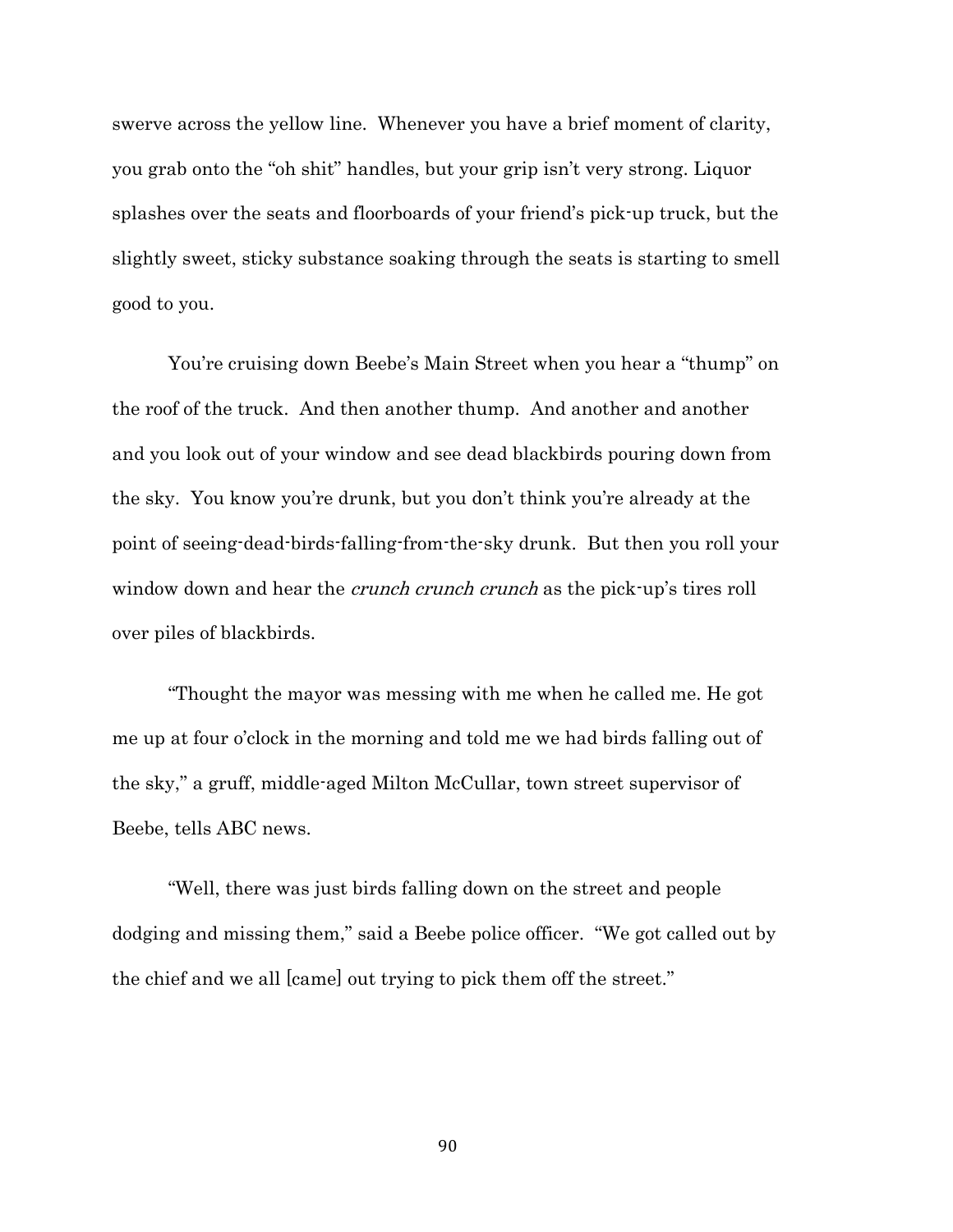swerve across the yellow line. Whenever you have a brief moment of clarity, you grab onto the "oh shit" handles, but your grip isn't very strong. Liquor splashes over the seats and floorboards of your friend's pick-up truck, but the slightly sweet, sticky substance soaking through the seats is starting to smell good to you.

You're cruising down Beebe's Main Street when you hear a "thump" on the roof of the truck. And then another thump. And another and another and you look out of your window and see dead blackbirds pouring down from the sky. You know you're drunk, but you don't think you're already at the point of seeing-dead-birds-falling-from-the-sky drunk. But then you roll your window down and hear the *crunch crunch crunch* as the pick-up's tires roll over piles of blackbirds.

"Thought the mayor was messing with me when he called me. He got me up at four o'clock in the morning and told me we had birds falling out of the sky," a gruff, middle-aged Milton McCullar, town street supervisor of Beebe, tells ABC news.

"Well, there was just birds falling down on the street and people dodging and missing them," said a Beebe police officer. "We got called out by the chief and we all [came] out trying to pick them off the street."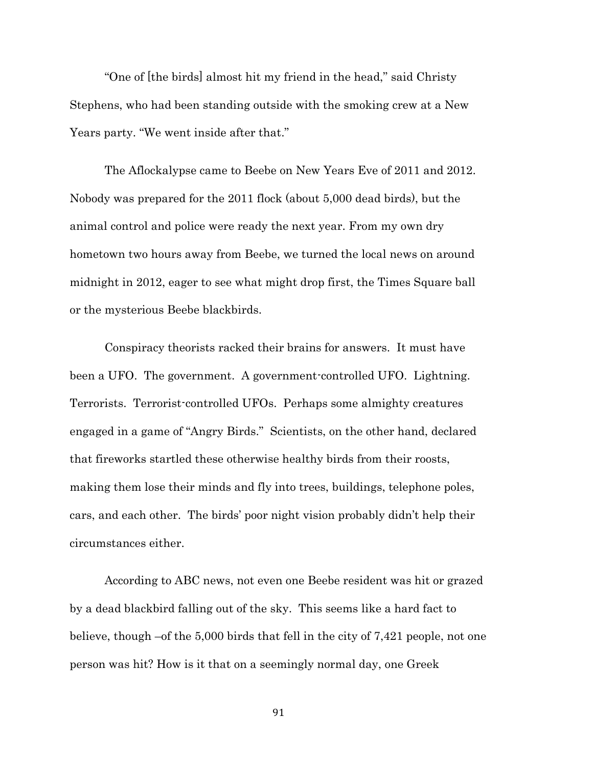"One of [the birds] almost hit my friend in the head," said Christy Stephens, who had been standing outside with the smoking crew at a New Years party. "We went inside after that."

The Aflockalypse came to Beebe on New Years Eve of 2011 and 2012. Nobody was prepared for the 2011 flock (about 5,000 dead birds), but the animal control and police were ready the next year. From my own dry hometown two hours away from Beebe, we turned the local news on around midnight in 2012, eager to see what might drop first, the Times Square ball or the mysterious Beebe blackbirds.

Conspiracy theorists racked their brains for answers. It must have been a UFO. The government. A government-controlled UFO. Lightning. Terrorists. Terrorist-controlled UFOs. Perhaps some almighty creatures engaged in a game of "Angry Birds." Scientists, on the other hand, declared that fireworks startled these otherwise healthy birds from their roosts, making them lose their minds and fly into trees, buildings, telephone poles, cars, and each other. The birds' poor night vision probably didn't help their circumstances either.

According to ABC news, not even one Beebe resident was hit or grazed by a dead blackbird falling out of the sky. This seems like a hard fact to believe, though –of the 5,000 birds that fell in the city of 7,421 people, not one person was hit? How is it that on a seemingly normal day, one Greek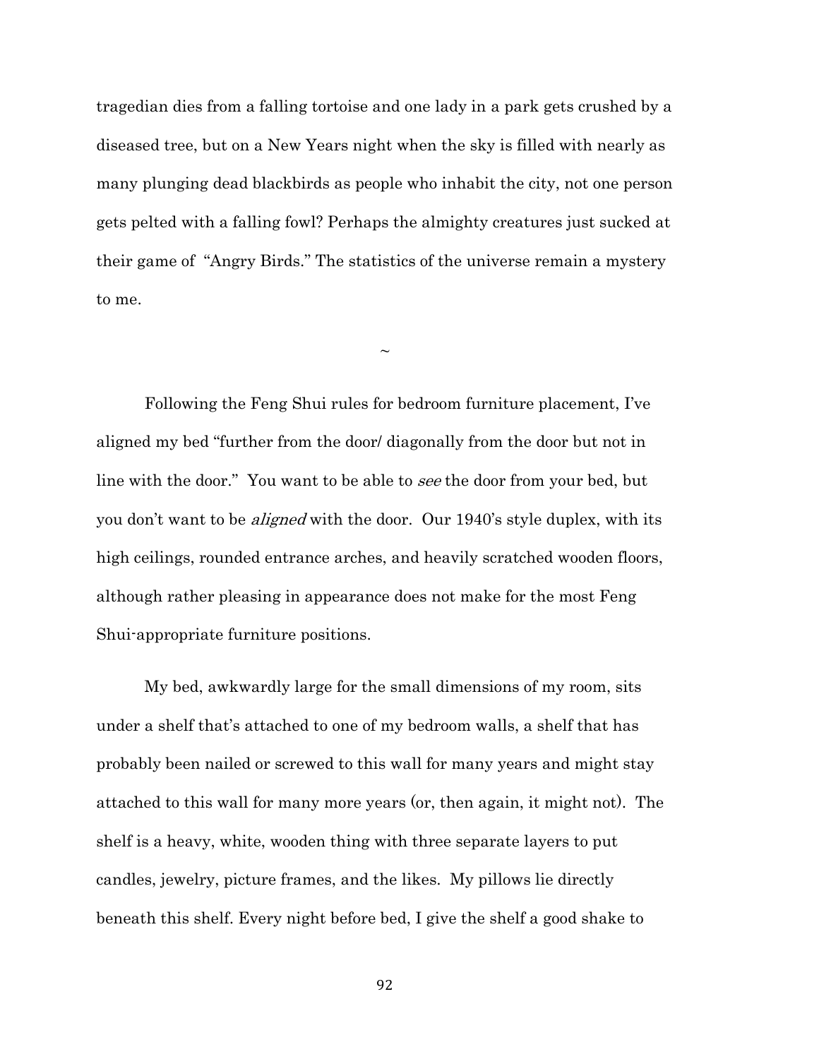tragedian dies from a falling tortoise and one lady in a park gets crushed by a diseased tree, but on a New Years night when the sky is filled with nearly as many plunging dead blackbirds as people who inhabit the city, not one person gets pelted with a falling fowl? Perhaps the almighty creatures just sucked at their game of "Angry Birds." The statistics of the universe remain a mystery to me.

~

Following the Feng Shui rules for bedroom furniture placement, I've aligned my bed "further from the door/ diagonally from the door but not in line with the door." You want to be able to *see* the door from your bed, but you don't want to be *aligned* with the door. Our 1940's style duplex, with its high ceilings, rounded entrance arches, and heavily scratched wooden floors, although rather pleasing in appearance does not make for the most Feng Shui-appropriate furniture positions.

My bed, awkwardly large for the small dimensions of my room, sits under a shelf that's attached to one of my bedroom walls, a shelf that has probably been nailed or screwed to this wall for many years and might stay attached to this wall for many more years (or, then again, it might not). The shelf is a heavy, white, wooden thing with three separate layers to put candles, jewelry, picture frames, and the likes. My pillows lie directly beneath this shelf. Every night before bed, I give the shelf a good shake to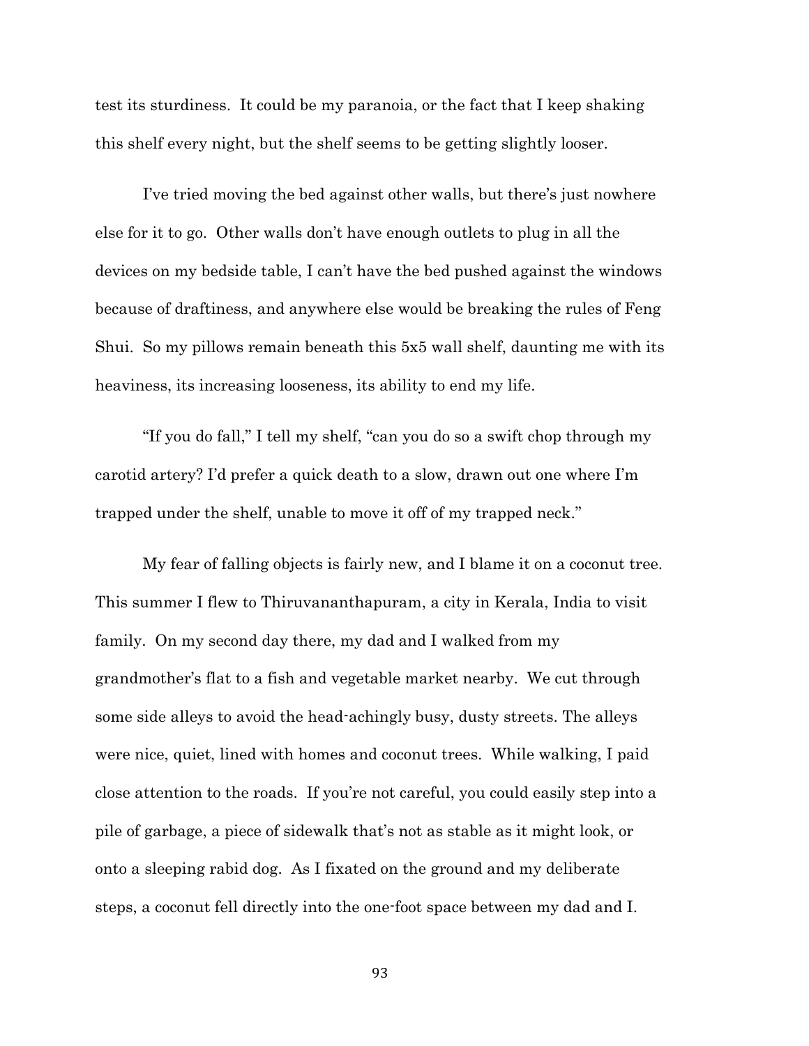test its sturdiness. It could be my paranoia, or the fact that I keep shaking this shelf every night, but the shelf seems to be getting slightly looser.

I've tried moving the bed against other walls, but there's just nowhere else for it to go. Other walls don't have enough outlets to plug in all the devices on my bedside table, I can't have the bed pushed against the windows because of draftiness, and anywhere else would be breaking the rules of Feng Shui. So my pillows remain beneath this 5x5 wall shelf, daunting me with its heaviness, its increasing looseness, its ability to end my life.

"If you do fall," I tell my shelf, "can you do so a swift chop through my carotid artery? I'd prefer a quick death to a slow, drawn out one where I'm trapped under the shelf, unable to move it off of my trapped neck."

My fear of falling objects is fairly new, and I blame it on a coconut tree. This summer I flew to Thiruvananthapuram, a city in Kerala, India to visit family. On my second day there, my dad and I walked from my grandmother's flat to a fish and vegetable market nearby. We cut through some side alleys to avoid the head-achingly busy, dusty streets. The alleys were nice, quiet, lined with homes and coconut trees. While walking, I paid close attention to the roads. If you're not careful, you could easily step into a pile of garbage, a piece of sidewalk that's not as stable as it might look, or onto a sleeping rabid dog. As I fixated on the ground and my deliberate steps, a coconut fell directly into the one-foot space between my dad and I.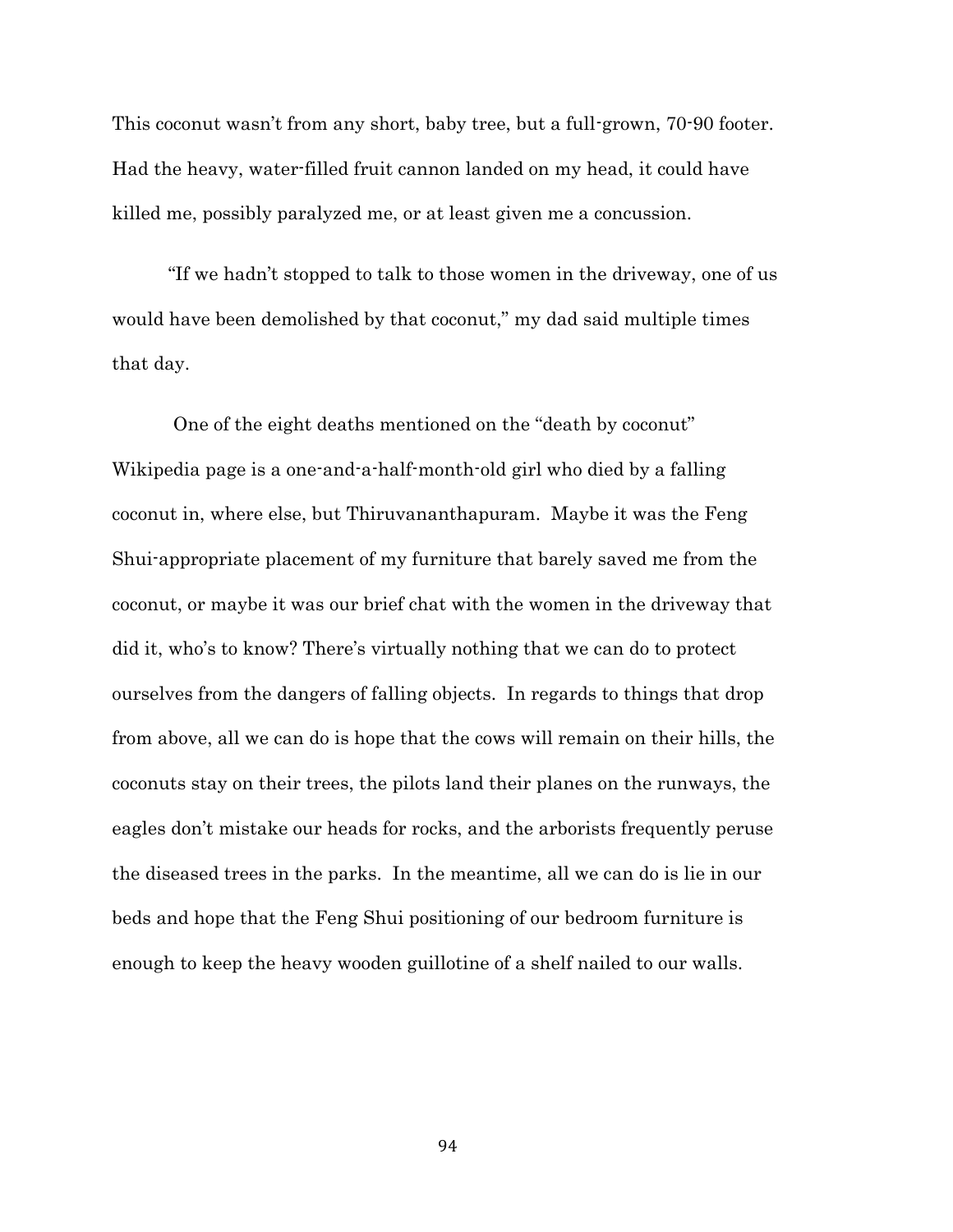This coconut wasn't from any short, baby tree, but a full-grown, 70-90 footer. Had the heavy, water-filled fruit cannon landed on my head, it could have killed me, possibly paralyzed me, or at least given me a concussion.

"If we hadn't stopped to talk to those women in the driveway, one of us would have been demolished by that coconut," my dad said multiple times that day.

One of the eight deaths mentioned on the "death by coconut" Wikipedia page is a one-and-a-half-month-old girl who died by a falling coconut in, where else, but Thiruvananthapuram. Maybe it was the Feng Shui-appropriate placement of my furniture that barely saved me from the coconut, or maybe it was our brief chat with the women in the driveway that did it, who's to know? There's virtually nothing that we can do to protect ourselves from the dangers of falling objects. In regards to things that drop from above, all we can do is hope that the cows will remain on their hills, the coconuts stay on their trees, the pilots land their planes on the runways, the eagles don't mistake our heads for rocks, and the arborists frequently peruse the diseased trees in the parks. In the meantime, all we can do is lie in our beds and hope that the Feng Shui positioning of our bedroom furniture is enough to keep the heavy wooden guillotine of a shelf nailed to our walls.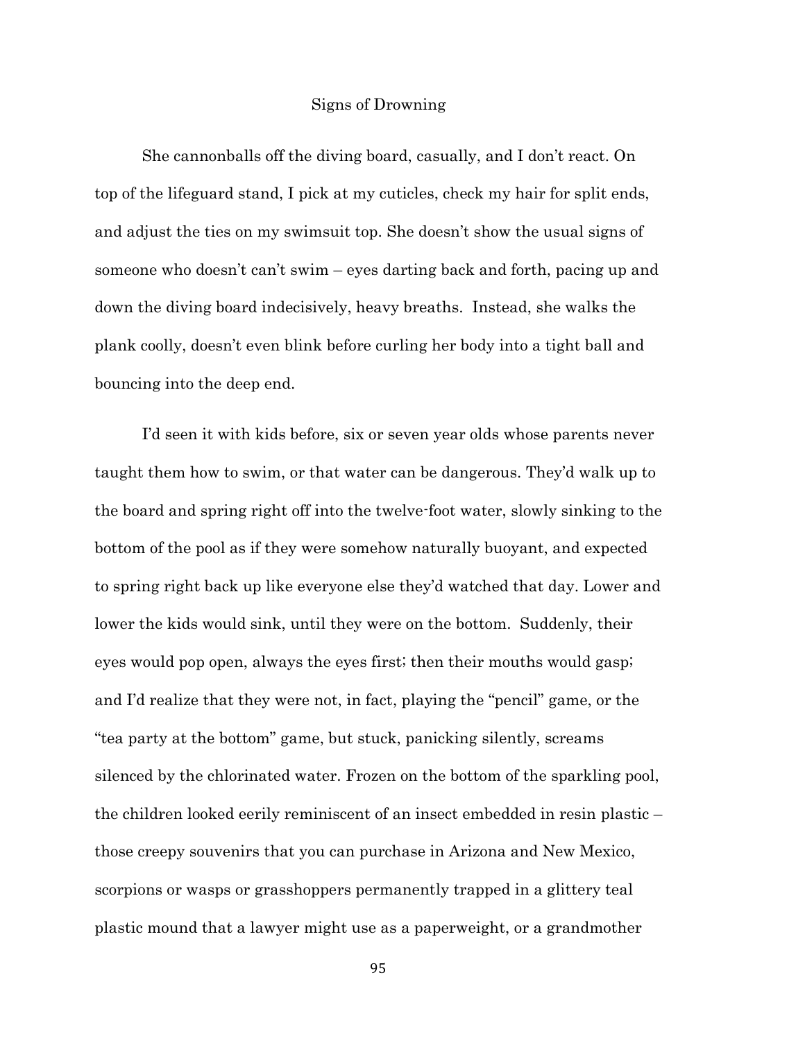## Signs of Drowning

She cannonballs off the diving board, casually, and I don't react. On top of the lifeguard stand, I pick at my cuticles, check my hair for split ends, and adjust the ties on my swimsuit top. She doesn't show the usual signs of someone who doesn't can't swim – eyes darting back and forth, pacing up and down the diving board indecisively, heavy breaths. Instead, she walks the plank coolly, doesn't even blink before curling her body into a tight ball and bouncing into the deep end.

I'd seen it with kids before, six or seven year olds whose parents never taught them how to swim, or that water can be dangerous. They'd walk up to the board and spring right off into the twelve-foot water, slowly sinking to the bottom of the pool as if they were somehow naturally buoyant, and expected to spring right back up like everyone else they'd watched that day. Lower and lower the kids would sink, until they were on the bottom. Suddenly, their eyes would pop open, always the eyes first; then their mouths would gasp; and I'd realize that they were not, in fact, playing the "pencil" game, or the "tea party at the bottom" game, but stuck, panicking silently, screams silenced by the chlorinated water. Frozen on the bottom of the sparkling pool, the children looked eerily reminiscent of an insect embedded in resin plastic – those creepy souvenirs that you can purchase in Arizona and New Mexico, scorpions or wasps or grasshoppers permanently trapped in a glittery teal plastic mound that a lawyer might use as a paperweight, or a grandmother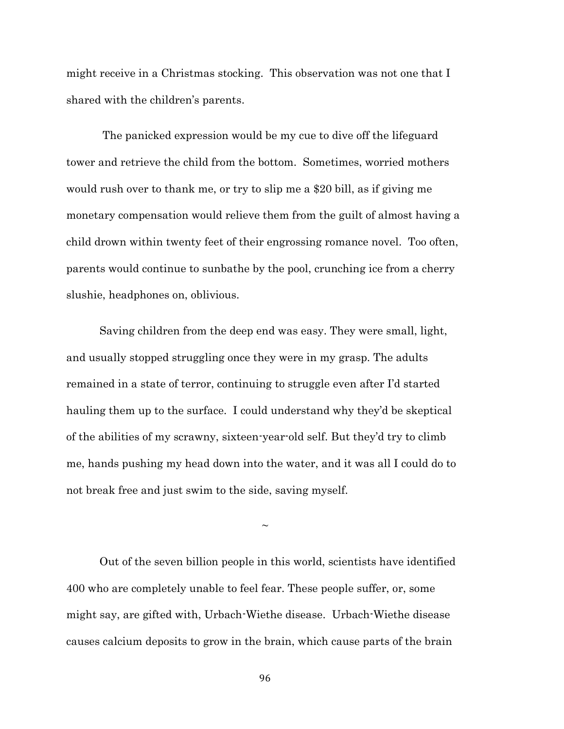might receive in a Christmas stocking. This observation was not one that I shared with the children's parents.

The panicked expression would be my cue to dive off the lifeguard tower and retrieve the child from the bottom. Sometimes, worried mothers would rush over to thank me, or try to slip me a $20 bill, as if giving me monetary compensation would relieve them from the guilt of almost having a child drown within twenty feet of their engrossing romance novel. Too often, parents would continue to sunbathe by the pool, crunching ice from a cherry slushie, headphones on, oblivious.

Saving children from the deep end was easy. They were small, light, and usually stopped struggling once they were in my grasp. The adults remained in a state of terror, continuing to struggle even after I'd started hauling them up to the surface. I could understand why they'd be skeptical of the abilities of my scrawny, sixteen-year-old self. But they'd try to climb me, hands pushing my head down into the water, and it was all I could do to not break free and just swim to the side, saving myself.

~

Out of the seven billion people in this world, scientists have identified 400 who are completely unable to feel fear. These people suffer, or, some might say, are gifted with, Urbach-Wiethe disease. Urbach-Wiethe disease causes calcium deposits to grow in the brain, which cause parts of the brain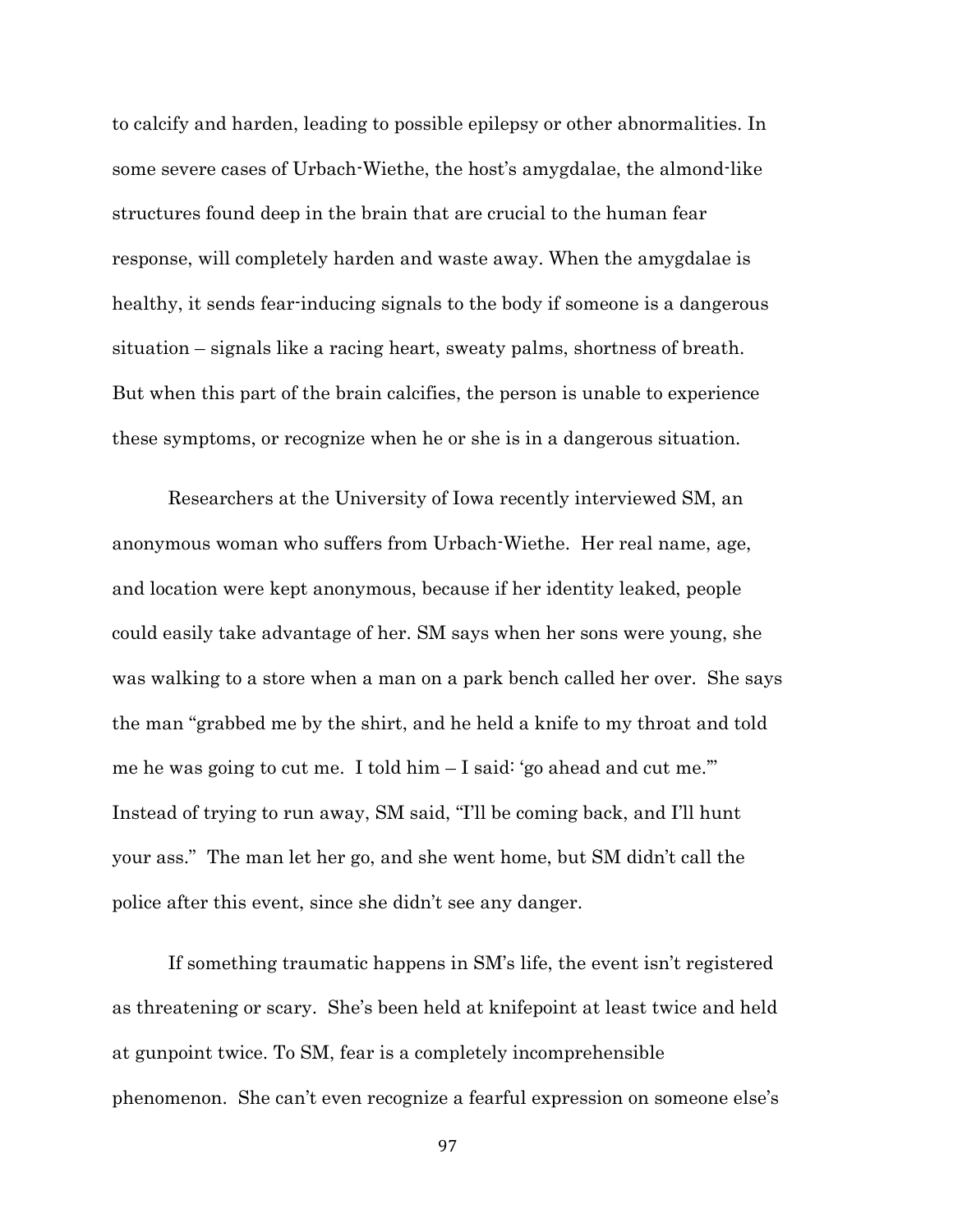to calcify and harden, leading to possible epilepsy or other abnormalities. In some severe cases of Urbach-Wiethe, the host's amygdalae, the almond-like structures found deep in the brain that are crucial to the human fear response, will completely harden and waste away. When the amygdalae is healthy, it sends fear-inducing signals to the body if someone is a dangerous situation – signals like a racing heart, sweaty palms, shortness of breath. But when this part of the brain calcifies, the person is unable to experience these symptoms, or recognize when he or she is in a dangerous situation.

Researchers at the University of Iowa recently interviewed SM, an anonymous woman who suffers from Urbach-Wiethe. Her real name, age, and location were kept anonymous, because if her identity leaked, people could easily take advantage of her. SM says when her sons were young, she was walking to a store when a man on a park bench called her over. She says the man "grabbed me by the shirt, and he held a knife to my throat and told me he was going to cut me. I told him – I said: 'go ahead and cut me.'" Instead of trying to run away, SM said, "I'll be coming back, and I'll hunt your ass." The man let her go, and she went home, but SM didn't call the police after this event, since she didn't see any danger.

If something traumatic happens in SM's life, the event isn't registered as threatening or scary. She's been held at knifepoint at least twice and held at gunpoint twice. To SM, fear is a completely incomprehensible phenomenon. She can't even recognize a fearful expression on someone else's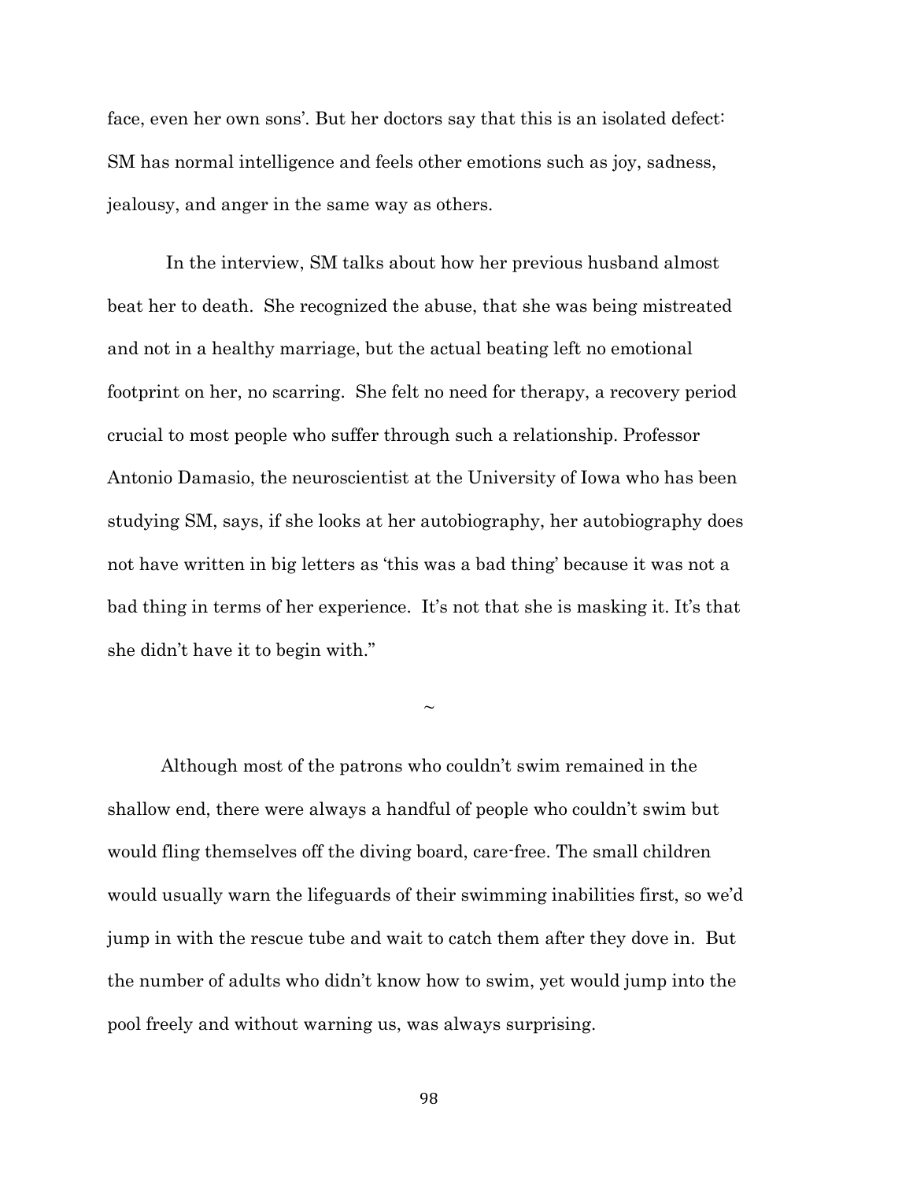face, even her own sons'. But her doctors say that this is an isolated defect: SM has normal intelligence and feels other emotions such as joy, sadness, jealousy, and anger in the same way as others.

In the interview, SM talks about how her previous husband almost beat her to death. She recognized the abuse, that she was being mistreated and not in a healthy marriage, but the actual beating left no emotional footprint on her, no scarring. She felt no need for therapy, a recovery period crucial to most people who suffer through such a relationship. Professor Antonio Damasio, the neuroscientist at the University of Iowa who has been studying SM, says, if she looks at her autobiography, her autobiography does not have written in big letters as 'this was a bad thing' because it was not a bad thing in terms of her experience. It's not that she is masking it. It's that she didn't have it to begin with."

~

Although most of the patrons who couldn't swim remained in the shallow end, there were always a handful of people who couldn't swim but would fling themselves off the diving board, care-free. The small children would usually warn the lifeguards of their swimming inabilities first, so we'd jump in with the rescue tube and wait to catch them after they dove in. But the number of adults who didn't know how to swim, yet would jump into the pool freely and without warning us, was always surprising.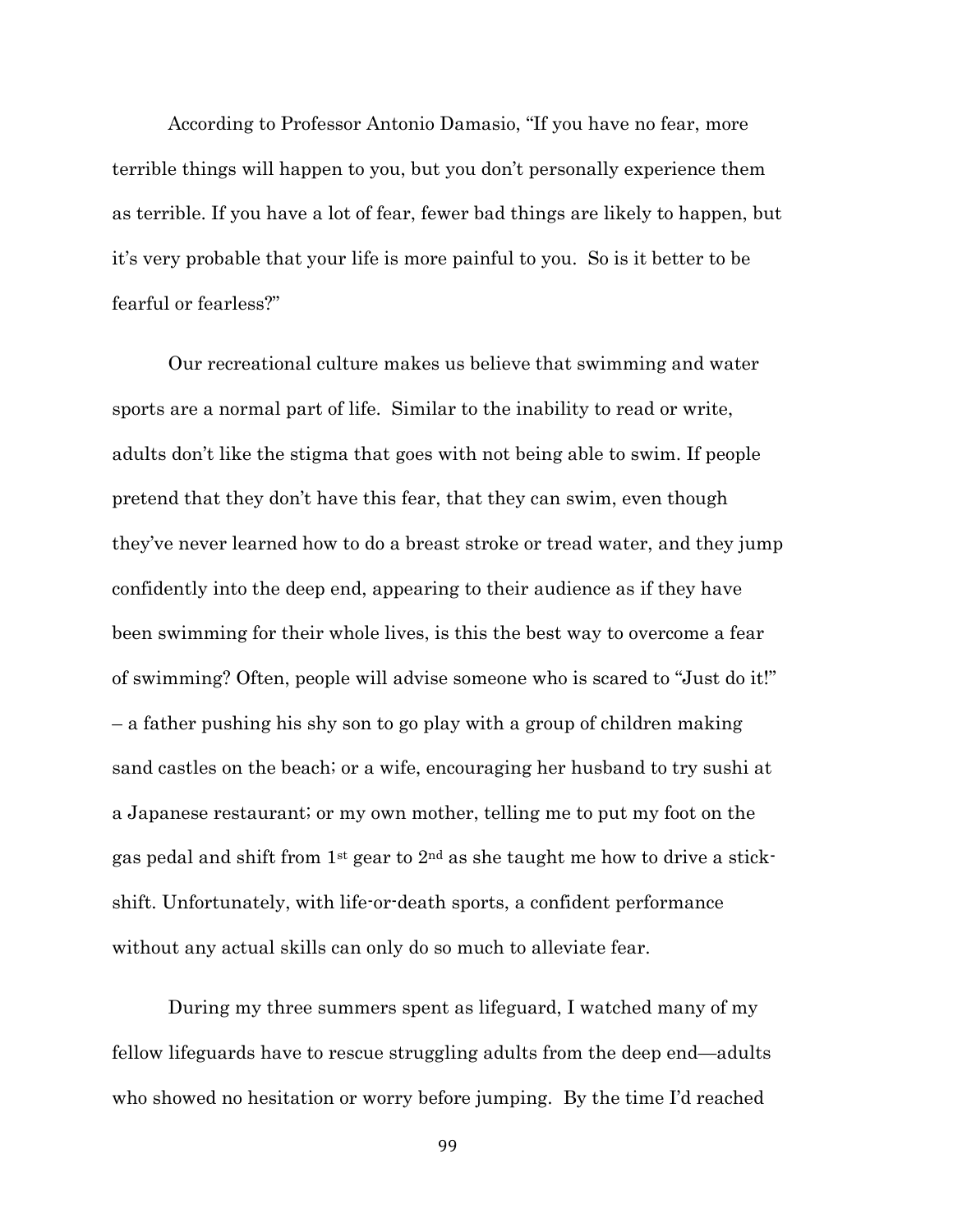According to Professor Antonio Damasio, "If you have no fear, more terrible things will happen to you, but you don't personally experience them as terrible. If you have a lot of fear, fewer bad things are likely to happen, but it's very probable that your life is more painful to you. So is it better to be fearful or fearless?"

Our recreational culture makes us believe that swimming and water sports are a normal part of life. Similar to the inability to read or write, adults don't like the stigma that goes with not being able to swim. If people pretend that they don't have this fear, that they can swim, even though they've never learned how to do a breast stroke or tread water, and they jump confidently into the deep end, appearing to their audience as if they have been swimming for their whole lives, is this the best way to overcome a fear of swimming? Often, people will advise someone who is scared to "Just do it!" – a father pushing his shy son to go play with a group of children making sand castles on the beach; or a wife, encouraging her husband to try sushi at a Japanese restaurant; or my own mother, telling me to put my foot on the gas pedal and shift from 1st gear to 2nd as she taught me how to drive a stick-shift. Unfortunately, with life-or-death sports, a confident performance without any actual skills can only do so much to alleviate fear.

During my three summers spent as lifeguard, I watched many of my fellow lifeguards have to rescue struggling adults from the deep end—adults who showed no hesitation or worry before jumping. By the time I'd reached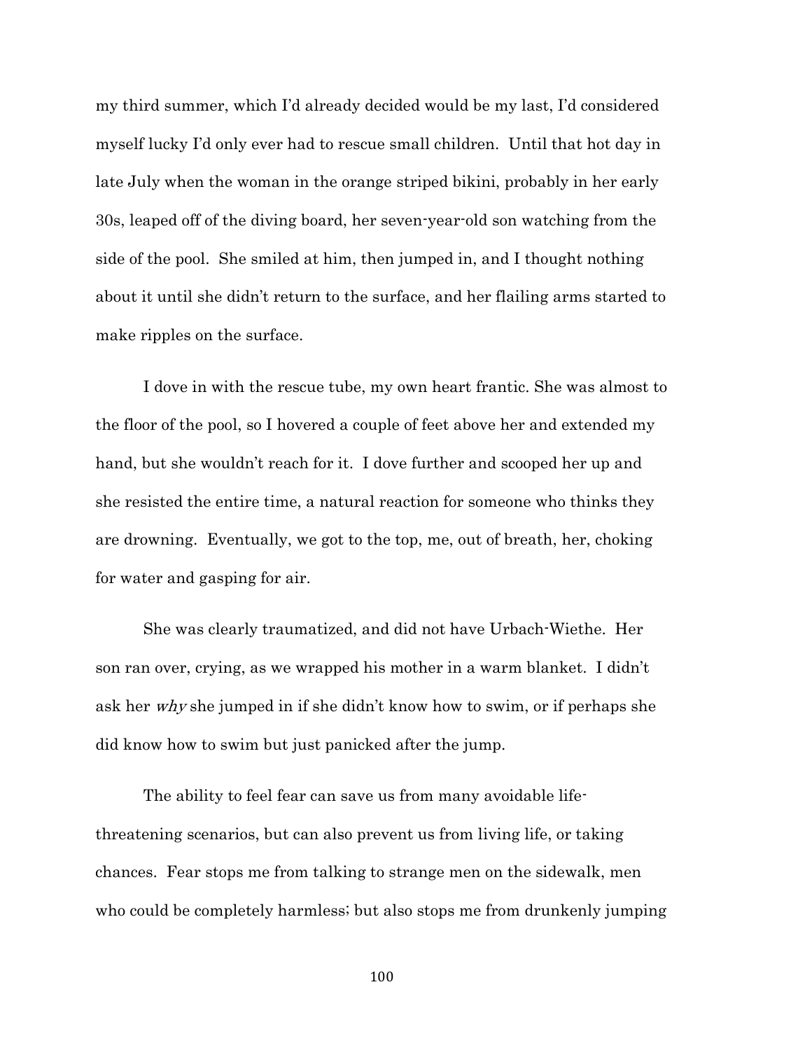my third summer, which I'd already decided would be my last, I'd considered myself lucky I'd only ever had to rescue small children. Until that hot day in late July when the woman in the orange striped bikini, probably in her early 30s, leaped off of the diving board, her seven-year-old son watching from the side of the pool. She smiled at him, then jumped in, and I thought nothing about it until she didn't return to the surface, and her flailing arms started to make ripples on the surface.

I dove in with the rescue tube, my own heart frantic. She was almost to the floor of the pool, so I hovered a couple of feet above her and extended my hand, but she wouldn't reach for it. I dove further and scooped her up and she resisted the entire time, a natural reaction for someone who thinks they are drowning. Eventually, we got to the top, me, out of breath, her, choking for water and gasping for air.

She was clearly traumatized, and did not have Urbach-Wiethe. Her son ran over, crying, as we wrapped his mother in a warm blanket. I didn't ask her *why* she jumped in if she didn't know how to swim, or if perhaps she did know how to swim but just panicked after the jump.

The ability to feel fear can save us from many avoidable life-threatening scenarios, but can also prevent us from living life, or taking chances. Fear stops me from talking to strange men on the sidewalk, men who could be completely harmless; but also stops me from drunkenly jumping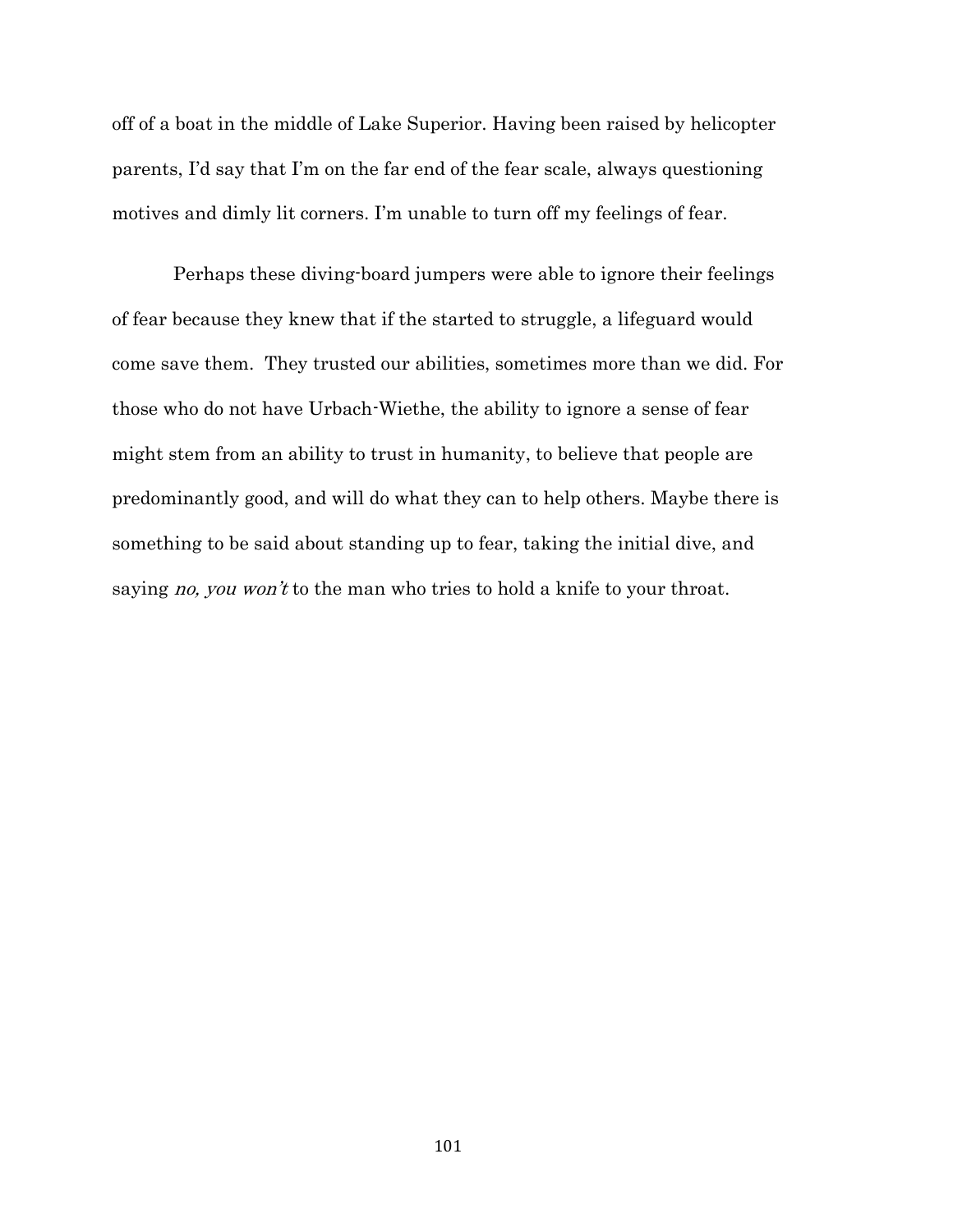off of a boat in the middle of Lake Superior. Having been raised by helicopter parents, I'd say that I'm on the far end of the fear scale, always questioning motives and dimly lit corners. I'm unable to turn off my feelings of fear.

Perhaps these diving-board jumpers were able to ignore their feelings of fear because they knew that if the started to struggle, a lifeguard would come save them. They trusted our abilities, sometimes more than we did. For those who do not have Urbach-Wiethe, the ability to ignore a sense of fear might stem from an ability to trust in humanity, to believe that people are predominantly good, and will do what they can to help others. Maybe there is something to be said about standing up to fear, taking the initial dive, and saying *no, you won't* to the man who tries to hold a knife to your throat.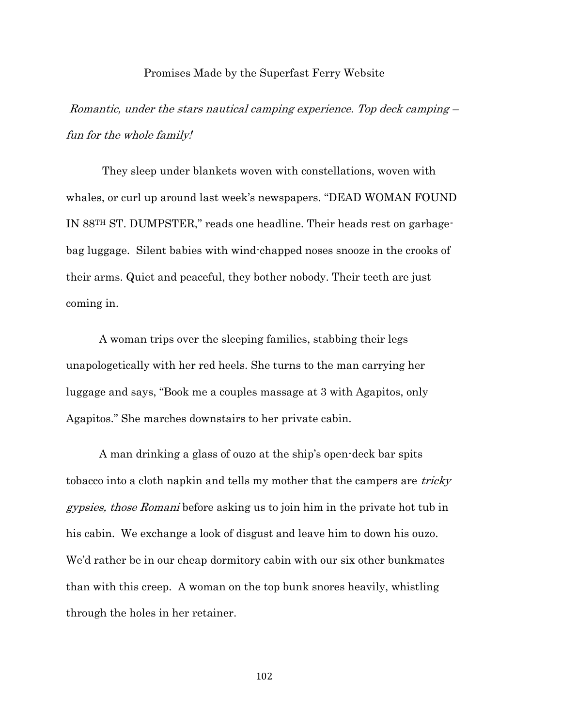Promises Made by the Superfast Ferry Website

*Romantic, under the stars nautical camping experience. Top deck camping – fun for the whole family!*

They sleep under blankets woven with constellations, woven with whales, or curl up around last week's newspapers. "DEAD WOMAN FOUND IN 88TH ST. DUMPSTER," reads one headline. Their heads rest on garbage-bag luggage. Silent babies with wind-chapped noses snooze in the crooks of their arms. Quiet and peaceful, they bother nobody. Their teeth are just coming in.

A woman trips over the sleeping families, stabbing their legs unapologetically with her red heels. She turns to the man carrying her luggage and says, "Book me a couples massage at 3 with Agapitos, only Agapitos." She marches downstairs to her private cabin.

A man drinking a glass of ouzo at the ship's open-deck bar spits tobacco into a cloth napkin and tells my mother that the campers are *tricky gypsies, those Romani* before asking us to join him in the private hot tub in his cabin. We exchange a look of disgust and leave him to down his ouzo. We'd rather be in our cheap dormitory cabin with our six other bunkmates than with this creep. A woman on the top bunk snores heavily, whistling through the holes in her retainer.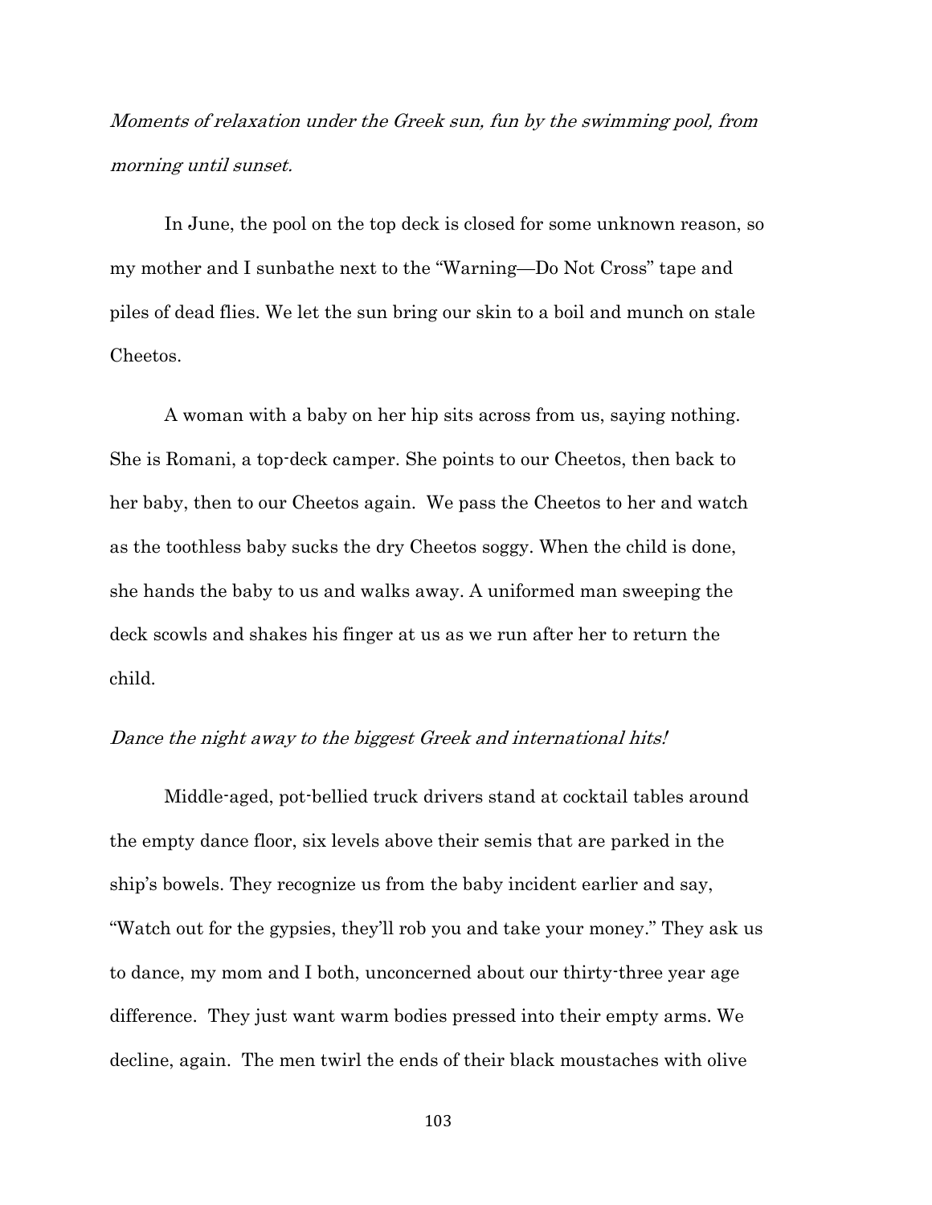*Moments of relaxation under the Greek sun, fun by the swimming pool, from morning until sunset.*

In June, the pool on the top deck is closed for some unknown reason, so my mother and I sunbathe next to the "Warning—Do Not Cross" tape and piles of dead flies. We let the sun bring our skin to a boil and munch on stale Cheetos.

A woman with a baby on her hip sits across from us, saying nothing. She is Romani, a top-deck camper. She points to our Cheetos, then back to her baby, then to our Cheetos again. We pass the Cheetos to her and watch as the toothless baby sucks the dry Cheetos soggy. When the child is done, she hands the baby to us and walks away. A uniformed man sweeping the deck scowls and shakes his finger at us as we run after her to return the child.

*Dance the night away to the biggest Greek and international hits!*

Middle-aged, pot-bellied truck drivers stand at cocktail tables around the empty dance floor, six levels above their semis that are parked in the ship's bowels. They recognize us from the baby incident earlier and say, "Watch out for the gypsies, they'll rob you and take your money." They ask us to dance, my mom and I both, unconcerned about our thirty-three year age difference. They just want warm bodies pressed into their empty arms. We decline, again. The men twirl the ends of their black moustaches with olive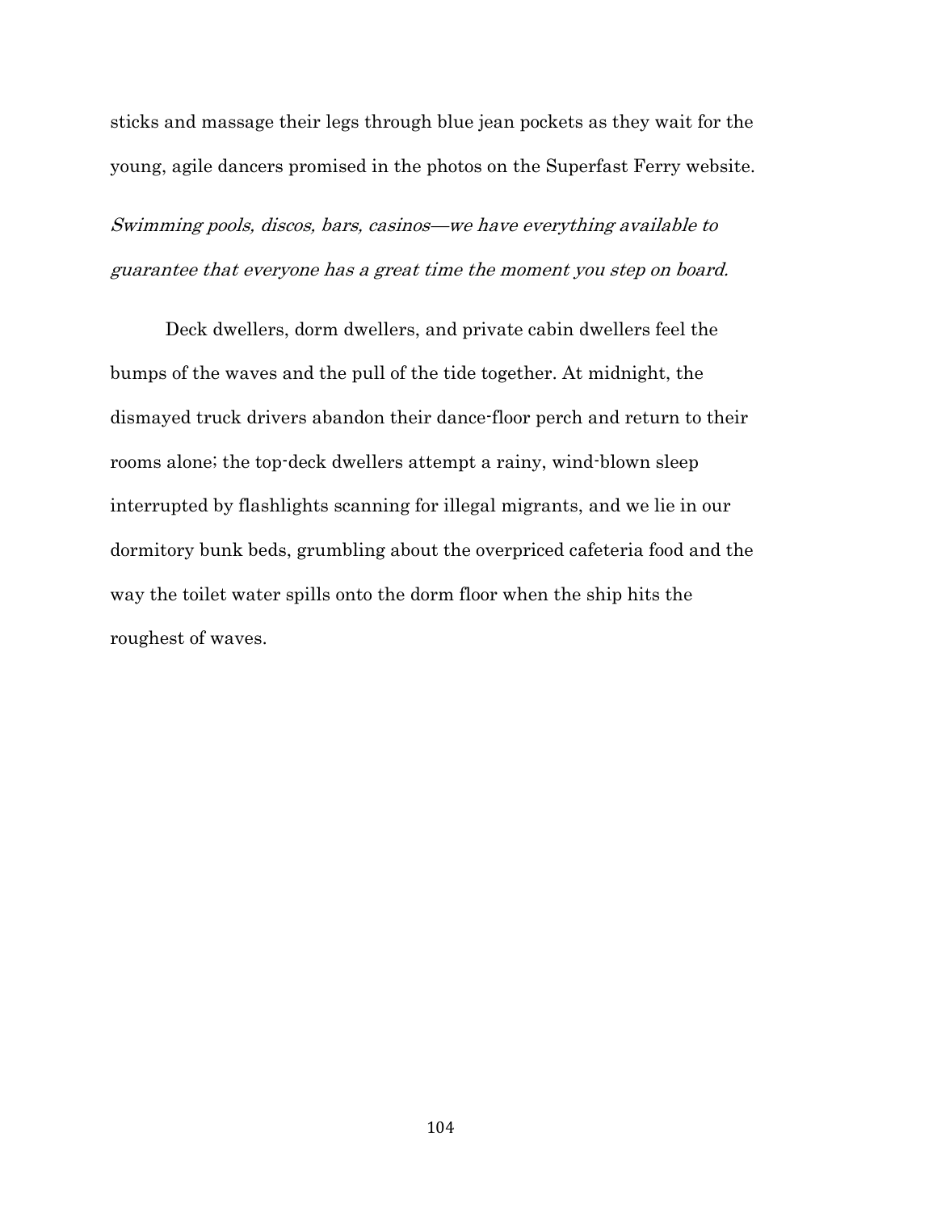sticks and massage their legs through blue jean pockets as they wait for the young, agile dancers promised in the photos on the Superfast Ferry website.

*Swimming pools, discos, bars, casinos—we have everything available to guarantee that everyone has a great time the moment you step on board.*

Deck dwellers, dorm dwellers, and private cabin dwellers feel the bumps of the waves and the pull of the tide together. At midnight, the dismayed truck drivers abandon their dance-floor perch and return to their rooms alone; the top-deck dwellers attempt a rainy, wind-blown sleep interrupted by flashlights scanning for illegal migrants, and we lie in our dormitory bunk beds, grumbling about the overpriced cafeteria food and the way the toilet water spills onto the dorm floor when the ship hits the roughest of waves.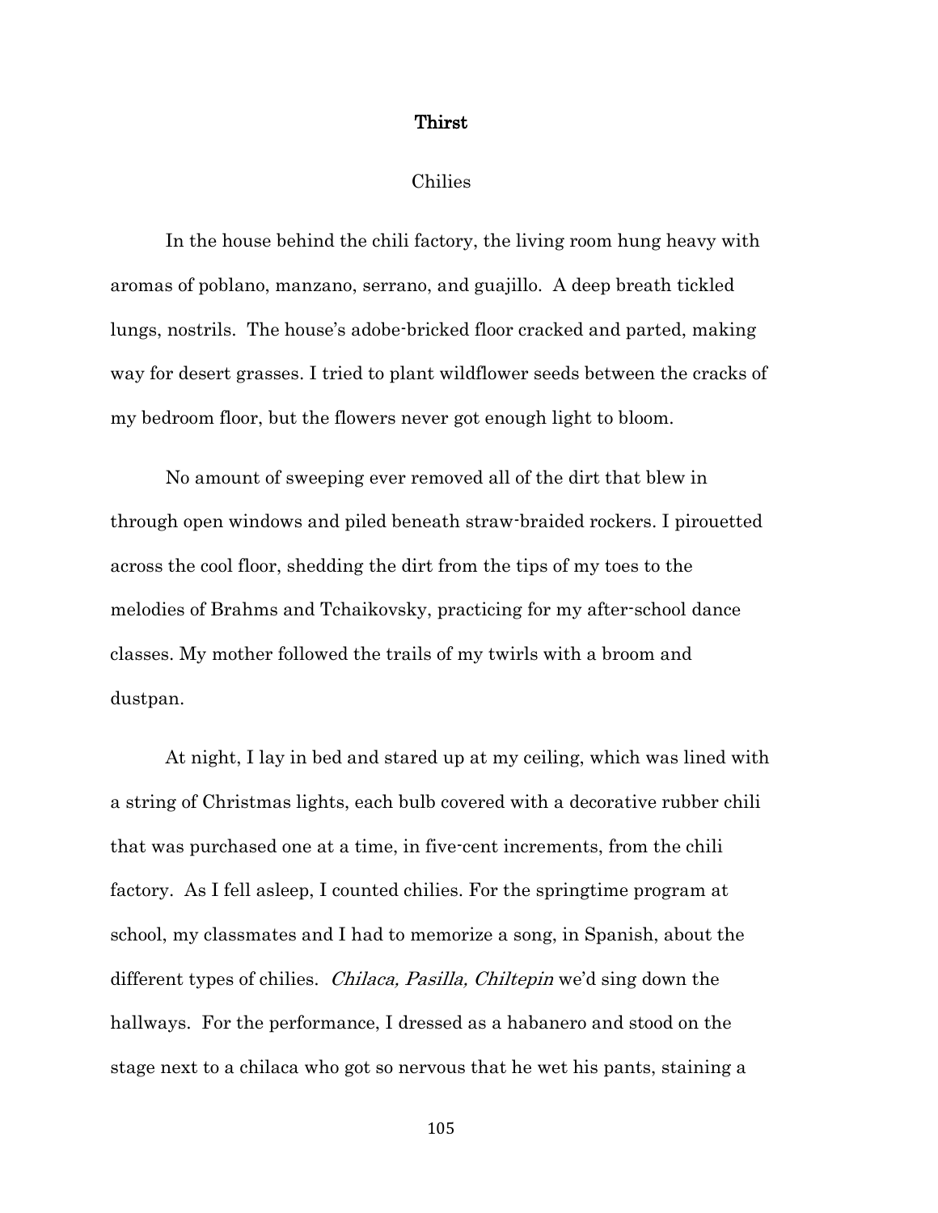# Thirst

## Chilies

In the house behind the chili factory, the living room hung heavy with aromas of poblano, manzano, serrano, and guajillo. A deep breath tickled lungs, nostrils. The house's adobe-bricked floor cracked and parted, making way for desert grasses. I tried to plant wildflower seeds between the cracks of my bedroom floor, but the flowers never got enough light to bloom.

No amount of sweeping ever removed all of the dirt that blew in through open windows and piled beneath straw-braided rockers. I pirouetted across the cool floor, shedding the dirt from the tips of my toes to the melodies of Brahms and Tchaikovsky, practicing for my after-school dance classes. My mother followed the trails of my twirls with a broom and dustpan.

At night, I lay in bed and stared up at my ceiling, which was lined with a string of Christmas lights, each bulb covered with a decorative rubber chili that was purchased one at a time, in five-cent increments, from the chili factory. As I fell asleep, I counted chilies. For the springtime program at school, my classmates and I had to memorize a song, in Spanish, about the different types of chilies. *Chilaca, Pasilla, Chiltepin* we'd sing down the hallways. For the performance, I dressed as a habanero and stood on the stage next to a chilaca who got so nervous that he wet his pants, staining a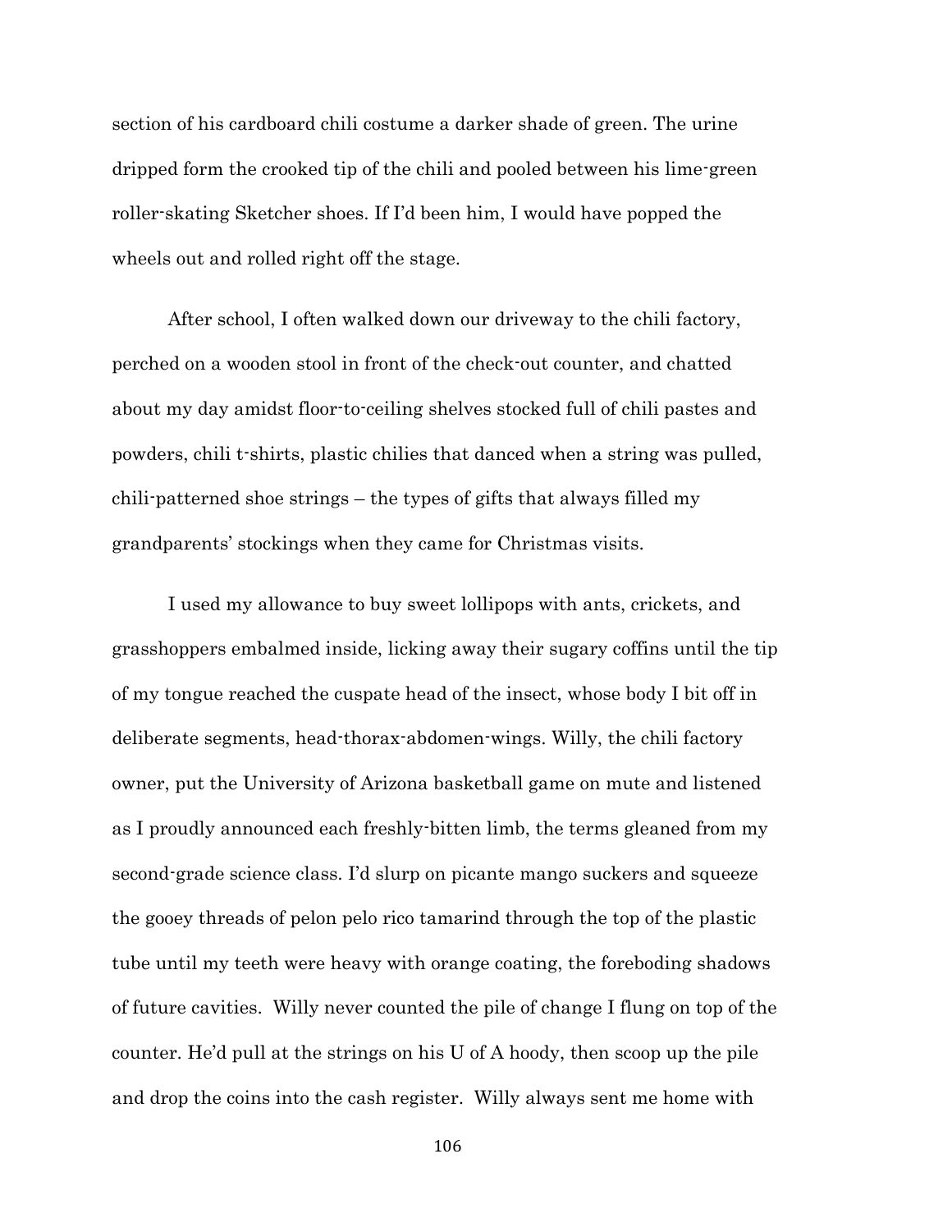section of his cardboard chili costume a darker shade of green. The urine dripped form the crooked tip of the chili and pooled between his lime-green roller-skating Sketcher shoes. If I'd been him, I would have popped the wheels out and rolled right off the stage.

After school, I often walked down our driveway to the chili factory, perched on a wooden stool in front of the check-out counter, and chatted about my day amidst floor-to-ceiling shelves stocked full of chili pastes and powders, chili t-shirts, plastic chilies that danced when a string was pulled, chili-patterned shoe strings – the types of gifts that always filled my grandparents' stockings when they came for Christmas visits.

I used my allowance to buy sweet lollipops with ants, crickets, and grasshoppers embalmed inside, licking away their sugary coffins until the tip of my tongue reached the cuspate head of the insect, whose body I bit off in deliberate segments, head-thorax-abdomen-wings. Willy, the chili factory owner, put the University of Arizona basketball game on mute and listened as I proudly announced each freshly-bitten limb, the terms gleaned from my second-grade science class. I'd slurp on picante mango suckers and squeeze the gooey threads of pelon pelo rico tamarind through the top of the plastic tube until my teeth were heavy with orange coating, the foreboding shadows of future cavities. Willy never counted the pile of change I flung on top of the counter. He'd pull at the strings on his U of A hoody, then scoop up the pile and drop the coins into the cash register. Willy always sent me home with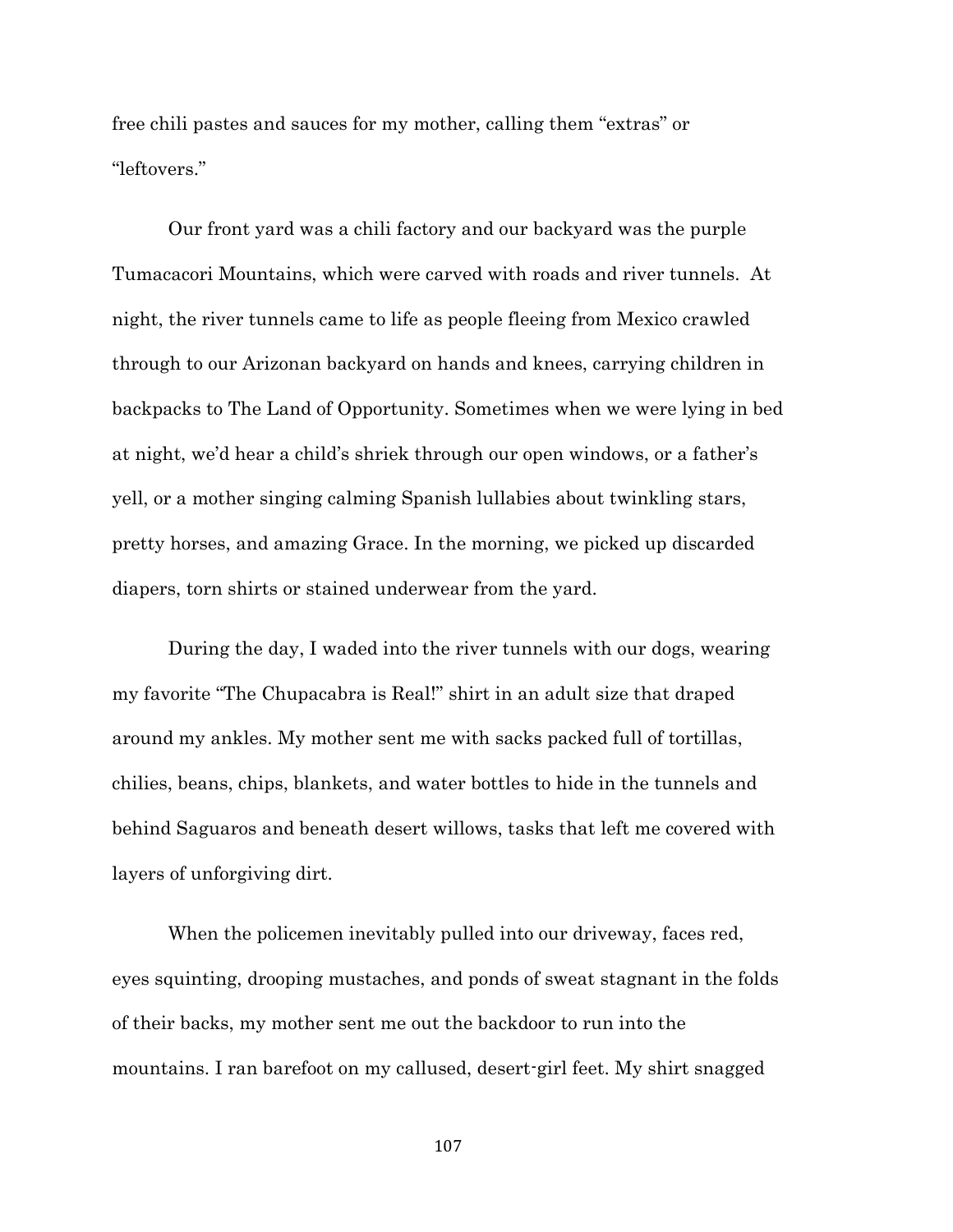free chili pastes and sauces for my mother, calling them "extras" or "leftovers."

Our front yard was a chili factory and our backyard was the purple Tumacacori Mountains, which were carved with roads and river tunnels. At night, the river tunnels came to life as people fleeing from Mexico crawled through to our Arizonan backyard on hands and knees, carrying children in backpacks to The Land of Opportunity. Sometimes when we were lying in bed at night, we'd hear a child's shriek through our open windows, or a father's yell, or a mother singing calming Spanish lullabies about twinkling stars, pretty horses, and amazing Grace. In the morning, we picked up discarded diapers, torn shirts or stained underwear from the yard.

During the day, I waded into the river tunnels with our dogs, wearing my favorite "The Chupacabra is Real!" shirt in an adult size that draped around my ankles. My mother sent me with sacks packed full of tortillas, chilies, beans, chips, blankets, and water bottles to hide in the tunnels and behind Saguaros and beneath desert willows, tasks that left me covered with layers of unforgiving dirt.

When the policemen inevitably pulled into our driveway, faces red, eyes squinting, drooping mustaches, and ponds of sweat stagnant in the folds of their backs, my mother sent me out the backdoor to run into the mountains. I ran barefoot on my callused, desert-girl feet. My shirt snagged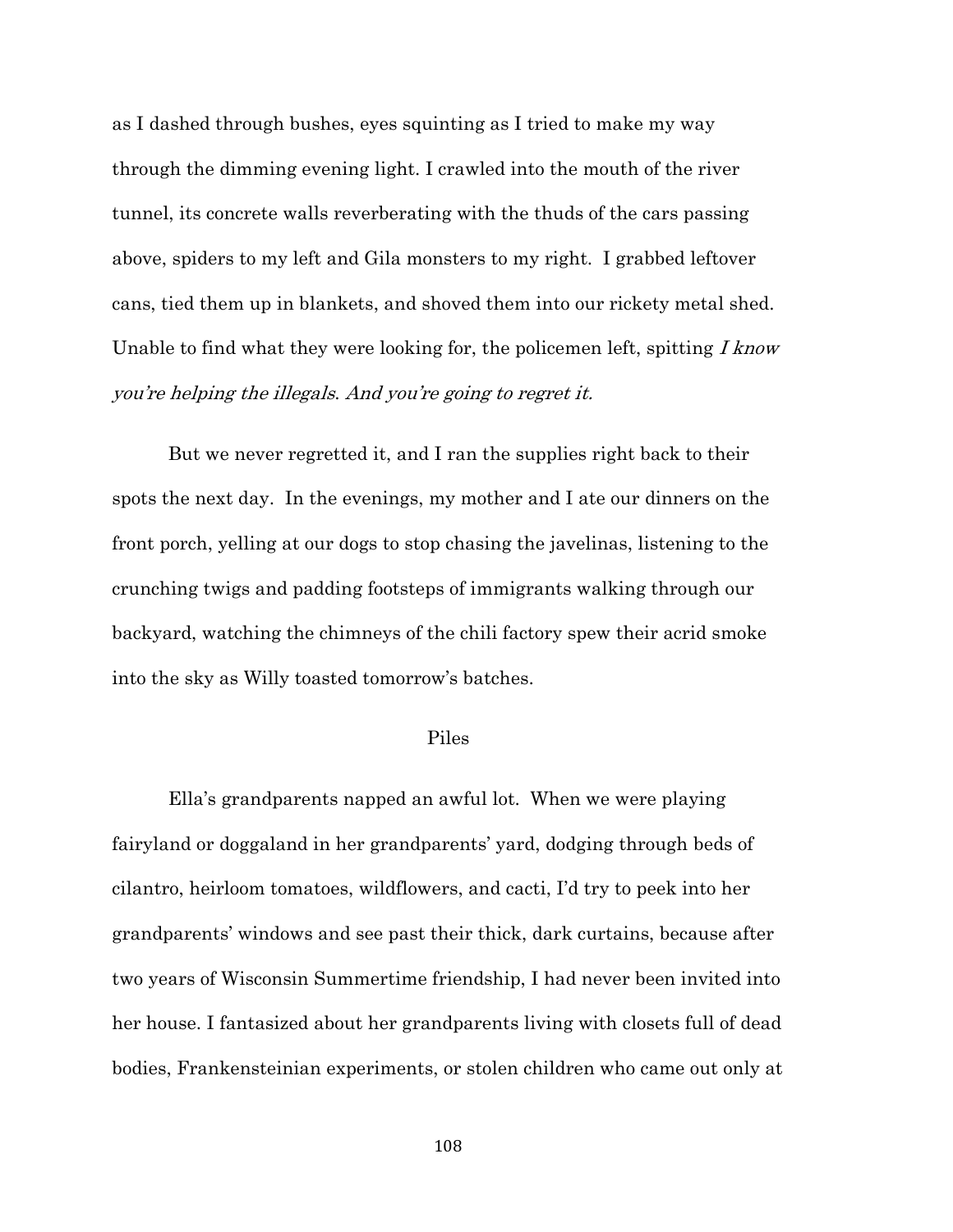as I dashed through bushes, eyes squinting as I tried to make my way through the dimming evening light. I crawled into the mouth of the river tunnel, its concrete walls reverberating with the thuds of the cars passing above, spiders to my left and Gila monsters to my right. I grabbed leftover cans, tied them up in blankets, and shoved them into our rickety metal shed. Unable to find what they were looking for, the policemen left, spitting *I know you're helping the illegals. And you're going to regret it.*

But we never regretted it, and I ran the supplies right back to their spots the next day. In the evenings, my mother and I ate our dinners on the front porch, yelling at our dogs to stop chasing the javelinas, listening to the crunching twigs and padding footsteps of immigrants walking through our backyard, watching the chimneys of the chili factory spew their acrid smoke into the sky as Willy toasted tomorrow's batches.

## Piles

Ella's grandparents napped an awful lot. When we were playing fairyland or doggaland in her grandparents' yard, dodging through beds of cilantro, heirloom tomatoes, wildflowers, and cacti, I'd try to peek into her grandparents' windows and see past their thick, dark curtains, because after two years of Wisconsin Summertime friendship, I had never been invited into her house. I fantasized about her grandparents living with closets full of dead bodies, Frankensteinian experiments, or stolen children who came out only at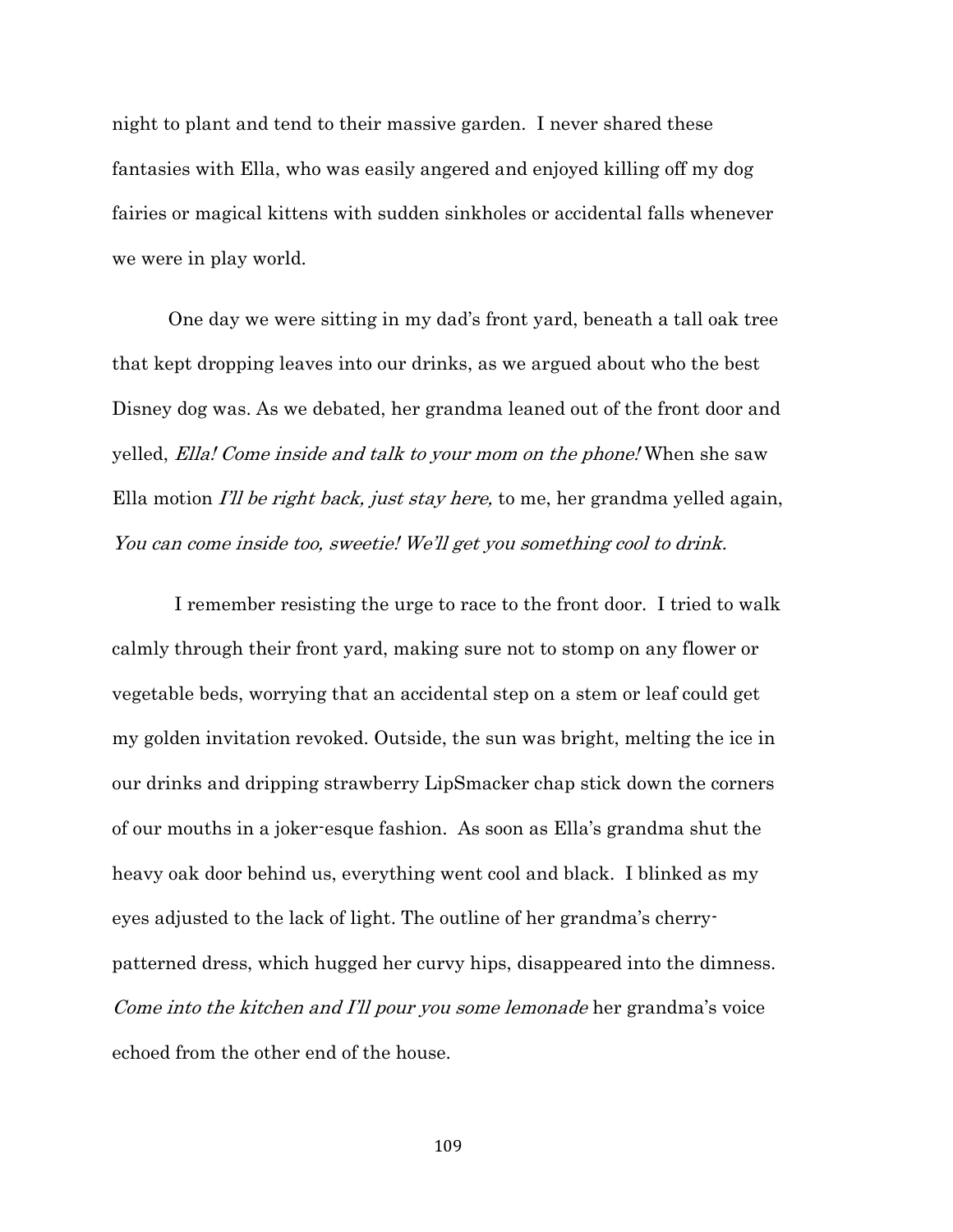night to plant and tend to their massive garden. I never shared these fantasies with Ella, who was easily angered and enjoyed killing off my dog fairies or magical kittens with sudden sinkholes or accidental falls whenever we were in play world.

One day we were sitting in my dad's front yard, beneath a tall oak tree that kept dropping leaves into our drinks, as we argued about who the best Disney dog was. As we debated, her grandma leaned out of the front door and yelled, *Ella! Come inside and talk to your mom on the phone!* When she saw Ella motion *I'll be right back, just stay here,* to me, her grandma yelled again, *You can come inside too, sweetie! We'll get you something cool to drink.*

I remember resisting the urge to race to the front door. I tried to walk calmly through their front yard, making sure not to stomp on any flower or vegetable beds, worrying that an accidental step on a stem or leaf could get my golden invitation revoked. Outside, the sun was bright, melting the ice in our drinks and dripping strawberry LipSmacker chap stick down the corners of our mouths in a joker-esque fashion. As soon as Ella's grandma shut the heavy oak door behind us, everything went cool and black. I blinked as my eyes adjusted to the lack of light. The outline of her grandma's cherry-patterned dress, which hugged her curvy hips, disappeared into the dimness. *Come into the kitchen and I'll pour you some lemonade* her grandma's voice echoed from the other end of the house.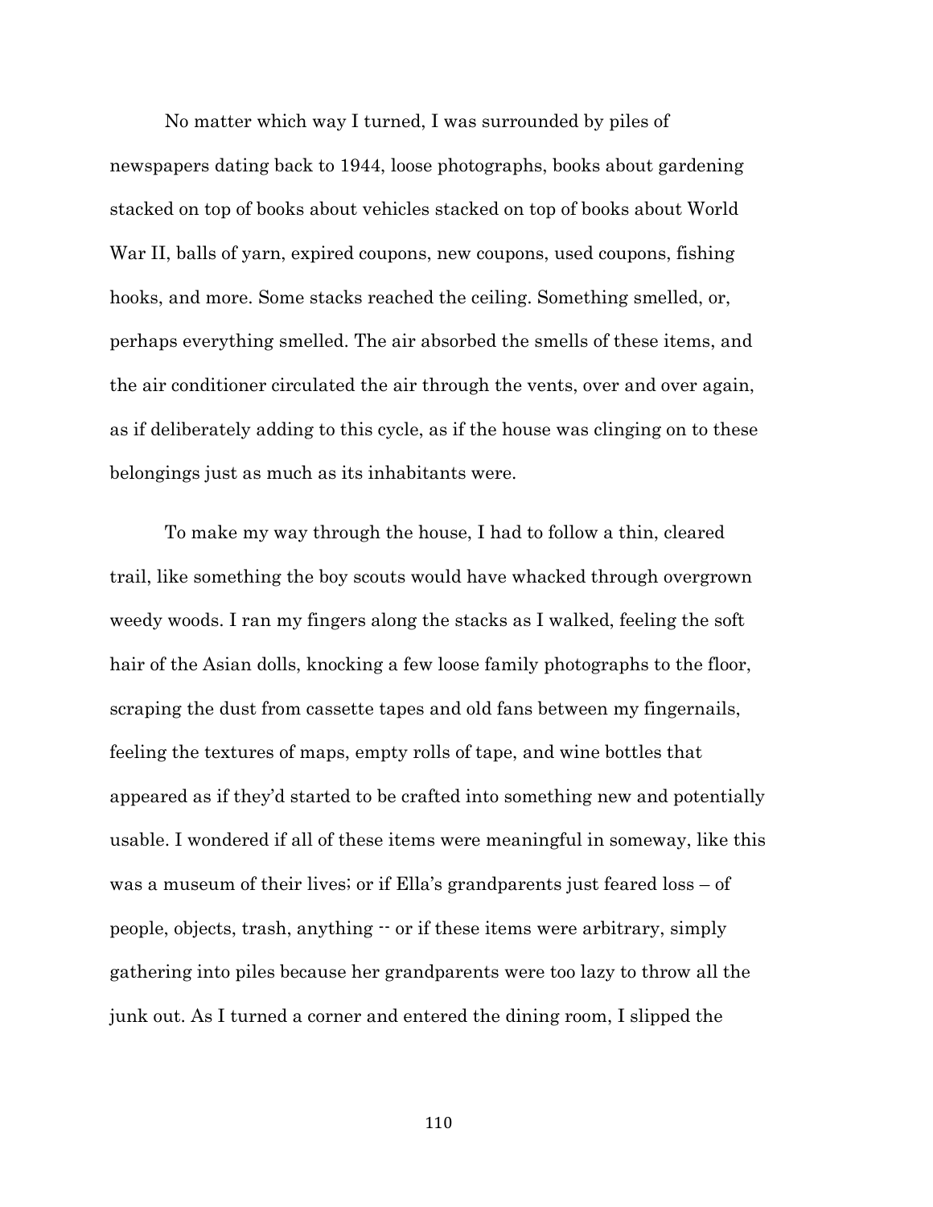No matter which way I turned, I was surrounded by piles of newspapers dating back to 1944, loose photographs, books about gardening stacked on top of books about vehicles stacked on top of books about World War II, balls of yarn, expired coupons, new coupons, used coupons, fishing hooks, and more. Some stacks reached the ceiling. Something smelled, or, perhaps everything smelled. The air absorbed the smells of these items, and the air conditioner circulated the air through the vents, over and over again, as if deliberately adding to this cycle, as if the house was clinging on to these belongings just as much as its inhabitants were.

To make my way through the house, I had to follow a thin, cleared trail, like something the boy scouts would have whacked through overgrown weedy woods. I ran my fingers along the stacks as I walked, feeling the soft hair of the Asian dolls, knocking a few loose family photographs to the floor, scraping the dust from cassette tapes and old fans between my fingernails, feeling the textures of maps, empty rolls of tape, and wine bottles that appeared as if they'd started to be crafted into something new and potentially usable. I wondered if all of these items were meaningful in someway, like this was a museum of their lives; or if Ella's grandparents just feared loss – of people, objects, trash, anything -- or if these items were arbitrary, simply gathering into piles because her grandparents were too lazy to throw all the junk out. As I turned a corner and entered the dining room, I slipped the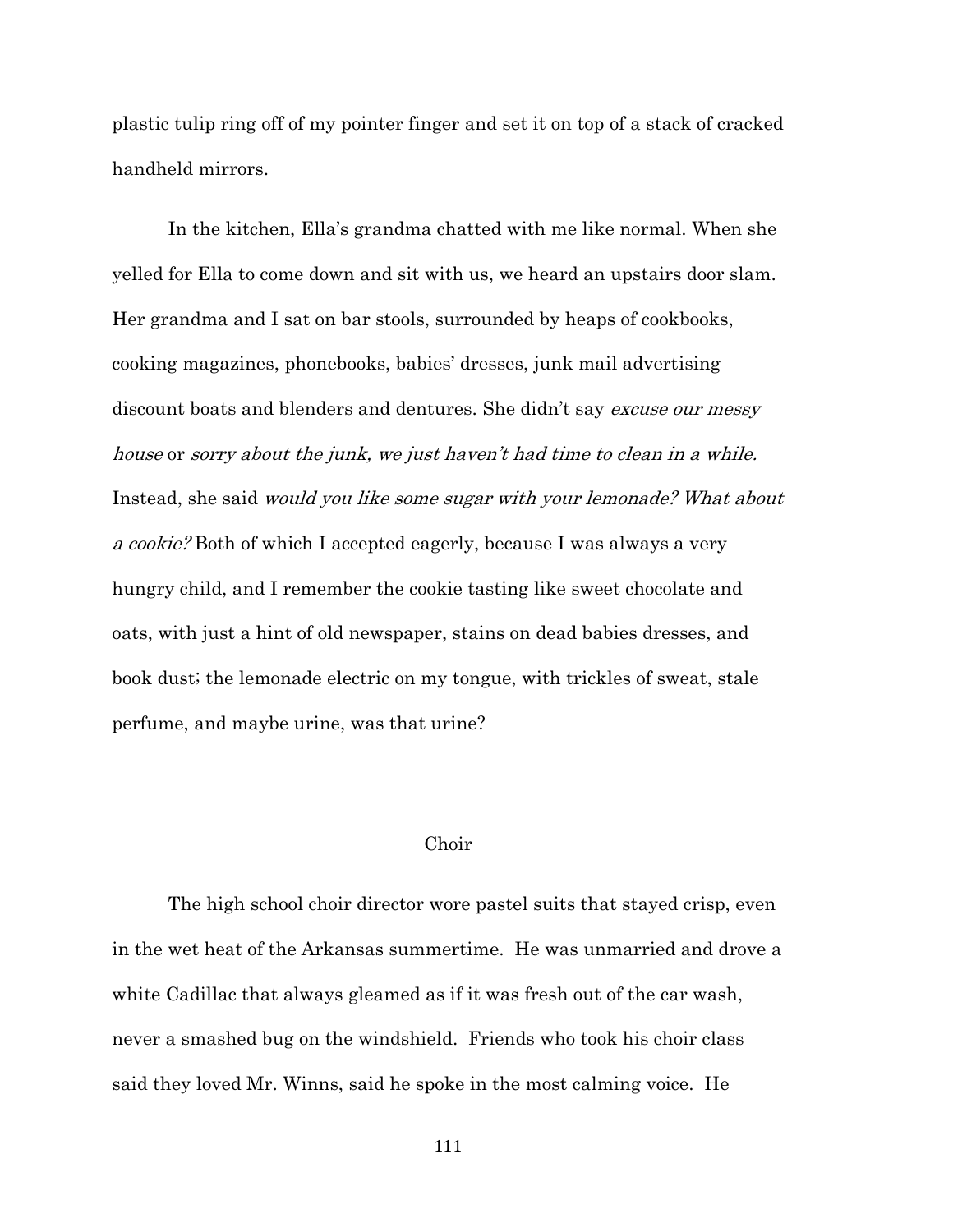plastic tulip ring off of my pointer finger and set it on top of a stack of cracked handheld mirrors.

In the kitchen, Ella's grandma chatted with me like normal. When she yelled for Ella to come down and sit with us, we heard an upstairs door slam. Her grandma and I sat on bar stools, surrounded by heaps of cookbooks, cooking magazines, phonebooks, babies' dresses, junk mail advertising discount boats and blenders and dentures. She didn't say *excuse our messy house* or *sorry about the junk, we just haven't had time to clean in a while.* Instead, she said *would you like some sugar with your lemonade? What about a cookie?* Both of which I accepted eagerly, because I was always a very hungry child, and I remember the cookie tasting like sweet chocolate and oats, with just a hint of old newspaper, stains on dead babies dresses, and book dust; the lemonade electric on my tongue, with trickles of sweat, stale perfume, and maybe urine, was that urine?

## Choir

The high school choir director wore pastel suits that stayed crisp, even in the wet heat of the Arkansas summertime. He was unmarried and drove a white Cadillac that always gleamed as if it was fresh out of the car wash, never a smashed bug on the windshield. Friends who took his choir class said they loved Mr. Winns, said he spoke in the most calming voice. He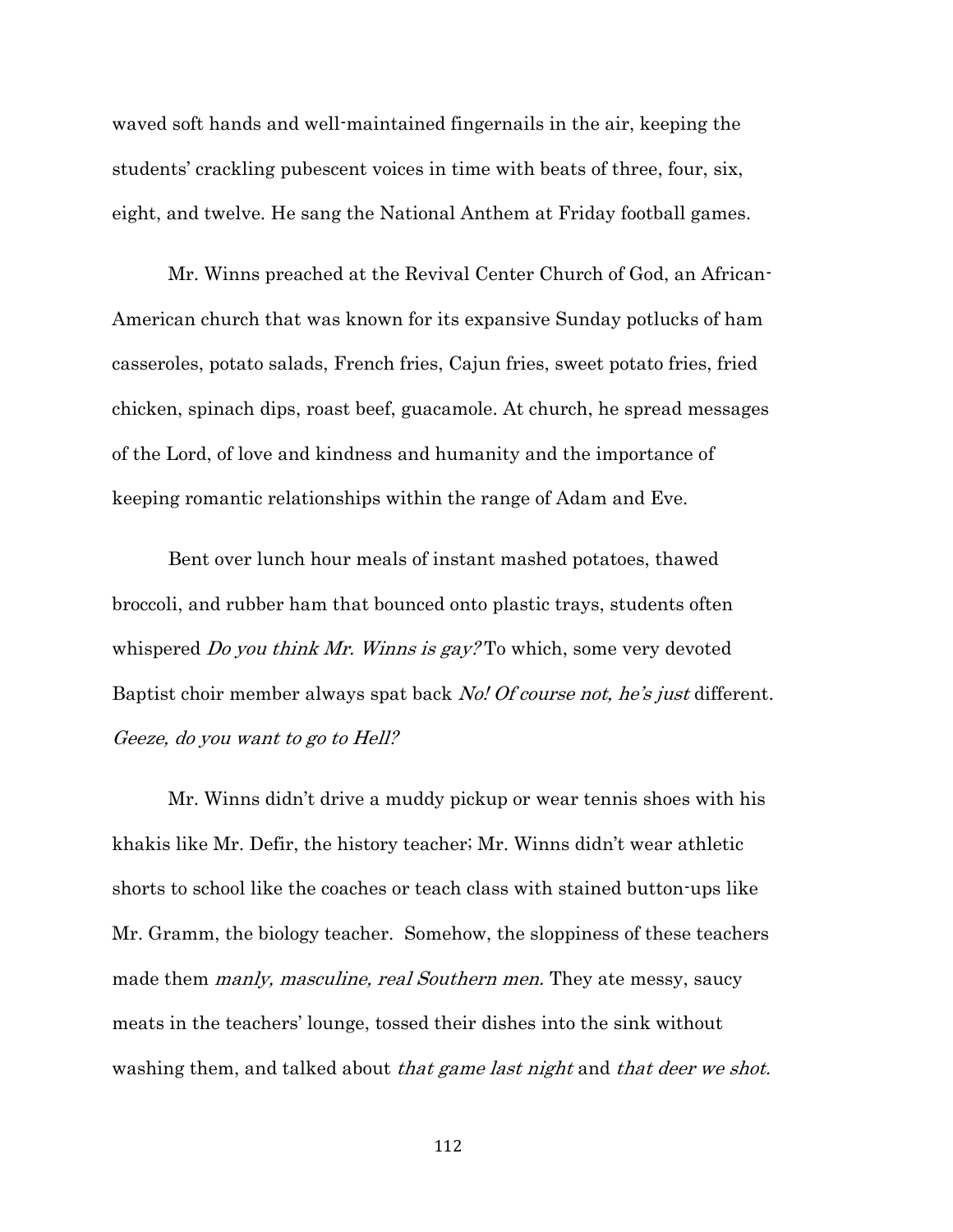waved soft hands and well-maintained fingernails in the air, keeping the students' crackling pubescent voices in time with beats of three, four, six, eight, and twelve. He sang the National Anthem at Friday football games.

Mr. Winns preached at the Revival Center Church of God, an African-American church that was known for its expansive Sunday potlucks of ham casseroles, potato salads, French fries, Cajun fries, sweet potato fries, fried chicken, spinach dips, roast beef, guacamole. At church, he spread messages of the Lord, of love and kindness and humanity and the importance of keeping romantic relationships within the range of Adam and Eve.

Bent over lunch hour meals of instant mashed potatoes, thawed broccoli, and rubber ham that bounced onto plastic trays, students often whispered *Do you think Mr. Winns is gay?* To which, some very devoted Baptist choir member always spat back *No! Of course not, he's just* different. *Geeze, do you want to go to Hell?*

Mr. Winns didn't drive a muddy pickup or wear tennis shoes with his khakis like Mr. Defir, the history teacher; Mr. Winns didn't wear athletic shorts to school like the coaches or teach class with stained button-ups like Mr. Gramm, the biology teacher. Somehow, the sloppiness of these teachers made them *manly, masculine, real Southern men.* They ate messy, saucy meats in the teachers' lounge, tossed their dishes into the sink without washing them, and talked about *that game last night* and *that deer we shot.*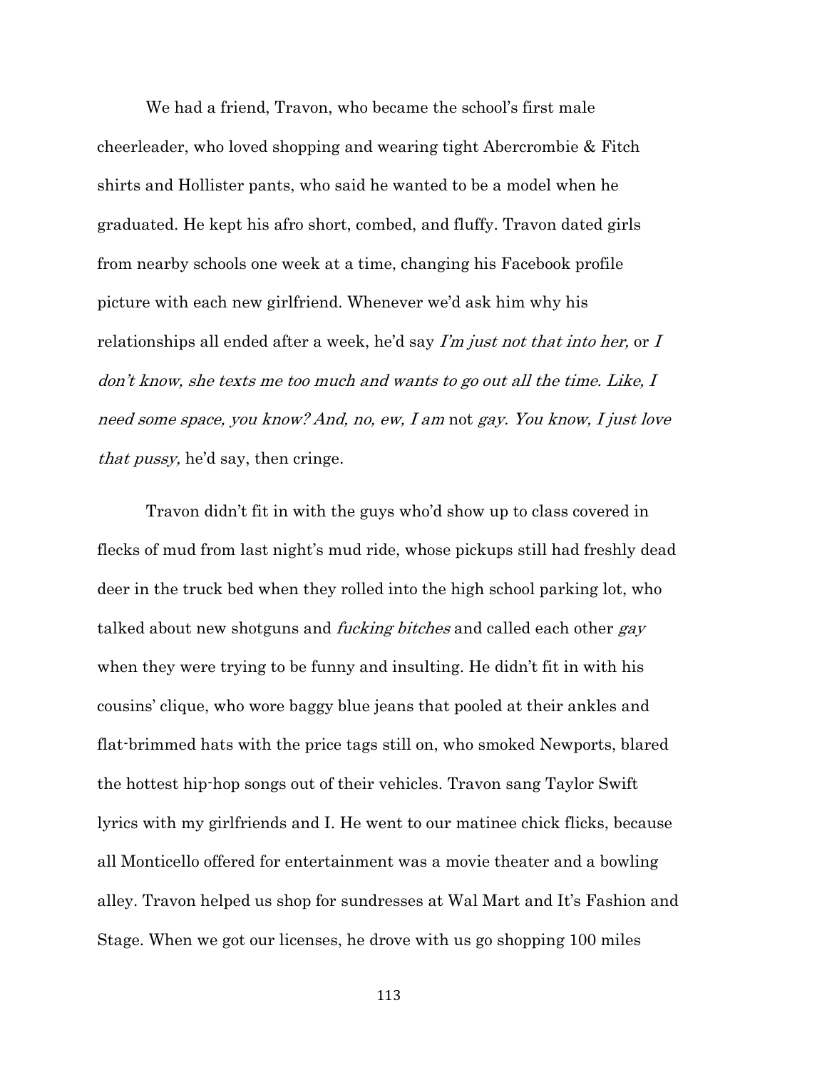We had a friend, Travon, who became the school's first male cheerleader, who loved shopping and wearing tight Abercrombie & Fitch shirts and Hollister pants, who said he wanted to be a model when he graduated. He kept his afro short, combed, and fluffy. Travon dated girls from nearby schools one week at a time, changing his Facebook profile picture with each new girlfriend. Whenever we'd ask him why his relationships all ended after a week, he'd say *I'm just not that into her,* or *I don't know, she texts me too much and wants to go out all the time. Like, I need some space, you know? And, no, ew, I am* not *gay. You know, I just love that pussy,* he'd say, then cringe.

Travon didn't fit in with the guys who'd show up to class covered in flecks of mud from last night's mud ride, whose pickups still had freshly dead deer in the truck bed when they rolled into the high school parking lot, who talked about new shotguns and *fucking bitches* and called each other *gay* when they were trying to be funny and insulting. He didn't fit in with his cousins' clique, who wore baggy blue jeans that pooled at their ankles and flat-brimmed hats with the price tags still on, who smoked Newports, blared the hottest hip-hop songs out of their vehicles. Travon sang Taylor Swift lyrics with my girlfriends and I. He went to our matinee chick flicks, because all Monticello offered for entertainment was a movie theater and a bowling alley. Travon helped us shop for sundresses at Wal Mart and It's Fashion and Stage. When we got our licenses, he drove with us go shopping 100 miles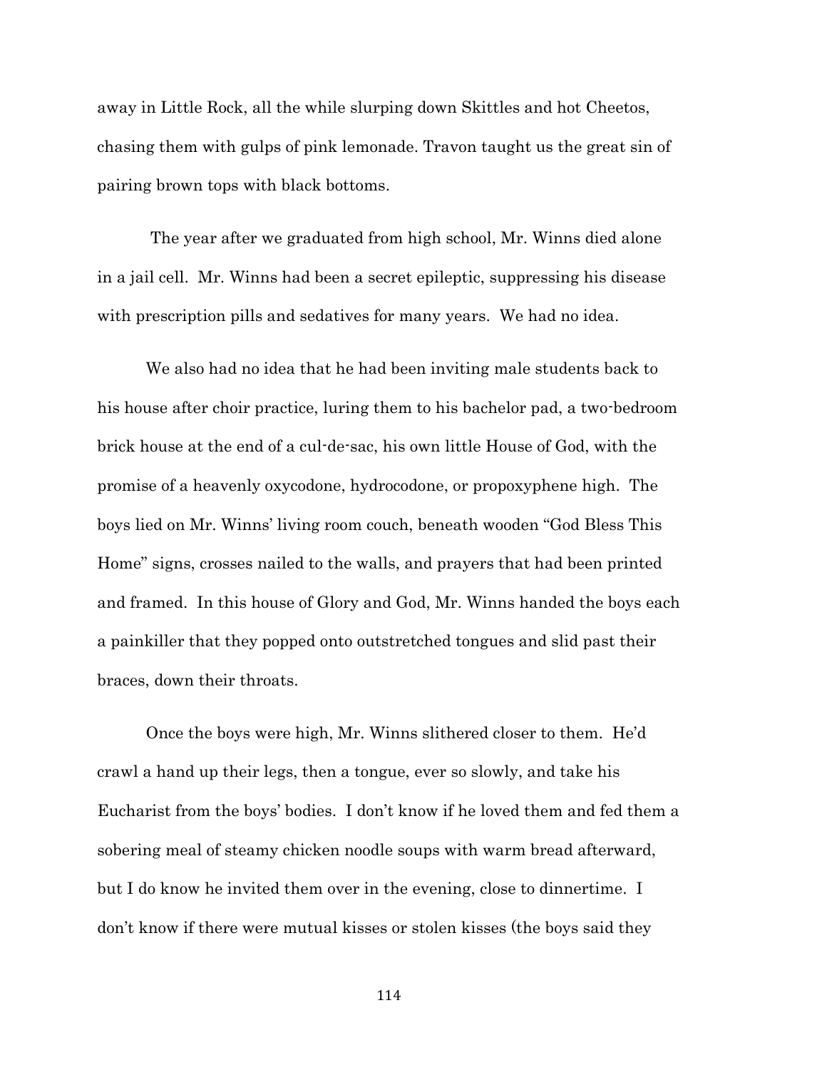away in Little Rock, all the while slurping down Skittles and hot Cheetos, chasing them with gulps of pink lemonade. Travon taught us the great sin of pairing brown tops with black bottoms.

The year after we graduated from high school, Mr. Winns died alone in a jail cell. Mr. Winns had been a secret epileptic, suppressing his disease with prescription pills and sedatives for many years. We had no idea.

We also had no idea that he had been inviting male students back to his house after choir practice, luring them to his bachelor pad, a two-bedroom brick house at the end of a cul-de-sac, his own little House of God, with the promise of a heavenly oxycodone, hydrocodone, or propoxyphene high. The boys lied on Mr. Winns' living room couch, beneath wooden "God Bless This Home" signs, crosses nailed to the walls, and prayers that had been printed and framed. In this house of Glory and God, Mr. Winns handed the boys each a painkiller that they popped onto outstretched tongues and slid past their braces, down their throats.

Once the boys were high, Mr. Winns slithered closer to them. He'd crawl a hand up their legs, then a tongue, ever so slowly, and take his Eucharist from the boys' bodies. I don't know if he loved them and fed them a sobering meal of steamy chicken noodle soups with warm bread afterward, but I do know he invited them over in the evening, close to dinnertime. I don't know if there were mutual kisses or stolen kisses (the boys said they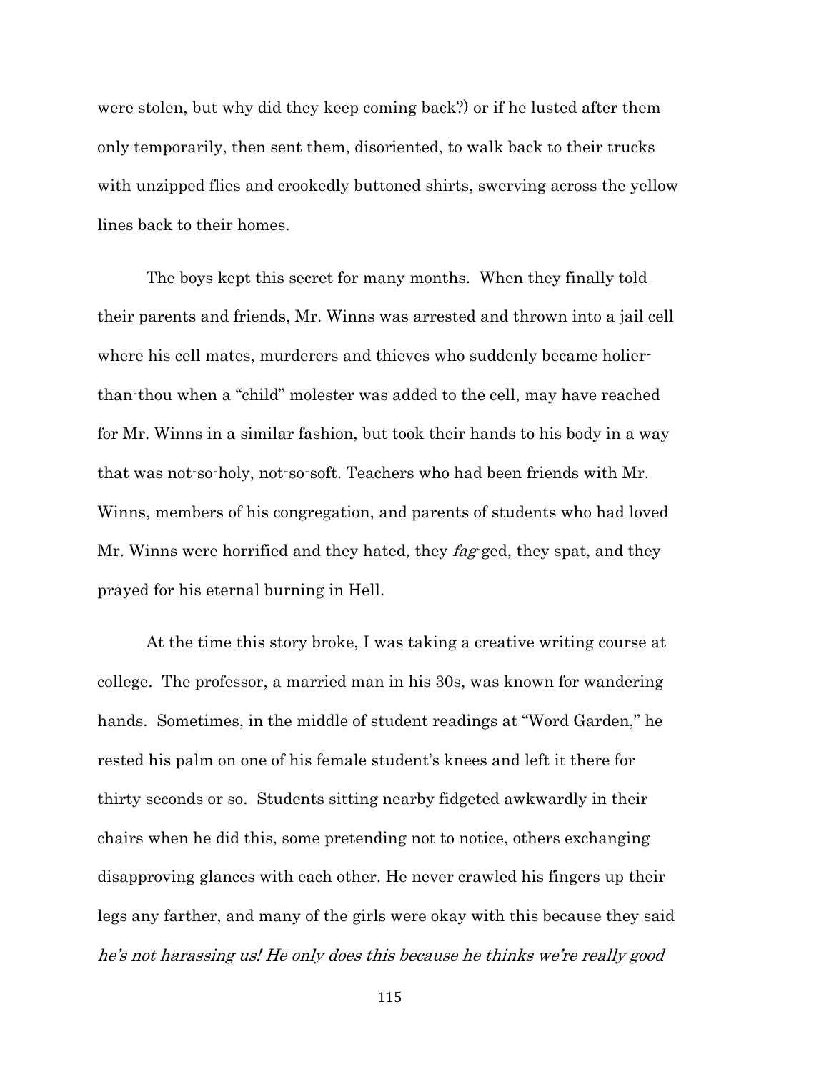were stolen, but why did they keep coming back?) or if he lusted after them only temporarily, then sent them, disoriented, to walk back to their trucks with unzipped flies and crookedly buttoned shirts, swerving across the yellow lines back to their homes.

The boys kept this secret for many months. When they finally told their parents and friends, Mr. Winns was arrested and thrown into a jail cell where his cell mates, murderers and thieves who suddenly became holier-than-thou when a "child" molester was added to the cell, may have reached for Mr. Winns in a similar fashion, but took their hands to his body in a way that was not-so-holy, not-so-soft. Teachers who had been friends with Mr. Winns, members of his congregation, and parents of students who had loved Mr. Winns were horrified and they hated, they *fag*-ged, they spat, and they prayed for his eternal burning in Hell.

At the time this story broke, I was taking a creative writing course at college. The professor, a married man in his 30s, was known for wandering hands. Sometimes, in the middle of student readings at "Word Garden," he rested his palm on one of his female student's knees and left it there for thirty seconds or so. Students sitting nearby fidgeted awkwardly in their chairs when he did this, some pretending not to notice, others exchanging disapproving glances with each other. He never crawled his fingers up their legs any farther, and many of the girls were okay with this because they said *he's not harassing us! He only does this because he thinks we're really good*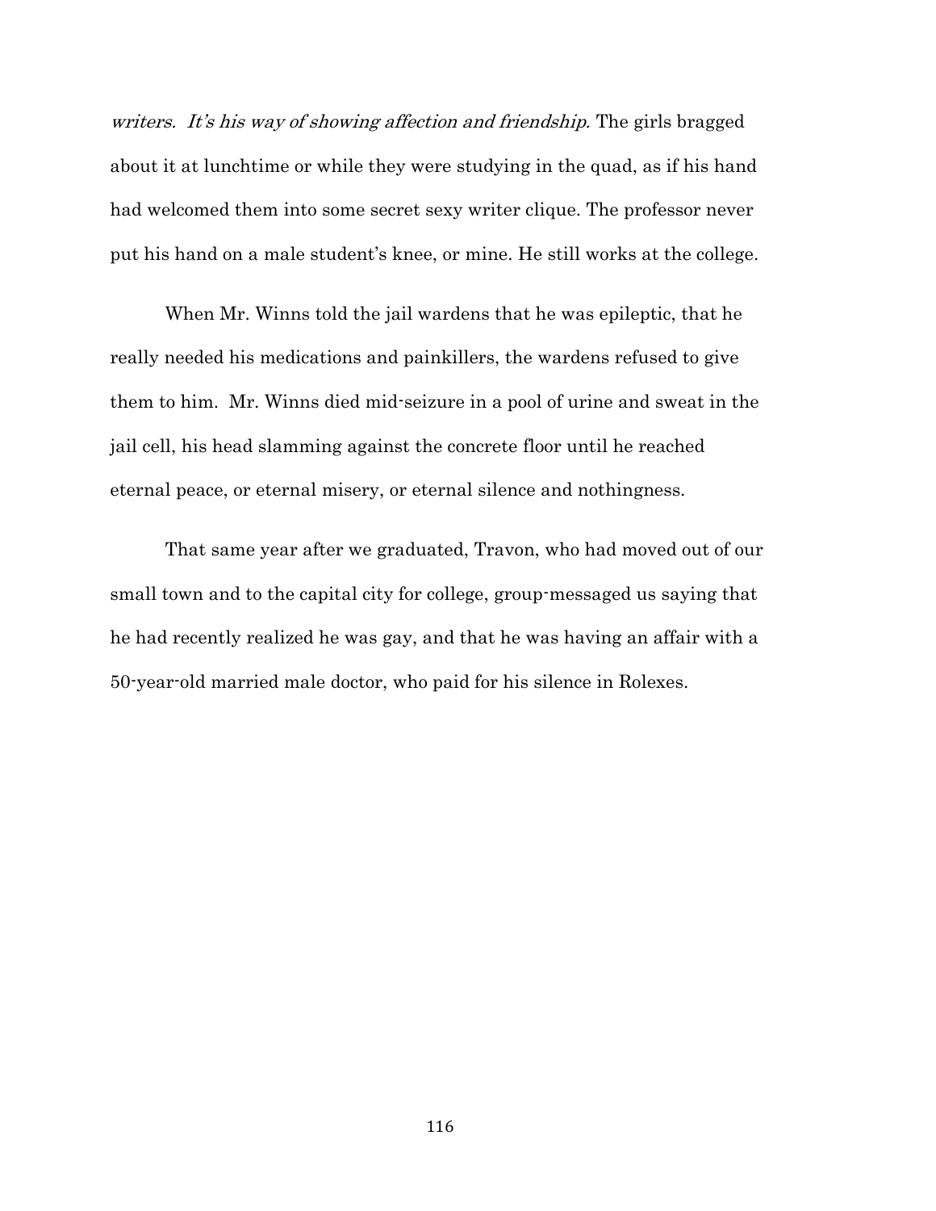*writers. It's his way of showing affection and friendship.* The girls bragged about it at lunchtime or while they were studying in the quad, as if his hand had welcomed them into some secret sexy writer clique. The professor never put his hand on a male student's knee, or mine. He still works at the college.

When Mr. Winns told the jail wardens that he was epileptic, that he really needed his medications and painkillers, the wardens refused to give them to him. Mr. Winns died mid-seizure in a pool of urine and sweat in the jail cell, his head slamming against the concrete floor until he reached eternal peace, or eternal misery, or eternal silence and nothingness.

That same year after we graduated, Travon, who had moved out of our small town and to the capital city for college, group-messaged us saying that he had recently realized he was gay, and that he was having an affair with a 50-year-old married male doctor, who paid for his silence in Rolexes.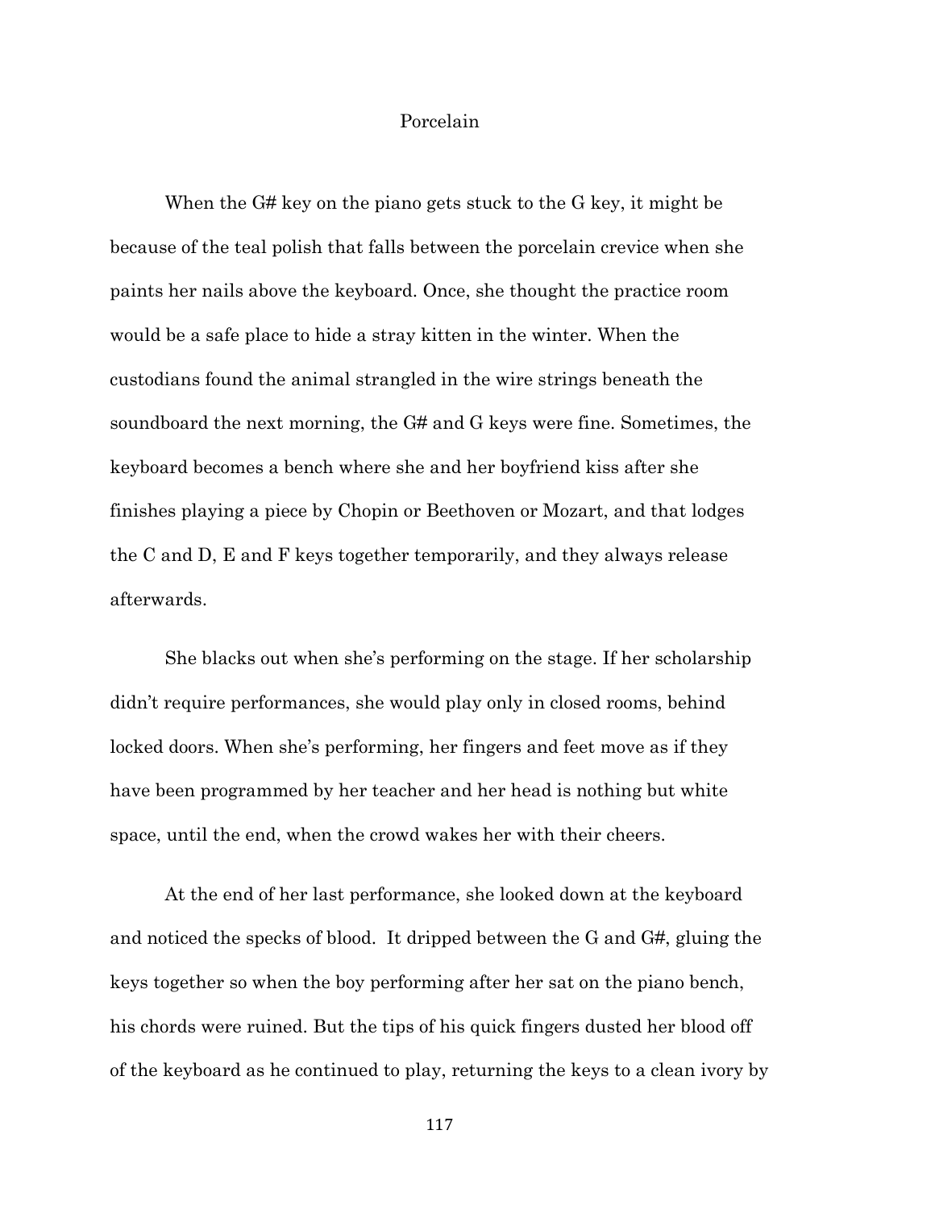# Porcelain

When the G# key on the piano gets stuck to the G key, it might be because of the teal polish that falls between the porcelain crevice when she paints her nails above the keyboard. Once, she thought the practice room would be a safe place to hide a stray kitten in the winter. When the custodians found the animal strangled in the wire strings beneath the soundboard the next morning, the G# and G keys were fine. Sometimes, the keyboard becomes a bench where she and her boyfriend kiss after she finishes playing a piece by Chopin or Beethoven or Mozart, and that lodges the C and D, E and F keys together temporarily, and they always release afterwards.

She blacks out when she's performing on the stage. If her scholarship didn't require performances, she would play only in closed rooms, behind locked doors. When she's performing, her fingers and feet move as if they have been programmed by her teacher and her head is nothing but white space, until the end, when the crowd wakes her with their cheers.

At the end of her last performance, she looked down at the keyboard and noticed the specks of blood. It dripped between the G and G#, gluing the keys together so when the boy performing after her sat on the piano bench, his chords were ruined. But the tips of his quick fingers dusted her blood off of the keyboard as he continued to play, returning the keys to a clean ivory by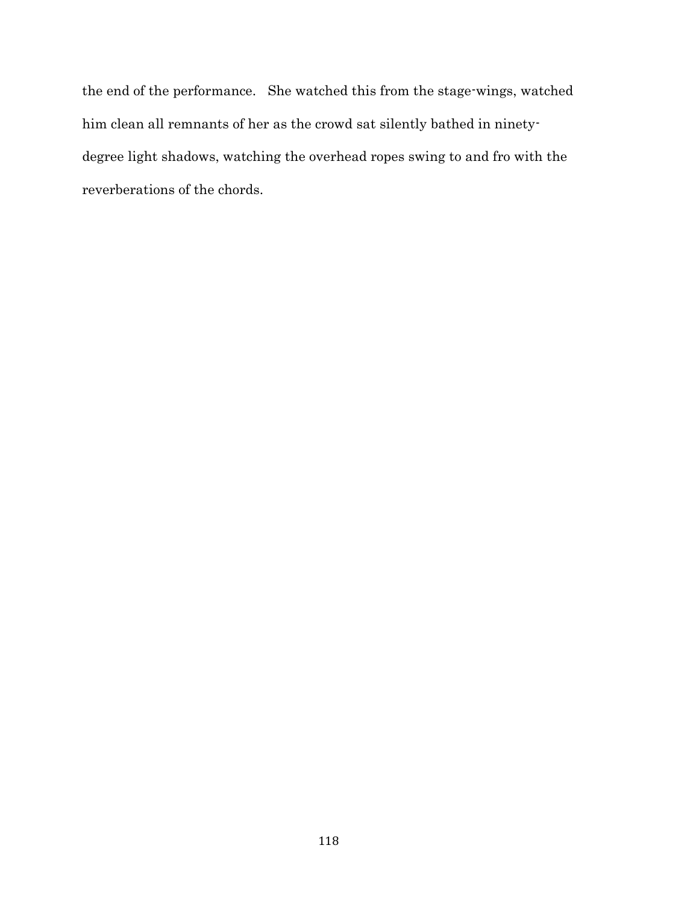the end of the performance. She watched this from the stage-wings, watched him clean all remnants of her as the crowd sat silently bathed in ninety-degree light shadows, watching the overhead ropes swing to and fro with the reverberations of the chords.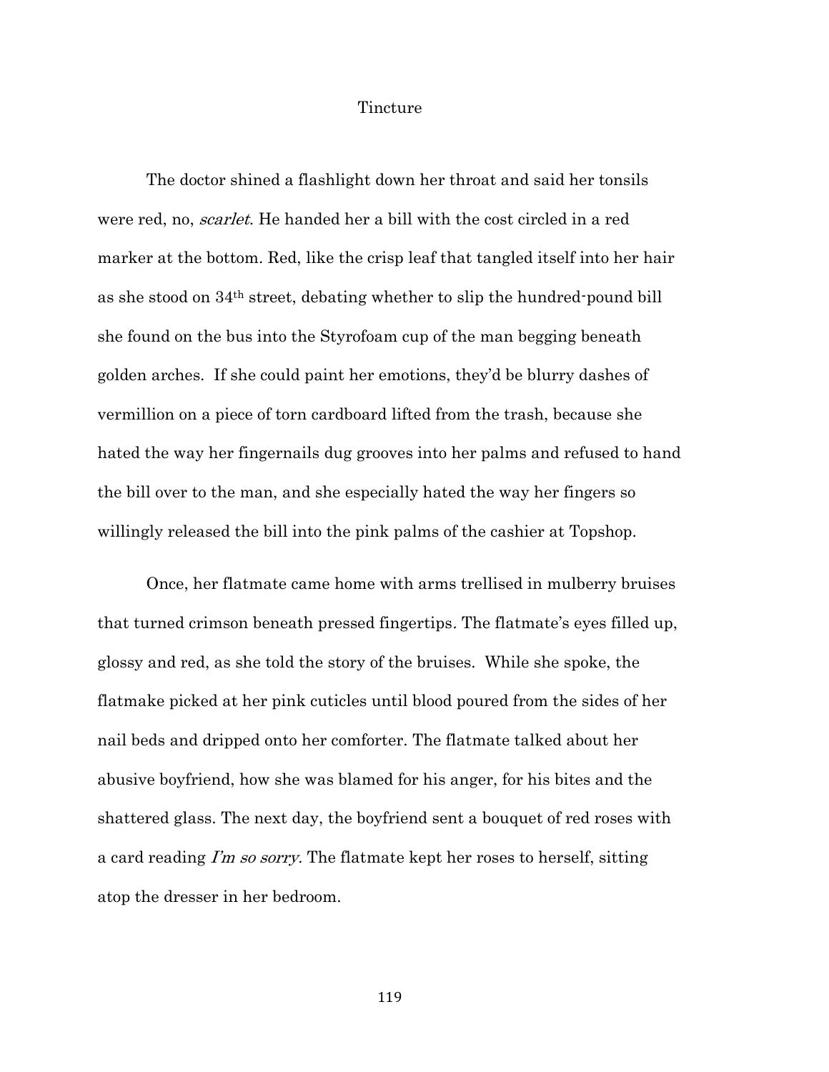# Tincture

The doctor shined a flashlight down her throat and said her tonsils were red, no, *scarlet*. He handed her a bill with the cost circled in a red marker at the bottom. Red, like the crisp leaf that tangled itself into her hair as she stood on 34th street, debating whether to slip the hundred-pound bill she found on the bus into the Styrofoam cup of the man begging beneath golden arches. If she could paint her emotions, they'd be blurry dashes of vermillion on a piece of torn cardboard lifted from the trash, because she hated the way her fingernails dug grooves into her palms and refused to hand the bill over to the man, and she especially hated the way her fingers so willingly released the bill into the pink palms of the cashier at Topshop.

Once, her flatmate came home with arms trellised in mulberry bruises that turned crimson beneath pressed fingertips. The flatmate's eyes filled up, glossy and red, as she told the story of the bruises. While she spoke, the flatmake picked at her pink cuticles until blood poured from the sides of her nail beds and dripped onto her comforter. The flatmate talked about her abusive boyfriend, how she was blamed for his anger, for his bites and the shattered glass. The next day, the boyfriend sent a bouquet of red roses with a card reading *I'm so sorry.* The flatmate kept her roses to herself, sitting atop the dresser in her bedroom.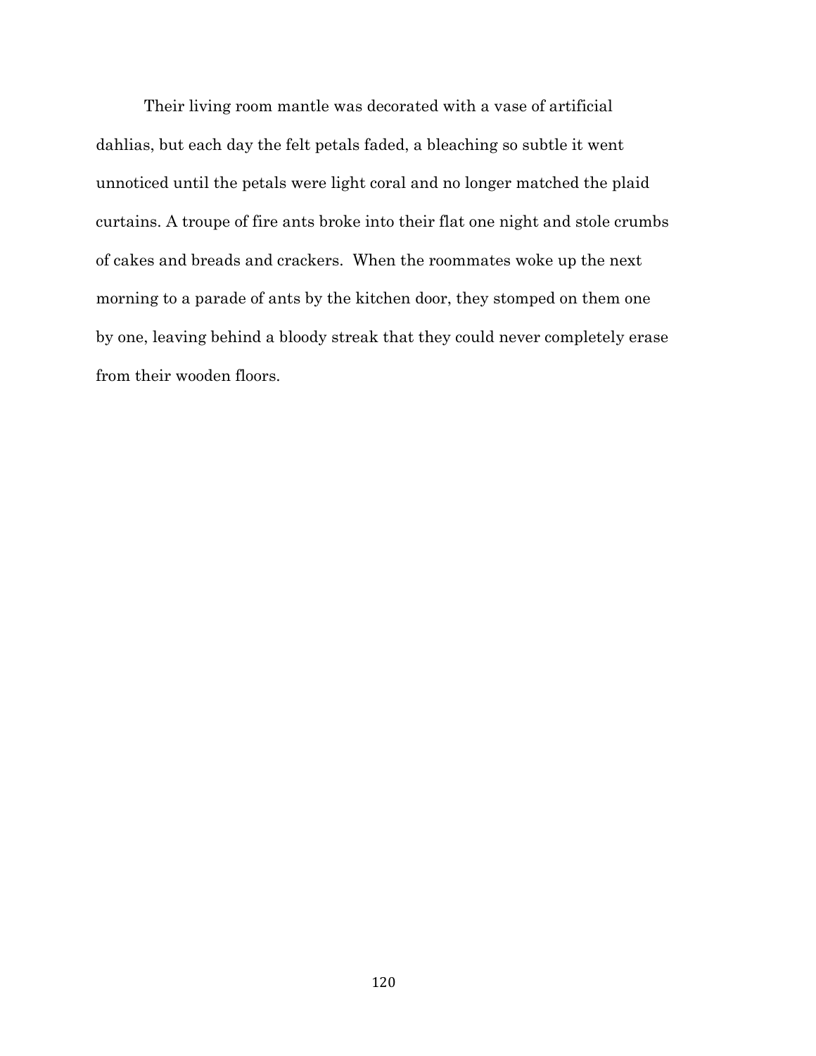Their living room mantle was decorated with a vase of artificial dahlias, but each day the felt petals faded, a bleaching so subtle it went unnoticed until the petals were light coral and no longer matched the plaid curtains. A troupe of fire ants broke into their flat one night and stole crumbs of cakes and breads and crackers.  When the roommates woke up the next morning to a parade of ants by the kitchen door, they stomped on them one by one, leaving behind a bloody streak that they could never completely erase from their wooden floors.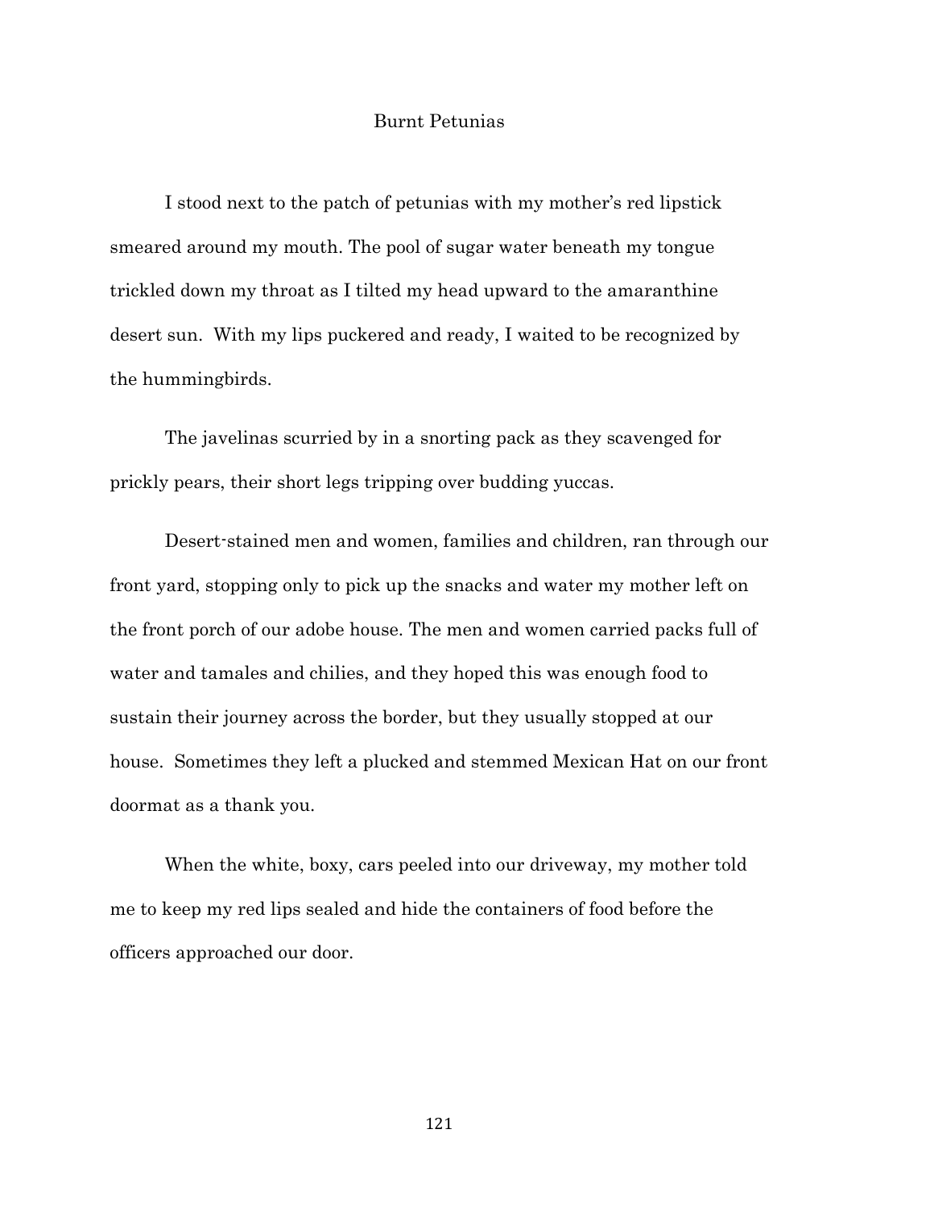# Burnt Petunias

I stood next to the patch of petunias with my mother's red lipstick smeared around my mouth. The pool of sugar water beneath my tongue trickled down my throat as I tilted my head upward to the amaranthine desert sun. With my lips puckered and ready, I waited to be recognized by the hummingbirds.

The javelinas scurried by in a snorting pack as they scavenged for prickly pears, their short legs tripping over budding yuccas.

Desert-stained men and women, families and children, ran through our front yard, stopping only to pick up the snacks and water my mother left on the front porch of our adobe house. The men and women carried packs full of water and tamales and chilies, and they hoped this was enough food to sustain their journey across the border, but they usually stopped at our house. Sometimes they left a plucked and stemmed Mexican Hat on our front doormat as a thank you.

When the white, boxy, cars peeled into our driveway, my mother told me to keep my red lips sealed and hide the containers of food before the officers approached our door.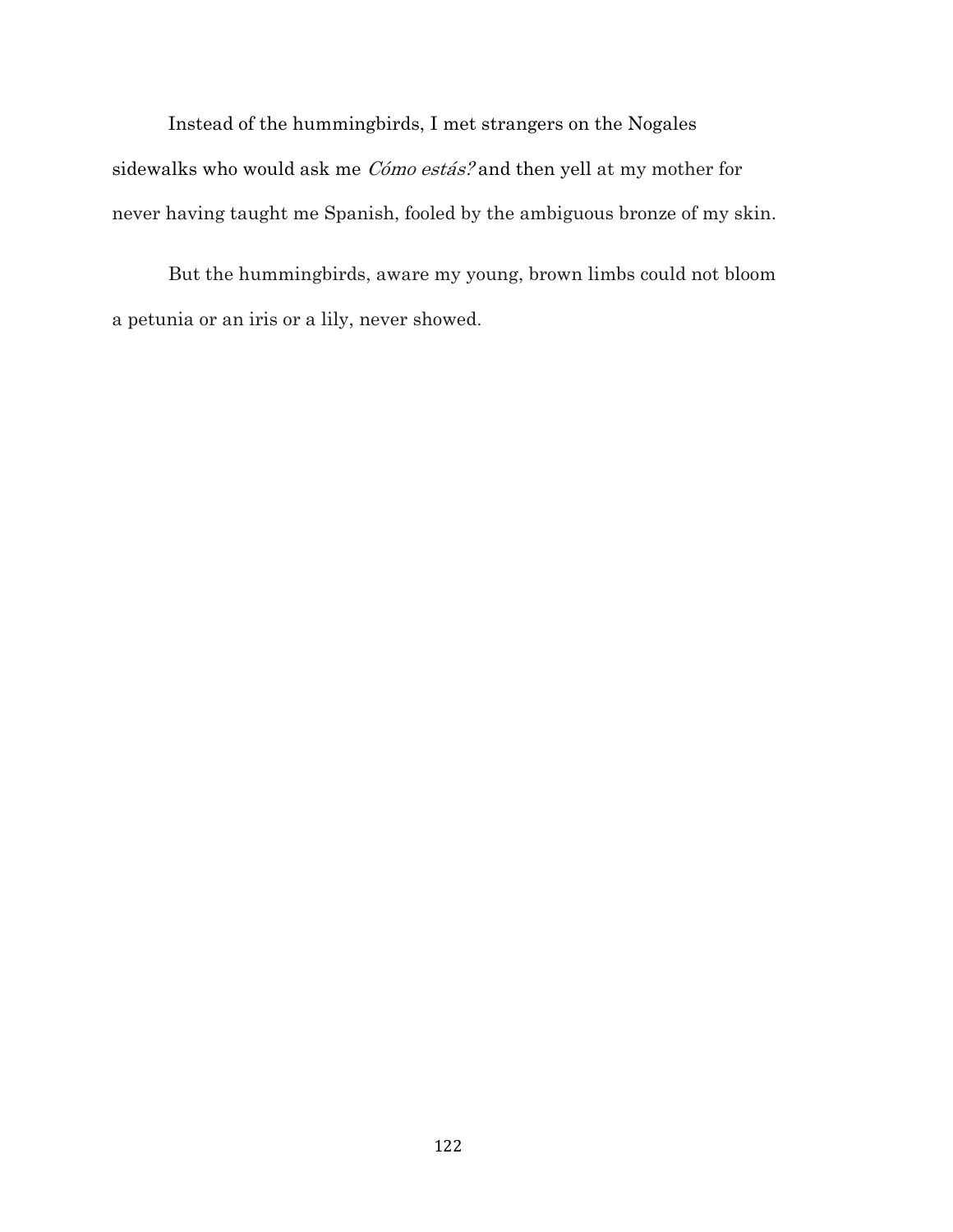Instead of the hummingbirds, I met strangers on the Nogales sidewalks who would ask me *Cómo estás?* and then yell at my mother for never having taught me Spanish, fooled by the ambiguous bronze of my skin.

But the hummingbirds, aware my young, brown limbs could not bloom a petunia or an iris or a lily, never showed.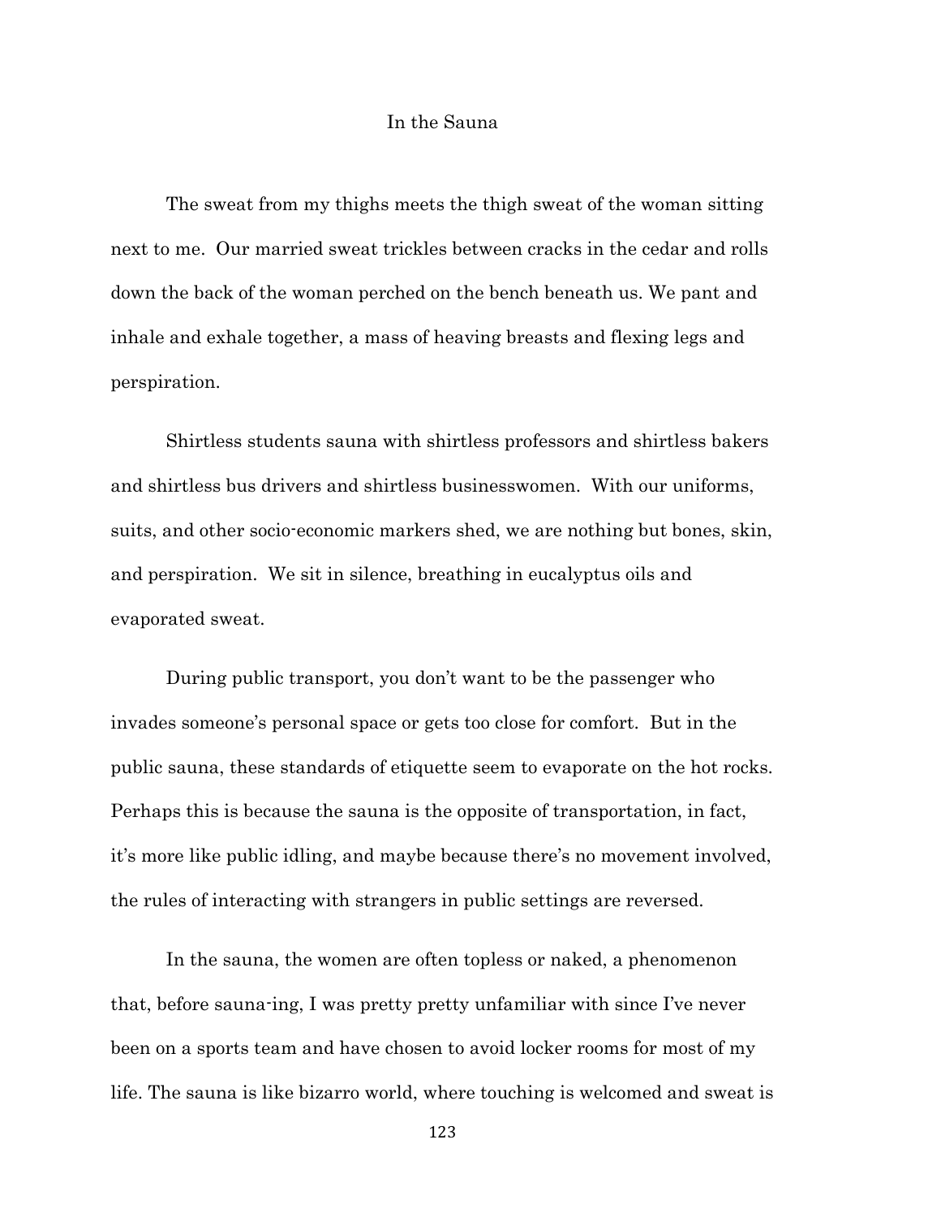# In the Sauna

The sweat from my thighs meets the thigh sweat of the woman sitting next to me. Our married sweat trickles between cracks in the cedar and rolls down the back of the woman perched on the bench beneath us. We pant and inhale and exhale together, a mass of heaving breasts and flexing legs and perspiration.

Shirtless students sauna with shirtless professors and shirtless bakers and shirtless bus drivers and shirtless businesswomen. With our uniforms, suits, and other socio-economic markers shed, we are nothing but bones, skin, and perspiration. We sit in silence, breathing in eucalyptus oils and evaporated sweat.

During public transport, you don't want to be the passenger who invades someone's personal space or gets too close for comfort. But in the public sauna, these standards of etiquette seem to evaporate on the hot rocks. Perhaps this is because the sauna is the opposite of transportation, in fact, it's more like public idling, and maybe because there's no movement involved, the rules of interacting with strangers in public settings are reversed.

In the sauna, the women are often topless or naked, a phenomenon that, before sauna-ing, I was pretty pretty unfamiliar with since I've never been on a sports team and have chosen to avoid locker rooms for most of my life. The sauna is like bizarro world, where touching is welcomed and sweat is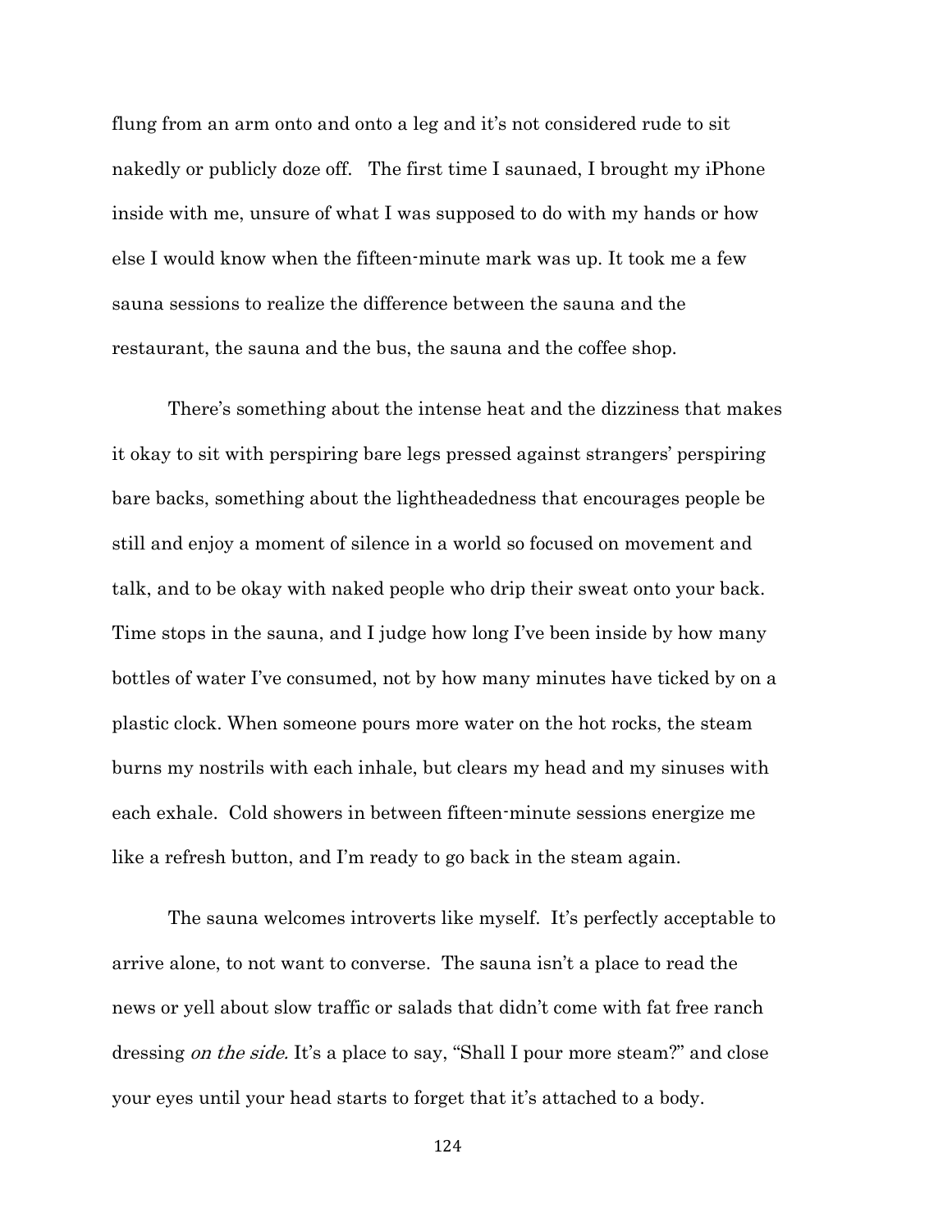flung from an arm onto and onto a leg and it's not considered rude to sit nakedly or publicly doze off. The first time I saunaed, I brought my iPhone inside with me, unsure of what I was supposed to do with my hands or how else I would know when the fifteen-minute mark was up. It took me a few sauna sessions to realize the difference between the sauna and the restaurant, the sauna and the bus, the sauna and the coffee shop.

There's something about the intense heat and the dizziness that makes it okay to sit with perspiring bare legs pressed against strangers' perspiring bare backs, something about the lightheadedness that encourages people be still and enjoy a moment of silence in a world so focused on movement and talk, and to be okay with naked people who drip their sweat onto your back. Time stops in the sauna, and I judge how long I've been inside by how many bottles of water I've consumed, not by how many minutes have ticked by on a plastic clock. When someone pours more water on the hot rocks, the steam burns my nostrils with each inhale, but clears my head and my sinuses with each exhale. Cold showers in between fifteen-minute sessions energize me like a refresh button, and I'm ready to go back in the steam again.

The sauna welcomes introverts like myself. It's perfectly acceptable to arrive alone, to not want to converse. The sauna isn't a place to read the news or yell about slow traffic or salads that didn't come with fat free ranch dressing *on the side.* It's a place to say, "Shall I pour more steam?" and close your eyes until your head starts to forget that it's attached to a body.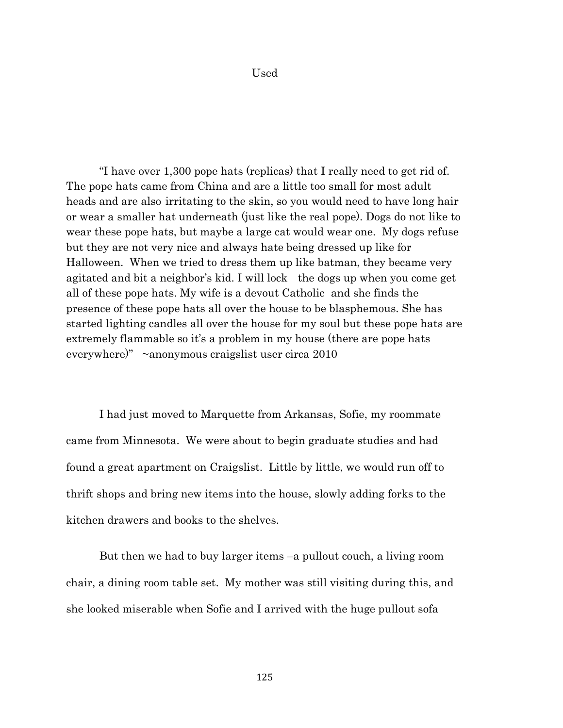# Used

"I have over 1,300 pope hats (replicas) that I really need to get rid of. The pope hats came from China and are a little too small for most adult heads and are also irritating to the skin, so you would need to have long hair or wear a smaller hat underneath (just like the real pope). Dogs do not like to wear these pope hats, but maybe a large cat would wear one. My dogs refuse but they are not very nice and always hate being dressed up like for Halloween. When we tried to dress them up like batman, they became very agitated and bit a neighbor's kid. I will lock the dogs up when you come get all of these pope hats. My wife is a devout Catholic and she finds the presence of these pope hats all over the house to be blasphemous. She has started lighting candles all over the house for my soul but these pope hats are extremely flammable so it's a problem in my house (there are pope hats everywhere)" ~anonymous craigslist user circa 2010

I had just moved to Marquette from Arkansas, Sofie, my roommate came from Minnesota. We were about to begin graduate studies and had found a great apartment on Craigslist. Little by little, we would run off to thrift shops and bring new items into the house, slowly adding forks to the kitchen drawers and books to the shelves.

But then we had to buy larger items –a pullout couch, a living room chair, a dining room table set. My mother was still visiting during this, and she looked miserable when Sofie and I arrived with the huge pullout sofa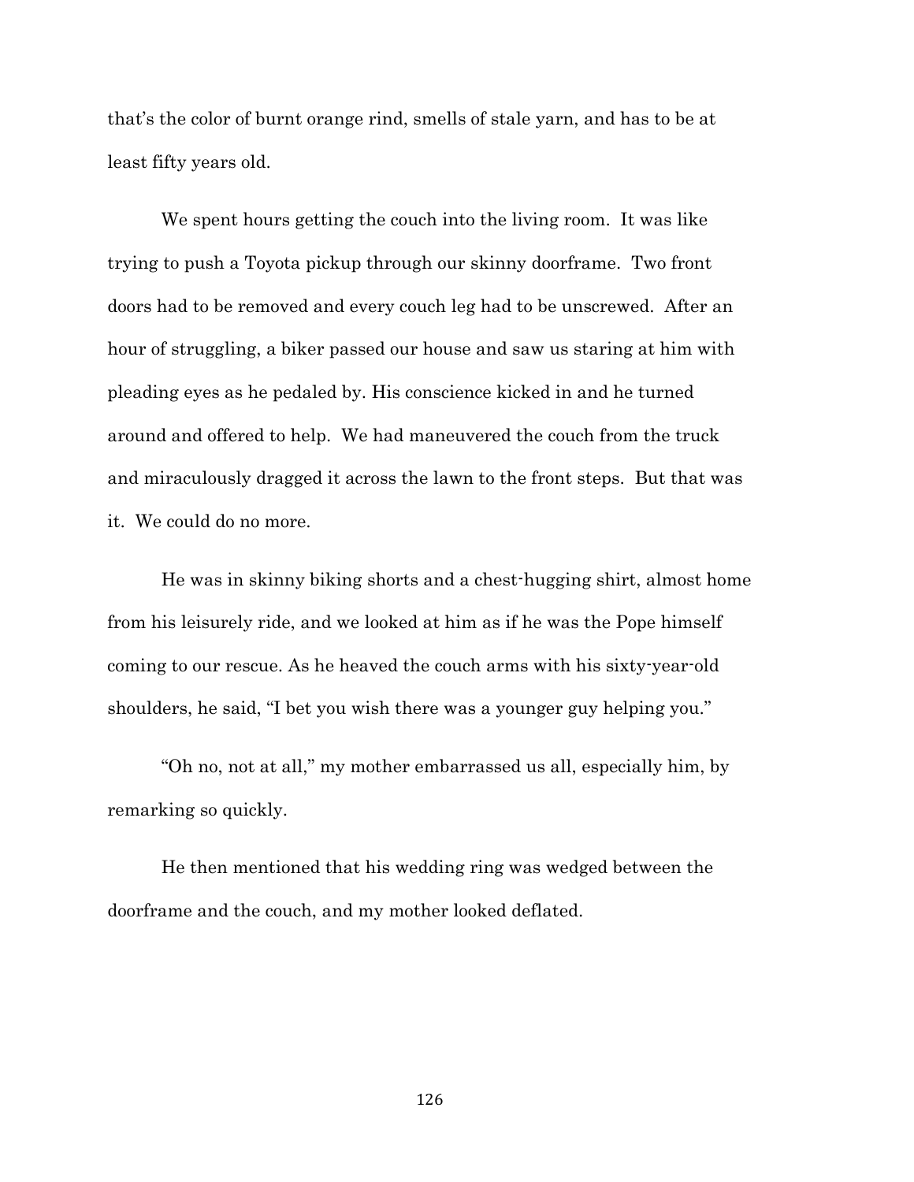that's the color of burnt orange rind, smells of stale yarn, and has to be at least fifty years old.

We spent hours getting the couch into the living room. It was like trying to push a Toyota pickup through our skinny doorframe. Two front doors had to be removed and every couch leg had to be unscrewed. After an hour of struggling, a biker passed our house and saw us staring at him with pleading eyes as he pedaled by. His conscience kicked in and he turned around and offered to help. We had maneuvered the couch from the truck and miraculously dragged it across the lawn to the front steps. But that was it. We could do no more.

He was in skinny biking shorts and a chest-hugging shirt, almost home from his leisurely ride, and we looked at him as if he was the Pope himself coming to our rescue. As he heaved the couch arms with his sixty-year-old shoulders, he said, "I bet you wish there was a younger guy helping you."

"Oh no, not at all," my mother embarrassed us all, especially him, by remarking so quickly.

He then mentioned that his wedding ring was wedged between the doorframe and the couch, and my mother looked deflated.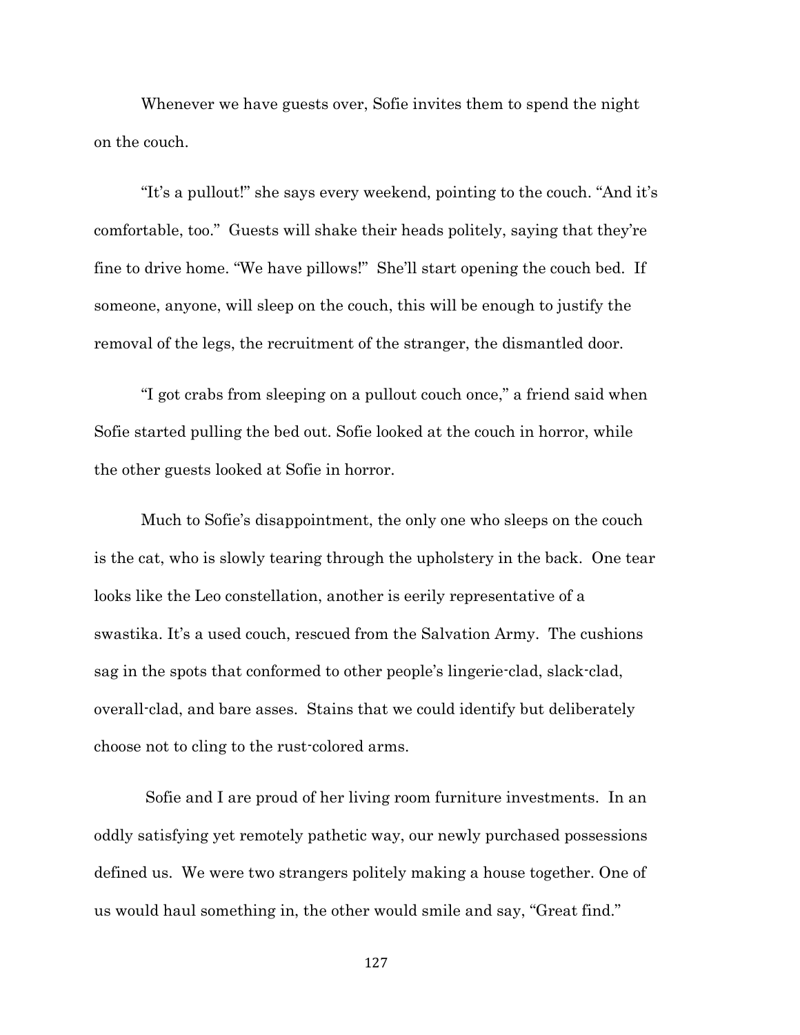Whenever we have guests over, Sofie invites them to spend the night on the couch.

"It's a pullout!" she says every weekend, pointing to the couch. "And it's comfortable, too." Guests will shake their heads politely, saying that they're fine to drive home. "We have pillows!" She'll start opening the couch bed. If someone, anyone, will sleep on the couch, this will be enough to justify the removal of the legs, the recruitment of the stranger, the dismantled door.

"I got crabs from sleeping on a pullout couch once," a friend said when Sofie started pulling the bed out. Sofie looked at the couch in horror, while the other guests looked at Sofie in horror.

Much to Sofie's disappointment, the only one who sleeps on the couch is the cat, who is slowly tearing through the upholstery in the back. One tear looks like the Leo constellation, another is eerily representative of a swastika. It's a used couch, rescued from the Salvation Army. The cushions sag in the spots that conformed to other people's lingerie-clad, slack-clad, overall-clad, and bare asses. Stains that we could identify but deliberately choose not to cling to the rust-colored arms.

Sofie and I are proud of her living room furniture investments. In an oddly satisfying yet remotely pathetic way, our newly purchased possessions defined us. We were two strangers politely making a house together. One of us would haul something in, the other would smile and say, "Great find."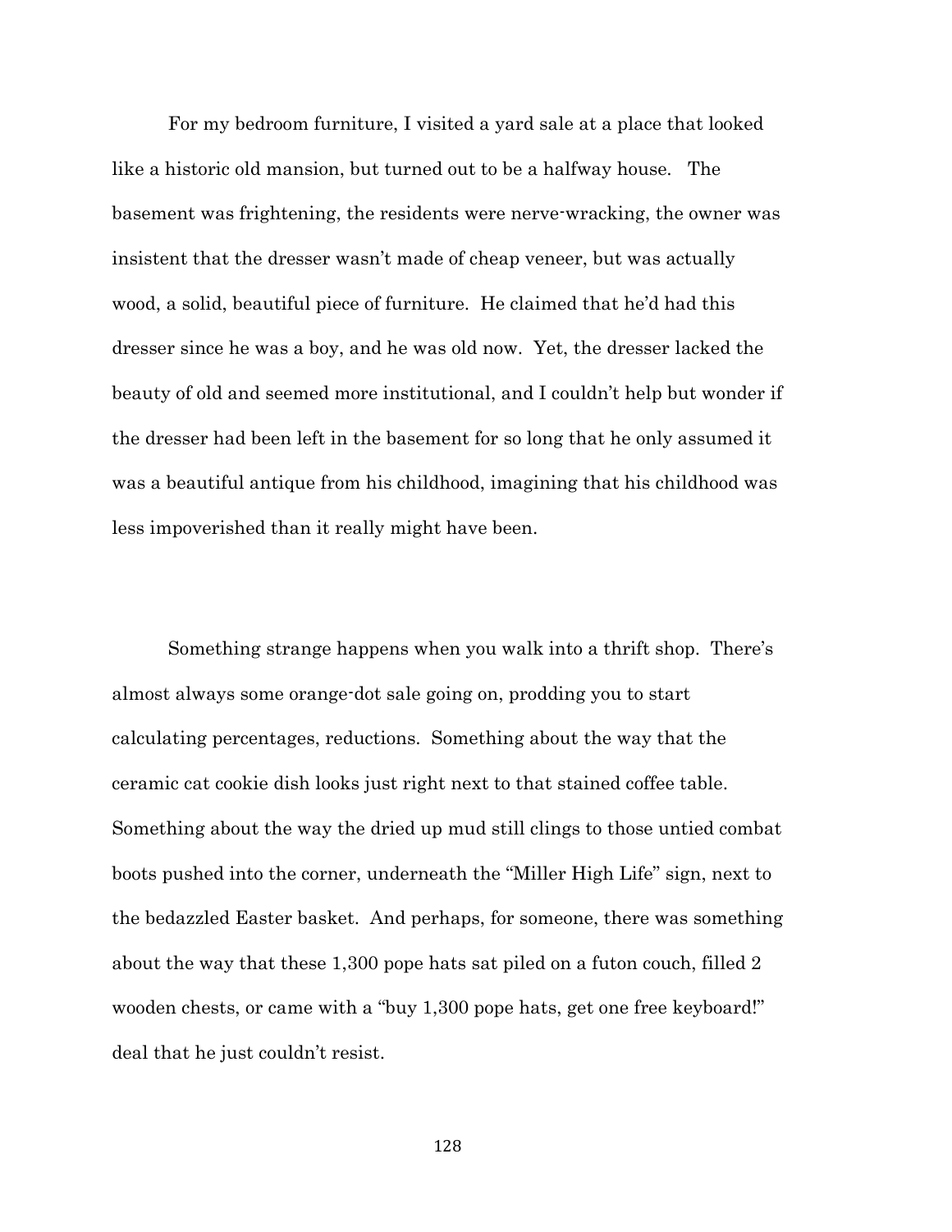For my bedroom furniture, I visited a yard sale at a place that looked like a historic old mansion, but turned out to be a halfway house. The basement was frightening, the residents were nerve-wracking, the owner was insistent that the dresser wasn't made of cheap veneer, but was actually wood, a solid, beautiful piece of furniture. He claimed that he'd had this dresser since he was a boy, and he was old now. Yet, the dresser lacked the beauty of old and seemed more institutional, and I couldn't help but wonder if the dresser had been left in the basement for so long that he only assumed it was a beautiful antique from his childhood, imagining that his childhood was less impoverished than it really might have been.

Something strange happens when you walk into a thrift shop. There's almost always some orange-dot sale going on, prodding you to start calculating percentages, reductions. Something about the way that the ceramic cat cookie dish looks just right next to that stained coffee table. Something about the way the dried up mud still clings to those untied combat boots pushed into the corner, underneath the "Miller High Life" sign, next to the bedazzled Easter basket. And perhaps, for someone, there was something about the way that these 1,300 pope hats sat piled on a futon couch, filled 2 wooden chests, or came with a "buy 1,300 pope hats, get one free keyboard!" deal that he just couldn't resist.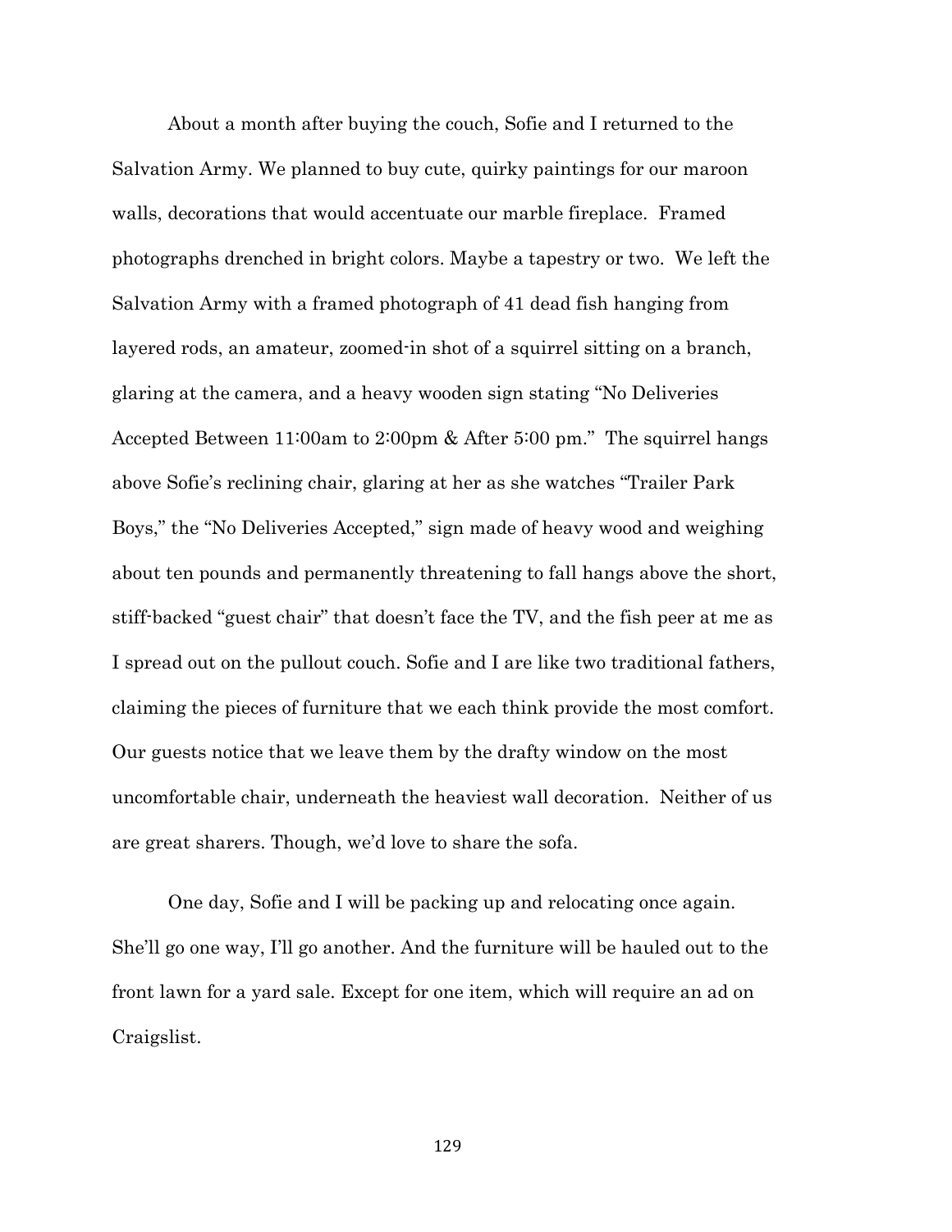About a month after buying the couch, Sofie and I returned to the Salvation Army. We planned to buy cute, quirky paintings for our maroon walls, decorations that would accentuate our marble fireplace. Framed photographs drenched in bright colors. Maybe a tapestry or two. We left the Salvation Army with a framed photograph of 41 dead fish hanging from layered rods, an amateur, zoomed-in shot of a squirrel sitting on a branch, glaring at the camera, and a heavy wooden sign stating "No Deliveries Accepted Between 11:00am to 2:00pm & After 5:00 pm." The squirrel hangs above Sofie's reclining chair, glaring at her as she watches "Trailer Park Boys," the "No Deliveries Accepted," sign made of heavy wood and weighing about ten pounds and permanently threatening to fall hangs above the short, stiff-backed "guest chair" that doesn't face the TV, and the fish peer at me as I spread out on the pullout couch. Sofie and I are like two traditional fathers, claiming the pieces of furniture that we each think provide the most comfort. Our guests notice that we leave them by the drafty window on the most uncomfortable chair, underneath the heaviest wall decoration. Neither of us are great sharers. Though, we'd love to share the sofa.

One day, Sofie and I will be packing up and relocating once again. She'll go one way, I'll go another. And the furniture will be hauled out to the front lawn for a yard sale. Except for one item, which will require an ad on Craigslist.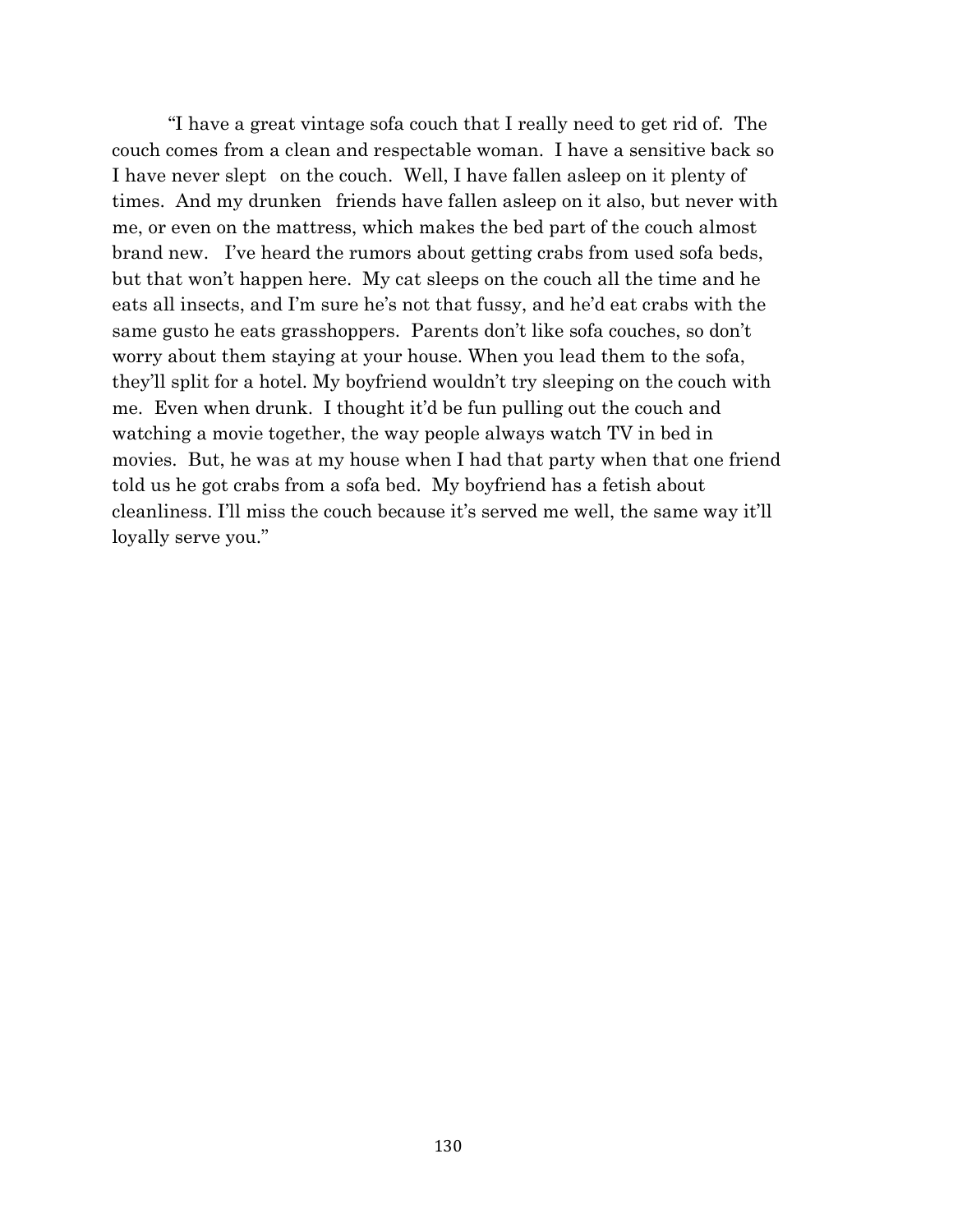"I have a great vintage sofa couch that I really need to get rid of. The couch comes from a clean and respectable woman. I have a sensitive back so I have never slept on the couch. Well, I have fallen asleep on it plenty of times. And my drunken friends have fallen asleep on it also, but never with me, or even on the mattress, which makes the bed part of the couch almost brand new. I've heard the rumors about getting crabs from used sofa beds, but that won't happen here. My cat sleeps on the couch all the time and he eats all insects, and I'm sure he's not that fussy, and he'd eat crabs with the same gusto he eats grasshoppers. Parents don't like sofa couches, so don't worry about them staying at your house. When you lead them to the sofa, they'll split for a hotel. My boyfriend wouldn't try sleeping on the couch with me. Even when drunk. I thought it'd be fun pulling out the couch and watching a movie together, the way people always watch TV in bed in movies. But, he was at my house when I had that party when that one friend told us he got crabs from a sofa bed. My boyfriend has a fetish about cleanliness. I'll miss the couch because it's served me well, the same way it'll loyally serve you."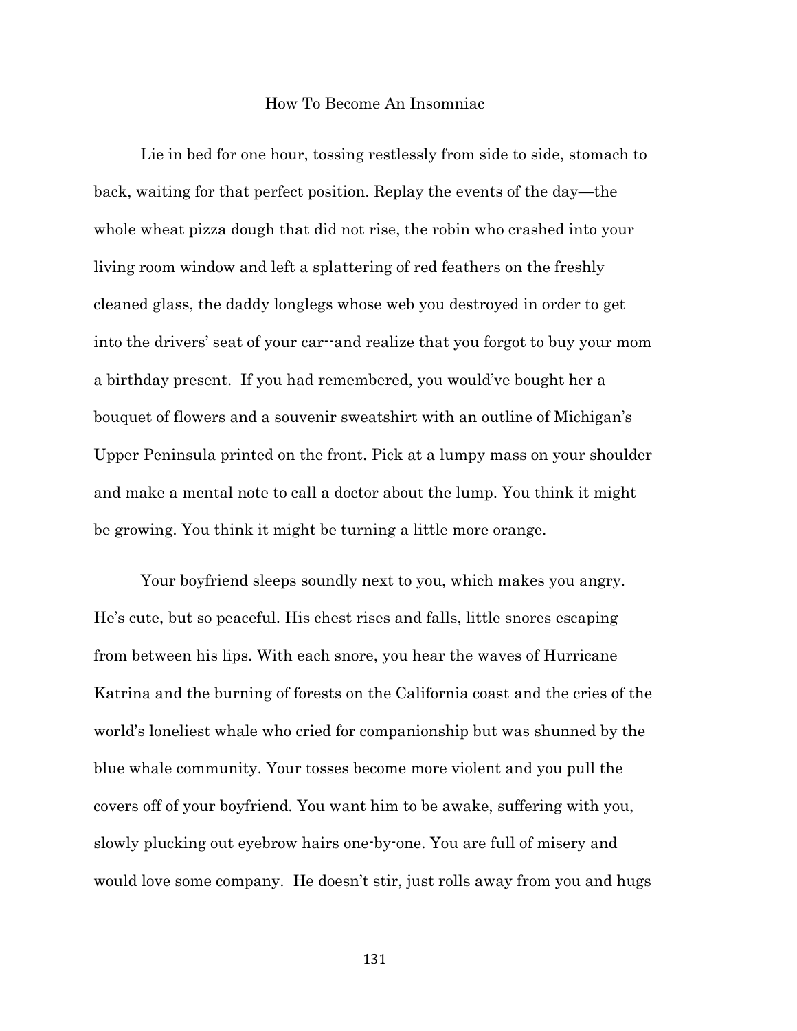# How To Become An Insomniac

Lie in bed for one hour, tossing restlessly from side to side, stomach to back, waiting for that perfect position. Replay the events of the day—the whole wheat pizza dough that did not rise, the robin who crashed into your living room window and left a splattering of red feathers on the freshly cleaned glass, the daddy longlegs whose web you destroyed in order to get into the drivers' seat of your car--and realize that you forgot to buy your mom a birthday present. If you had remembered, you would've bought her a bouquet of flowers and a souvenir sweatshirt with an outline of Michigan's Upper Peninsula printed on the front. Pick at a lumpy mass on your shoulder and make a mental note to call a doctor about the lump. You think it might be growing. You think it might be turning a little more orange.

Your boyfriend sleeps soundly next to you, which makes you angry. He's cute, but so peaceful. His chest rises and falls, little snores escaping from between his lips. With each snore, you hear the waves of Hurricane Katrina and the burning of forests on the California coast and the cries of the world's loneliest whale who cried for companionship but was shunned by the blue whale community. Your tosses become more violent and you pull the covers off of your boyfriend. You want him to be awake, suffering with you, slowly plucking out eyebrow hairs one-by-one. You are full of misery and would love some company. He doesn't stir, just rolls away from you and hugs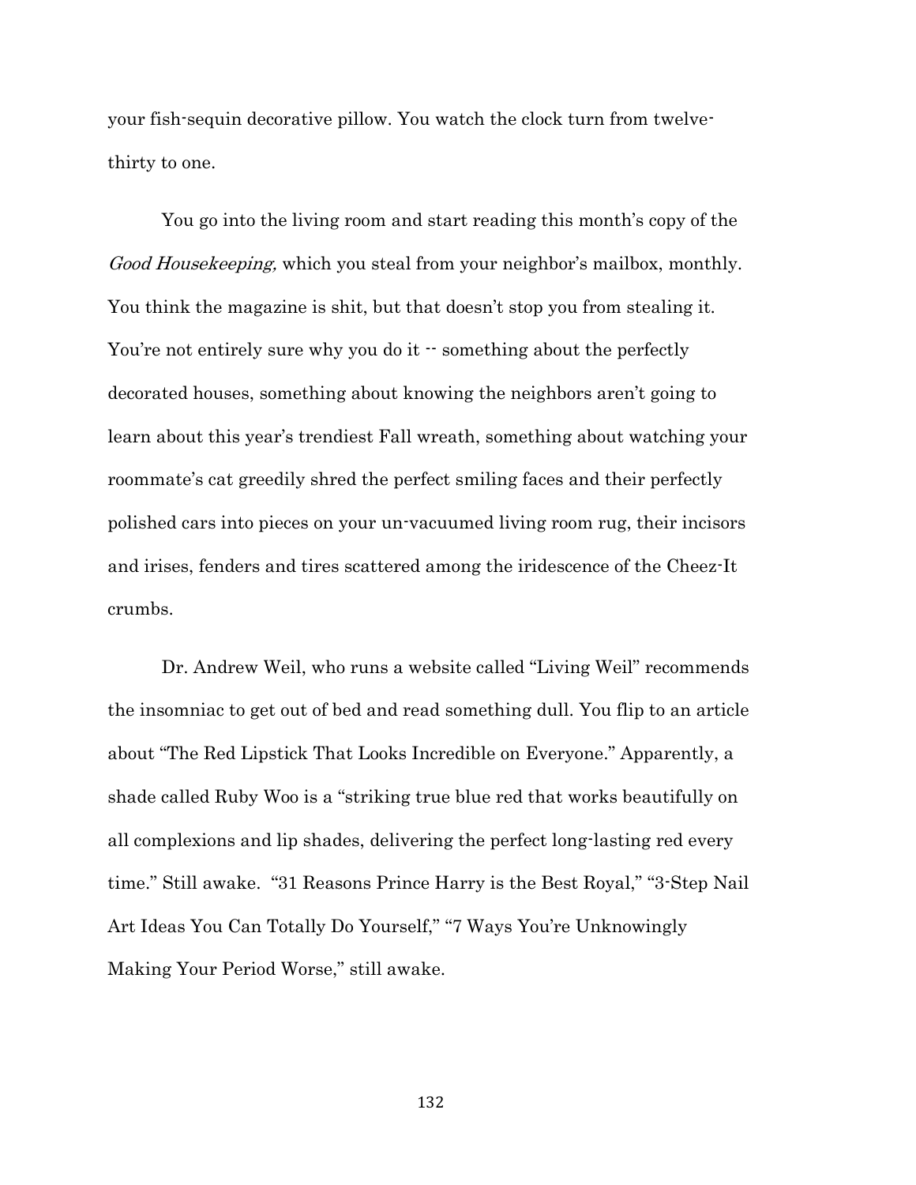your fish-sequin decorative pillow. You watch the clock turn from twelve-thirty to one.

You go into the living room and start reading this month's copy of the *Good Housekeeping,* which you steal from your neighbor's mailbox, monthly. You think the magazine is shit, but that doesn't stop you from stealing it. You're not entirely sure why you do it -- something about the perfectly decorated houses, something about knowing the neighbors aren't going to learn about this year's trendiest Fall wreath, something about watching your roommate's cat greedily shred the perfect smiling faces and their perfectly polished cars into pieces on your un-vacuumed living room rug, their incisors and irises, fenders and tires scattered among the iridescence of the Cheez-It crumbs.

Dr. Andrew Weil, who runs a website called "Living Weil" recommends the insomniac to get out of bed and read something dull. You flip to an article about "The Red Lipstick That Looks Incredible on Everyone." Apparently, a shade called Ruby Woo is a "striking true blue red that works beautifully on all complexions and lip shades, delivering the perfect long-lasting red every time." Still awake. "31 Reasons Prince Harry is the Best Royal," "3-Step Nail Art Ideas You Can Totally Do Yourself," "7 Ways You're Unknowingly Making Your Period Worse," still awake.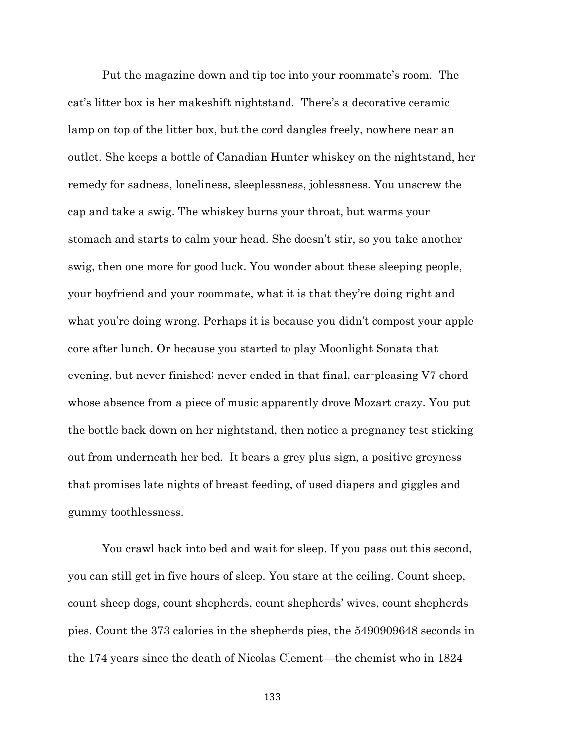Put the magazine down and tip toe into your roommate's room. The cat's litter box is her makeshift nightstand. There's a decorative ceramic lamp on top of the litter box, but the cord dangles freely, nowhere near an outlet. She keeps a bottle of Canadian Hunter whiskey on the nightstand, her remedy for sadness, loneliness, sleeplessness, joblessness. You unscrew the cap and take a swig. The whiskey burns your throat, but warms your stomach and starts to calm your head. She doesn't stir, so you take another swig, then one more for good luck. You wonder about these sleeping people, your boyfriend and your roommate, what it is that they're doing right and what you're doing wrong. Perhaps it is because you didn't compost your apple core after lunch. Or because you started to play Moonlight Sonata that evening, but never finished; never ended in that final, ear-pleasing V7 chord whose absence from a piece of music apparently drove Mozart crazy. You put the bottle back down on her nightstand, then notice a pregnancy test sticking out from underneath her bed. It bears a grey plus sign, a positive greyness that promises late nights of breast feeding, of used diapers and giggles and gummy toothlessness.

You crawl back into bed and wait for sleep. If you pass out this second, you can still get in five hours of sleep. You stare at the ceiling. Count sheep, count sheep dogs, count shepherds, count shepherds' wives, count shepherds pies. Count the 373 calories in the shepherds pies, the 5490909648 seconds in the 174 years since the death of Nicolas Clement—the chemist who in 1824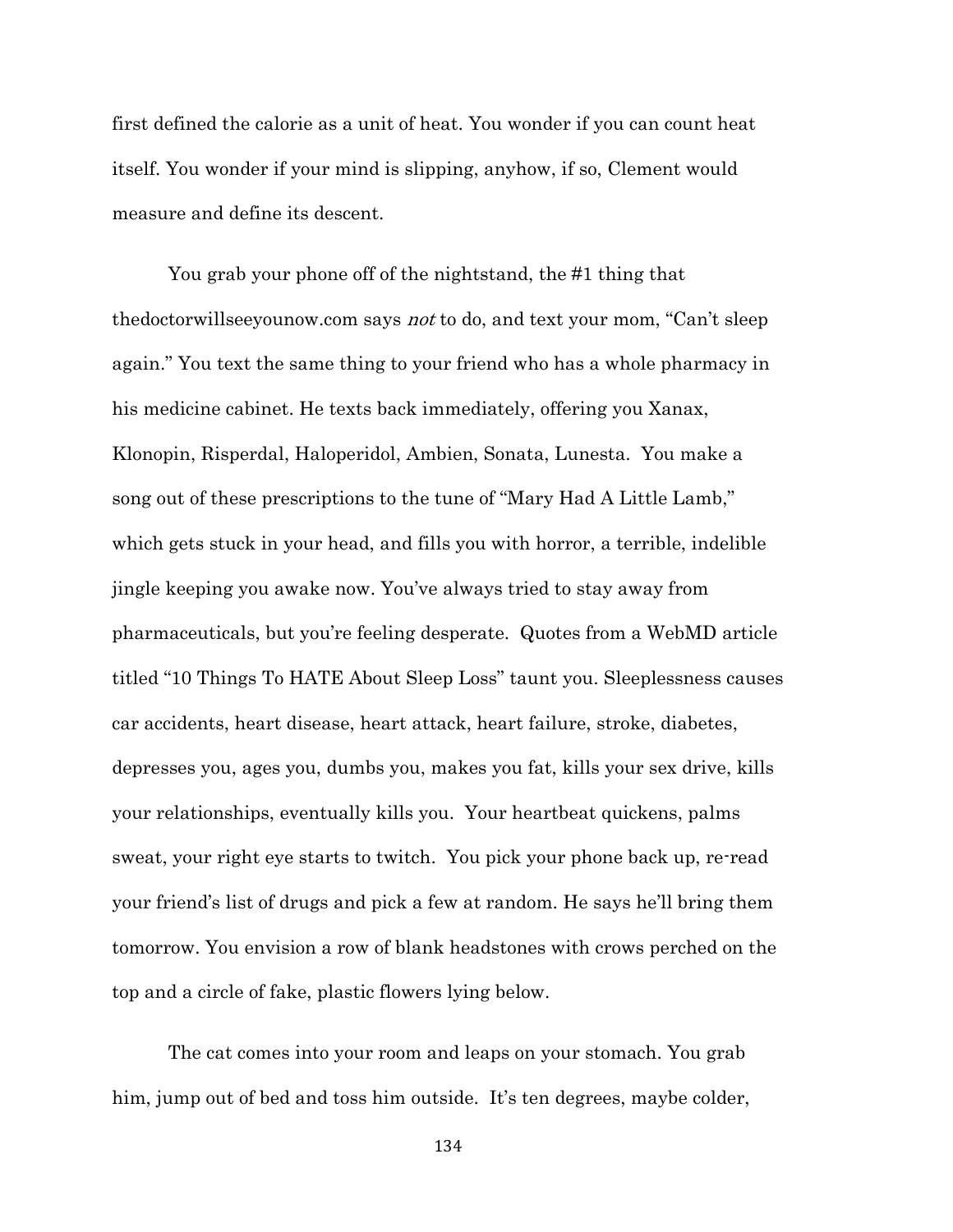first defined the calorie as a unit of heat. You wonder if you can count heat itself. You wonder if your mind is slipping, anyhow, if so, Clement would measure and define its descent.

You grab your phone off of the nightstand, the #1 thing that thedoctorwillseeyounow.com says *not* to do, and text your mom, "Can't sleep again." You text the same thing to your friend who has a whole pharmacy in his medicine cabinet. He texts back immediately, offering you Xanax, Klonopin, Risperdal, Haloperidol, Ambien, Sonata, Lunesta. You make a song out of these prescriptions to the tune of "Mary Had A Little Lamb," which gets stuck in your head, and fills you with horror, a terrible, indelible jingle keeping you awake now. You've always tried to stay away from pharmaceuticals, but you're feeling desperate. Quotes from a WebMD article titled "10 Things To HATE About Sleep Loss" taunt you. Sleeplessness causes car accidents, heart disease, heart attack, heart failure, stroke, diabetes, depresses you, ages you, dumbs you, makes you fat, kills your sex drive, kills your relationships, eventually kills you. Your heartbeat quickens, palms sweat, your right eye starts to twitch. You pick your phone back up, re-read your friend's list of drugs and pick a few at random. He says he'll bring them tomorrow. You envision a row of blank headstones with crows perched on the top and a circle of fake, plastic flowers lying below.

The cat comes into your room and leaps on your stomach. You grab him, jump out of bed and toss him outside. It's ten degrees, maybe colder,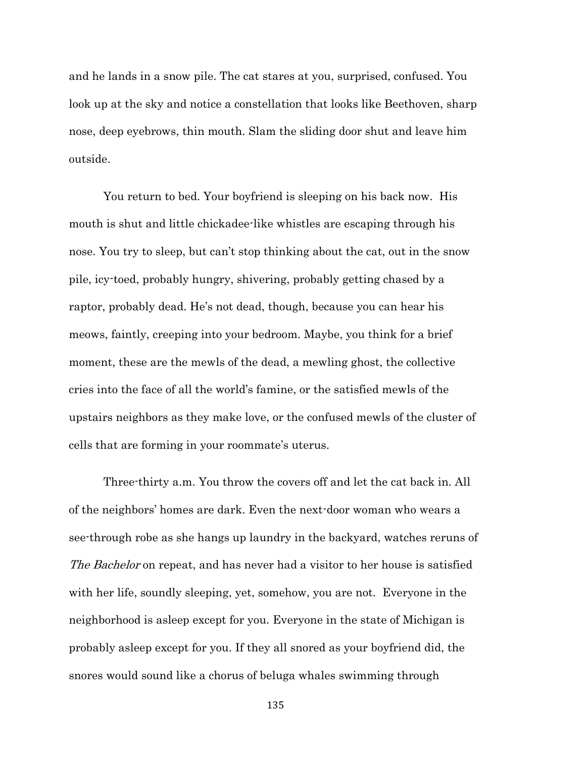and he lands in a snow pile. The cat stares at you, surprised, confused. You look up at the sky and notice a constellation that looks like Beethoven, sharp nose, deep eyebrows, thin mouth. Slam the sliding door shut and leave him outside.

You return to bed. Your boyfriend is sleeping on his back now. His mouth is shut and little chickadee-like whistles are escaping through his nose. You try to sleep, but can't stop thinking about the cat, out in the snow pile, icy-toed, probably hungry, shivering, probably getting chased by a raptor, probably dead. He's not dead, though, because you can hear his meows, faintly, creeping into your bedroom. Maybe, you think for a brief moment, these are the mewls of the dead, a mewling ghost, the collective cries into the face of all the world's famine, or the satisfied mewls of the upstairs neighbors as they make love, or the confused mewls of the cluster of cells that are forming in your roommate's uterus.

Three-thirty a.m. You throw the covers off and let the cat back in. All of the neighbors' homes are dark. Even the next-door woman who wears a see-through robe as she hangs up laundry in the backyard, watches reruns of *The Bachelor* on repeat, and has never had a visitor to her house is satisfied with her life, soundly sleeping, yet, somehow, you are not. Everyone in the neighborhood is asleep except for you. Everyone in the state of Michigan is probably asleep except for you. If they all snored as your boyfriend did, the snores would sound like a chorus of beluga whales swimming through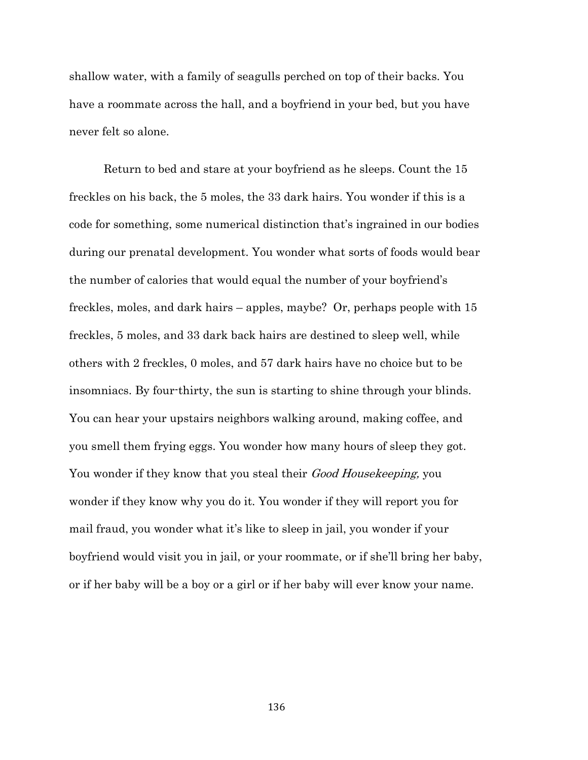shallow water, with a family of seagulls perched on top of their backs. You have a roommate across the hall, and a boyfriend in your bed, but you have never felt so alone.

Return to bed and stare at your boyfriend as he sleeps. Count the 15 freckles on his back, the 5 moles, the 33 dark hairs. You wonder if this is a code for something, some numerical distinction that's ingrained in our bodies during our prenatal development. You wonder what sorts of foods would bear the number of calories that would equal the number of your boyfriend's freckles, moles, and dark hairs – apples, maybe? Or, perhaps people with 15 freckles, 5 moles, and 33 dark back hairs are destined to sleep well, while others with 2 freckles, 0 moles, and 57 dark hairs have no choice but to be insomniacs. By four-thirty, the sun is starting to shine through your blinds. You can hear your upstairs neighbors walking around, making coffee, and you smell them frying eggs. You wonder how many hours of sleep they got. You wonder if they know that you steal their *Good Housekeeping,* you wonder if they know why you do it. You wonder if they will report you for mail fraud, you wonder what it's like to sleep in jail, you wonder if your boyfriend would visit you in jail, or your roommate, or if she'll bring her baby, or if her baby will be a boy or a girl or if her baby will ever know your name.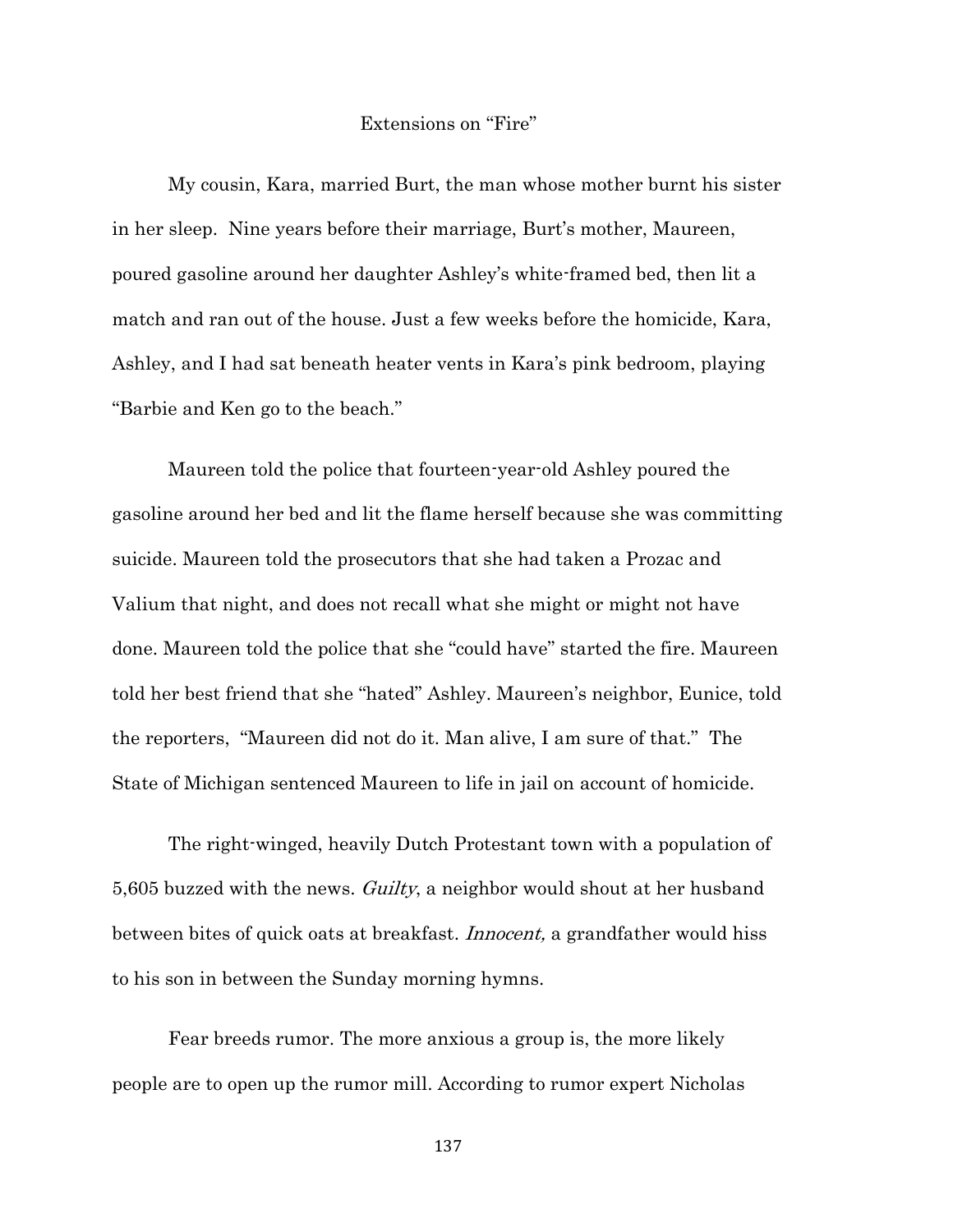## Extensions on "Fire"

My cousin, Kara, married Burt, the man whose mother burnt his sister in her sleep. Nine years before their marriage, Burt's mother, Maureen, poured gasoline around her daughter Ashley's white-framed bed, then lit a match and ran out of the house. Just a few weeks before the homicide, Kara, Ashley, and I had sat beneath heater vents in Kara's pink bedroom, playing "Barbie and Ken go to the beach."

Maureen told the police that fourteen-year-old Ashley poured the gasoline around her bed and lit the flame herself because she was committing suicide. Maureen told the prosecutors that she had taken a Prozac and Valium that night, and does not recall what she might or might not have done. Maureen told the police that she "could have" started the fire. Maureen told her best friend that she "hated" Ashley. Maureen's neighbor, Eunice, told the reporters, "Maureen did not do it. Man alive, I am sure of that." The State of Michigan sentenced Maureen to life in jail on account of homicide.

The right-winged, heavily Dutch Protestant town with a population of 5,605 buzzed with the news. *Guilty*, a neighbor would shout at her husband between bites of quick oats at breakfast. *Innocent,* a grandfather would hiss to his son in between the Sunday morning hymns.

Fear breeds rumor. The more anxious a group is, the more likely people are to open up the rumor mill. According to rumor expert Nicholas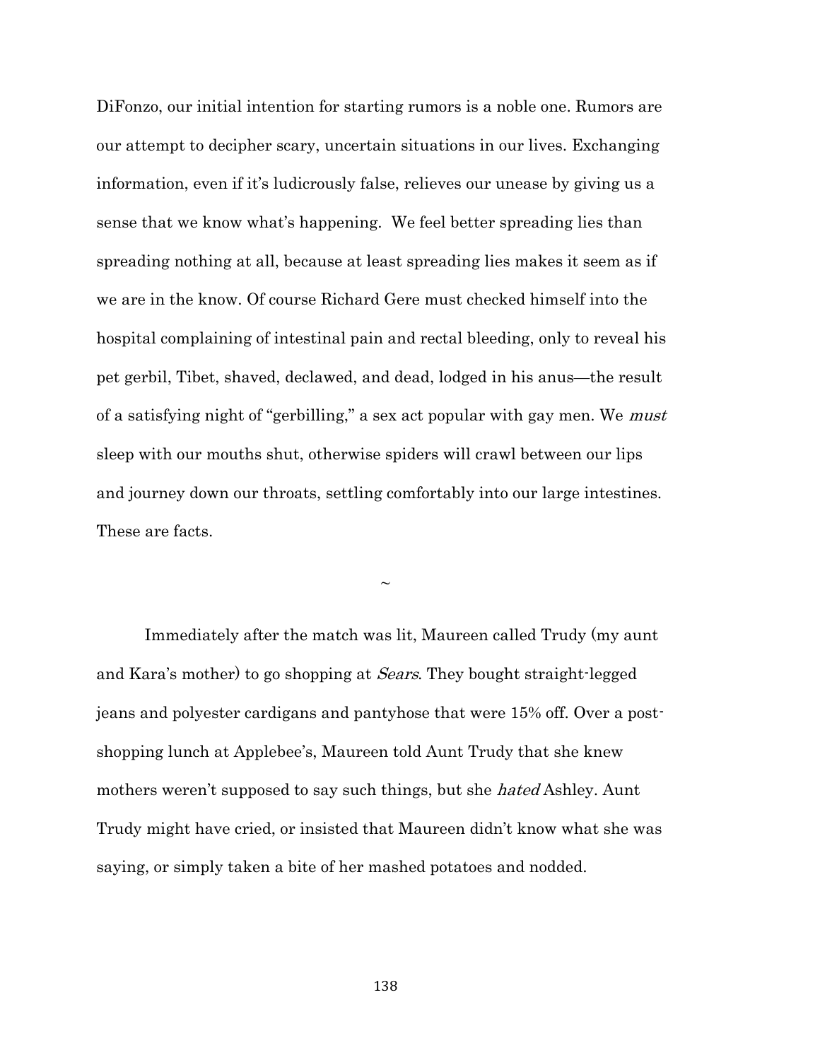DiFonzo, our initial intention for starting rumors is a noble one. Rumors are our attempt to decipher scary, uncertain situations in our lives. Exchanging information, even if it's ludicrously false, relieves our unease by giving us a sense that we know what's happening. We feel better spreading lies than spreading nothing at all, because at least spreading lies makes it seem as if we are in the know. Of course Richard Gere must checked himself into the hospital complaining of intestinal pain and rectal bleeding, only to reveal his pet gerbil, Tibet, shaved, declawed, and dead, lodged in his anus—the result of a satisfying night of "gerbilling," a sex act popular with gay men. We *must* sleep with our mouths shut, otherwise spiders will crawl between our lips and journey down our throats, settling comfortably into our large intestines. These are facts.

~

Immediately after the match was lit, Maureen called Trudy (my aunt and Kara's mother) to go shopping at *Sears*. They bought straight-legged jeans and polyester cardigans and pantyhose that were 15% off. Over a post-shopping lunch at Applebee's, Maureen told Aunt Trudy that she knew mothers weren't supposed to say such things, but she *hated* Ashley. Aunt Trudy might have cried, or insisted that Maureen didn't know what she was saying, or simply taken a bite of her mashed potatoes and nodded.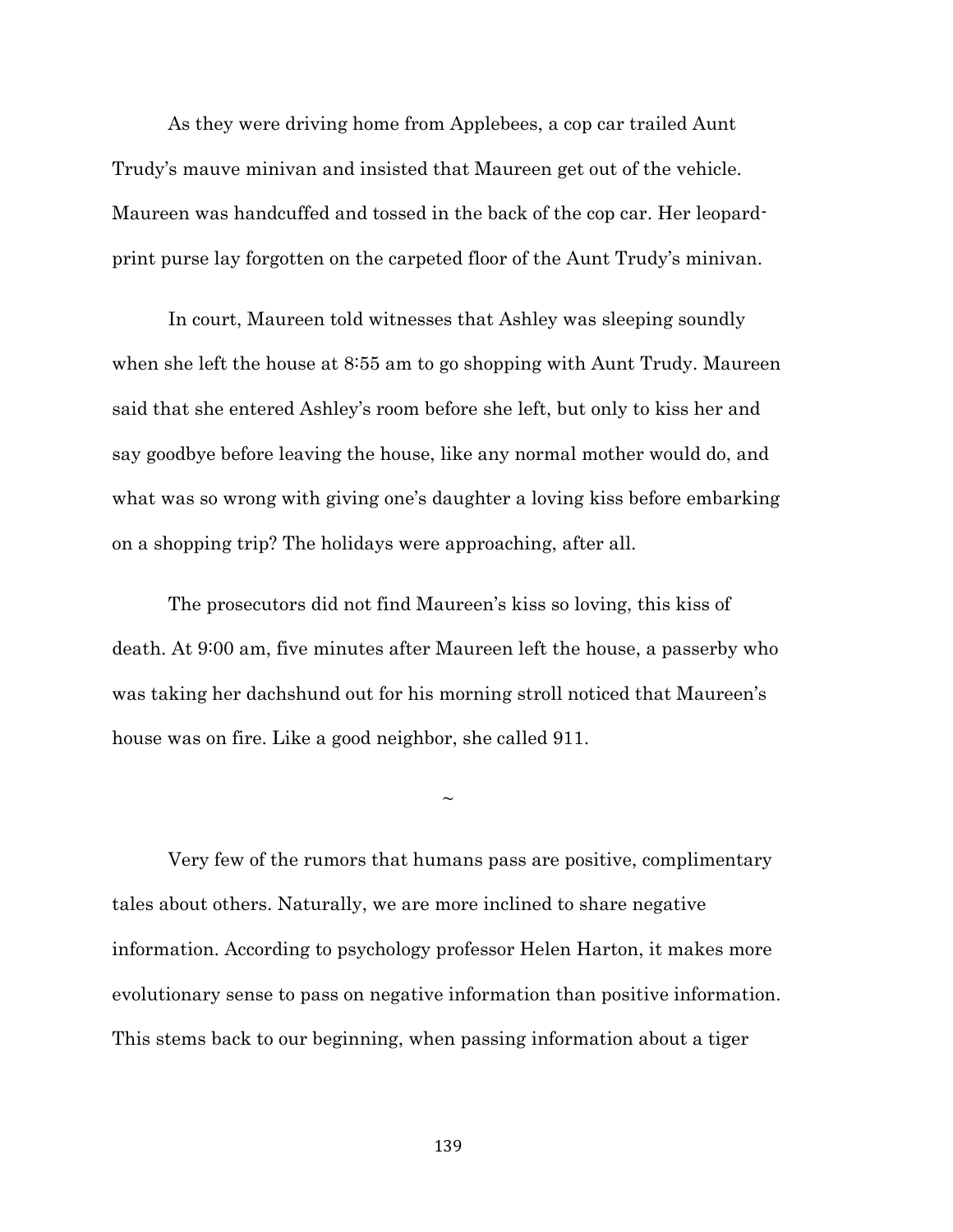As they were driving home from Applebees, a cop car trailed Aunt Trudy's mauve minivan and insisted that Maureen get out of the vehicle. Maureen was handcuffed and tossed in the back of the cop car. Her leopard-print purse lay forgotten on the carpeted floor of the Aunt Trudy's minivan.

In court, Maureen told witnesses that Ashley was sleeping soundly when she left the house at 8:55 am to go shopping with Aunt Trudy. Maureen said that she entered Ashley's room before she left, but only to kiss her and say goodbye before leaving the house, like any normal mother would do, and what was so wrong with giving one's daughter a loving kiss before embarking on a shopping trip? The holidays were approaching, after all.

The prosecutors did not find Maureen's kiss so loving, this kiss of death. At 9:00 am, five minutes after Maureen left the house, a passerby who was taking her dachshund out for his morning stroll noticed that Maureen's house was on fire. Like a good neighbor, she called 911.

~

Very few of the rumors that humans pass are positive, complimentary tales about others. Naturally, we are more inclined to share negative information. According to psychology professor Helen Harton, it makes more evolutionary sense to pass on negative information than positive information. This stems back to our beginning, when passing information about a tiger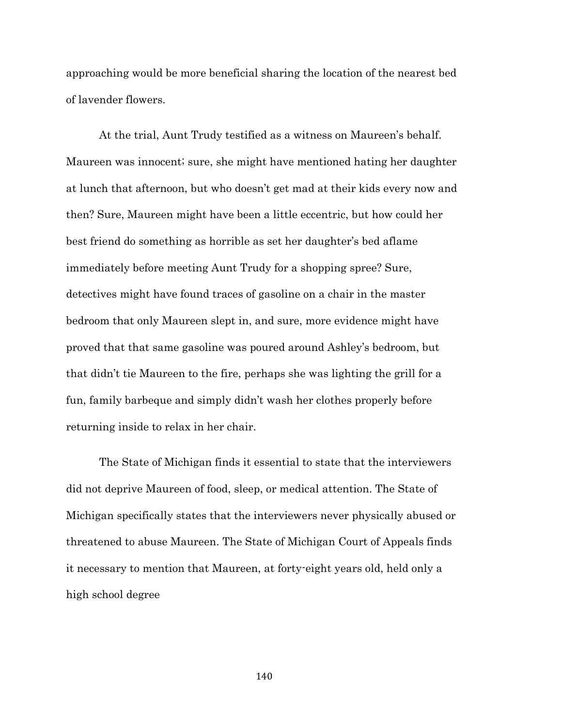approaching would be more beneficial sharing the location of the nearest bed of lavender flowers.

At the trial, Aunt Trudy testified as a witness on Maureen's behalf. Maureen was innocent; sure, she might have mentioned hating her daughter at lunch that afternoon, but who doesn't get mad at their kids every now and then? Sure, Maureen might have been a little eccentric, but how could her best friend do something as horrible as set her daughter's bed aflame immediately before meeting Aunt Trudy for a shopping spree? Sure, detectives might have found traces of gasoline on a chair in the master bedroom that only Maureen slept in, and sure, more evidence might have proved that that same gasoline was poured around Ashley's bedroom, but that didn't tie Maureen to the fire, perhaps she was lighting the grill for a fun, family barbeque and simply didn't wash her clothes properly before returning inside to relax in her chair.

The State of Michigan finds it essential to state that the interviewers did not deprive Maureen of food, sleep, or medical attention. The State of Michigan specifically states that the interviewers never physically abused or threatened to abuse Maureen. The State of Michigan Court of Appeals finds it necessary to mention that Maureen, at forty-eight years old, held only a high school degree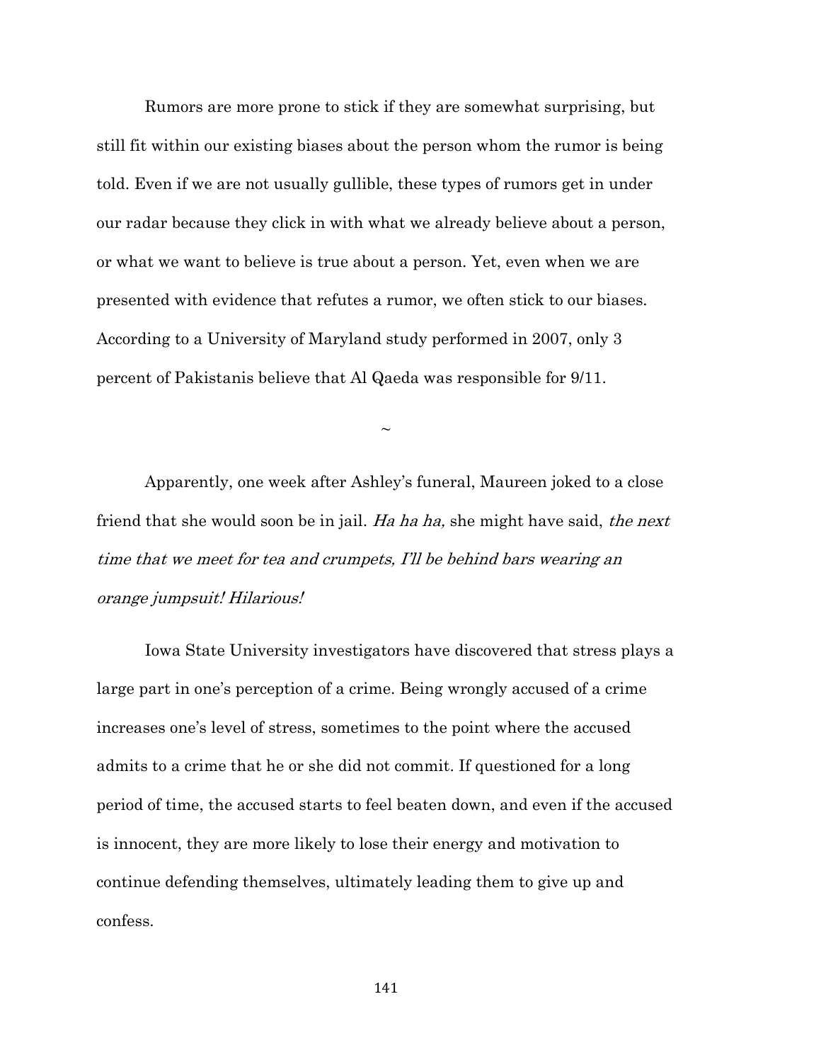Rumors are more prone to stick if they are somewhat surprising, but still fit within our existing biases about the person whom the rumor is being told. Even if we are not usually gullible, these types of rumors get in under our radar because they click in with what we already believe about a person, or what we want to believe is true about a person. Yet, even when we are presented with evidence that refutes a rumor, we often stick to our biases. According to a University of Maryland study performed in 2007, only 3 percent of Pakistanis believe that Al Qaeda was responsible for 9/11.

~

Apparently, one week after Ashley's funeral, Maureen joked to a close friend that she would soon be in jail. *Ha ha ha,* she might have said, *the next time that we meet for tea and crumpets, I'll be behind bars wearing an orange jumpsuit! Hilarious!*

Iowa State University investigators have discovered that stress plays a large part in one's perception of a crime. Being wrongly accused of a crime increases one's level of stress, sometimes to the point where the accused admits to a crime that he or she did not commit. If questioned for a long period of time, the accused starts to feel beaten down, and even if the accused is innocent, they are more likely to lose their energy and motivation to continue defending themselves, ultimately leading them to give up and confess.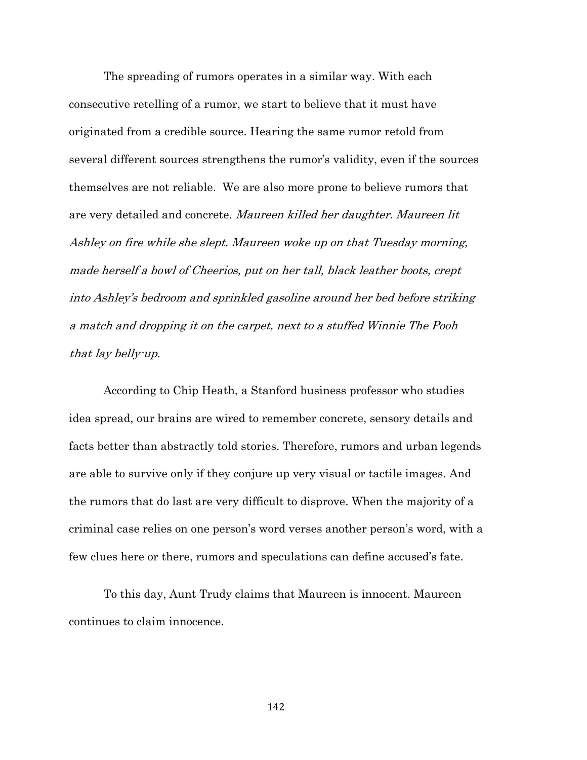The spreading of rumors operates in a similar way. With each consecutive retelling of a rumor, we start to believe that it must have originated from a credible source. Hearing the same rumor retold from several different sources strengthens the rumor's validity, even if the sources themselves are not reliable. We are also more prone to believe rumors that are very detailed and concrete. *Maureen killed her daughter. Maureen lit Ashley on fire while she slept. Maureen woke up on that Tuesday morning, made herself a bowl of Cheerios, put on her tall, black leather boots, crept into Ashley's bedroom and sprinkled gasoline around her bed before striking a match and dropping it on the carpet, next to a stuffed Winnie The Pooh that lay belly-up.*

According to Chip Heath, a Stanford business professor who studies idea spread, our brains are wired to remember concrete, sensory details and facts better than abstractly told stories. Therefore, rumors and urban legends are able to survive only if they conjure up very visual or tactile images. And the rumors that do last are very difficult to disprove. When the majority of a criminal case relies on one person's word verses another person's word, with a few clues here or there, rumors and speculations can define accused's fate.

To this day, Aunt Trudy claims that Maureen is innocent. Maureen continues to claim innocence.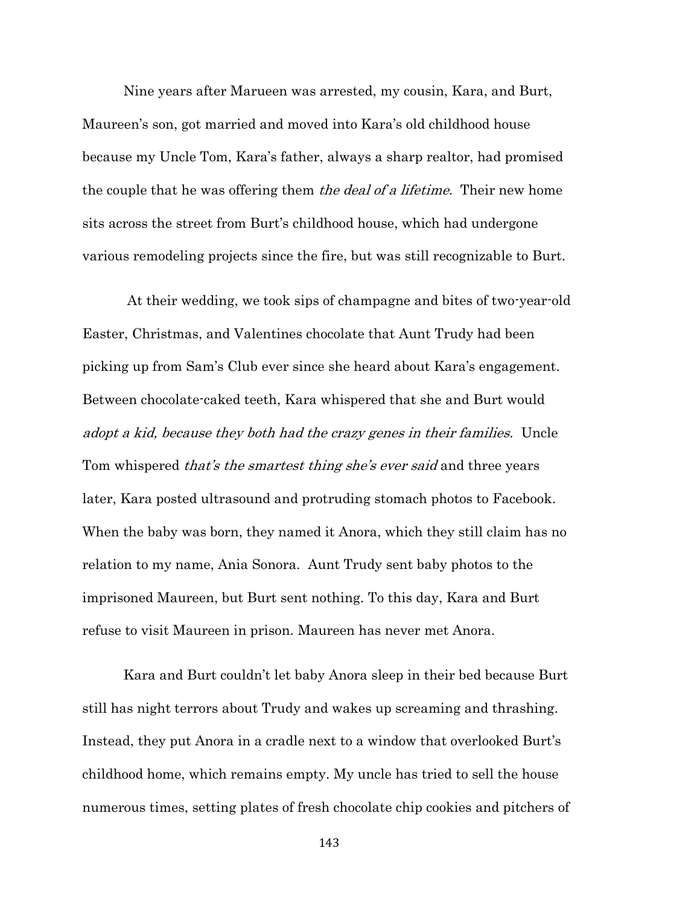Nine years after Marueen was arrested, my cousin, Kara, and Burt, Maureen's son, got married and moved into Kara's old childhood house because my Uncle Tom, Kara's father, always a sharp realtor, had promised the couple that he was offering them *the deal of a lifetime.* Their new home sits across the street from Burt's childhood house, which had undergone various remodeling projects since the fire, but was still recognizable to Burt.

At their wedding, we took sips of champagne and bites of two-year-old Easter, Christmas, and Valentines chocolate that Aunt Trudy had been picking up from Sam's Club ever since she heard about Kara's engagement. Between chocolate-caked teeth, Kara whispered that she and Burt would *adopt a kid, because they both had the crazy genes in their families.* Uncle Tom whispered *that's the smartest thing she's ever said* and three years later, Kara posted ultrasound and protruding stomach photos to Facebook. When the baby was born, they named it Anora, which they still claim has no relation to my name, Ania Sonora. Aunt Trudy sent baby photos to the imprisoned Maureen, but Burt sent nothing. To this day, Kara and Burt refuse to visit Maureen in prison. Maureen has never met Anora.

Kara and Burt couldn't let baby Anora sleep in their bed because Burt still has night terrors about Trudy and wakes up screaming and thrashing. Instead, they put Anora in a cradle next to a window that overlooked Burt's childhood home, which remains empty. My uncle has tried to sell the house numerous times, setting plates of fresh chocolate chip cookies and pitchers of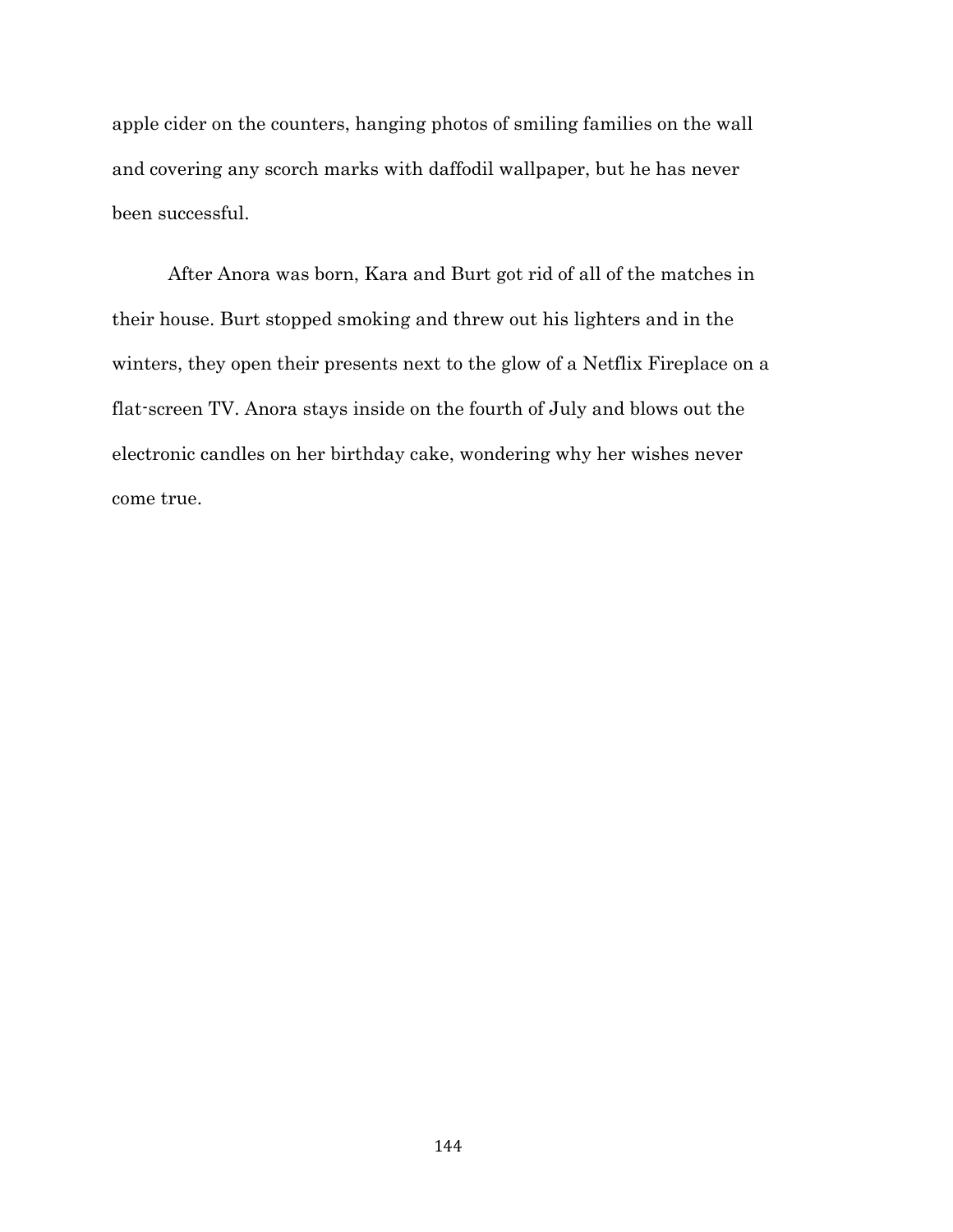apple cider on the counters, hanging photos of smiling families on the wall and covering any scorch marks with daffodil wallpaper, but he has never been successful.

After Anora was born, Kara and Burt got rid of all of the matches in their house. Burt stopped smoking and threw out his lighters and in the winters, they open their presents next to the glow of a Netflix Fireplace on a flat-screen TV. Anora stays inside on the fourth of July and blows out the electronic candles on her birthday cake, wondering why her wishes never come true.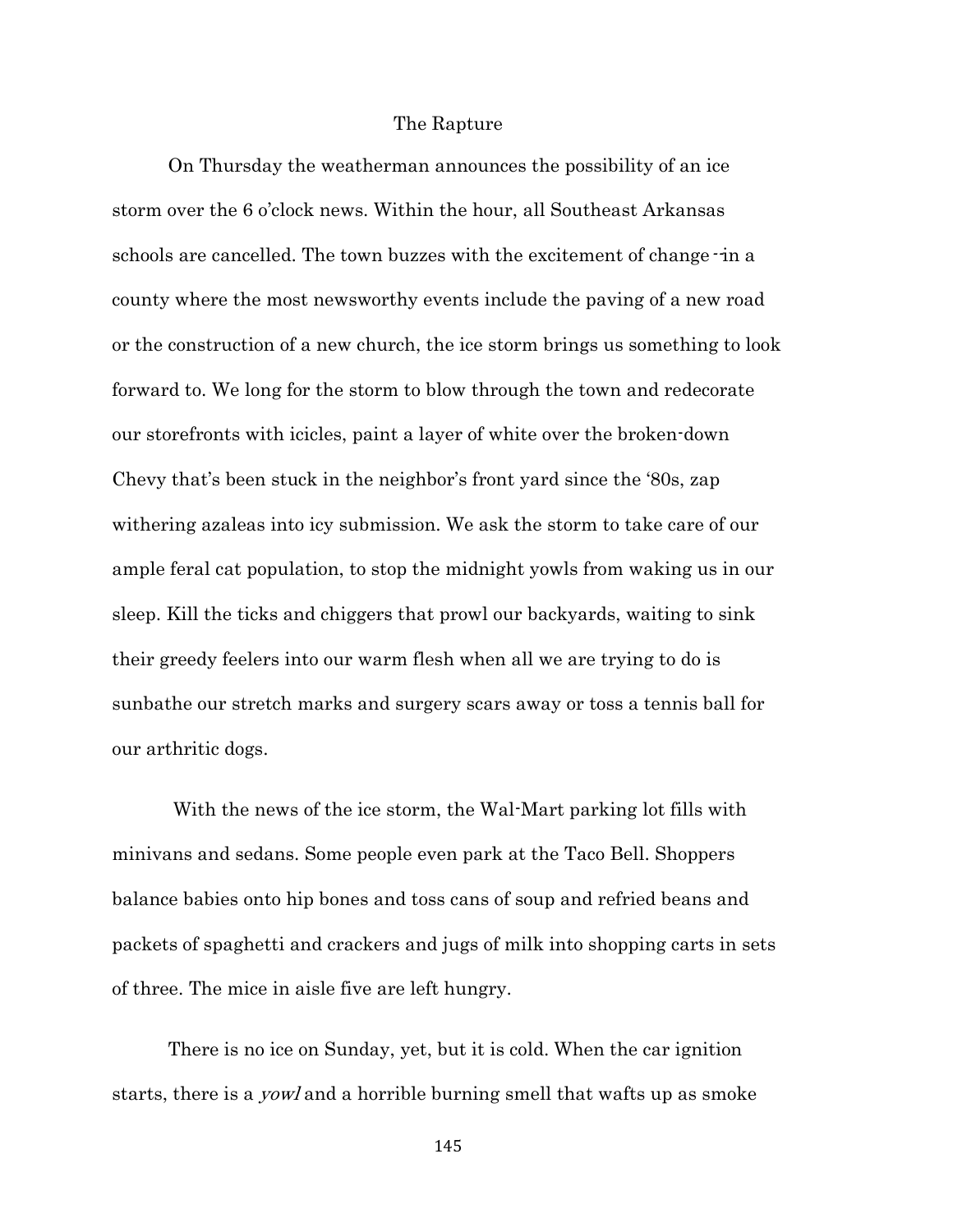# The Rapture

On Thursday the weatherman announces the possibility of an ice storm over the 6 o'clock news. Within the hour, all Southeast Arkansas schools are cancelled. The town buzzes with the excitement of change --in a county where the most newsworthy events include the paving of a new road or the construction of a new church, the ice storm brings us something to look forward to. We long for the storm to blow through the town and redecorate our storefronts with icicles, paint a layer of white over the broken-down Chevy that's been stuck in the neighbor's front yard since the '80s, zap withering azaleas into icy submission. We ask the storm to take care of our ample feral cat population, to stop the midnight yowls from waking us in our sleep. Kill the ticks and chiggers that prowl our backyards, waiting to sink their greedy feelers into our warm flesh when all we are trying to do is sunbathe our stretch marks and surgery scars away or toss a tennis ball for our arthritic dogs.

With the news of the ice storm, the Wal-Mart parking lot fills with minivans and sedans. Some people even park at the Taco Bell. Shoppers balance babies onto hip bones and toss cans of soup and refried beans and packets of spaghetti and crackers and jugs of milk into shopping carts in sets of three. The mice in aisle five are left hungry.

There is no ice on Sunday, yet, but it is cold. When the car ignition starts, there is a *yowl* and a horrible burning smell that wafts up as smoke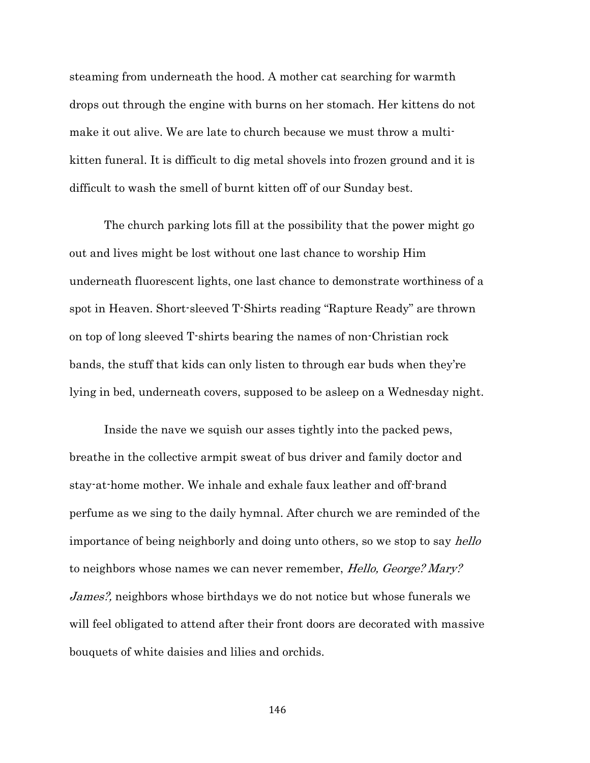steaming from underneath the hood. A mother cat searching for warmth drops out through the engine with burns on her stomach. Her kittens do not make it out alive. We are late to church because we must throw a multi-kitten funeral. It is difficult to dig metal shovels into frozen ground and it is difficult to wash the smell of burnt kitten off of our Sunday best.

The church parking lots fill at the possibility that the power might go out and lives might be lost without one last chance to worship Him underneath fluorescent lights, one last chance to demonstrate worthiness of a spot in Heaven. Short-sleeved T-Shirts reading "Rapture Ready" are thrown on top of long sleeved T-shirts bearing the names of non-Christian rock bands, the stuff that kids can only listen to through ear buds when they're lying in bed, underneath covers, supposed to be asleep on a Wednesday night.

Inside the nave we squish our asses tightly into the packed pews, breathe in the collective armpit sweat of bus driver and family doctor and stay-at-home mother. We inhale and exhale faux leather and off-brand perfume as we sing to the daily hymnal. After church we are reminded of the importance of being neighborly and doing unto others, so we stop to say *hello* to neighbors whose names we can never remember, *Hello, George? Mary? James?,* neighbors whose birthdays we do not notice but whose funerals we will feel obligated to attend after their front doors are decorated with massive bouquets of white daisies and lilies and orchids.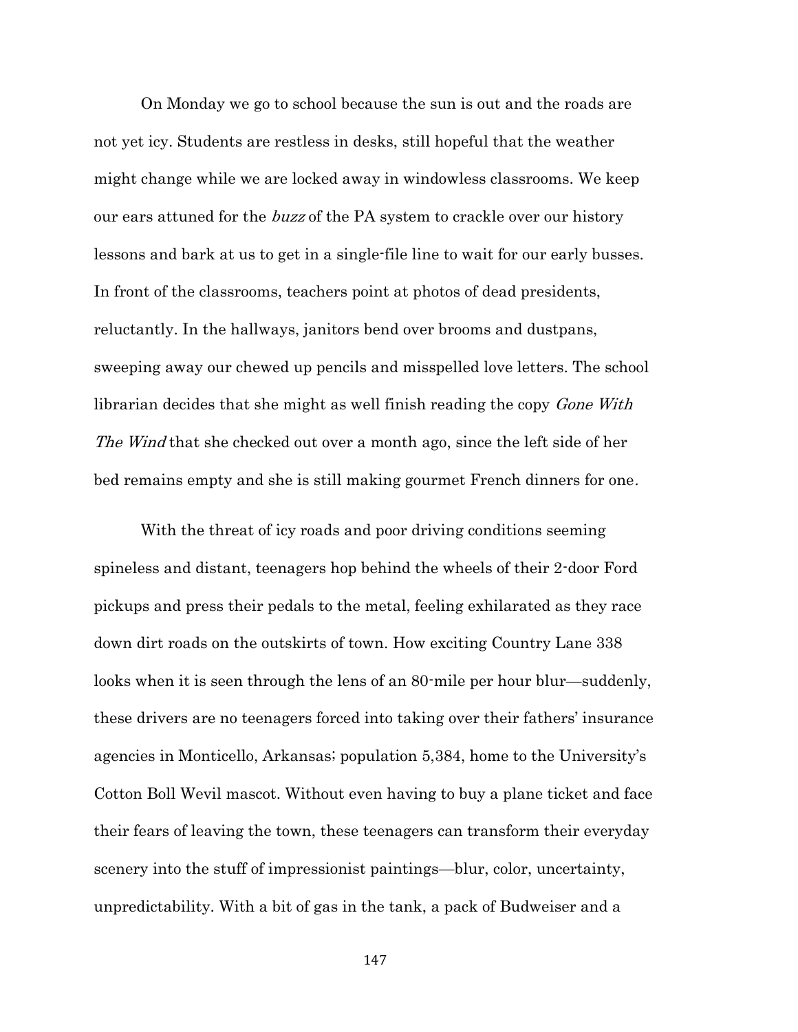On Monday we go to school because the sun is out and the roads are not yet icy. Students are restless in desks, still hopeful that the weather might change while we are locked away in windowless classrooms. We keep our ears attuned for the *buzz* of the PA system to crackle over our history lessons and bark at us to get in a single-file line to wait for our early busses. In front of the classrooms, teachers point at photos of dead presidents, reluctantly. In the hallways, janitors bend over brooms and dustpans, sweeping away our chewed up pencils and misspelled love letters. The school librarian decides that she might as well finish reading the copy *Gone With The Wind* that she checked out over a month ago, since the left side of her bed remains empty and she is still making gourmet French dinners for one.

With the threat of icy roads and poor driving conditions seeming spineless and distant, teenagers hop behind the wheels of their 2-door Ford pickups and press their pedals to the metal, feeling exhilarated as they race down dirt roads on the outskirts of town. How exciting Country Lane 338 looks when it is seen through the lens of an 80-mile per hour blur—suddenly, these drivers are no teenagers forced into taking over their fathers' insurance agencies in Monticello, Arkansas; population 5,384, home to the University's Cotton Boll Wevil mascot. Without even having to buy a plane ticket and face their fears of leaving the town, these teenagers can transform their everyday scenery into the stuff of impressionist paintings—blur, color, uncertainty, unpredictability. With a bit of gas in the tank, a pack of Budweiser and a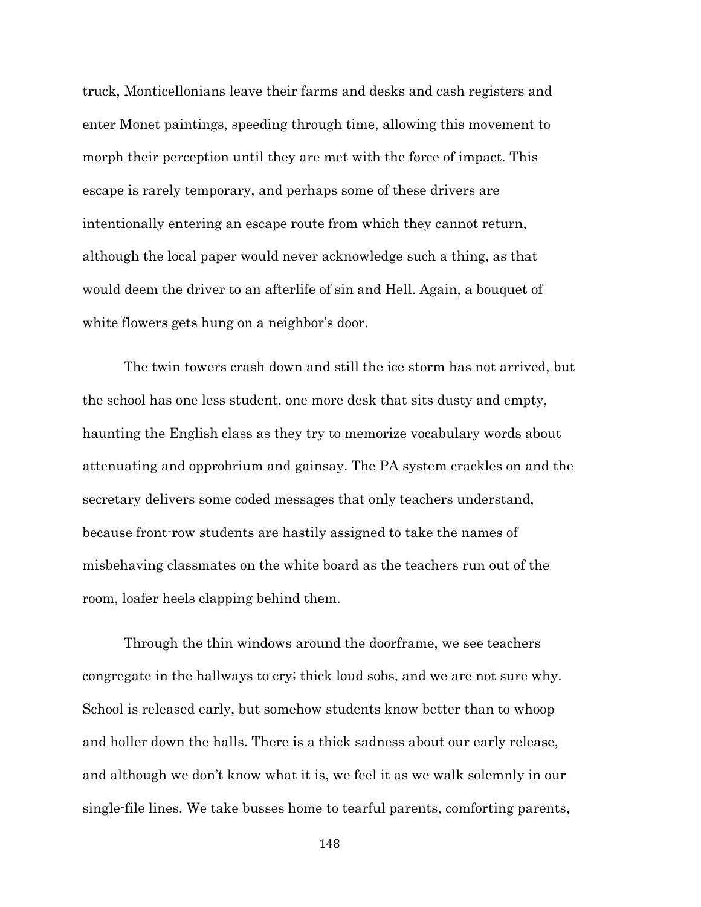truck, Monticellonians leave their farms and desks and cash registers and enter Monet paintings, speeding through time, allowing this movement to morph their perception until they are met with the force of impact. This escape is rarely temporary, and perhaps some of these drivers are intentionally entering an escape route from which they cannot return, although the local paper would never acknowledge such a thing, as that would deem the driver to an afterlife of sin and Hell. Again, a bouquet of white flowers gets hung on a neighbor's door.

The twin towers crash down and still the ice storm has not arrived, but the school has one less student, one more desk that sits dusty and empty, haunting the English class as they try to memorize vocabulary words about attenuating and opprobrium and gainsay. The PA system crackles on and the secretary delivers some coded messages that only teachers understand, because front-row students are hastily assigned to take the names of misbehaving classmates on the white board as the teachers run out of the room, loafer heels clapping behind them.

Through the thin windows around the doorframe, we see teachers congregate in the hallways to cry; thick loud sobs, and we are not sure why. School is released early, but somehow students know better than to whoop and holler down the halls. There is a thick sadness about our early release, and although we don't know what it is, we feel it as we walk solemnly in our single-file lines. We take busses home to tearful parents, comforting parents,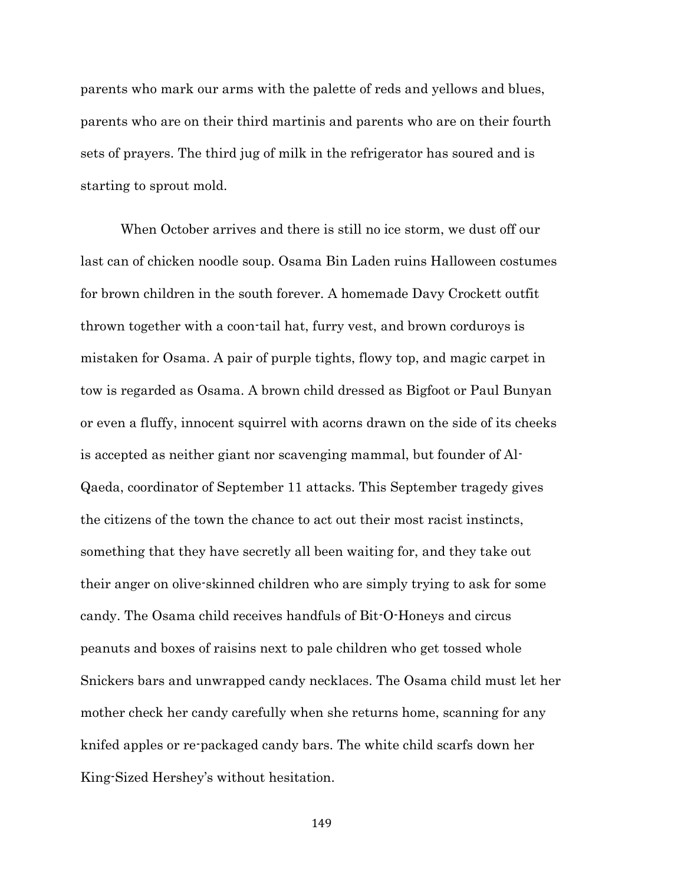parents who mark our arms with the palette of reds and yellows and blues, parents who are on their third martinis and parents who are on their fourth sets of prayers. The third jug of milk in the refrigerator has soured and is starting to sprout mold.

When October arrives and there is still no ice storm, we dust off our last can of chicken noodle soup. Osama Bin Laden ruins Halloween costumes for brown children in the south forever. A homemade Davy Crockett outfit thrown together with a coon-tail hat, furry vest, and brown corduroys is mistaken for Osama. A pair of purple tights, flowy top, and magic carpet in tow is regarded as Osama. A brown child dressed as Bigfoot or Paul Bunyan or even a fluffy, innocent squirrel with acorns drawn on the side of its cheeks is accepted as neither giant nor scavenging mammal, but founder of Al-Qaeda, coordinator of September 11 attacks. This September tragedy gives the citizens of the town the chance to act out their most racist instincts, something that they have secretly all been waiting for, and they take out their anger on olive-skinned children who are simply trying to ask for some candy. The Osama child receives handfuls of Bit-O-Honeys and circus peanuts and boxes of raisins next to pale children who get tossed whole Snickers bars and unwrapped candy necklaces. The Osama child must let her mother check her candy carefully when she returns home, scanning for any knifed apples or re-packaged candy bars. The white child scarfs down her King-Sized Hershey's without hesitation.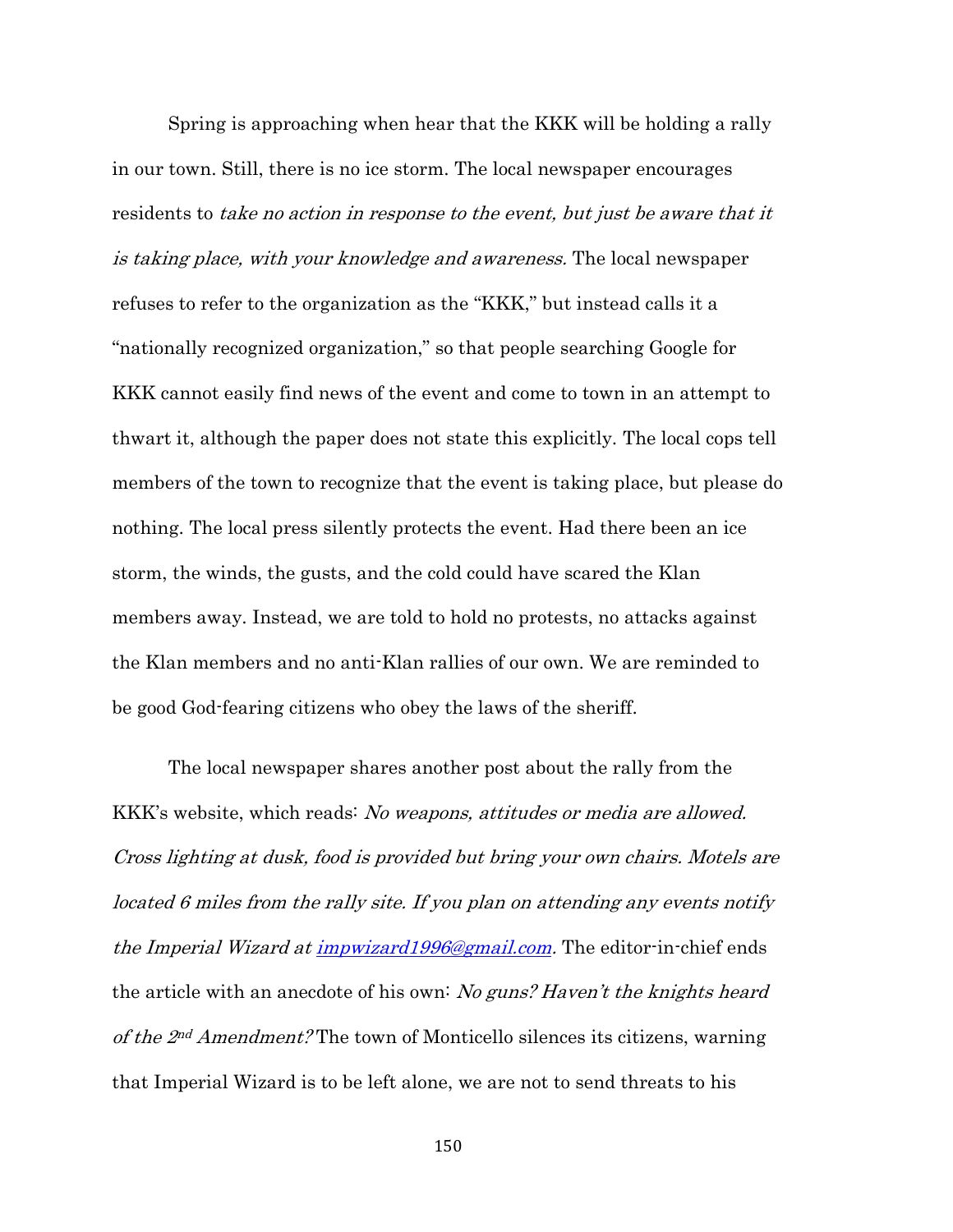Spring is approaching when hear that the KKK will be holding a rally in our town. Still, there is no ice storm. The local newspaper encourages residents to *take no action in response to the event, but just be aware that it is taking place, with your knowledge and awareness.* The local newspaper refuses to refer to the organization as the "KKK," but instead calls it a "nationally recognized organization," so that people searching Google for KKK cannot easily find news of the event and come to town in an attempt to thwart it, although the paper does not state this explicitly. The local cops tell members of the town to recognize that the event is taking place, but please do nothing. The local press silently protects the event. Had there been an ice storm, the winds, the gusts, and the cold could have scared the Klan members away. Instead, we are told to hold no protests, no attacks against the Klan members and no anti-Klan rallies of our own. We are reminded to be good God-fearing citizens who obey the laws of the sheriff.

The local newspaper shares another post about the rally from the KKK's website, which reads: *No weapons, attitudes or media are allowed. Cross lighting at dusk, food is provided but bring your own chairs. Motels are located 6 miles from the rally site. If you plan on attending any events notify the Imperial Wizard at impwizard1996@gmail.com.* The editor-in-chief ends the article with an anecdote of his own: *No guns? Haven't the knights heard of the 2nd Amendment?* The town of Monticello silences its citizens, warning that Imperial Wizard is to be left alone, we are not to send threats to his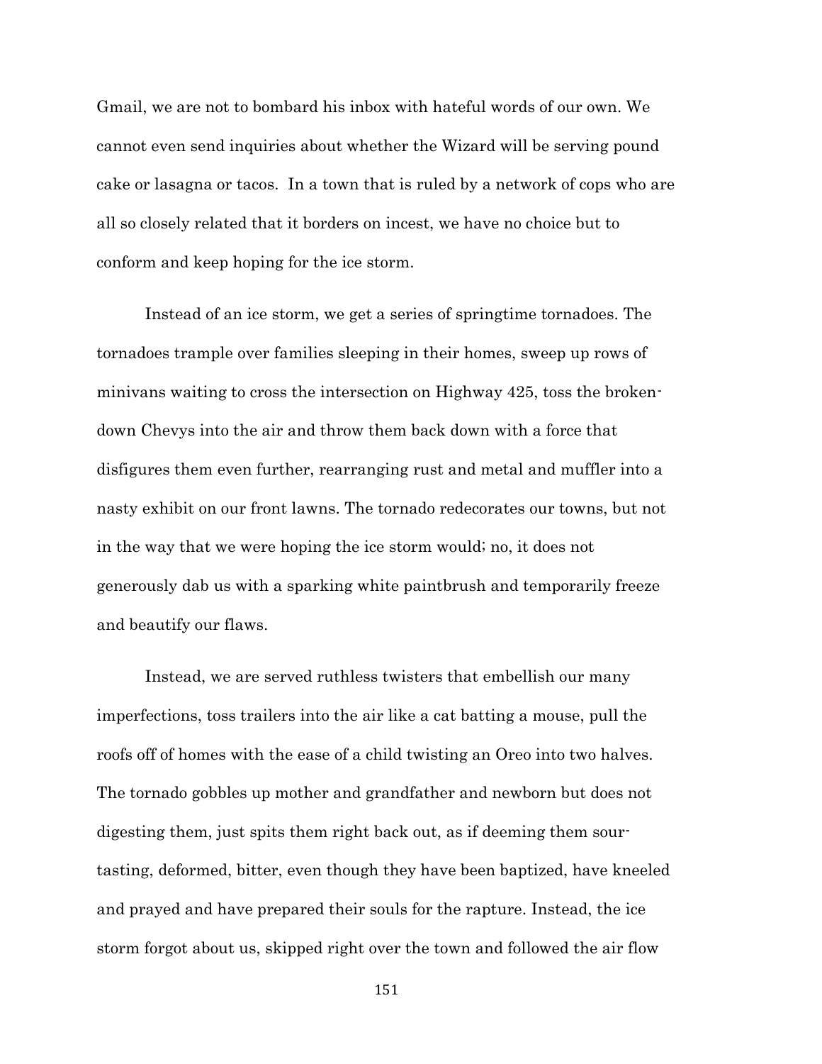Gmail, we are not to bombard his inbox with hateful words of our own. We cannot even send inquiries about whether the Wizard will be serving pound cake or lasagna or tacos. In a town that is ruled by a network of cops who are all so closely related that it borders on incest, we have no choice but to conform and keep hoping for the ice storm.

Instead of an ice storm, we get a series of springtime tornadoes. The tornadoes trample over families sleeping in their homes, sweep up rows of minivans waiting to cross the intersection on Highway 425, toss the broken-down Chevys into the air and throw them back down with a force that disfigures them even further, rearranging rust and metal and muffler into a nasty exhibit on our front lawns. The tornado redecorates our towns, but not in the way that we were hoping the ice storm would; no, it does not generously dab us with a sparking white paintbrush and temporarily freeze and beautify our flaws.

Instead, we are served ruthless twisters that embellish our many imperfections, toss trailers into the air like a cat batting a mouse, pull the roofs off of homes with the ease of a child twisting an Oreo into two halves. The tornado gobbles up mother and grandfather and newborn but does not digesting them, just spits them right back out, as if deeming them sour-tasting, deformed, bitter, even though they have been baptized, have kneeled and prayed and have prepared their souls for the rapture. Instead, the ice storm forgot about us, skipped right over the town and followed the air flow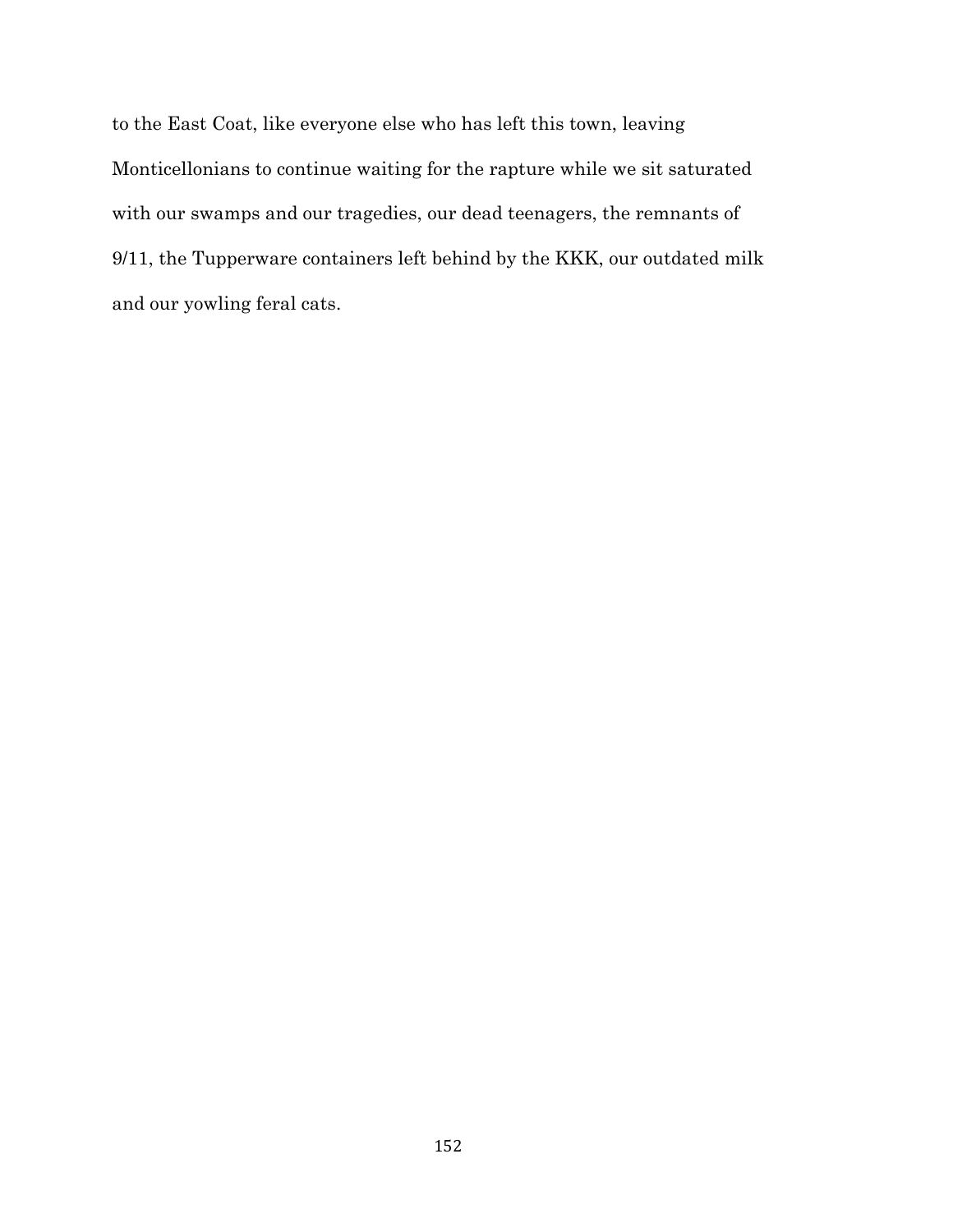to the East Coat, like everyone else who has left this town, leaving Monticellonians to continue waiting for the rapture while we sit saturated with our swamps and our tragedies, our dead teenagers, the remnants of 9/11, the Tupperware containers left behind by the KKK, our outdated milk and our yowling feral cats.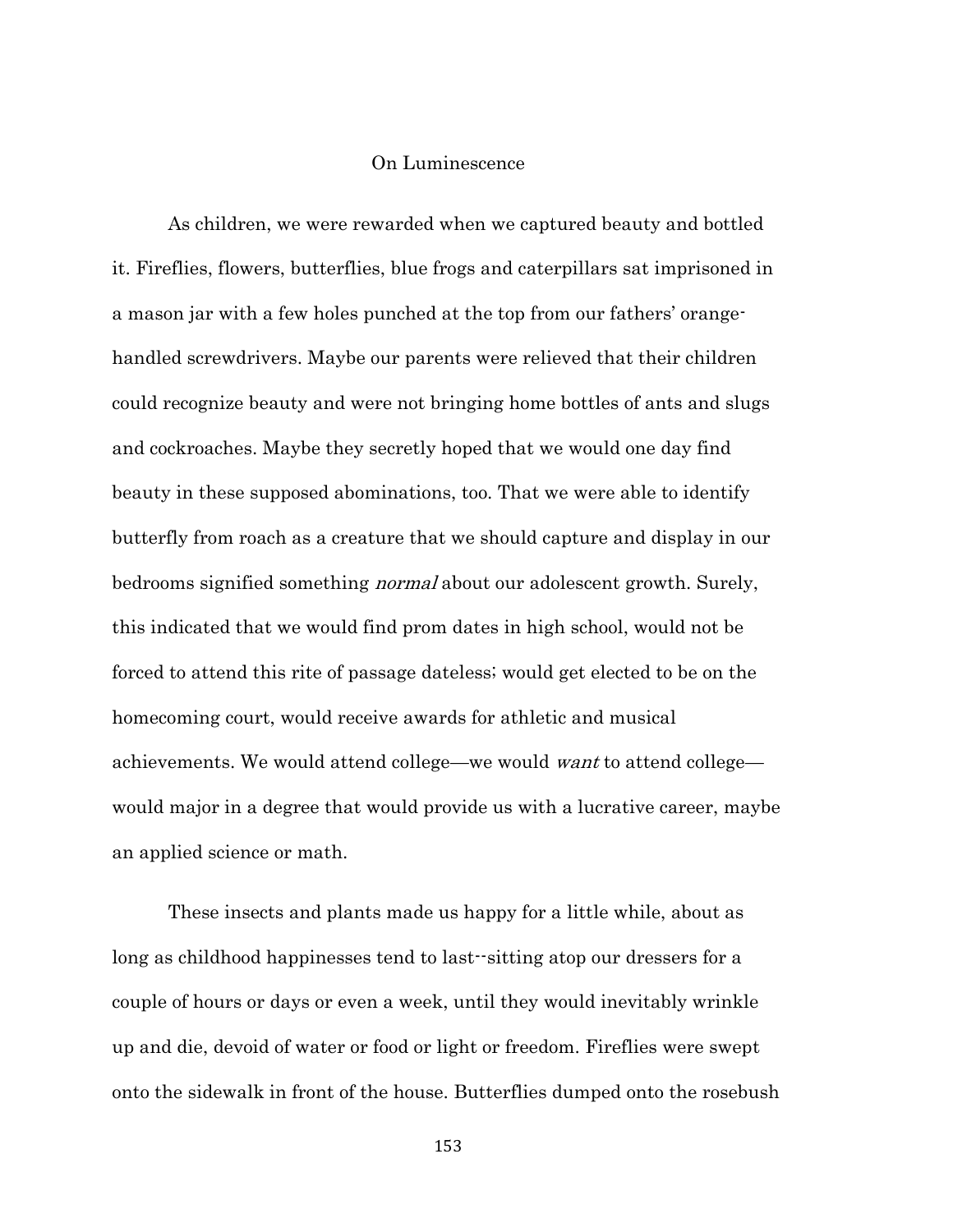# On Luminescence

As children, we were rewarded when we captured beauty and bottled it. Fireflies, flowers, butterflies, blue frogs and caterpillars sat imprisoned in a mason jar with a few holes punched at the top from our fathers' orange-handled screwdrivers. Maybe our parents were relieved that their children could recognize beauty and were not bringing home bottles of ants and slugs and cockroaches. Maybe they secretly hoped that we would one day find beauty in these supposed abominations, too. That we were able to identify butterfly from roach as a creature that we should capture and display in our bedrooms signified something *normal* about our adolescent growth. Surely, this indicated that we would find prom dates in high school, would not be forced to attend this rite of passage dateless; would get elected to be on the homecoming court, would receive awards for athletic and musical achievements. We would attend college—we would *want* to attend college—would major in a degree that would provide us with a lucrative career, maybe an applied science or math.

These insects and plants made us happy for a little while, about as long as childhood happinesses tend to last--sitting atop our dressers for a couple of hours or days or even a week, until they would inevitably wrinkle up and die, devoid of water or food or light or freedom. Fireflies were swept onto the sidewalk in front of the house. Butterflies dumped onto the rosebush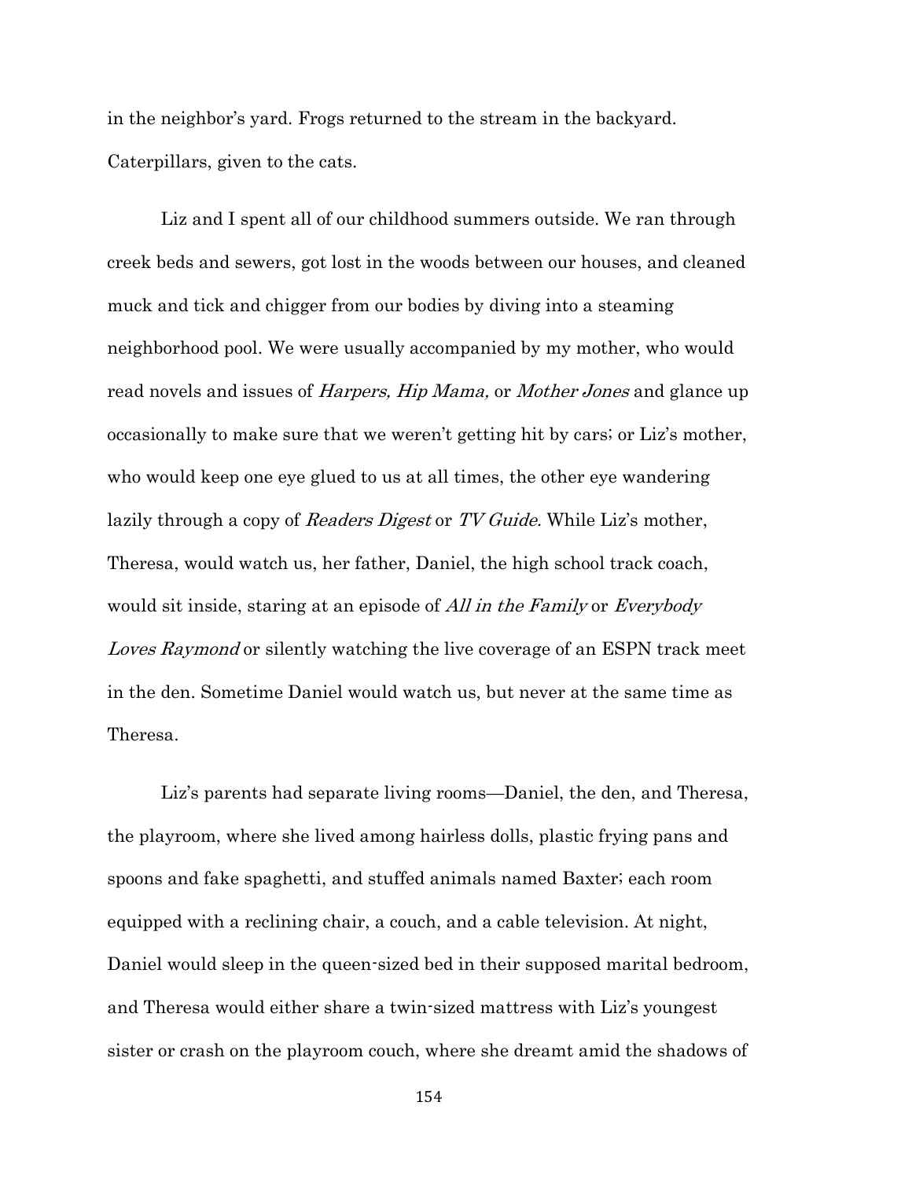in the neighbor's yard. Frogs returned to the stream in the backyard. Caterpillars, given to the cats.

Liz and I spent all of our childhood summers outside. We ran through creek beds and sewers, got lost in the woods between our houses, and cleaned muck and tick and chigger from our bodies by diving into a steaming neighborhood pool. We were usually accompanied by my mother, who would read novels and issues of *Harpers, Hip Mama,* or *Mother Jones* and glance up occasionally to make sure that we weren't getting hit by cars; or Liz's mother, who would keep one eye glued to us at all times, the other eye wandering lazily through a copy of *Readers Digest* or *TV Guide.* While Liz's mother, Theresa, would watch us, her father, Daniel, the high school track coach, would sit inside, staring at an episode of *All in the Family* or *Everybody Loves Raymond* or silently watching the live coverage of an ESPN track meet in the den. Sometime Daniel would watch us, but never at the same time as Theresa.

Liz's parents had separate living rooms—Daniel, the den, and Theresa, the playroom, where she lived among hairless dolls, plastic frying pans and spoons and fake spaghetti, and stuffed animals named Baxter; each room equipped with a reclining chair, a couch, and a cable television. At night, Daniel would sleep in the queen-sized bed in their supposed marital bedroom, and Theresa would either share a twin-sized mattress with Liz's youngest sister or crash on the playroom couch, where she dreamt amid the shadows of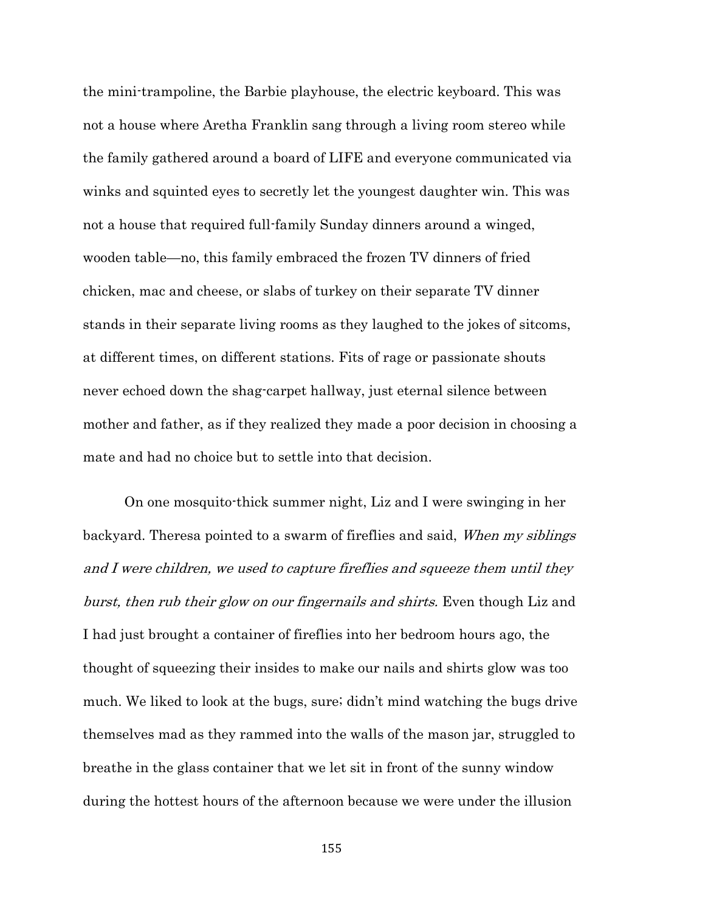the mini-trampoline, the Barbie playhouse, the electric keyboard. This was not a house where Aretha Franklin sang through a living room stereo while the family gathered around a board of LIFE and everyone communicated via winks and squinted eyes to secretly let the youngest daughter win. This was not a house that required full-family Sunday dinners around a winged, wooden table—no, this family embraced the frozen TV dinners of fried chicken, mac and cheese, or slabs of turkey on their separate TV dinner stands in their separate living rooms as they laughed to the jokes of sitcoms, at different times, on different stations. Fits of rage or passionate shouts never echoed down the shag-carpet hallway, just eternal silence between mother and father, as if they realized they made a poor decision in choosing a mate and had no choice but to settle into that decision.

On one mosquito-thick summer night, Liz and I were swinging in her backyard. Theresa pointed to a swarm of fireflies and said, *When my siblings and I were children, we used to capture fireflies and squeeze them until they burst, then rub their glow on our fingernails and shirts.* Even though Liz and I had just brought a container of fireflies into her bedroom hours ago, the thought of squeezing their insides to make our nails and shirts glow was too much. We liked to look at the bugs, sure; didn't mind watching the bugs drive themselves mad as they rammed into the walls of the mason jar, struggled to breathe in the glass container that we let sit in front of the sunny window during the hottest hours of the afternoon because we were under the illusion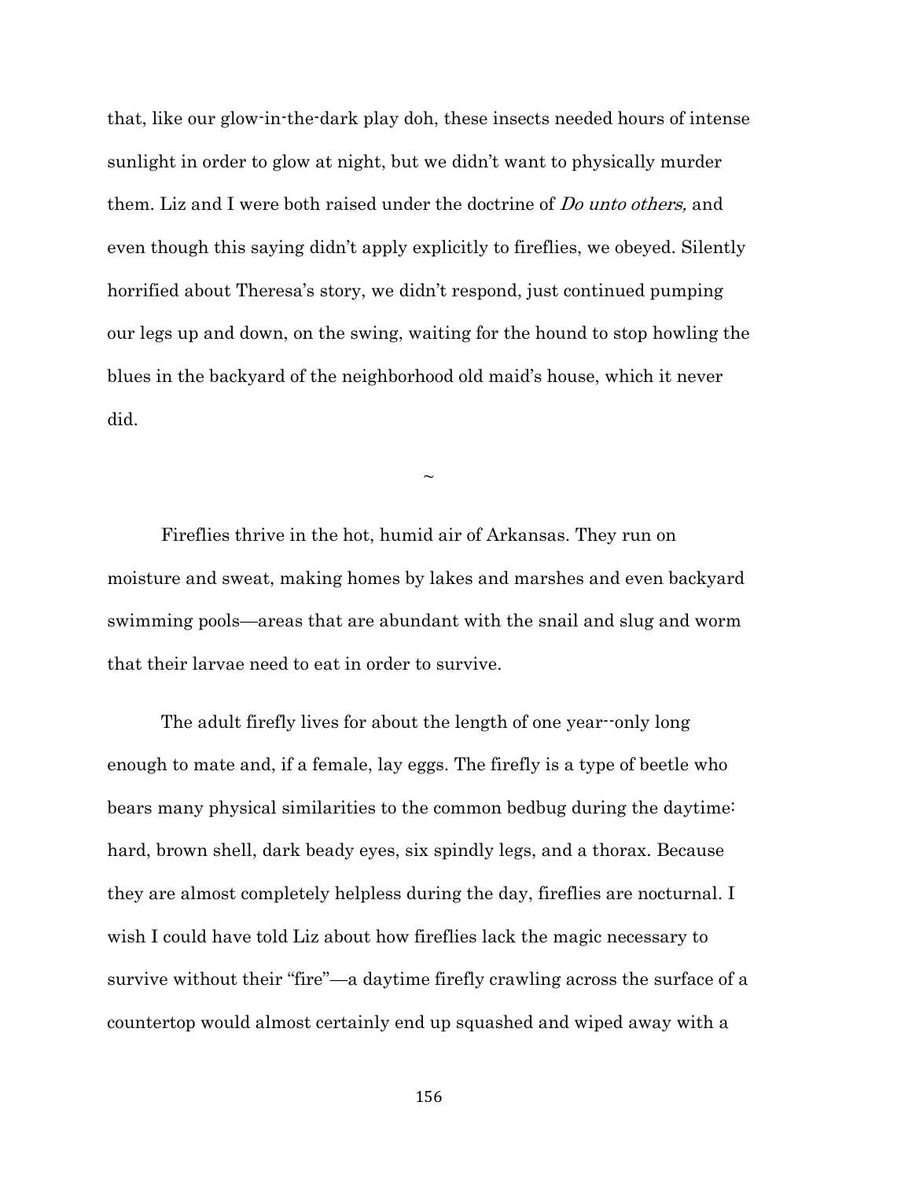that, like our glow-in-the-dark play doh, these insects needed hours of intense sunlight in order to glow at night, but we didn't want to physically murder them. Liz and I were both raised under the doctrine of *Do unto others,* and even though this saying didn't apply explicitly to fireflies, we obeyed. Silently horrified about Theresa's story, we didn't respond, just continued pumping our legs up and down, on the swing, waiting for the hound to stop howling the blues in the backyard of the neighborhood old maid's house, which it never did.

~

Fireflies thrive in the hot, humid air of Arkansas. They run on moisture and sweat, making homes by lakes and marshes and even backyard swimming pools—areas that are abundant with the snail and slug and worm that their larvae need to eat in order to survive.

The adult firefly lives for about the length of one year--only long enough to mate and, if a female, lay eggs. The firefly is a type of beetle who bears many physical similarities to the common bedbug during the daytime: hard, brown shell, dark beady eyes, six spindly legs, and a thorax. Because they are almost completely helpless during the day, fireflies are nocturnal. I wish I could have told Liz about how fireflies lack the magic necessary to survive without their "fire"—a daytime firefly crawling across the surface of a countertop would almost certainly end up squashed and wiped away with a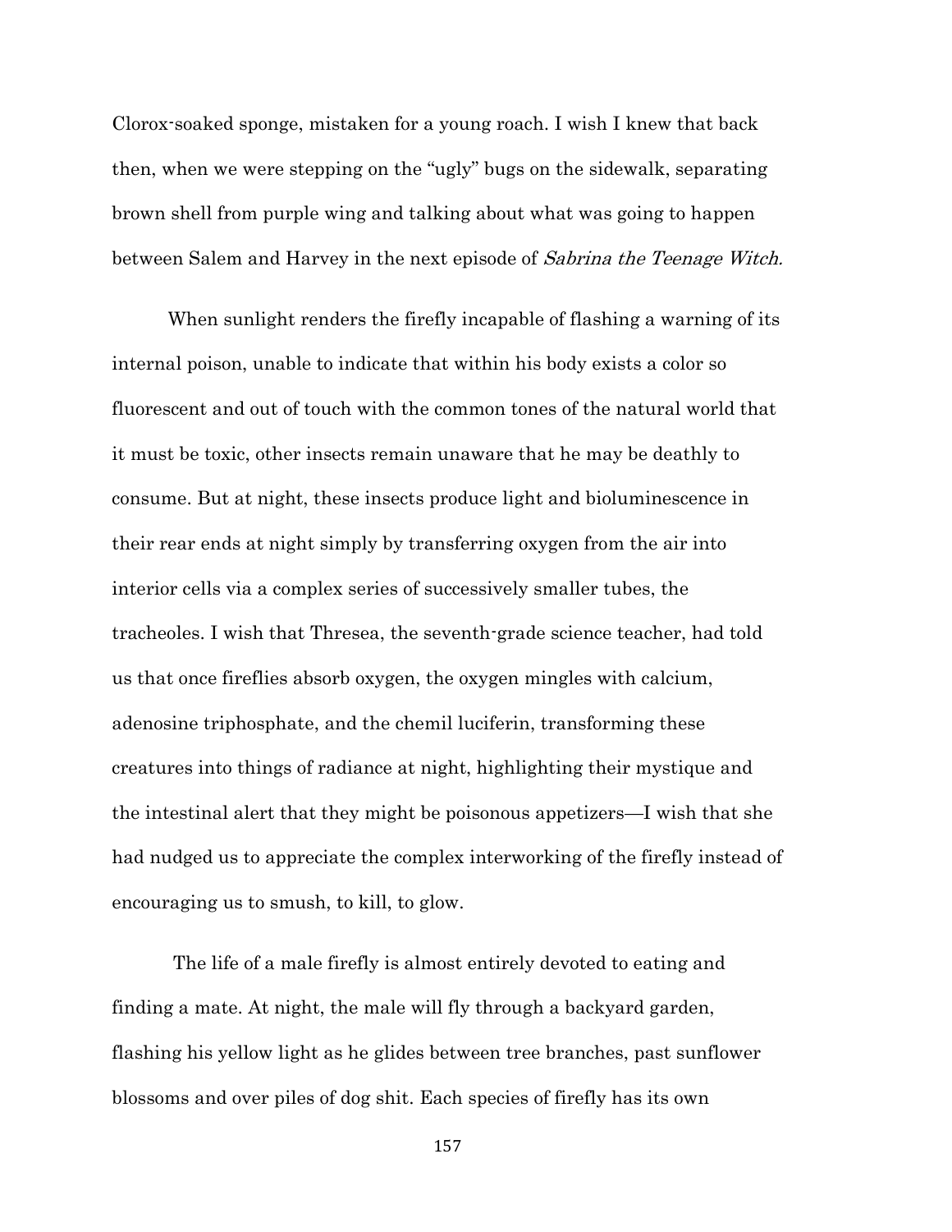Clorox-soaked sponge, mistaken for a young roach. I wish I knew that back then, when we were stepping on the "ugly" bugs on the sidewalk, separating brown shell from purple wing and talking about what was going to happen between Salem and Harvey in the next episode of *Sabrina the Teenage Witch.*

When sunlight renders the firefly incapable of flashing a warning of its internal poison, unable to indicate that within his body exists a color so fluorescent and out of touch with the common tones of the natural world that it must be toxic, other insects remain unaware that he may be deathly to consume. But at night, these insects produce light and bioluminescence in their rear ends at night simply by transferring oxygen from the air into interior cells via a complex series of successively smaller tubes, the tracheoles. I wish that Thresea, the seventh-grade science teacher, had told us that once fireflies absorb oxygen, the oxygen mingles with calcium, adenosine triphosphate, and the chemil luciferin, transforming these creatures into things of radiance at night, highlighting their mystique and the intestinal alert that they might be poisonous appetizers—I wish that she had nudged us to appreciate the complex interworking of the firefly instead of encouraging us to smush, to kill, to glow.

The life of a male firefly is almost entirely devoted to eating and finding a mate. At night, the male will fly through a backyard garden, flashing his yellow light as he glides between tree branches, past sunflower blossoms and over piles of dog shit. Each species of firefly has its own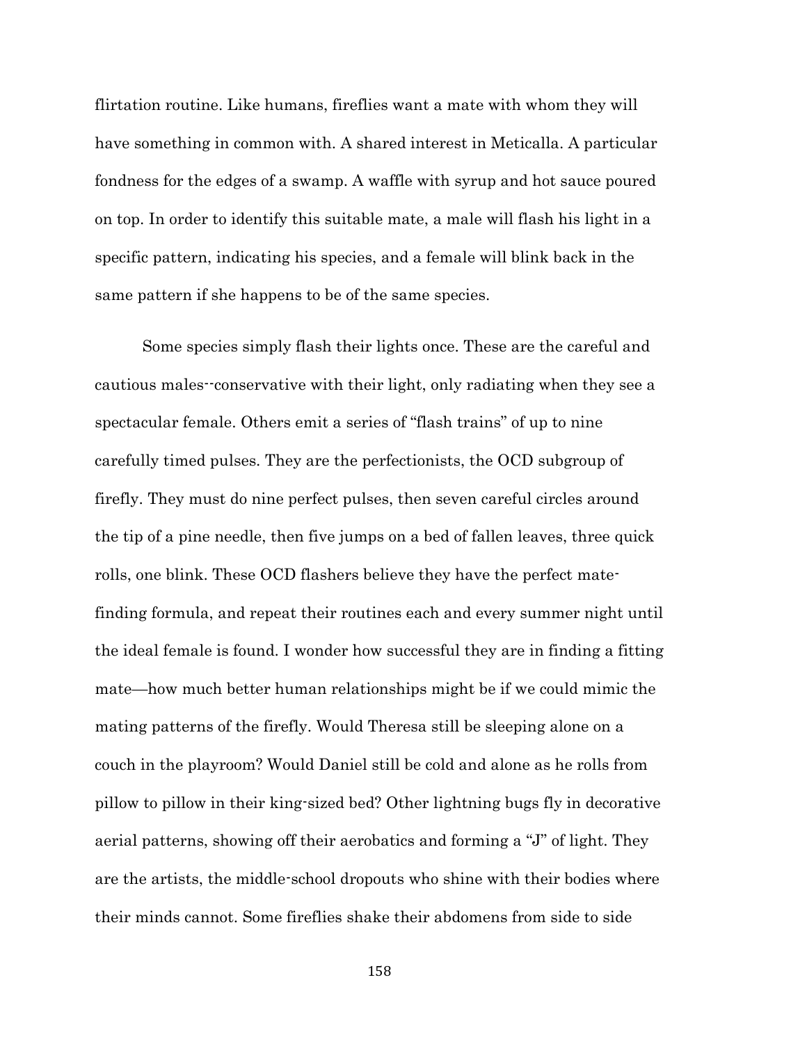flirtation routine. Like humans, fireflies want a mate with whom they will have something in common with. A shared interest in Meticalla. A particular fondness for the edges of a swamp. A waffle with syrup and hot sauce poured on top. In order to identify this suitable mate, a male will flash his light in a specific pattern, indicating his species, and a female will blink back in the same pattern if she happens to be of the same species.

Some species simply flash their lights once. These are the careful and cautious males--conservative with their light, only radiating when they see a spectacular female. Others emit a series of "flash trains" of up to nine carefully timed pulses. They are the perfectionists, the OCD subgroup of firefly. They must do nine perfect pulses, then seven careful circles around the tip of a pine needle, then five jumps on a bed of fallen leaves, three quick rolls, one blink. These OCD flashers believe they have the perfect mate-finding formula, and repeat their routines each and every summer night until the ideal female is found. I wonder how successful they are in finding a fitting mate—how much better human relationships might be if we could mimic the mating patterns of the firefly. Would Theresa still be sleeping alone on a couch in the playroom? Would Daniel still be cold and alone as he rolls from pillow to pillow in their king-sized bed? Other lightning bugs fly in decorative aerial patterns, showing off their aerobatics and forming a "J" of light. They are the artists, the middle-school dropouts who shine with their bodies where their minds cannot. Some fireflies shake their abdomens from side to side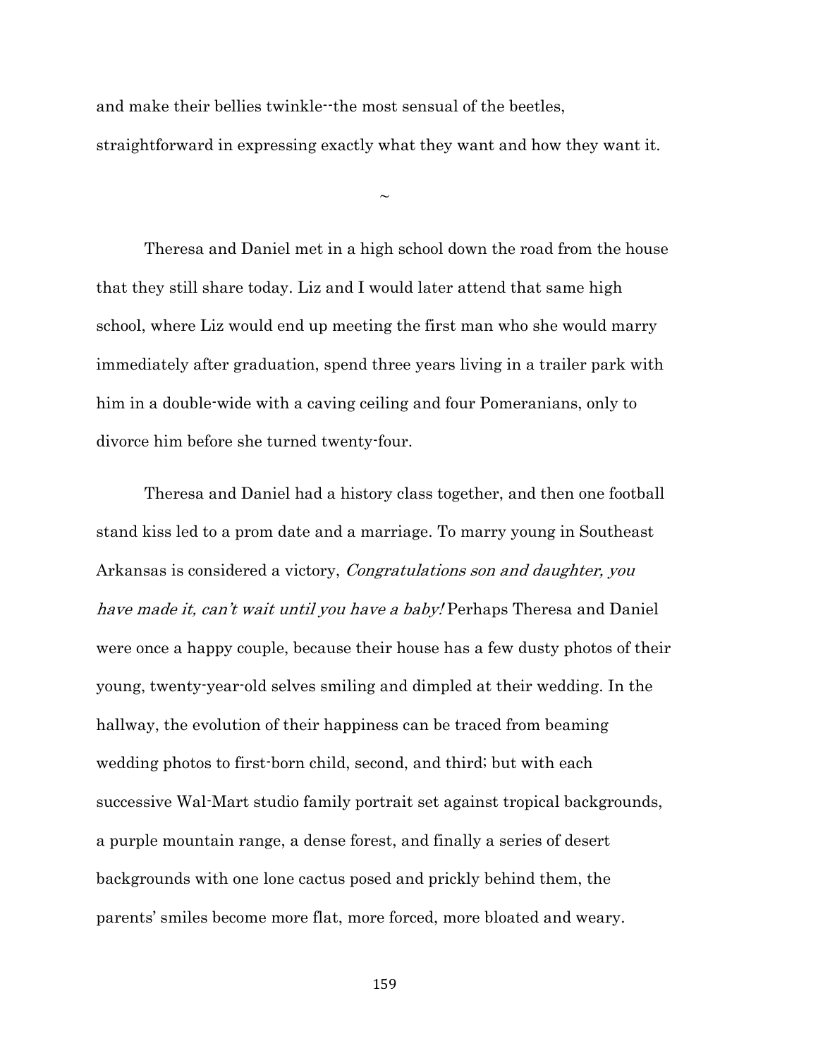and make their bellies twinkle--the most sensual of the beetles, straightforward in expressing exactly what they want and how they want it.

~

Theresa and Daniel met in a high school down the road from the house that they still share today. Liz and I would later attend that same high school, where Liz would end up meeting the first man who she would marry immediately after graduation, spend three years living in a trailer park with him in a double-wide with a caving ceiling and four Pomeranians, only to divorce him before she turned twenty-four.

Theresa and Daniel had a history class together, and then one football stand kiss led to a prom date and a marriage. To marry young in Southeast Arkansas is considered a victory, *Congratulations son and daughter, you have made it, can't wait until you have a baby!* Perhaps Theresa and Daniel were once a happy couple, because their house has a few dusty photos of their young, twenty-year-old selves smiling and dimpled at their wedding. In the hallway, the evolution of their happiness can be traced from beaming wedding photos to first-born child, second, and third; but with each successive Wal-Mart studio family portrait set against tropical backgrounds, a purple mountain range, a dense forest, and finally a series of desert backgrounds with one lone cactus posed and prickly behind them, the parents' smiles become more flat, more forced, more bloated and weary.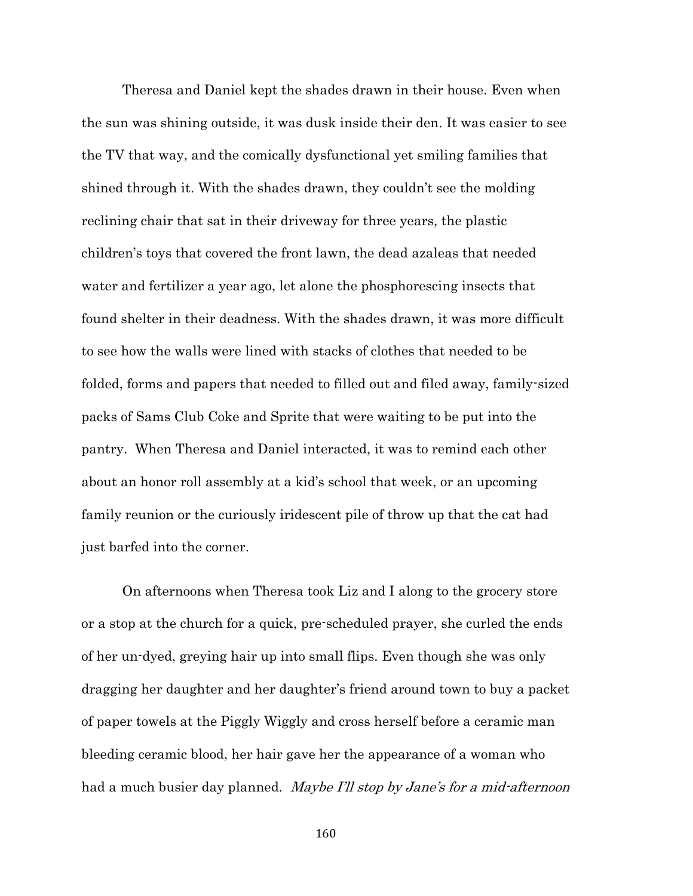Theresa and Daniel kept the shades drawn in their house. Even when the sun was shining outside, it was dusk inside their den. It was easier to see the TV that way, and the comically dysfunctional yet smiling families that shined through it. With the shades drawn, they couldn't see the molding reclining chair that sat in their driveway for three years, the plastic children's toys that covered the front lawn, the dead azaleas that needed water and fertilizer a year ago, let alone the phosphorescing insects that found shelter in their deadness. With the shades drawn, it was more difficult to see how the walls were lined with stacks of clothes that needed to be folded, forms and papers that needed to filled out and filed away, family-sized packs of Sams Club Coke and Sprite that were waiting to be put into the pantry. When Theresa and Daniel interacted, it was to remind each other about an honor roll assembly at a kid's school that week, or an upcoming family reunion or the curiously iridescent pile of throw up that the cat had just barfed into the corner.

On afternoons when Theresa took Liz and I along to the grocery store or a stop at the church for a quick, pre-scheduled prayer, she curled the ends of her un-dyed, greying hair up into small flips. Even though she was only dragging her daughter and her daughter's friend around town to buy a packet of paper towels at the Piggly Wiggly and cross herself before a ceramic man bleeding ceramic blood, her hair gave her the appearance of a woman who had a much busier day planned. *Maybe I'll stop by Jane's for a mid-afternoon*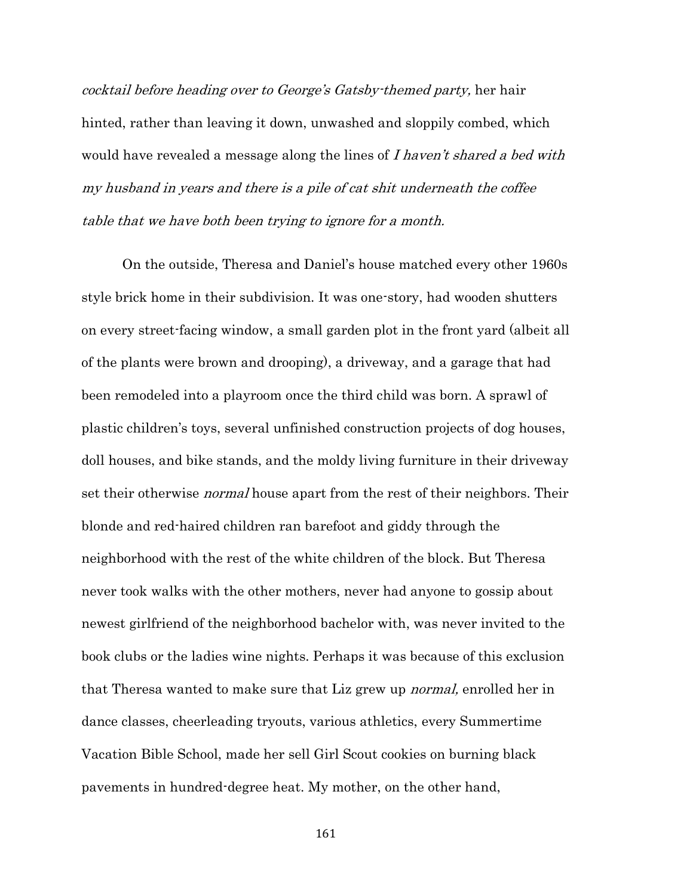*cocktail before heading over to George's Gatsby-themed party,* her hair hinted, rather than leaving it down, unwashed and sloppily combed, which would have revealed a message along the lines of *I haven't shared a bed with my husband in years and there is a pile of cat shit underneath the coffee table that we have both been trying to ignore for a month.*

On the outside, Theresa and Daniel's house matched every other 1960s style brick home in their subdivision. It was one-story, had wooden shutters on every street-facing window, a small garden plot in the front yard (albeit all of the plants were brown and drooping), a driveway, and a garage that had been remodeled into a playroom once the third child was born. A sprawl of plastic children's toys, several unfinished construction projects of dog houses, doll houses, and bike stands, and the moldy living furniture in their driveway set their otherwise *normal* house apart from the rest of their neighbors. Their blonde and red-haired children ran barefoot and giddy through the neighborhood with the rest of the white children of the block. But Theresa never took walks with the other mothers, never had anyone to gossip about newest girlfriend of the neighborhood bachelor with, was never invited to the book clubs or the ladies wine nights. Perhaps it was because of this exclusion that Theresa wanted to make sure that Liz grew up *normal,* enrolled her in dance classes, cheerleading tryouts, various athletics, every Summertime Vacation Bible School, made her sell Girl Scout cookies on burning black pavements in hundred-degree heat. My mother, on the other hand,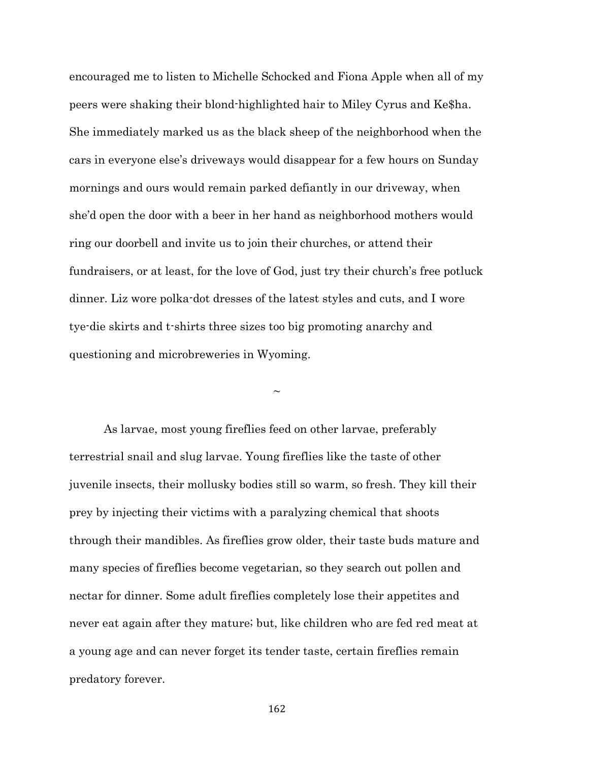encouraged me to listen to Michelle Schocked and Fiona Apple when all of my peers were shaking their blond-highlighted hair to Miley Cyrus and Ke$ha. She immediately marked us as the black sheep of the neighborhood when the cars in everyone else's driveways would disappear for a few hours on Sunday mornings and ours would remain parked defiantly in our driveway, when she'd open the door with a beer in her hand as neighborhood mothers would ring our doorbell and invite us to join their churches, or attend their fundraisers, or at least, for the love of God, just try their church's free potluck dinner. Liz wore polka-dot dresses of the latest styles and cuts, and I wore tye-die skirts and t-shirts three sizes too big promoting anarchy and questioning and microbreweries in Wyoming.

~

As larvae, most young fireflies feed on other larvae, preferably terrestrial snail and slug larvae. Young fireflies like the taste of other juvenile insects, their mollusky bodies still so warm, so fresh. They kill their prey by injecting their victims with a paralyzing chemical that shoots through their mandibles. As fireflies grow older, their taste buds mature and many species of fireflies become vegetarian, so they search out pollen and nectar for dinner. Some adult fireflies completely lose their appetites and never eat again after they mature; but, like children who are fed red meat at a young age and can never forget its tender taste, certain fireflies remain predatory forever.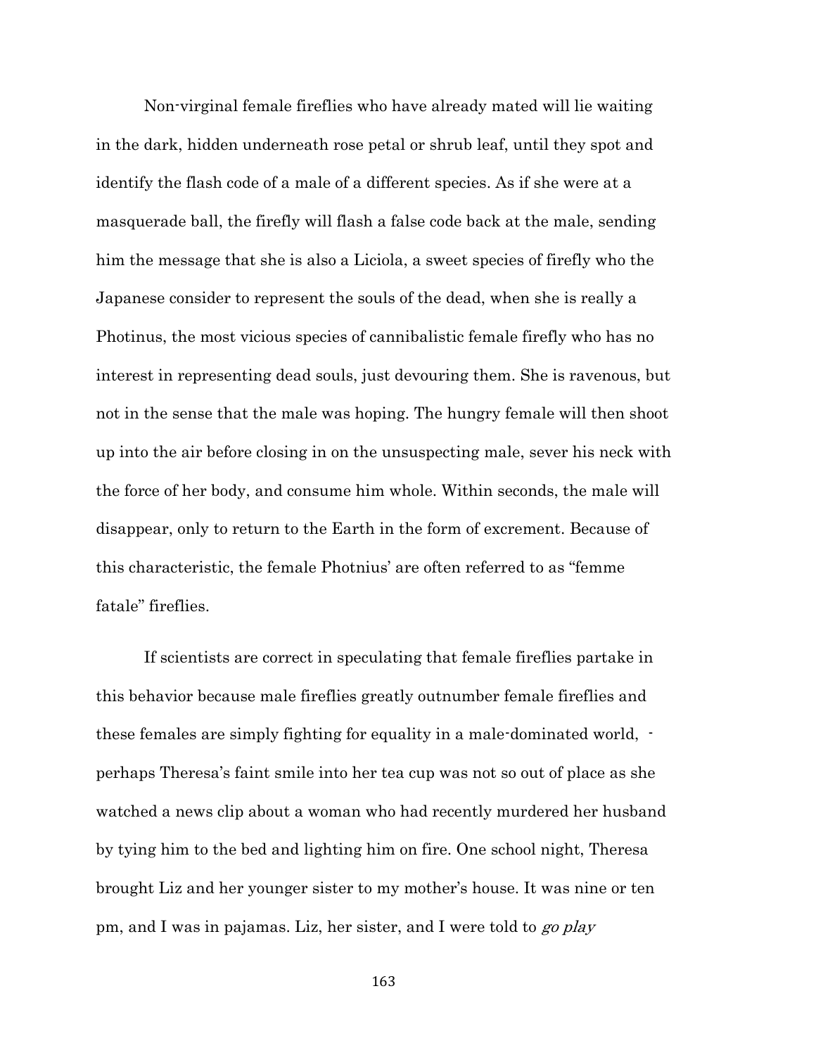Non-virginal female fireflies who have already mated will lie waiting in the dark, hidden underneath rose petal or shrub leaf, until they spot and identify the flash code of a male of a different species. As if she were at a masquerade ball, the firefly will flash a false code back at the male, sending him the message that she is also a Liciola, a sweet species of firefly who the Japanese consider to represent the souls of the dead, when she is really a Photinus, the most vicious species of cannibalistic female firefly who has no interest in representing dead souls, just devouring them. She is ravenous, but not in the sense that the male was hoping. The hungry female will then shoot up into the air before closing in on the unsuspecting male, sever his neck with the force of her body, and consume him whole. Within seconds, the male will disappear, only to return to the Earth in the form of excrement. Because of this characteristic, the female Photnius' are often referred to as "femme fatale" fireflies.

If scientists are correct in speculating that female fireflies partake in this behavior because male fireflies greatly outnumber female fireflies and these females are simply fighting for equality in a male-dominated world, -perhaps Theresa's faint smile into her tea cup was not so out of place as she watched a news clip about a woman who had recently murdered her husband by tying him to the bed and lighting him on fire. One school night, Theresa brought Liz and her younger sister to my mother's house. It was nine or ten pm, and I was in pajamas. Liz, her sister, and I were told to *go play*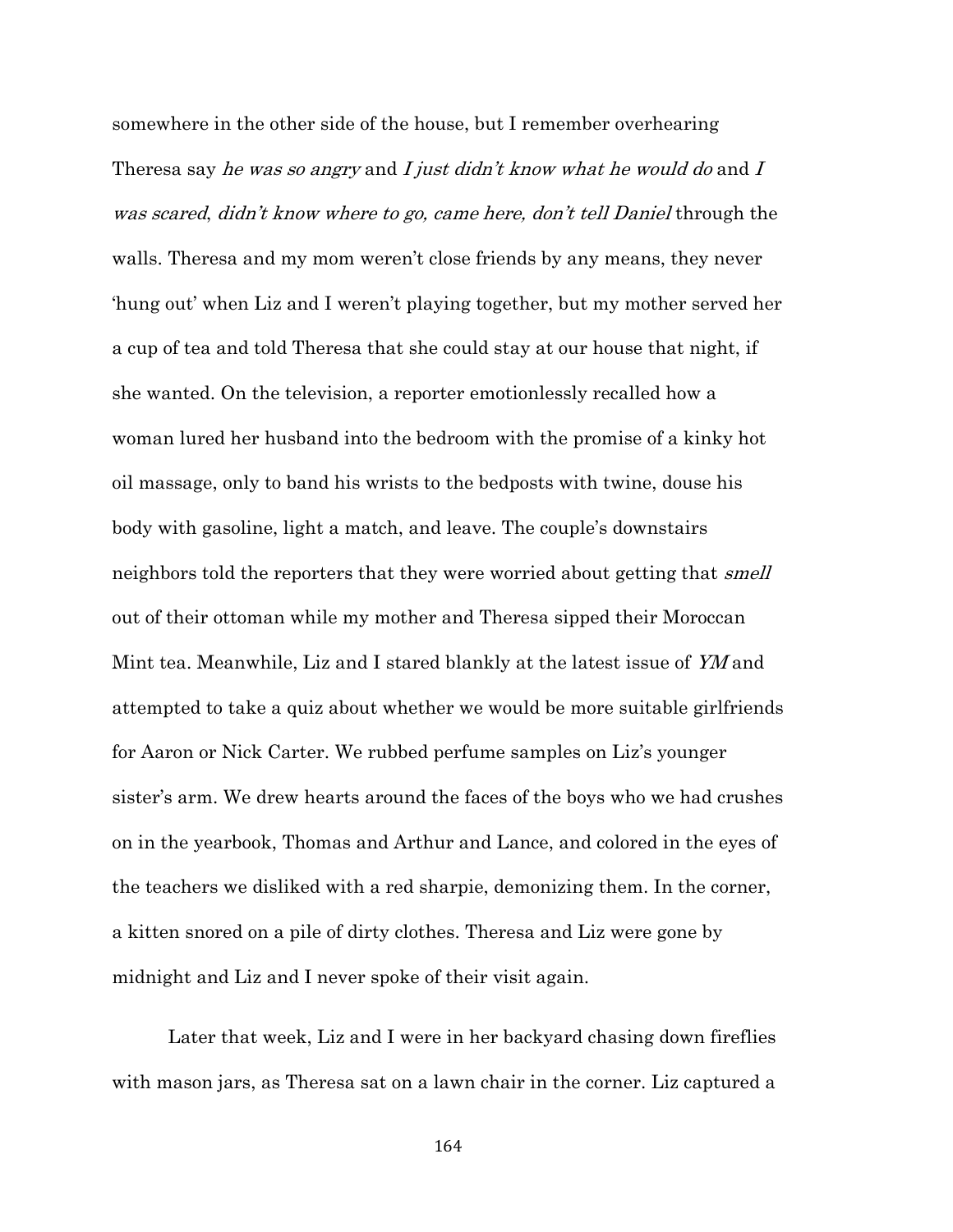somewhere in the other side of the house, but I remember overhearing Theresa say *he was so angry* and *I just didn't know what he would do* and *I was scared, didn't know where to go, came here, don't tell Daniel* through the walls. Theresa and my mom weren't close friends by any means, they never 'hung out' when Liz and I weren't playing together, but my mother served her a cup of tea and told Theresa that she could stay at our house that night, if she wanted. On the television, a reporter emotionlessly recalled how a woman lured her husband into the bedroom with the promise of a kinky hot oil massage, only to band his wrists to the bedposts with twine, douse his body with gasoline, light a match, and leave. The couple's downstairs neighbors told the reporters that they were worried about getting that *smell* out of their ottoman while my mother and Theresa sipped their Moroccan Mint tea. Meanwhile, Liz and I stared blankly at the latest issue of *YM* and attempted to take a quiz about whether we would be more suitable girlfriends for Aaron or Nick Carter. We rubbed perfume samples on Liz's younger sister's arm. We drew hearts around the faces of the boys who we had crushes on in the yearbook, Thomas and Arthur and Lance, and colored in the eyes of the teachers we disliked with a red sharpie, demonizing them. In the corner, a kitten snored on a pile of dirty clothes. Theresa and Liz were gone by midnight and Liz and I never spoke of their visit again.

Later that week, Liz and I were in her backyard chasing down fireflies with mason jars, as Theresa sat on a lawn chair in the corner. Liz captured a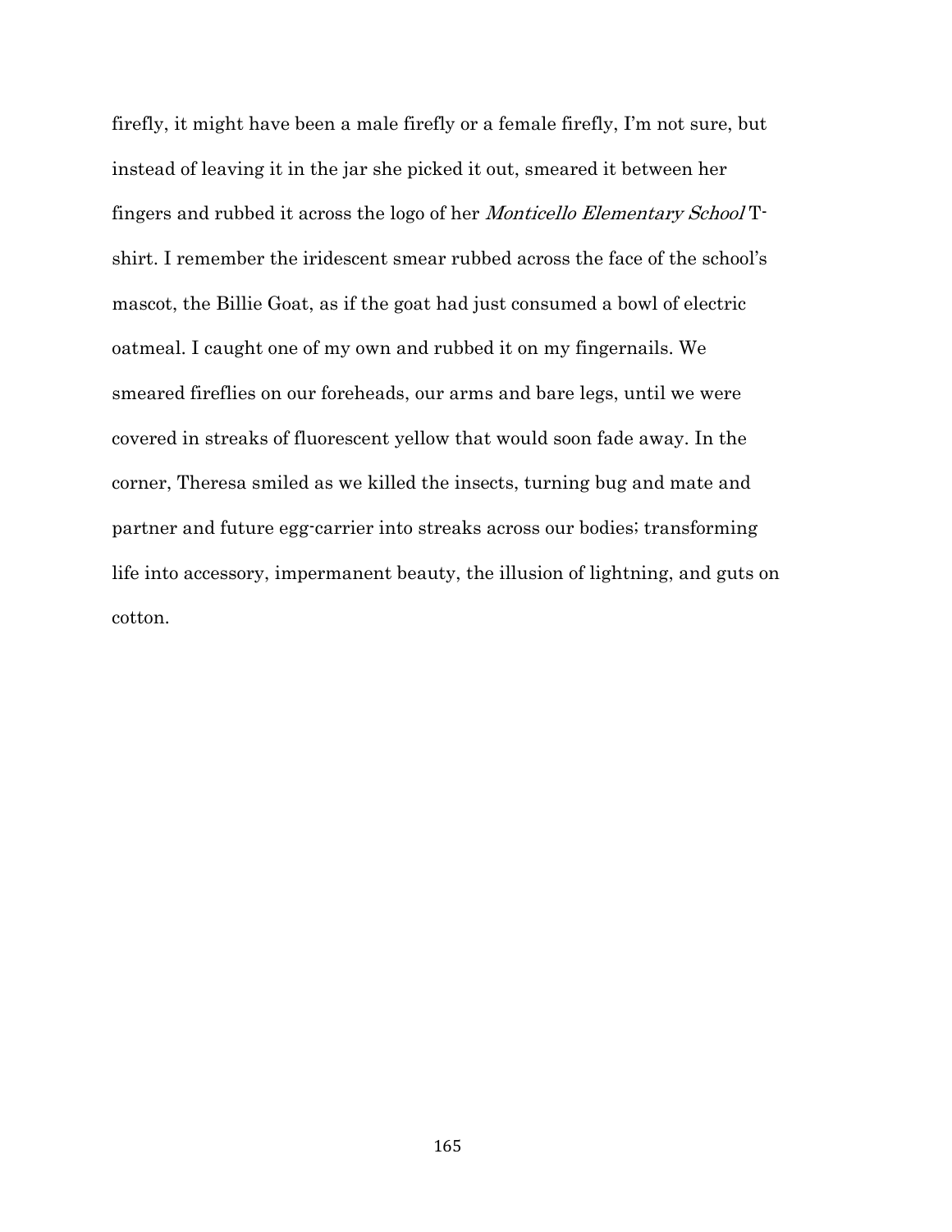firefly, it might have been a male firefly or a female firefly, I'm not sure, but instead of leaving it in the jar she picked it out, smeared it between her fingers and rubbed it across the logo of her *Monticello Elementary School* T-shirt. I remember the iridescent smear rubbed across the face of the school's mascot, the Billie Goat, as if the goat had just consumed a bowl of electric oatmeal. I caught one of my own and rubbed it on my fingernails. We smeared fireflies on our foreheads, our arms and bare legs, until we were covered in streaks of fluorescent yellow that would soon fade away. In the corner, Theresa smiled as we killed the insects, turning bug and mate and partner and future egg-carrier into streaks across our bodies; transforming life into accessory, impermanent beauty, the illusion of lightning, and guts on cotton.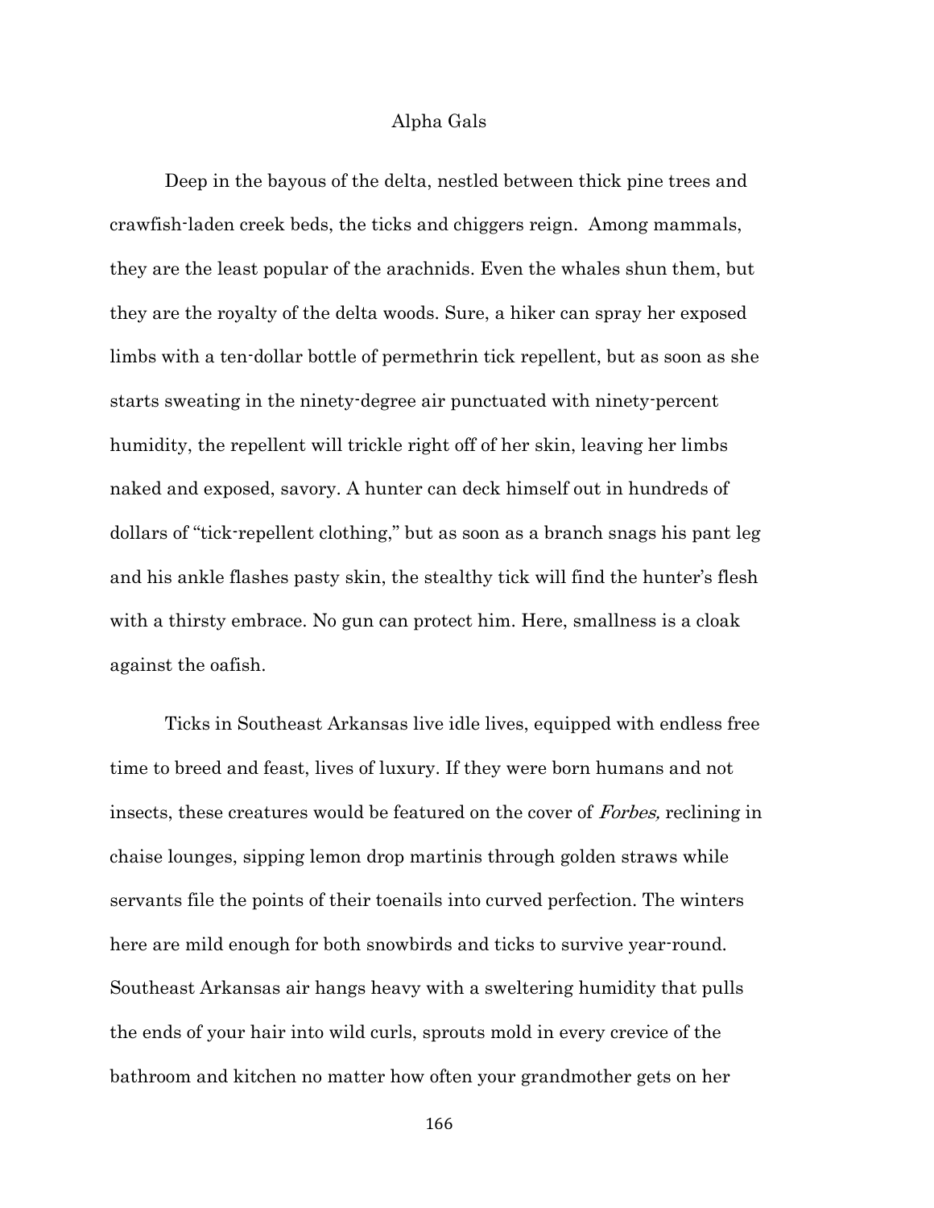# Alpha Gals

Deep in the bayous of the delta, nestled between thick pine trees and crawfish-laden creek beds, the ticks and chiggers reign. Among mammals, they are the least popular of the arachnids. Even the whales shun them, but they are the royalty of the delta woods. Sure, a hiker can spray her exposed limbs with a ten-dollar bottle of permethrin tick repellent, but as soon as she starts sweating in the ninety-degree air punctuated with ninety-percent humidity, the repellent will trickle right off of her skin, leaving her limbs naked and exposed, savory. A hunter can deck himself out in hundreds of dollars of "tick-repellent clothing," but as soon as a branch snags his pant leg and his ankle flashes pasty skin, the stealthy tick will find the hunter's flesh with a thirsty embrace. No gun can protect him. Here, smallness is a cloak against the oafish.

Ticks in Southeast Arkansas live idle lives, equipped with endless free time to breed and feast, lives of luxury. If they were born humans and not insects, these creatures would be featured on the cover of *Forbes,* reclining in chaise lounges, sipping lemon drop martinis through golden straws while servants file the points of their toenails into curved perfection. The winters here are mild enough for both snowbirds and ticks to survive year-round. Southeast Arkansas air hangs heavy with a sweltering humidity that pulls the ends of your hair into wild curls, sprouts mold in every crevice of the bathroom and kitchen no matter how often your grandmother gets on her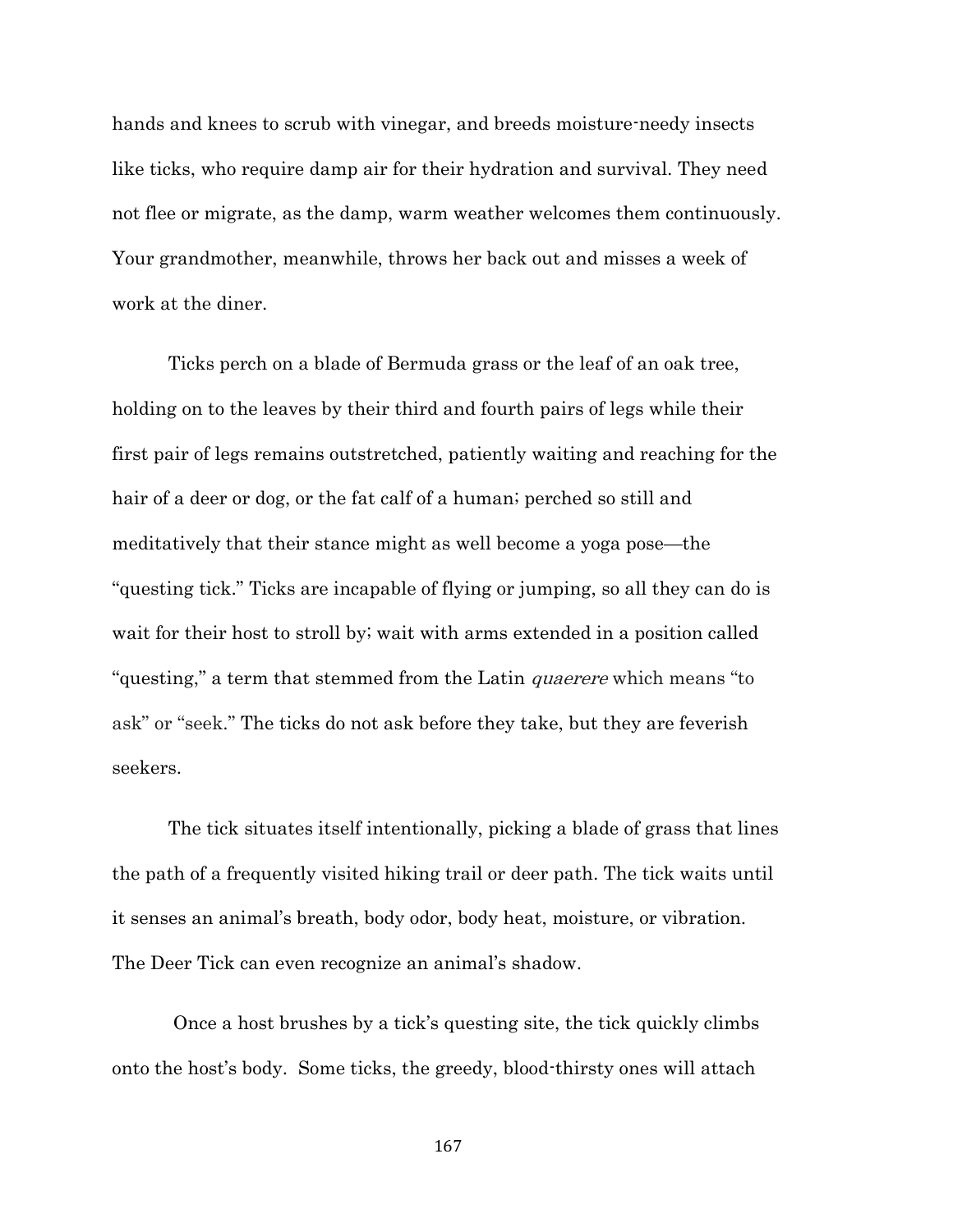hands and knees to scrub with vinegar, and breeds moisture-needy insects like ticks, who require damp air for their hydration and survival. They need not flee or migrate, as the damp, warm weather welcomes them continuously. Your grandmother, meanwhile, throws her back out and misses a week of work at the diner.

Ticks perch on a blade of Bermuda grass or the leaf of an oak tree, holding on to the leaves by their third and fourth pairs of legs while their first pair of legs remains outstretched, patiently waiting and reaching for the hair of a deer or dog, or the fat calf of a human; perched so still and meditatively that their stance might as well become a yoga pose—the "questing tick." Ticks are incapable of flying or jumping, so all they can do is wait for their host to stroll by; wait with arms extended in a position called "questing," a term that stemmed from the Latin *quaerere* which means "to ask" or "seek." The ticks do not ask before they take, but they are feverish seekers.

The tick situates itself intentionally, picking a blade of grass that lines the path of a frequently visited hiking trail or deer path. The tick waits until it senses an animal's breath, body odor, body heat, moisture, or vibration. The Deer Tick can even recognize an animal's shadow.

Once a host brushes by a tick's questing site, the tick quickly climbs onto the host's body. Some ticks, the greedy, blood-thirsty ones will attach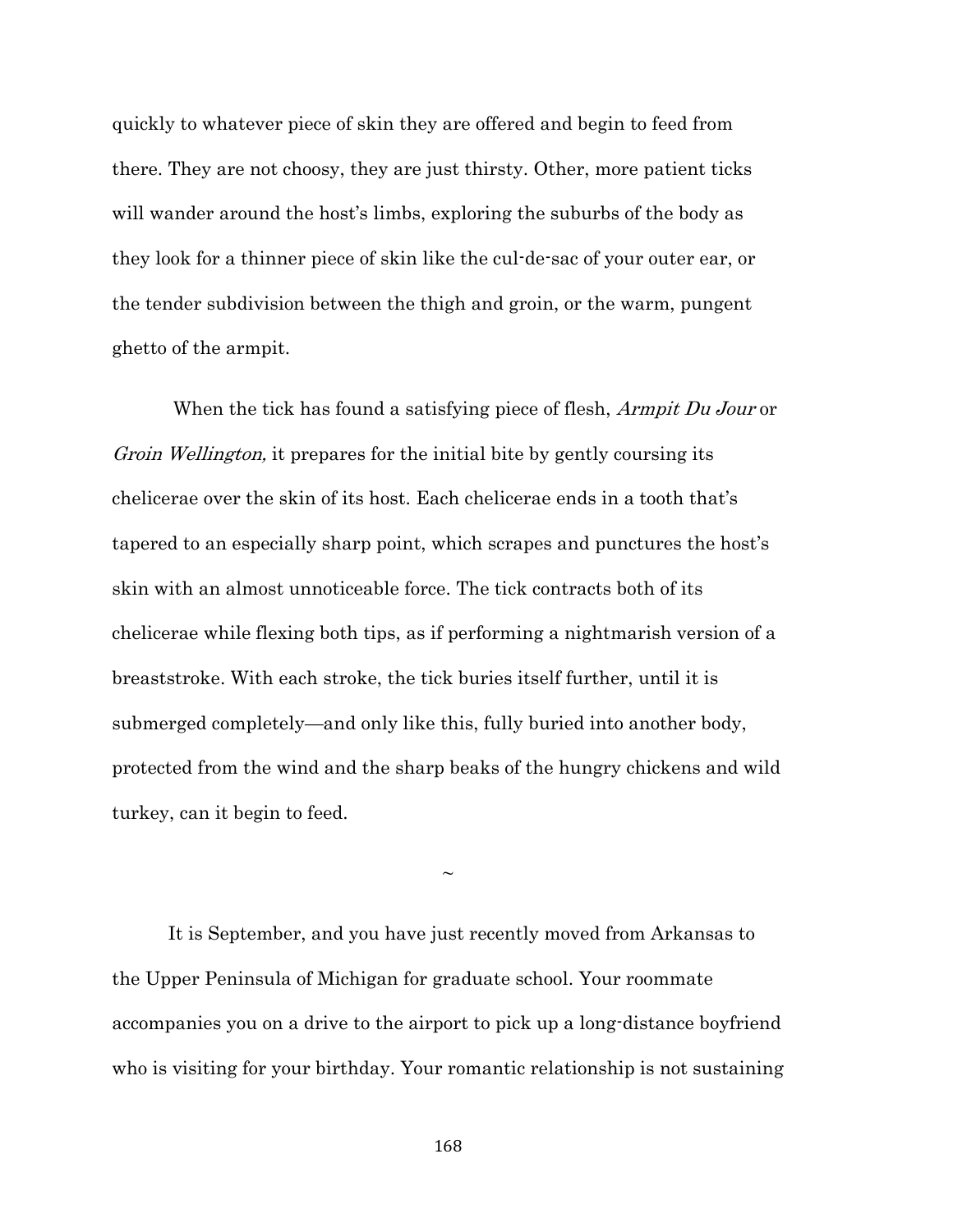quickly to whatever piece of skin they are offered and begin to feed from there. They are not choosy, they are just thirsty. Other, more patient ticks will wander around the host's limbs, exploring the suburbs of the body as they look for a thinner piece of skin like the cul-de-sac of your outer ear, or the tender subdivision between the thigh and groin, or the warm, pungent ghetto of the armpit.

When the tick has found a satisfying piece of flesh, *Armpit Du Jour* or *Groin Wellington,* it prepares for the initial bite by gently coursing its chelicerae over the skin of its host. Each chelicerae ends in a tooth that's tapered to an especially sharp point, which scrapes and punctures the host's skin with an almost unnoticeable force. The tick contracts both of its chelicerae while flexing both tips, as if performing a nightmarish version of a breaststroke. With each stroke, the tick buries itself further, until it is submerged completely—and only like this, fully buried into another body, protected from the wind and the sharp beaks of the hungry chickens and wild turkey, can it begin to feed.

~

It is September, and you have just recently moved from Arkansas to the Upper Peninsula of Michigan for graduate school. Your roommate accompanies you on a drive to the airport to pick up a long-distance boyfriend who is visiting for your birthday. Your romantic relationship is not sustaining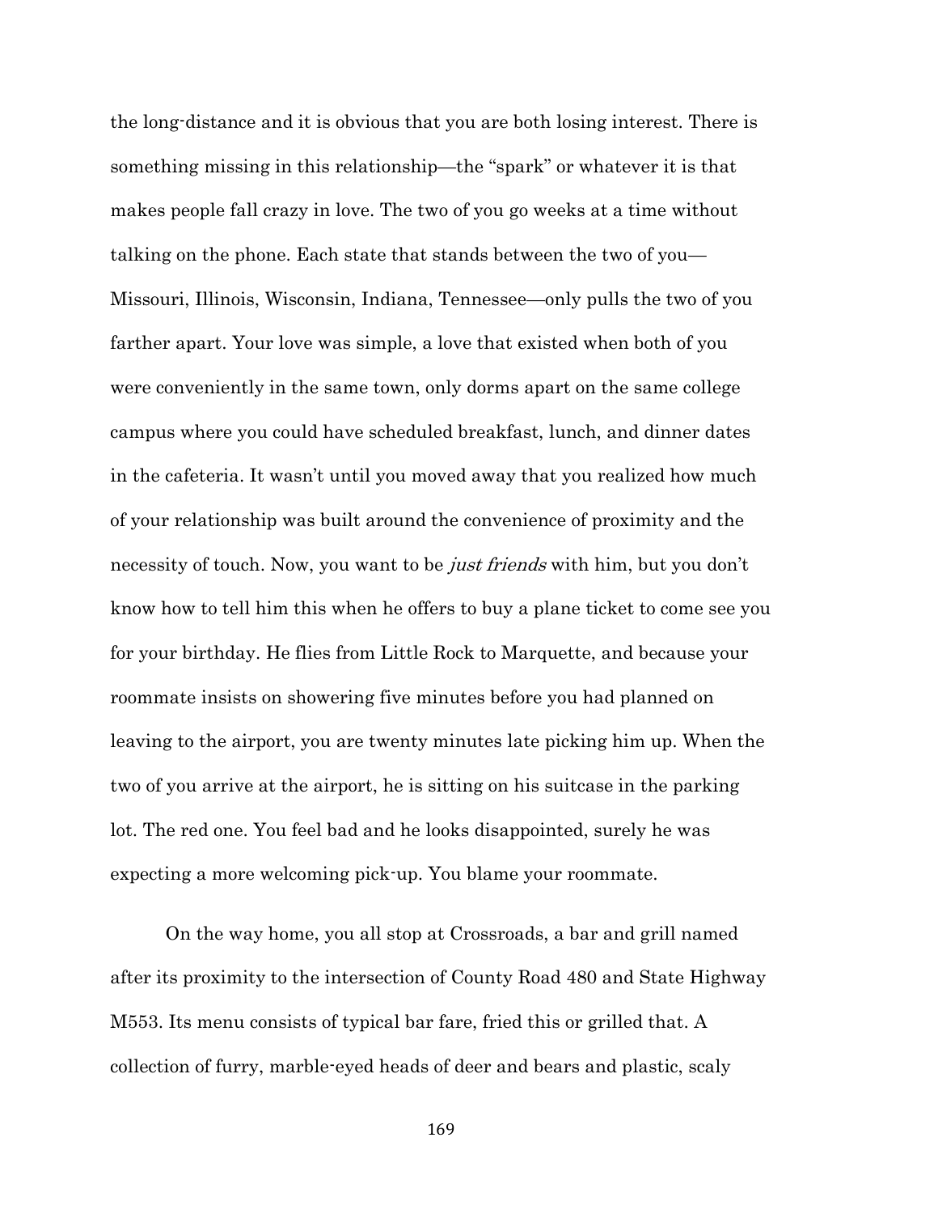the long-distance and it is obvious that you are both losing interest. There is something missing in this relationship—the "spark" or whatever it is that makes people fall crazy in love. The two of you go weeks at a time without talking on the phone. Each state that stands between the two of you—Missouri, Illinois, Wisconsin, Indiana, Tennessee—only pulls the two of you farther apart. Your love was simple, a love that existed when both of you were conveniently in the same town, only dorms apart on the same college campus where you could have scheduled breakfast, lunch, and dinner dates in the cafeteria. It wasn't until you moved away that you realized how much of your relationship was built around the convenience of proximity and the necessity of touch. Now, you want to be *just friends* with him, but you don't know how to tell him this when he offers to buy a plane ticket to come see you for your birthday. He flies from Little Rock to Marquette, and because your roommate insists on showering five minutes before you had planned on leaving to the airport, you are twenty minutes late picking him up. When the two of you arrive at the airport, he is sitting on his suitcase in the parking lot. The red one. You feel bad and he looks disappointed, surely he was expecting a more welcoming pick-up. You blame your roommate.

On the way home, you all stop at Crossroads, a bar and grill named after its proximity to the intersection of County Road 480 and State Highway M553. Its menu consists of typical bar fare, fried this or grilled that. A collection of furry, marble-eyed heads of deer and bears and plastic, scaly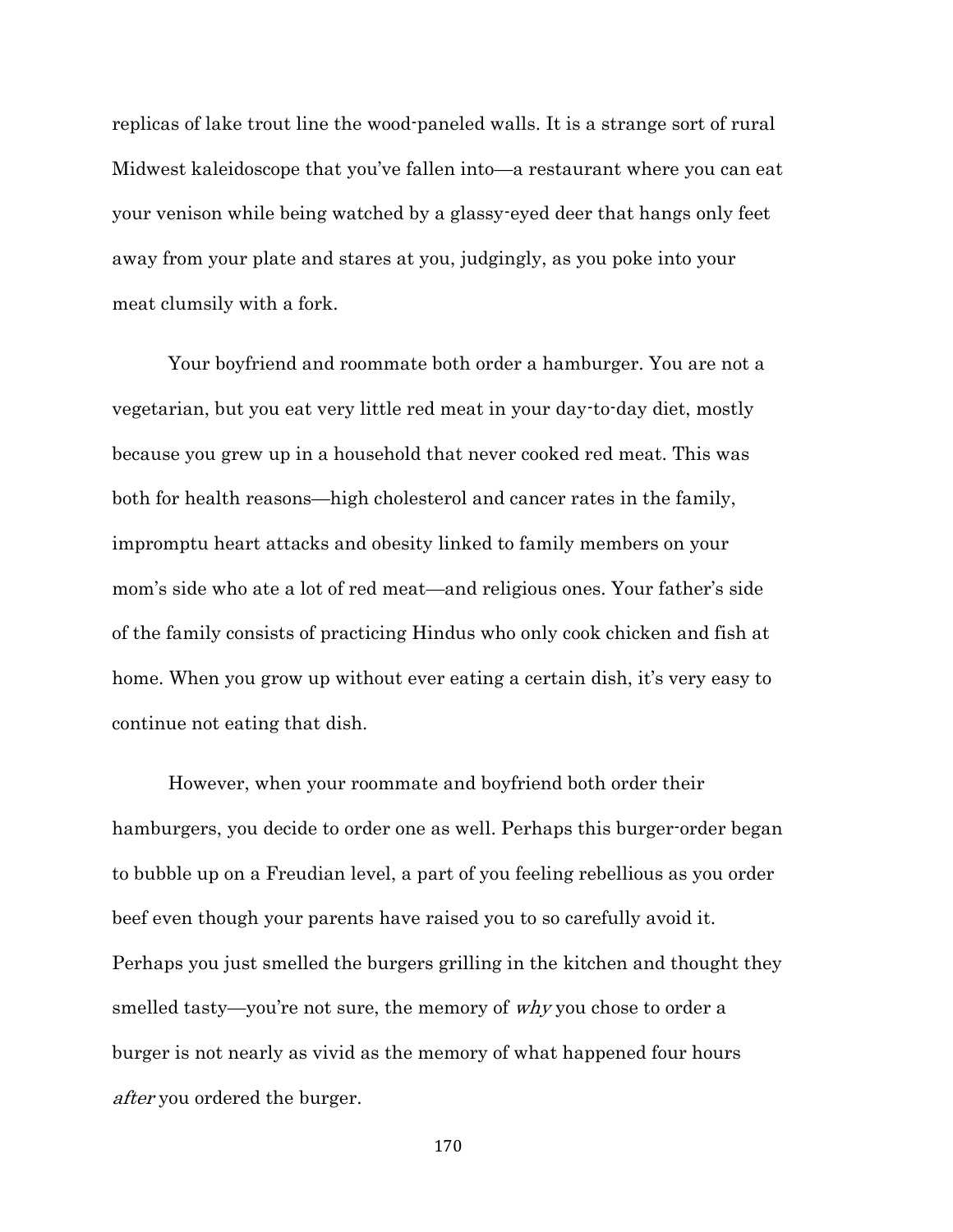replicas of lake trout line the wood-paneled walls. It is a strange sort of rural Midwest kaleidoscope that you've fallen into—a restaurant where you can eat your venison while being watched by a glassy-eyed deer that hangs only feet away from your plate and stares at you, judgingly, as you poke into your meat clumsily with a fork.

Your boyfriend and roommate both order a hamburger. You are not a vegetarian, but you eat very little red meat in your day-to-day diet, mostly because you grew up in a household that never cooked red meat. This was both for health reasons—high cholesterol and cancer rates in the family, impromptu heart attacks and obesity linked to family members on your mom's side who ate a lot of red meat—and religious ones. Your father's side of the family consists of practicing Hindus who only cook chicken and fish at home. When you grow up without ever eating a certain dish, it's very easy to continue not eating that dish.

However, when your roommate and boyfriend both order their hamburgers, you decide to order one as well. Perhaps this burger-order began to bubble up on a Freudian level, a part of you feeling rebellious as you order beef even though your parents have raised you to so carefully avoid it. Perhaps you just smelled the burgers grilling in the kitchen and thought they smelled tasty—you're not sure, the memory of *why* you chose to order a burger is not nearly as vivid as the memory of what happened four hours *after* you ordered the burger.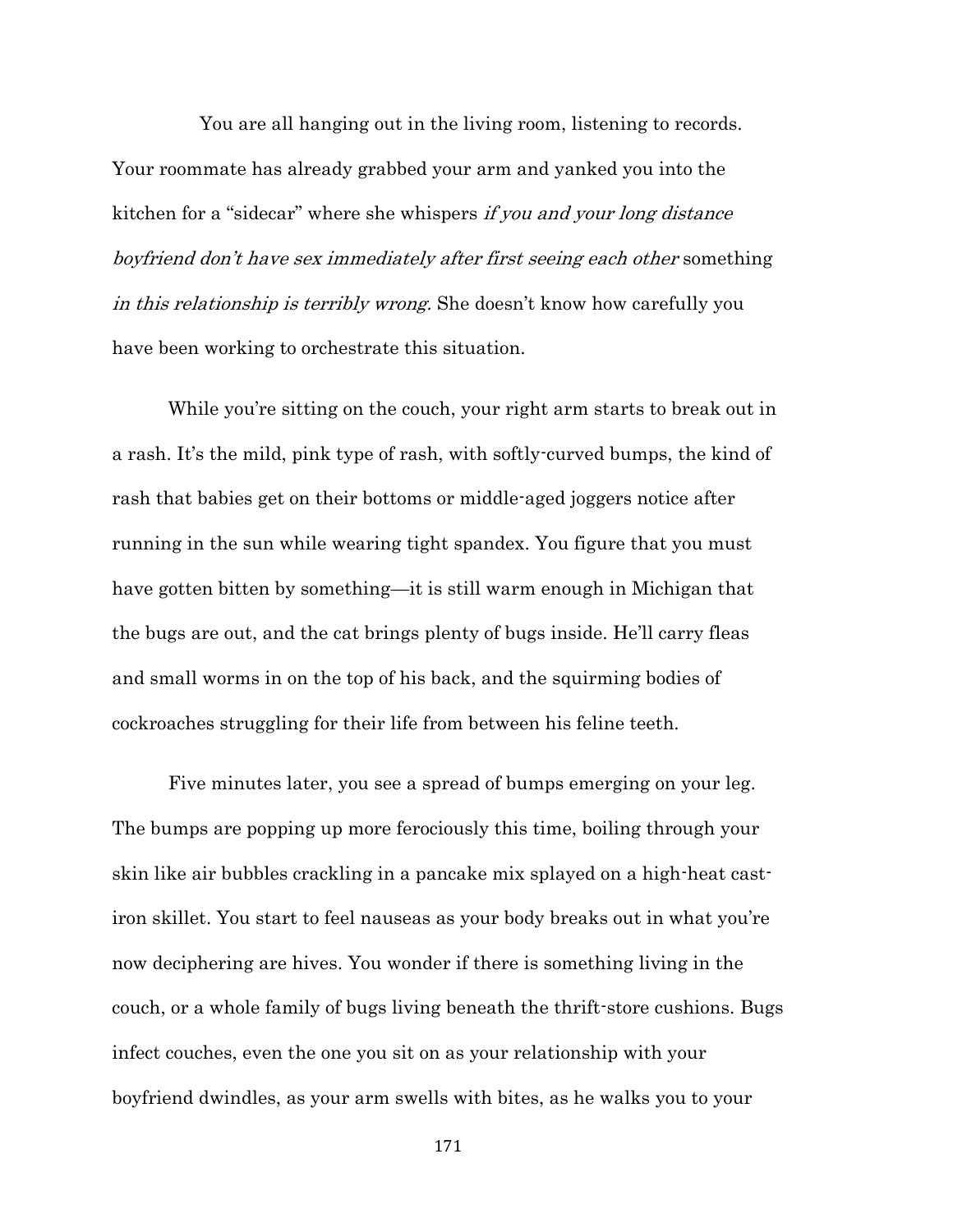You are all hanging out in the living room, listening to records. Your roommate has already grabbed your arm and yanked you into the kitchen for a "sidecar" where she whispers *if you and your long distance boyfriend don't have sex immediately after first seeing each other* something *in this relationship is terribly wrong.* She doesn't know how carefully you have been working to orchestrate this situation.

While you're sitting on the couch, your right arm starts to break out in a rash. It's the mild, pink type of rash, with softly-curved bumps, the kind of rash that babies get on their bottoms or middle-aged joggers notice after running in the sun while wearing tight spandex. You figure that you must have gotten bitten by something—it is still warm enough in Michigan that the bugs are out, and the cat brings plenty of bugs inside. He'll carry fleas and small worms in on the top of his back, and the squirming bodies of cockroaches struggling for their life from between his feline teeth.

Five minutes later, you see a spread of bumps emerging on your leg. The bumps are popping up more ferociously this time, boiling through your skin like air bubbles crackling in a pancake mix splayed on a high-heat cast-iron skillet. You start to feel nauseas as your body breaks out in what you're now deciphering are hives. You wonder if there is something living in the couch, or a whole family of bugs living beneath the thrift-store cushions. Bugs infect couches, even the one you sit on as your relationship with your boyfriend dwindles, as your arm swells with bites, as he walks you to your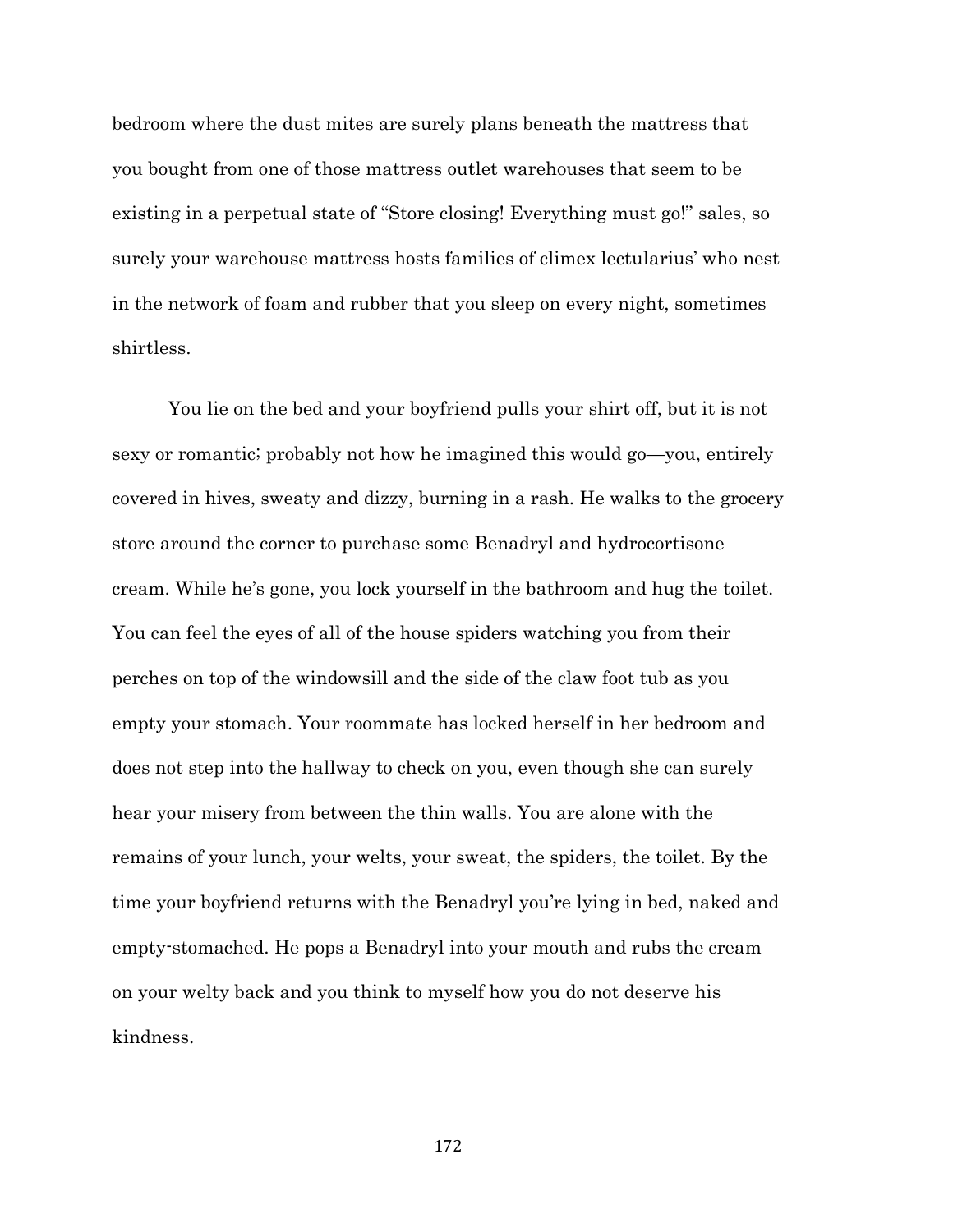bedroom where the dust mites are surely plans beneath the mattress that you bought from one of those mattress outlet warehouses that seem to be existing in a perpetual state of "Store closing! Everything must go!" sales, so surely your warehouse mattress hosts families of climex lectularius' who nest in the network of foam and rubber that you sleep on every night, sometimes shirtless.

You lie on the bed and your boyfriend pulls your shirt off, but it is not sexy or romantic; probably not how he imagined this would go—you, entirely covered in hives, sweaty and dizzy, burning in a rash. He walks to the grocery store around the corner to purchase some Benadryl and hydrocortisone cream. While he's gone, you lock yourself in the bathroom and hug the toilet. You can feel the eyes of all of the house spiders watching you from their perches on top of the windowsill and the side of the claw foot tub as you empty your stomach. Your roommate has locked herself in her bedroom and does not step into the hallway to check on you, even though she can surely hear your misery from between the thin walls. You are alone with the remains of your lunch, your welts, your sweat, the spiders, the toilet. By the time your boyfriend returns with the Benadryl you're lying in bed, naked and empty-stomached. He pops a Benadryl into your mouth and rubs the cream on your welty back and you think to myself how you do not deserve his kindness.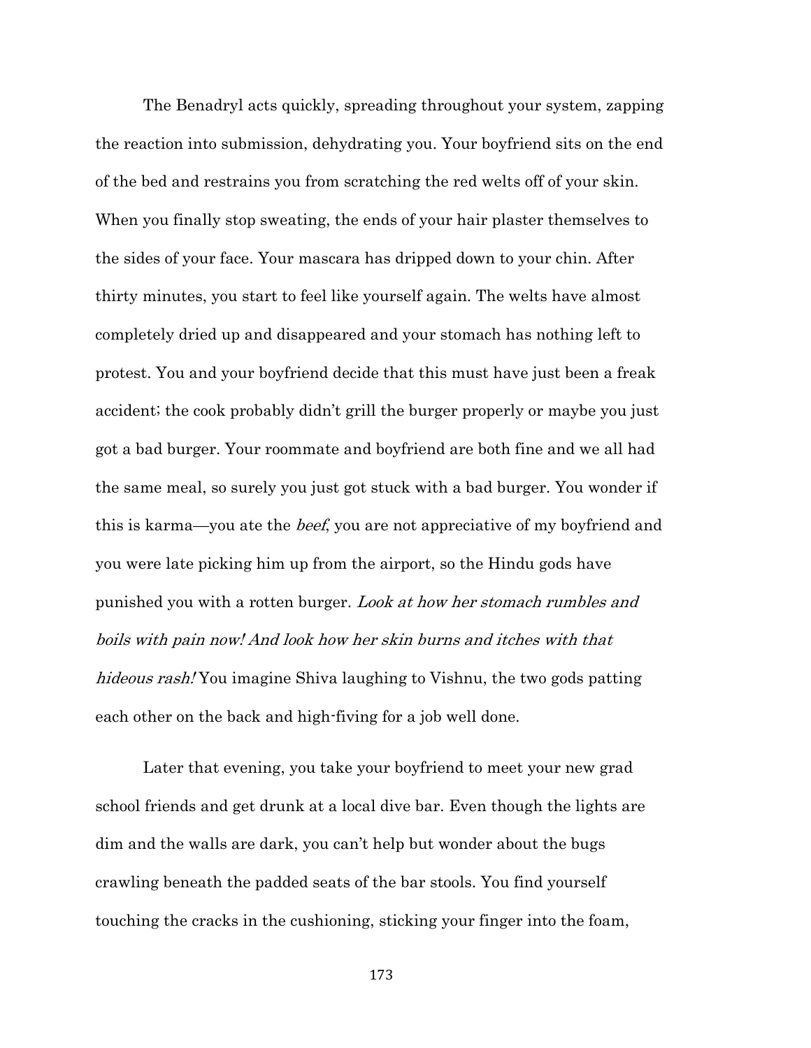The Benadryl acts quickly, spreading throughout your system, zapping the reaction into submission, dehydrating you. Your boyfriend sits on the end of the bed and restrains you from scratching the red welts off of your skin. When you finally stop sweating, the ends of your hair plaster themselves to the sides of your face. Your mascara has dripped down to your chin. After thirty minutes, you start to feel like yourself again. The welts have almost completely dried up and disappeared and your stomach has nothing left to protest. You and your boyfriend decide that this must have just been a freak accident; the cook probably didn't grill the burger properly or maybe you just got a bad burger. Your roommate and boyfriend are both fine and we all had the same meal, so surely you just got stuck with a bad burger. You wonder if this is karma—you ate the *beef*, you are not appreciative of my boyfriend and you were late picking him up from the airport, so the Hindu gods have punished you with a rotten burger. *Look at how her stomach rumbles and boils with pain now! And look how her skin burns and itches with that hideous rash!* You imagine Shiva laughing to Vishnu, the two gods patting each other on the back and high-fiving for a job well done.

Later that evening, you take your boyfriend to meet your new grad school friends and get drunk at a local dive bar. Even though the lights are dim and the walls are dark, you can't help but wonder about the bugs crawling beneath the padded seats of the bar stools. You find yourself touching the cracks in the cushioning, sticking your finger into the foam,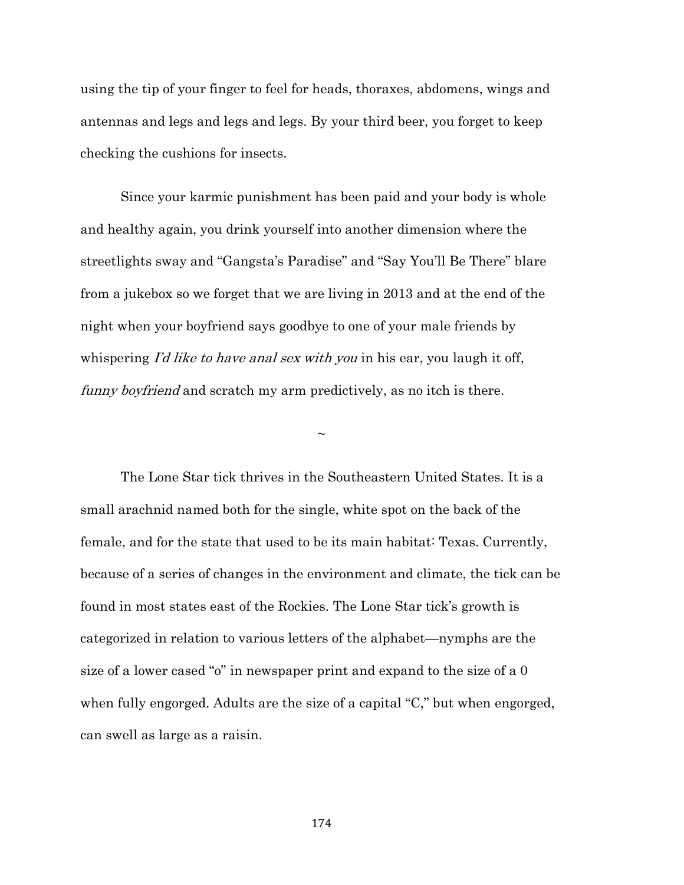using the tip of your finger to feel for heads, thoraxes, abdomens, wings and antennas and legs and legs and legs. By your third beer, you forget to keep checking the cushions for insects.

Since your karmic punishment has been paid and your body is whole and healthy again, you drink yourself into another dimension where the streetlights sway and "Gangsta's Paradise" and "Say You'll Be There" blare from a jukebox so we forget that we are living in 2013 and at the end of the night when your boyfriend says goodbye to one of your male friends by whispering *I'd like to have anal sex with you* in his ear, you laugh it off, *funny boyfriend* and scratch my arm predictively, as no itch is there.

~

The Lone Star tick thrives in the Southeastern United States. It is a small arachnid named both for the single, white spot on the back of the female, and for the state that used to be its main habitat: Texas. Currently, because of a series of changes in the environment and climate, the tick can be found in most states east of the Rockies. The Lone Star tick's growth is categorized in relation to various letters of the alphabet—nymphs are the size of a lower cased "o" in newspaper print and expand to the size of a 0 when fully engorged. Adults are the size of a capital "C," but when engorged, can swell as large as a raisin.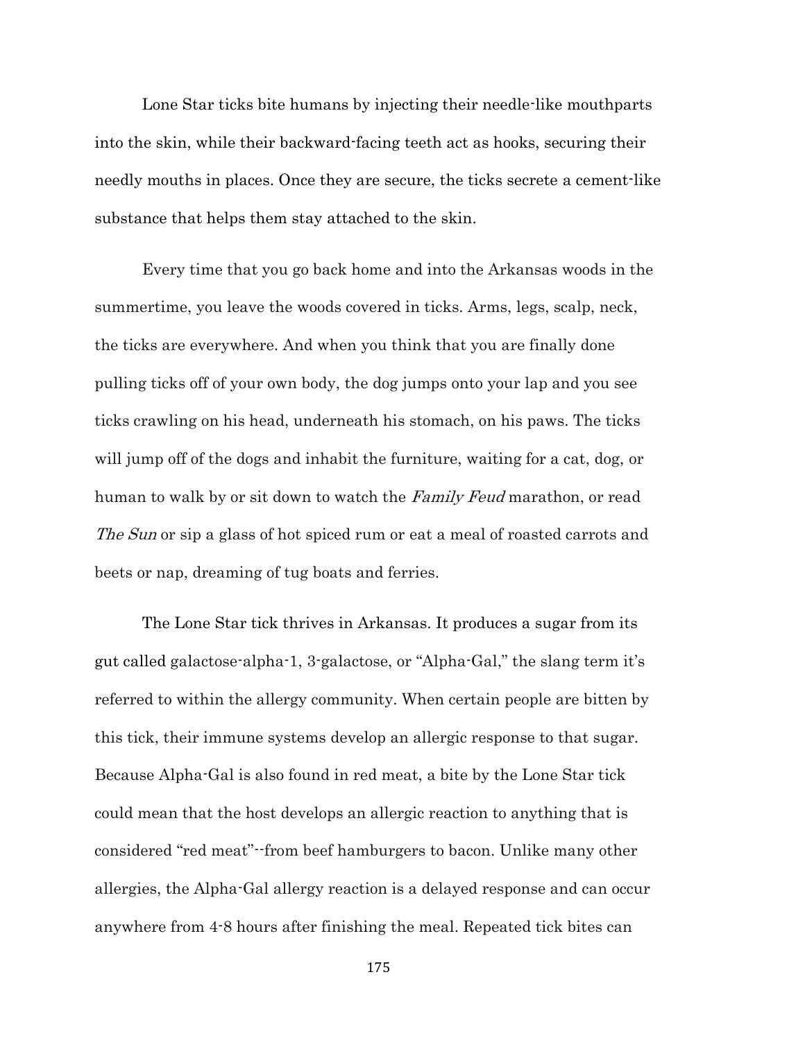Lone Star ticks bite humans by injecting their needle-like mouthparts into the skin, while their backward-facing teeth act as hooks, securing their needly mouths in places. Once they are secure, the ticks secrete a cement-like substance that helps them stay attached to the skin.

Every time that you go back home and into the Arkansas woods in the summertime, you leave the woods covered in ticks. Arms, legs, scalp, neck, the ticks are everywhere. And when you think that you are finally done pulling ticks off of your own body, the dog jumps onto your lap and you see ticks crawling on his head, underneath his stomach, on his paws. The ticks will jump off of the dogs and inhabit the furniture, waiting for a cat, dog, or human to walk by or sit down to watch the *Family Feud* marathon, or read *The Sun* or sip a glass of hot spiced rum or eat a meal of roasted carrots and beets or nap, dreaming of tug boats and ferries.

The Lone Star tick thrives in Arkansas. It produces a sugar from its gut called galactose-alpha-1, 3-galactose, or "Alpha-Gal," the slang term it's referred to within the allergy community. When certain people are bitten by this tick, their immune systems develop an allergic response to that sugar. Because Alpha-Gal is also found in red meat, a bite by the Lone Star tick could mean that the host develops an allergic reaction to anything that is considered "red meat"--from beef hamburgers to bacon. Unlike many other allergies, the Alpha-Gal allergy reaction is a delayed response and can occur anywhere from 4-8 hours after finishing the meal. Repeated tick bites can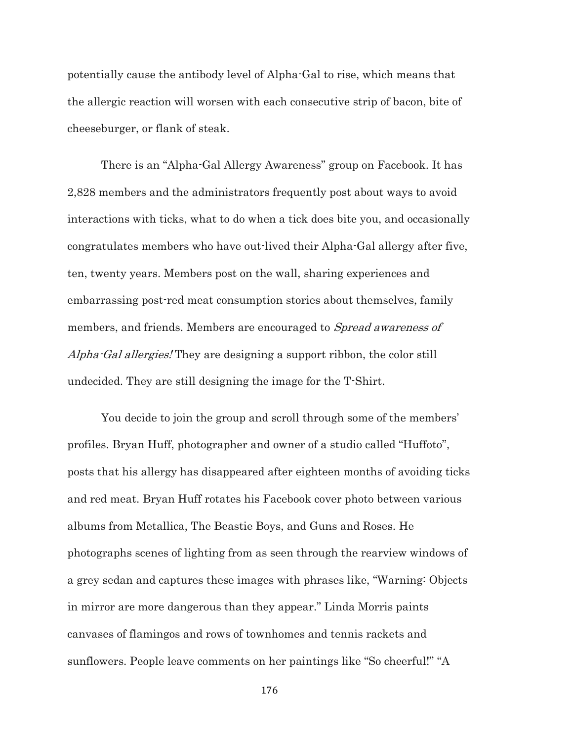potentially cause the antibody level of Alpha-Gal to rise, which means that the allergic reaction will worsen with each consecutive strip of bacon, bite of cheeseburger, or flank of steak.

There is an "Alpha-Gal Allergy Awareness" group on Facebook. It has 2,828 members and the administrators frequently post about ways to avoid interactions with ticks, what to do when a tick does bite you, and occasionally congratulates members who have out-lived their Alpha-Gal allergy after five, ten, twenty years. Members post on the wall, sharing experiences and embarrassing post-red meat consumption stories about themselves, family members, and friends. Members are encouraged to *Spread awareness of Alpha-Gal allergies!* They are designing a support ribbon, the color still undecided. They are still designing the image for the T-Shirt.

You decide to join the group and scroll through some of the members' profiles. Bryan Huff, photographer and owner of a studio called "Huffoto", posts that his allergy has disappeared after eighteen months of avoiding ticks and red meat. Bryan Huff rotates his Facebook cover photo between various albums from Metallica, The Beastie Boys, and Guns and Roses. He photographs scenes of lighting from as seen through the rearview windows of a grey sedan and captures these images with phrases like, "Warning: Objects in mirror are more dangerous than they appear." Linda Morris paints canvases of flamingos and rows of townhomes and tennis rackets and sunflowers. People leave comments on her paintings like "So cheerful!" "A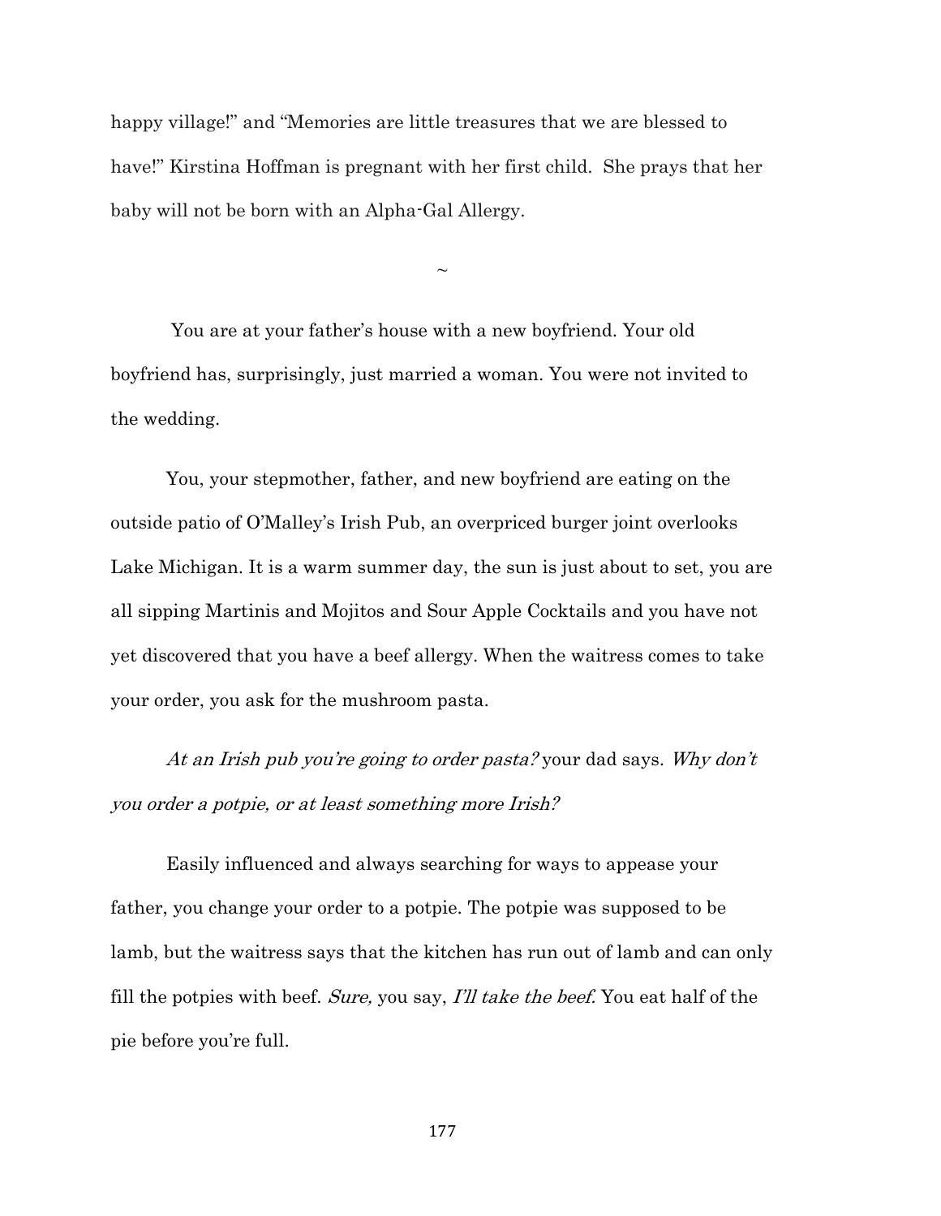happy village!" and "Memories are little treasures that we are blessed to have!" Kirstina Hoffman is pregnant with her first child. She prays that her baby will not be born with an Alpha-Gal Allergy.

~

You are at your father's house with a new boyfriend. Your old boyfriend has, surprisingly, just married a woman. You were not invited to the wedding.

You, your stepmother, father, and new boyfriend are eating on the outside patio of O'Malley's Irish Pub, an overpriced burger joint overlooks Lake Michigan. It is a warm summer day, the sun is just about to set, you are all sipping Martinis and Mojitos and Sour Apple Cocktails and you have not yet discovered that you have a beef allergy. When the waitress comes to take your order, you ask for the mushroom pasta.

*At an Irish pub you're going to order pasta?* your dad says. *Why don't you order a potpie, or at least something more Irish?*

Easily influenced and always searching for ways to appease your father, you change your order to a potpie. The potpie was supposed to be lamb, but the waitress says that the kitchen has run out of lamb and can only fill the potpies with beef. *Sure,* you say, *I'll take the beef.* You eat half of the pie before you're full.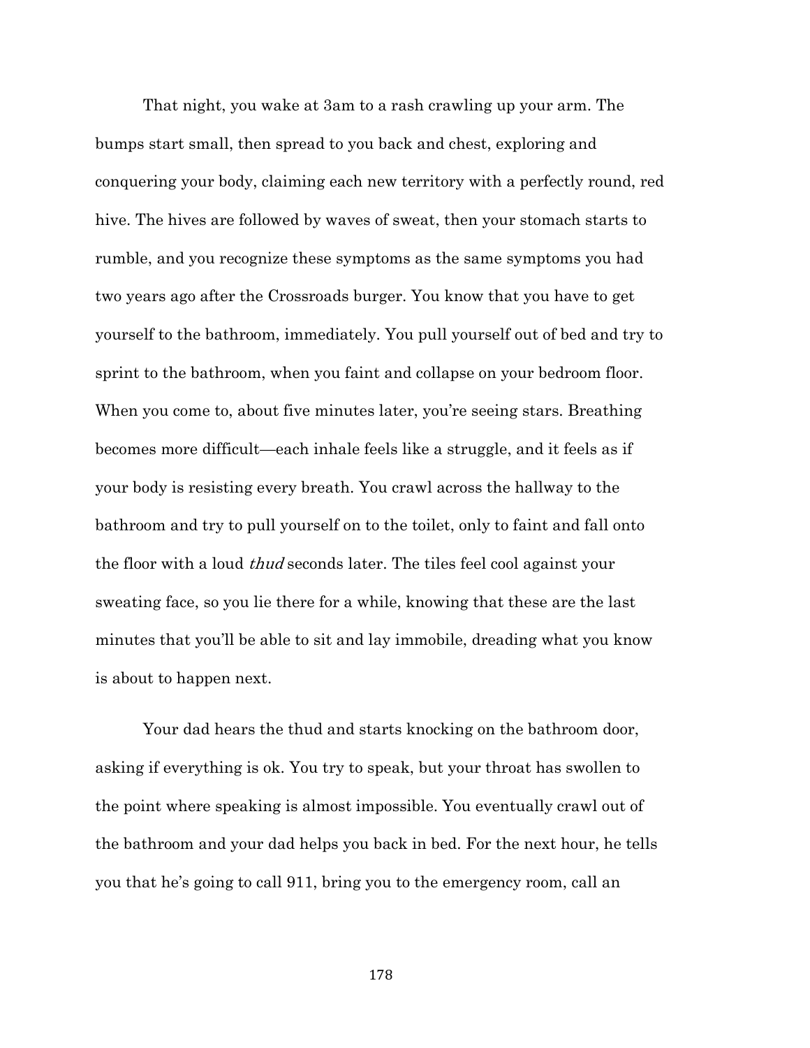That night, you wake at 3am to a rash crawling up your arm. The bumps start small, then spread to you back and chest, exploring and conquering your body, claiming each new territory with a perfectly round, red hive. The hives are followed by waves of sweat, then your stomach starts to rumble, and you recognize these symptoms as the same symptoms you had two years ago after the Crossroads burger. You know that you have to get yourself to the bathroom, immediately. You pull yourself out of bed and try to sprint to the bathroom, when you faint and collapse on your bedroom floor. When you come to, about five minutes later, you're seeing stars. Breathing becomes more difficult—each inhale feels like a struggle, and it feels as if your body is resisting every breath. You crawl across the hallway to the bathroom and try to pull yourself on to the toilet, only to faint and fall onto the floor with a loud *thud* seconds later. The tiles feel cool against your sweating face, so you lie there for a while, knowing that these are the last minutes that you'll be able to sit and lay immobile, dreading what you know is about to happen next.

Your dad hears the thud and starts knocking on the bathroom door, asking if everything is ok. You try to speak, but your throat has swollen to the point where speaking is almost impossible. You eventually crawl out of the bathroom and your dad helps you back in bed. For the next hour, he tells you that he's going to call 911, bring you to the emergency room, call an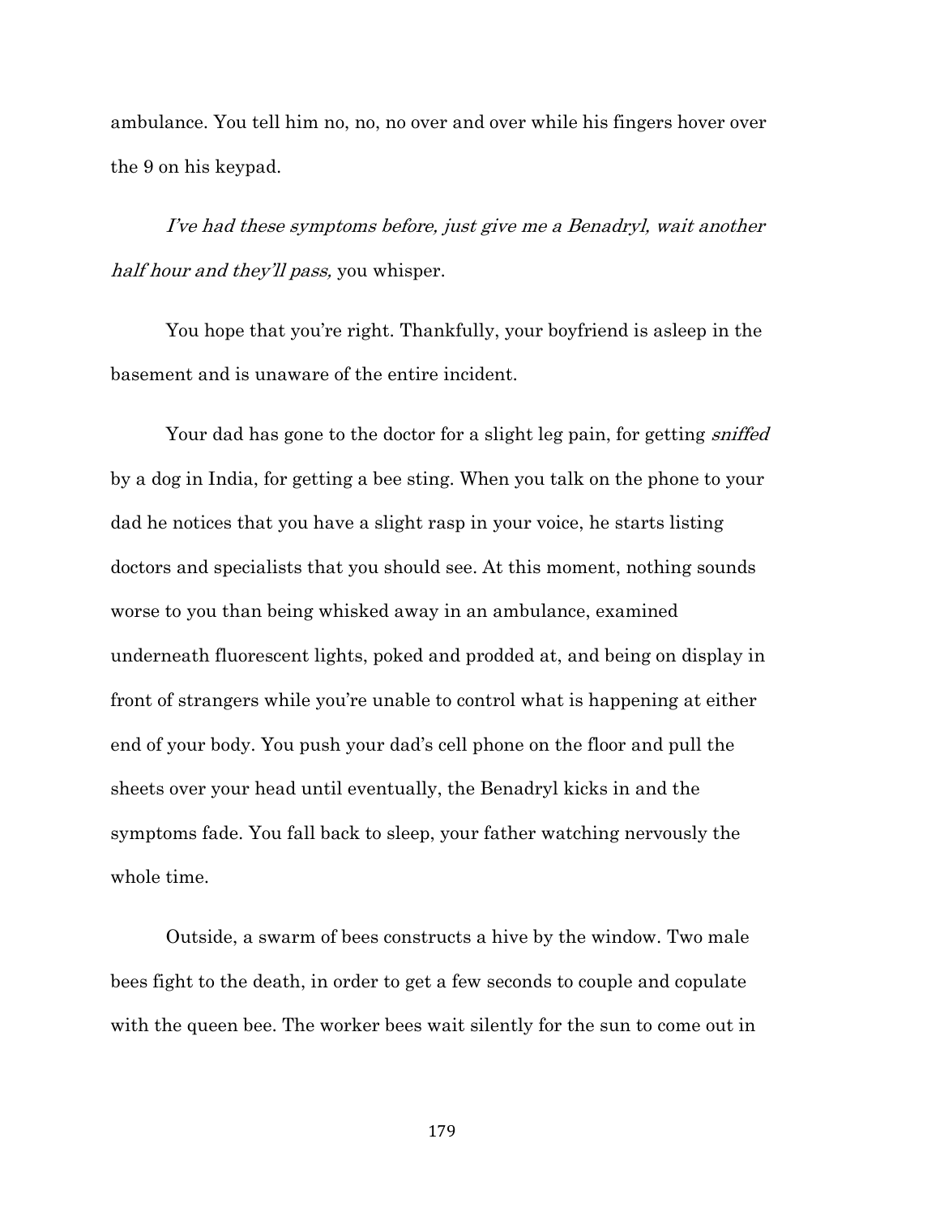ambulance. You tell him no, no, no over and over while his fingers hover over the 9 on his keypad.

*I've had these symptoms before, just give me a Benadryl, wait another half hour and they'll pass,* you whisper.

You hope that you're right. Thankfully, your boyfriend is asleep in the basement and is unaware of the entire incident.

Your dad has gone to the doctor for a slight leg pain, for getting *sniffed* by a dog in India, for getting a bee sting. When you talk on the phone to your dad he notices that you have a slight rasp in your voice, he starts listing doctors and specialists that you should see. At this moment, nothing sounds worse to you than being whisked away in an ambulance, examined underneath fluorescent lights, poked and prodded at, and being on display in front of strangers while you're unable to control what is happening at either end of your body. You push your dad's cell phone on the floor and pull the sheets over your head until eventually, the Benadryl kicks in and the symptoms fade. You fall back to sleep, your father watching nervously the whole time.

Outside, a swarm of bees constructs a hive by the window. Two male bees fight to the death, in order to get a few seconds to couple and copulate with the queen bee. The worker bees wait silently for the sun to come out in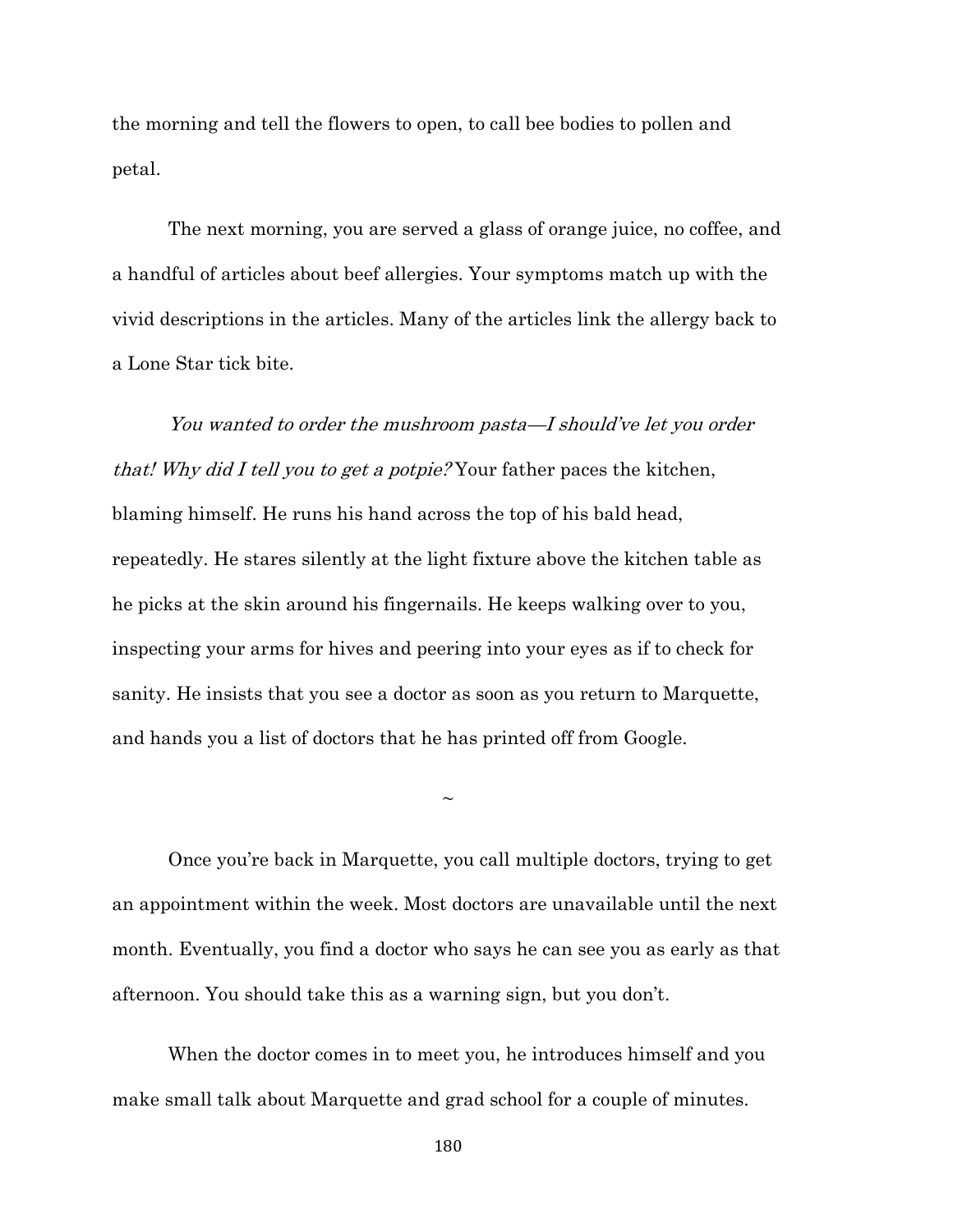the morning and tell the flowers to open, to call bee bodies to pollen and petal.

The next morning, you are served a glass of orange juice, no coffee, and a handful of articles about beef allergies. Your symptoms match up with the vivid descriptions in the articles. Many of the articles link the allergy back to a Lone Star tick bite.

*You wanted to order the mushroom pasta—I should've let you order that! Why did I tell you to get a potpie?* Your father paces the kitchen, blaming himself. He runs his hand across the top of his bald head, repeatedly. He stares silently at the light fixture above the kitchen table as he picks at the skin around his fingernails. He keeps walking over to you, inspecting your arms for hives and peering into your eyes as if to check for sanity. He insists that you see a doctor as soon as you return to Marquette, and hands you a list of doctors that he has printed off from Google.

~

Once you're back in Marquette, you call multiple doctors, trying to get an appointment within the week. Most doctors are unavailable until the next month. Eventually, you find a doctor who says he can see you as early as that afternoon. You should take this as a warning sign, but you don't.

When the doctor comes in to meet you, he introduces himself and you make small talk about Marquette and grad school for a couple of minutes.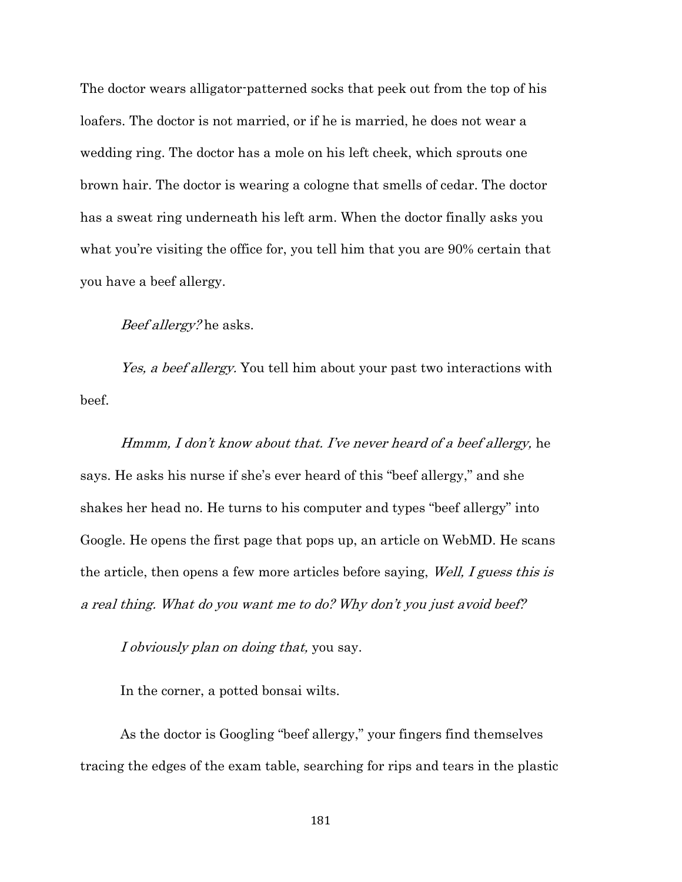The doctor wears alligator-patterned socks that peek out from the top of his loafers. The doctor is not married, or if he is married, he does not wear a wedding ring. The doctor has a mole on his left cheek, which sprouts one brown hair. The doctor is wearing a cologne that smells of cedar. The doctor has a sweat ring underneath his left arm. When the doctor finally asks you what you're visiting the office for, you tell him that you are 90% certain that you have a beef allergy.

*Beef allergy?* he asks.

*Yes, a beef allergy.* You tell him about your past two interactions with beef.

*Hmmm, I don't know about that. I've never heard of a beef allergy,* he says. He asks his nurse if she's ever heard of this "beef allergy," and she shakes her head no. He turns to his computer and types "beef allergy" into Google. He opens the first page that pops up, an article on WebMD. He scans the article, then opens a few more articles before saying, *Well, I guess this is a real thing. What do you want me to do? Why don't you just avoid beef?*

*I obviously plan on doing that,* you say.

In the corner, a potted bonsai wilts.

As the doctor is Googling "beef allergy," your fingers find themselves tracing the edges of the exam table, searching for rips and tears in the plastic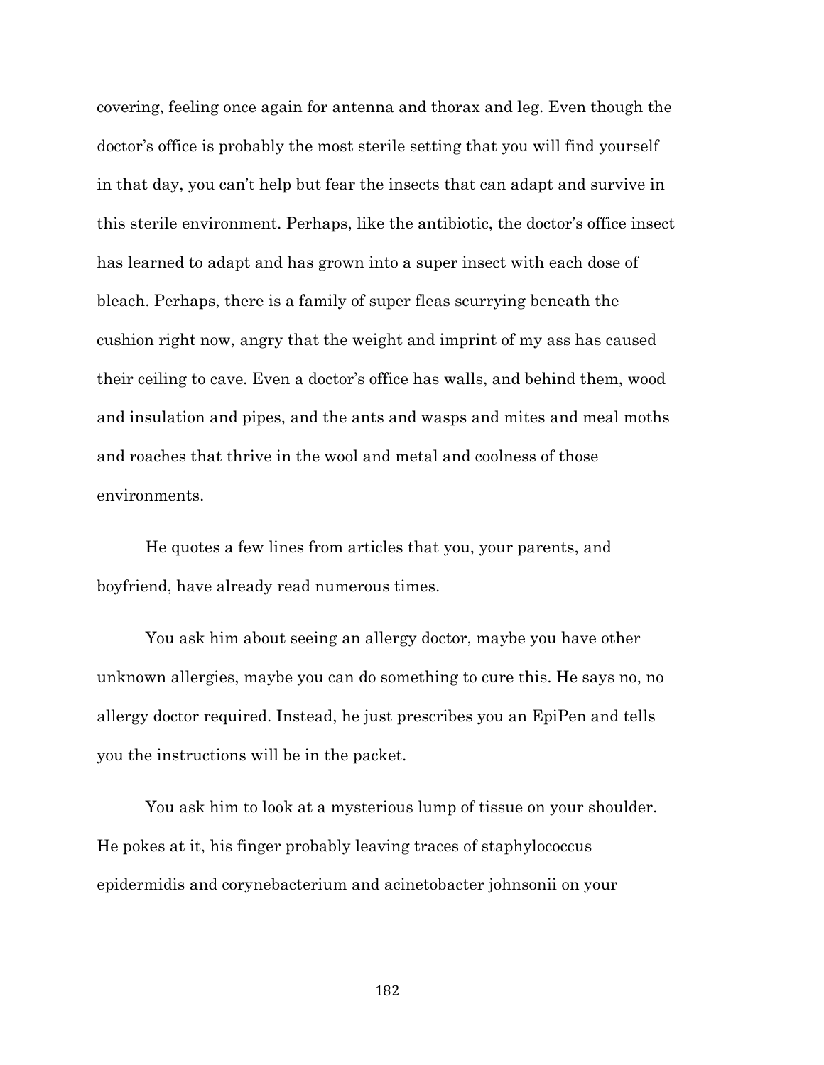covering, feeling once again for antenna and thorax and leg. Even though the doctor's office is probably the most sterile setting that you will find yourself in that day, you can't help but fear the insects that can adapt and survive in this sterile environment. Perhaps, like the antibiotic, the doctor's office insect has learned to adapt and has grown into a super insect with each dose of bleach. Perhaps, there is a family of super fleas scurrying beneath the cushion right now, angry that the weight and imprint of my ass has caused their ceiling to cave. Even a doctor's office has walls, and behind them, wood and insulation and pipes, and the ants and wasps and mites and meal moths and roaches that thrive in the wool and metal and coolness of those environments.

He quotes a few lines from articles that you, your parents, and boyfriend, have already read numerous times.

You ask him about seeing an allergy doctor, maybe you have other unknown allergies, maybe you can do something to cure this. He says no, no allergy doctor required. Instead, he just prescribes you an EpiPen and tells you the instructions will be in the packet.

You ask him to look at a mysterious lump of tissue on your shoulder. He pokes at it, his finger probably leaving traces of staphylococcus epidermidis and corynebacterium and acinetobacter johnsonii on your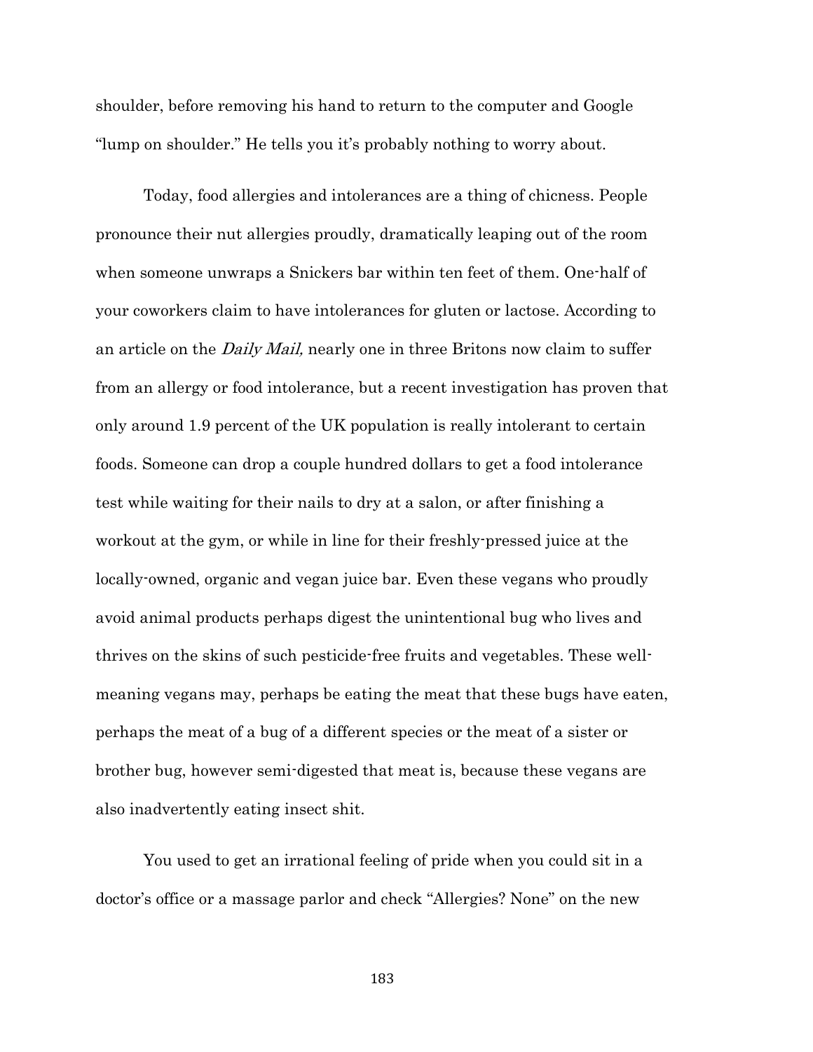shoulder, before removing his hand to return to the computer and Google "lump on shoulder." He tells you it's probably nothing to worry about.

Today, food allergies and intolerances are a thing of chicness. People pronounce their nut allergies proudly, dramatically leaping out of the room when someone unwraps a Snickers bar within ten feet of them. One-half of your coworkers claim to have intolerances for gluten or lactose. According to an article on the *Daily Mail,* nearly one in three Britons now claim to suffer from an allergy or food intolerance, but a recent investigation has proven that only around 1.9 percent of the UK population is really intolerant to certain foods. Someone can drop a couple hundred dollars to get a food intolerance test while waiting for their nails to dry at a salon, or after finishing a workout at the gym, or while in line for their freshly-pressed juice at the locally-owned, organic and vegan juice bar. Even these vegans who proudly avoid animal products perhaps digest the unintentional bug who lives and thrives on the skins of such pesticide-free fruits and vegetables. These well-meaning vegans may, perhaps be eating the meat that these bugs have eaten, perhaps the meat of a bug of a different species or the meat of a sister or brother bug, however semi-digested that meat is, because these vegans are also inadvertently eating insect shit.

You used to get an irrational feeling of pride when you could sit in a doctor's office or a massage parlor and check "Allergies? None" on the new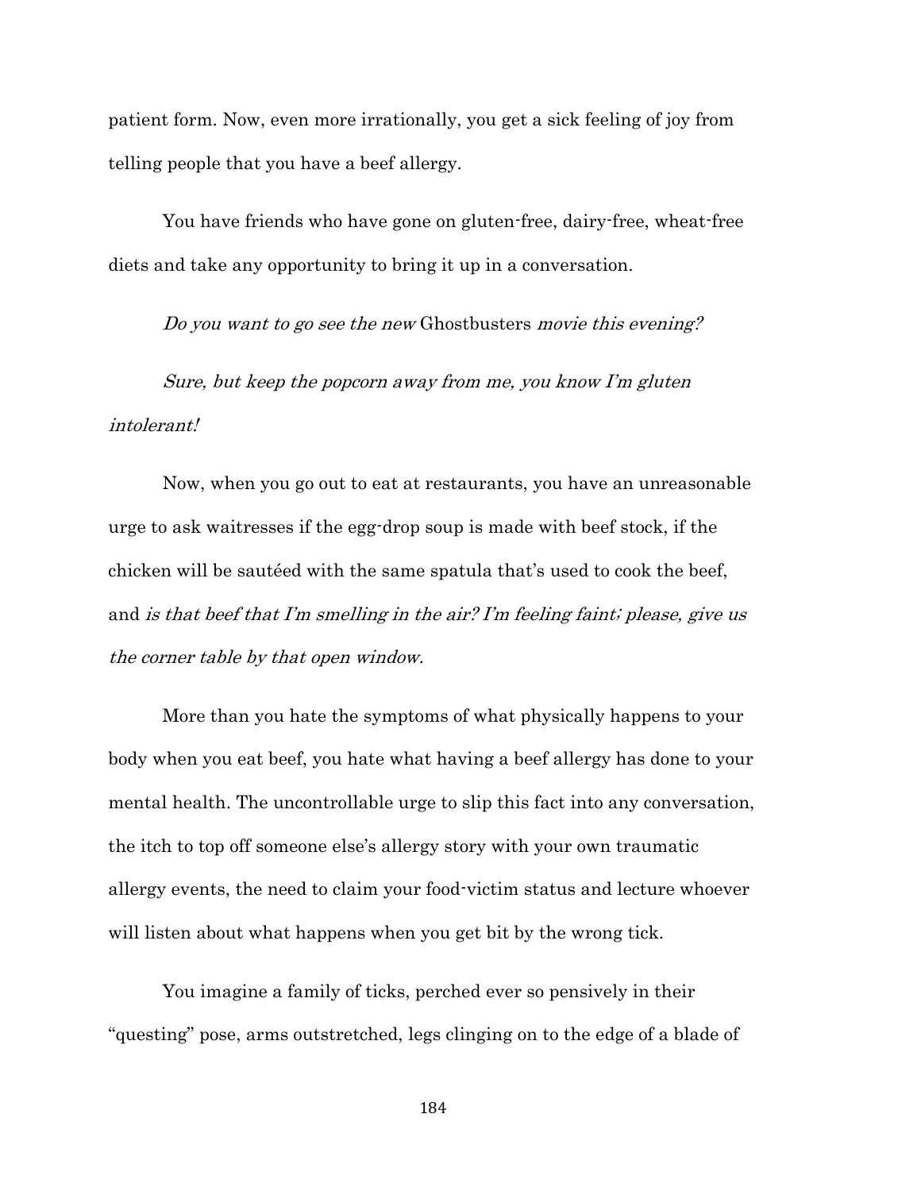patient form. Now, even more irrationally, you get a sick feeling of joy from telling people that you have a beef allergy.

You have friends who have gone on gluten-free, dairy-free, wheat-free diets and take any opportunity to bring it up in a conversation.

*Do you want to go see the new* Ghostbusters *movie this evening?*

*Sure, but keep the popcorn away from me, you know I'm gluten intolerant!*

Now, when you go out to eat at restaurants, you have an unreasonable urge to ask waitresses if the egg-drop soup is made with beef stock, if the chicken will be sautéed with the same spatula that's used to cook the beef, and *is that beef that I'm smelling in the air? I'm feeling faint; please, give us the corner table by that open window.*

More than you hate the symptoms of what physically happens to your body when you eat beef, you hate what having a beef allergy has done to your mental health. The uncontrollable urge to slip this fact into any conversation, the itch to top off someone else's allergy story with your own traumatic allergy events, the need to claim your food-victim status and lecture whoever will listen about what happens when you get bit by the wrong tick.

You imagine a family of ticks, perched ever so pensively in their "questing" pose, arms outstretched, legs clinging on to the edge of a blade of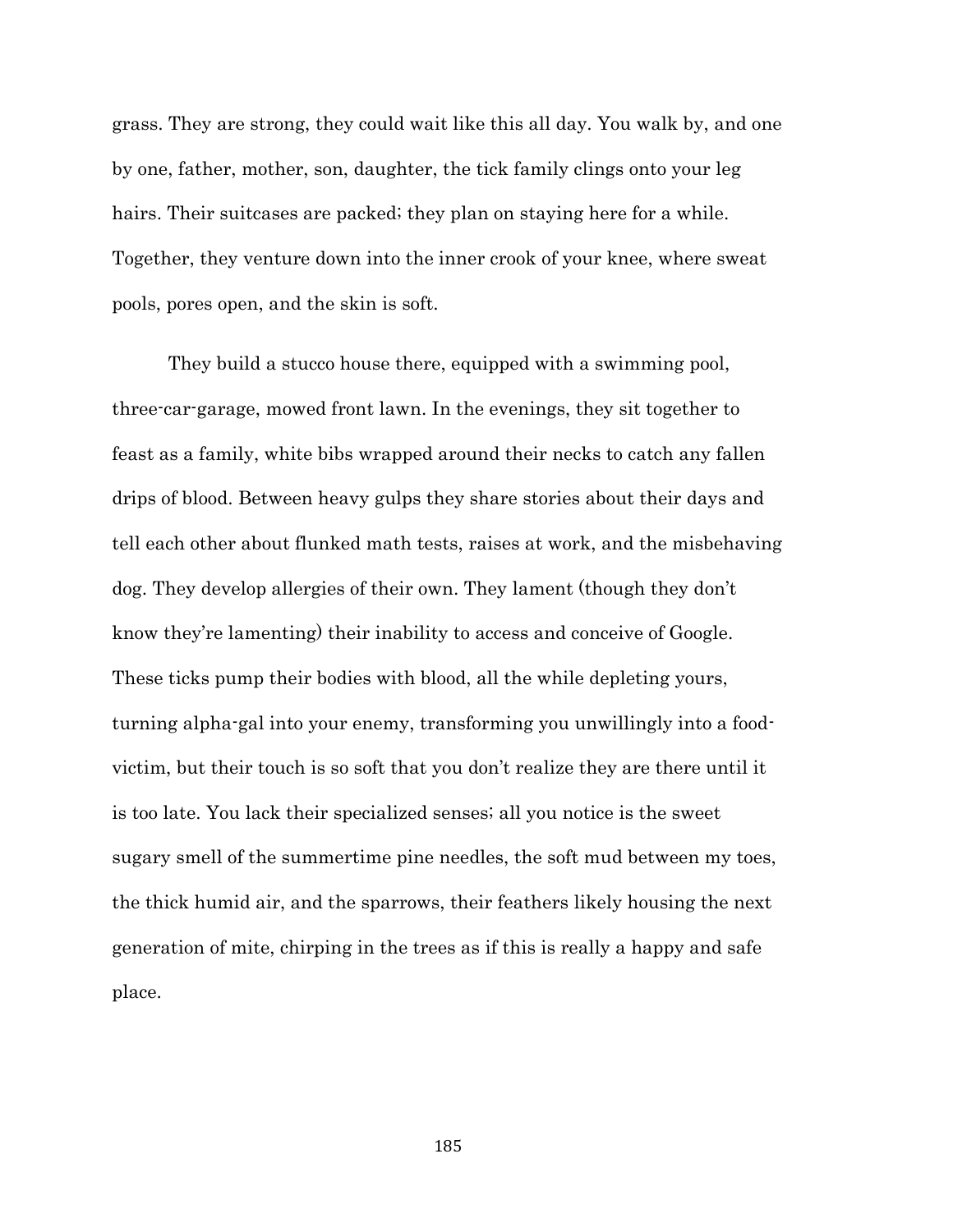grass. They are strong, they could wait like this all day. You walk by, and one by one, father, mother, son, daughter, the tick family clings onto your leg hairs. Their suitcases are packed; they plan on staying here for a while. Together, they venture down into the inner crook of your knee, where sweat pools, pores open, and the skin is soft.

They build a stucco house there, equipped with a swimming pool, three-car-garage, mowed front lawn. In the evenings, they sit together to feast as a family, white bibs wrapped around their necks to catch any fallen drips of blood. Between heavy gulps they share stories about their days and tell each other about flunked math tests, raises at work, and the misbehaving dog. They develop allergies of their own. They lament (though they don't know they're lamenting) their inability to access and conceive of Google. These ticks pump their bodies with blood, all the while depleting yours, turning alpha-gal into your enemy, transforming you unwillingly into a food-victim, but their touch is so soft that you don't realize they are there until it is too late. You lack their specialized senses; all you notice is the sweet sugary smell of the summertime pine needles, the soft mud between my toes, the thick humid air, and the sparrows, their feathers likely housing the next generation of mite, chirping in the trees as if this is really a happy and safe place.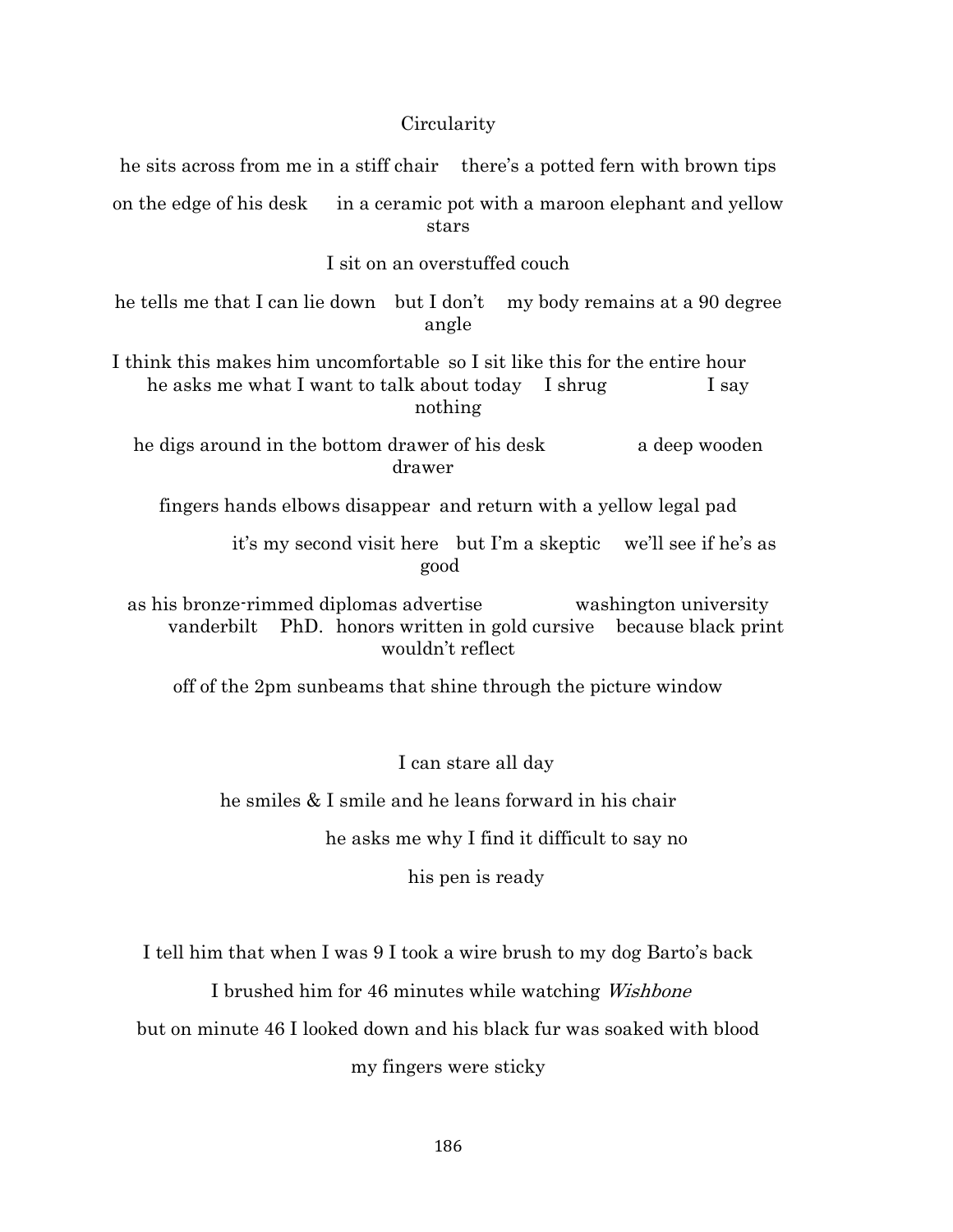## Circularity

he sits across from me in a stiff chair there's a potted fern with brown tips

on the edge of his desk in a ceramic pot with a maroon elephant and yellow stars

I sit on an overstuffed couch

he tells me that I can lie down but I don't my body remains at a 90 degree angle

I think this makes him uncomfortable so I sit like this for the entire hour
he asks me what I want to talk about today I shrug I say nothing

he digs around in the bottom drawer of his desk a deep wooden drawer

fingers hands elbows disappear and return with a yellow legal pad

it's my second visit here but I'm a skeptic we'll see if he's as good

as his bronze-rimmed diplomas advertise washington university
vanderbilt PhD. honors written in gold cursive because black print wouldn't reflect

off of the 2pm sunbeams that shine through the picture window

I can stare all day

he smiles & I smile and he leans forward in his chair

he asks me why I find it difficult to say no

his pen is ready

I tell him that when I was 9 I took a wire brush to my dog Barto's back

I brushed him for 46 minutes while watching *Wishbone*

but on minute 46 I looked down and his black fur was soaked with blood

my fingers were sticky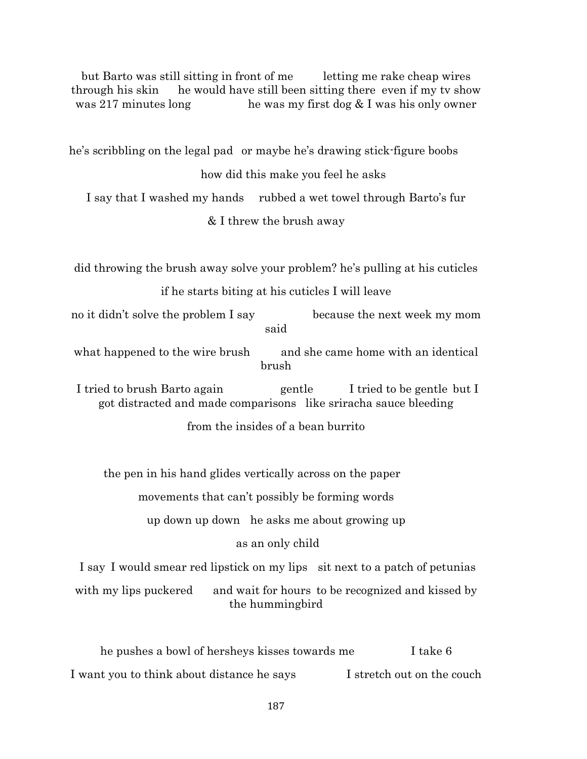but Barto was still sitting in front of me  letting me rake cheap wires through his skin  he would have still been sitting there even if my tv show was 217 minutes long  he was my first dog & I was his only owner

he's scribbling on the legal pad  or maybe he's drawing stick-figure boobs

how did this make you feel he asks

I say that I washed my hands  rubbed a wet towel through Barto's fur

& I threw the brush away

did throwing the brush away solve your problem? he's pulling at his cuticles

if he starts biting at his cuticles I will leave

no it didn't solve the problem I say  because the next week my mom said

what happened to the wire brush  and she came home with an identical brush

I tried to brush Barto again  gentle  I tried to be gentle but I got distracted and made comparisons  like sriracha sauce bleeding

from the insides of a bean burrito

the pen in his hand glides vertically across on the paper

movements that can't possibly be forming words

up down up down  he asks me about growing up

as an only child

I say I would smear red lipstick on my lips  sit next to a patch of petunias

with my lips puckered  and wait for hours to be recognized and kissed by the hummingbird

he pushes a bowl of hersheys kisses towards me  I take 6

I want you to think about distance he says  I stretch out on the couch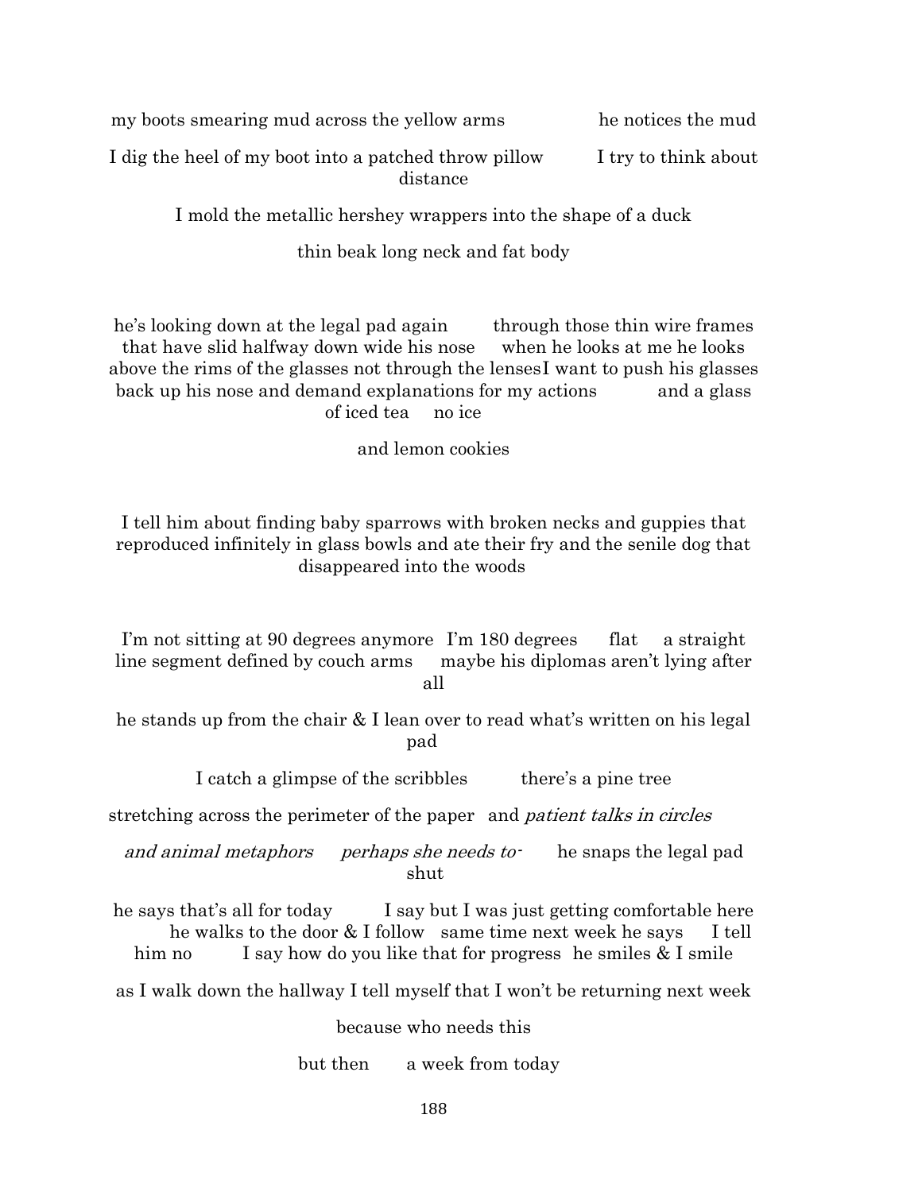my boots smearing mud across the yellow arms he notices the mud

I dig the heel of my boot into a patched throw pillow I try to think about distance

I mold the metallic hershey wrappers into the shape of a duck

thin beak long neck and fat body

he's looking down at the legal pad again through those thin wire frames that have slid halfway down wide his nose when he looks at me he looks above the rims of the glasses not through the lensesI want to push his glasses back up his nose and demand explanations for my actions and a glass of iced tea no ice

and lemon cookies

I tell him about finding baby sparrows with broken necks and guppies that reproduced infinitely in glass bowls and ate their fry and the senile dog that disappeared into the woods

I'm not sitting at 90 degrees anymore I'm 180 degrees flat a straight line segment defined by couch arms maybe his diplomas aren't lying after all

he stands up from the chair & I lean over to read what's written on his legal pad

I catch a glimpse of the scribbles there's a pine tree

stretching across the perimeter of the paper and *patient talks in circles*

*and animal metaphors perhaps she needs to-* he snaps the legal pad shut

he says that's all for today I say but I was just getting comfortable here he walks to the door & I follow same time next week he says I tell him no I say how do you like that for progress he smiles & I smile

as I walk down the hallway I tell myself that I won't be returning next week

because who needs this

but then a week from today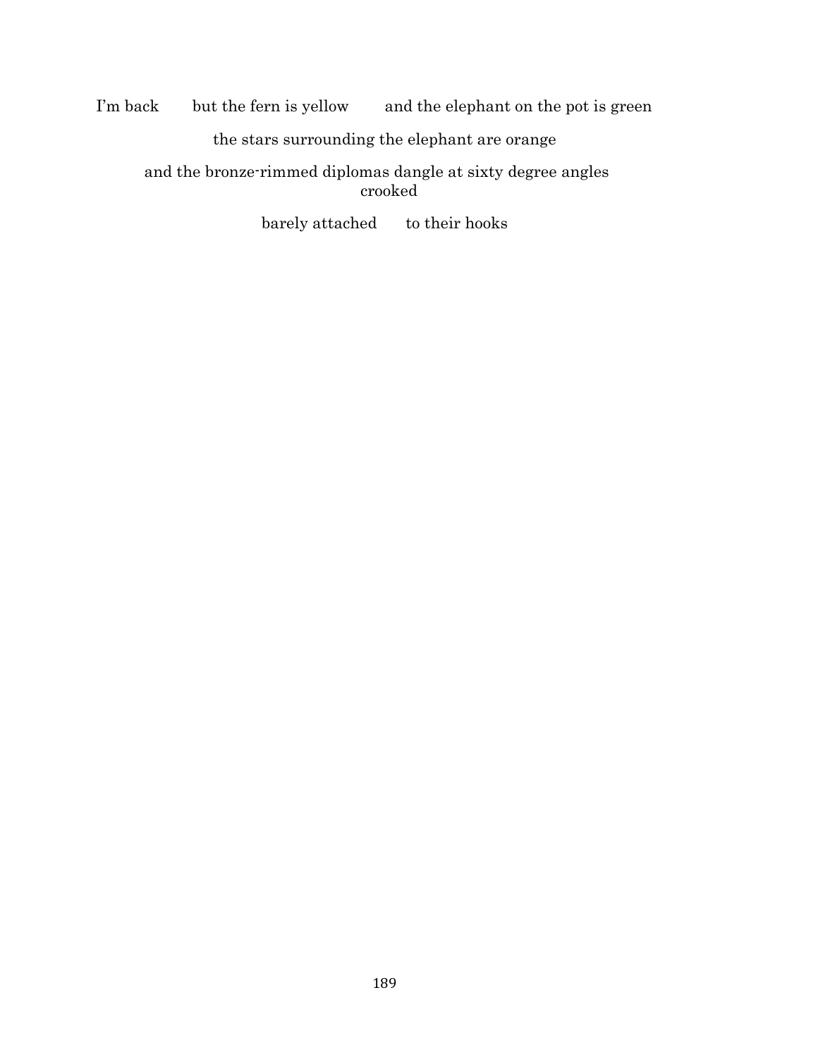I'm back        but the fern is yellow        and the elephant on the pot is green

the stars surrounding the elephant are orange

and the bronze-rimmed diplomas dangle at sixty degree angles
crooked

barely attached        to their hooks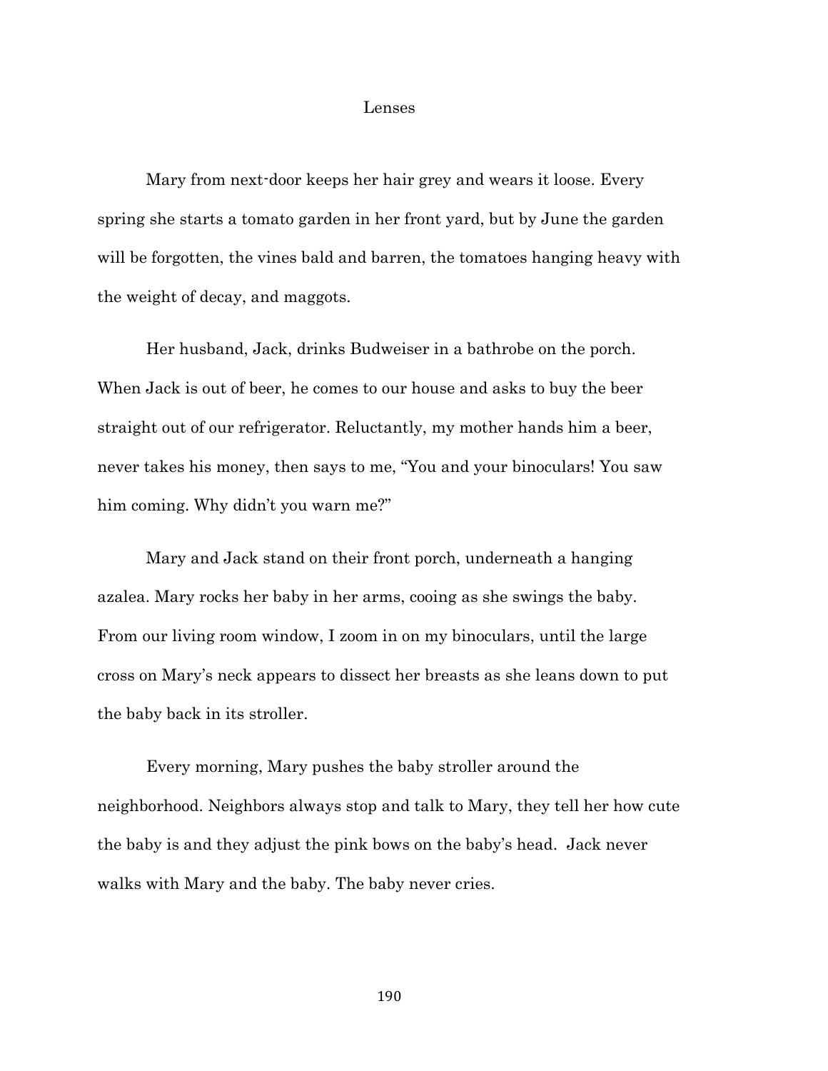# Lenses

Mary from next-door keeps her hair grey and wears it loose. Every spring she starts a tomato garden in her front yard, but by June the garden will be forgotten, the vines bald and barren, the tomatoes hanging heavy with the weight of decay, and maggots.

Her husband, Jack, drinks Budweiser in a bathrobe on the porch. When Jack is out of beer, he comes to our house and asks to buy the beer straight out of our refrigerator. Reluctantly, my mother hands him a beer, never takes his money, then says to me, "You and your binoculars! You saw him coming. Why didn't you warn me?"

Mary and Jack stand on their front porch, underneath a hanging azalea. Mary rocks her baby in her arms, cooing as she swings the baby. From our living room window, I zoom in on my binoculars, until the large cross on Mary's neck appears to dissect her breasts as she leans down to put the baby back in its stroller.

Every morning, Mary pushes the baby stroller around the neighborhood. Neighbors always stop and talk to Mary, they tell her how cute the baby is and they adjust the pink bows on the baby's head. Jack never walks with Mary and the baby. The baby never cries.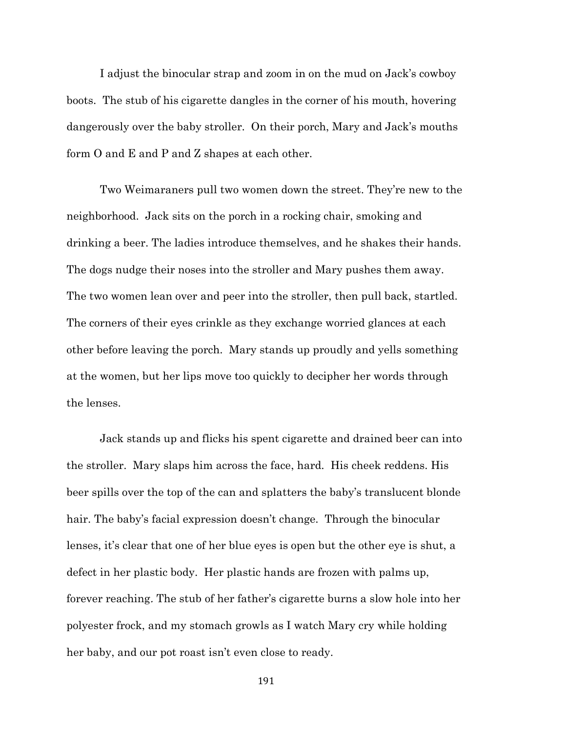I adjust the binocular strap and zoom in on the mud on Jack's cowboy boots. The stub of his cigarette dangles in the corner of his mouth, hovering dangerously over the baby stroller. On their porch, Mary and Jack's mouths form O and E and P and Z shapes at each other.

Two Weimaraners pull two women down the street. They're new to the neighborhood. Jack sits on the porch in a rocking chair, smoking and drinking a beer. The ladies introduce themselves, and he shakes their hands. The dogs nudge their noses into the stroller and Mary pushes them away. The two women lean over and peer into the stroller, then pull back, startled. The corners of their eyes crinkle as they exchange worried glances at each other before leaving the porch. Mary stands up proudly and yells something at the women, but her lips move too quickly to decipher her words through the lenses.

Jack stands up and flicks his spent cigarette and drained beer can into the stroller. Mary slaps him across the face, hard. His cheek reddens. His beer spills over the top of the can and splatters the baby's translucent blonde hair. The baby's facial expression doesn't change. Through the binocular lenses, it's clear that one of her blue eyes is open but the other eye is shut, a defect in her plastic body. Her plastic hands are frozen with palms up, forever reaching. The stub of her father's cigarette burns a slow hole into her polyester frock, and my stomach growls as I watch Mary cry while holding her baby, and our pot roast isn't even close to ready.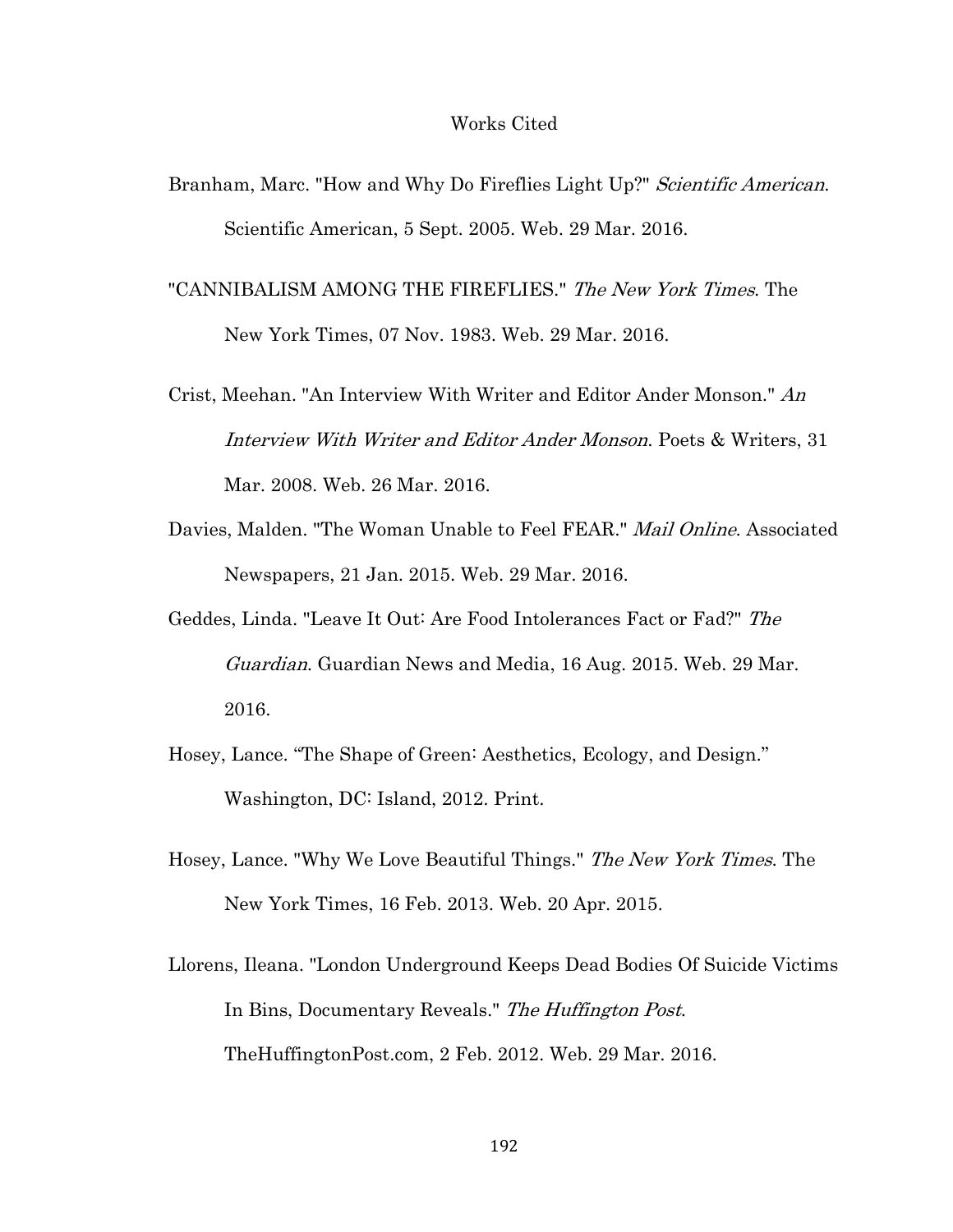# Works Cited

Branham, Marc. "How and Why Do Fireflies Light Up?" *Scientific American*. Scientific American, 5 Sept. 2005. Web. 29 Mar. 2016.

"CANNIBALISM AMONG THE FIREFLIES." *The New York Times*. The New York Times, 07 Nov. 1983. Web. 29 Mar. 2016.

Crist, Meehan. "An Interview With Writer and Editor Ander Monson." *An Interview With Writer and Editor Ander Monson*. Poets & Writers, 31 Mar. 2008. Web. 26 Mar. 2016.

Davies, Malden. "The Woman Unable to Feel FEAR." *Mail Online*. Associated Newspapers, 21 Jan. 2015. Web. 29 Mar. 2016.

Geddes, Linda. "Leave It Out: Are Food Intolerances Fact or Fad?" *The Guardian*. Guardian News and Media, 16 Aug. 2015. Web. 29 Mar. 2016.

Hosey, Lance. "The Shape of Green: Aesthetics, Ecology, and Design." Washington, DC: Island, 2012. Print.

Hosey, Lance. "Why We Love Beautiful Things." *The New York Times*. The New York Times, 16 Feb. 2013. Web. 20 Apr. 2015.

Llorens, Ileana. "London Underground Keeps Dead Bodies Of Suicide Victims In Bins, Documentary Reveals." *The Huffington Post*. TheHuffingtonPost.com, 2 Feb. 2012. Web. 29 Mar. 2016.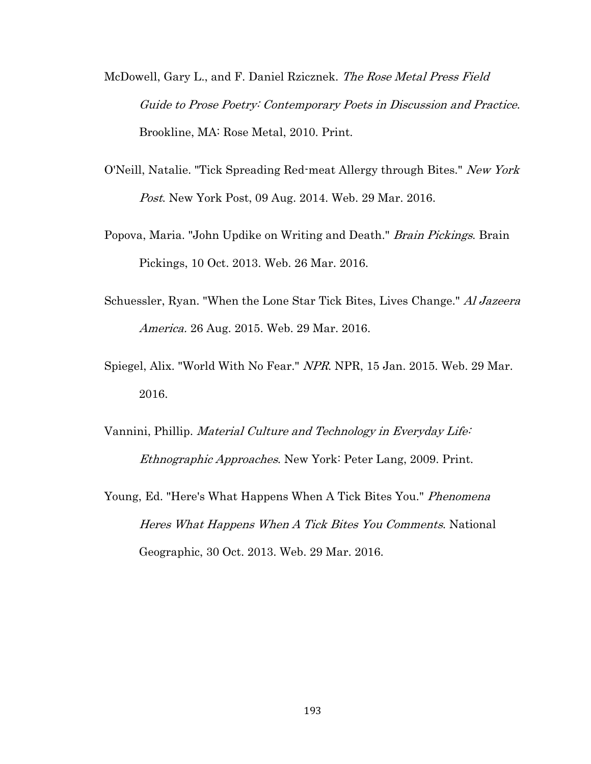McDowell, Gary L., and F. Daniel Rzicznek. *The Rose Metal Press Field Guide to Prose Poetry: Contemporary Poets in Discussion and Practice*. Brookline, MA: Rose Metal, 2010. Print.

O'Neill, Natalie. "Tick Spreading Red-meat Allergy through Bites." *New York Post*. New York Post, 09 Aug. 2014. Web. 29 Mar. 2016.

Popova, Maria. "John Updike on Writing and Death." *Brain Pickings*. Brain Pickings, 10 Oct. 2013. Web. 26 Mar. 2016.

Schuessler, Ryan. "When the Lone Star Tick Bites, Lives Change." *Al Jazeera America.* 26 Aug. 2015. Web. 29 Mar. 2016.

Spiegel, Alix. "World With No Fear." *NPR*. NPR, 15 Jan. 2015. Web. 29 Mar. 2016.

Vannini, Phillip. *Material Culture and Technology in Everyday Life: Ethnographic Approaches*. New York: Peter Lang, 2009. Print.

Young, Ed. "Here's What Happens When A Tick Bites You." *Phenomena Heres What Happens When A Tick Bites You Comments*. National Geographic, 30 Oct. 2013. Web. 29 Mar. 2016.